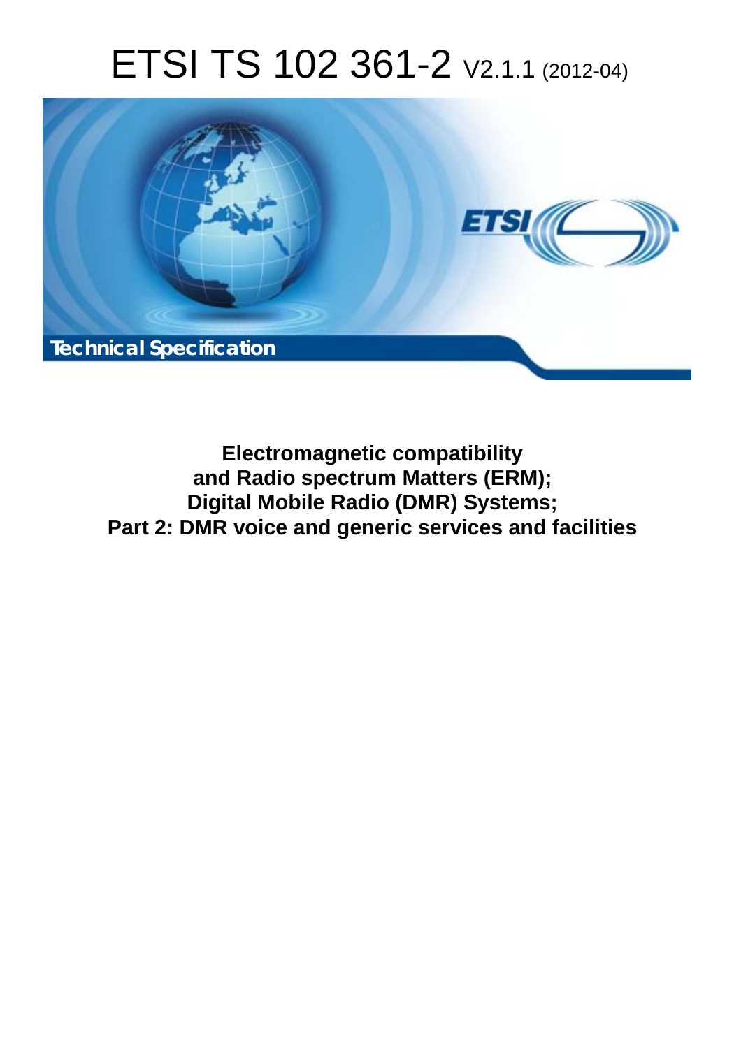# ETSI TS 102 361-2 V2.1.1 (2012-04)

**Technical Specification**

**Electromagnetic compatibility and Radio spectrum Matters (ERM); Digital Mobile Radio (DMR) Systems; Part 2: DMR voice and generic services and facilities**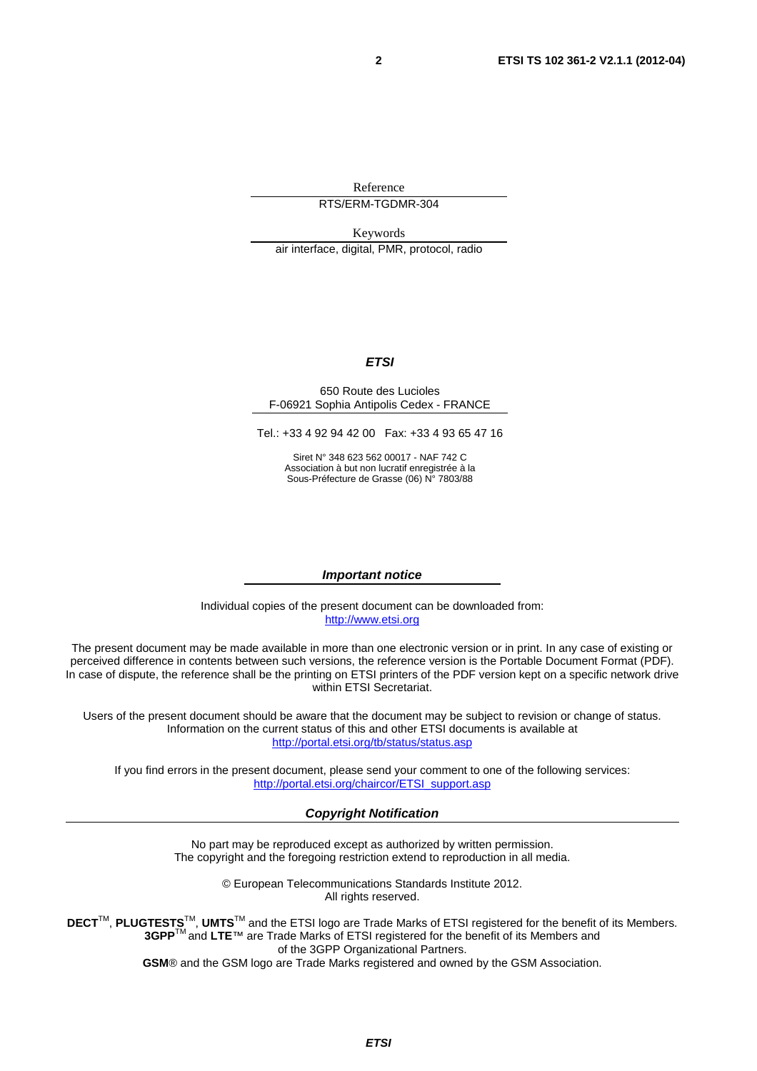Reference

RTS/ERM-TGDMR-304

Keywords

air interface, digital, PMR, protocol, radio

***ETSI***

650 Route des Lucioles
F-06921 Sophia Antipolis Cedex - FRANCE

Tel.: +33 4 92 94 42 00 Fax: +33 4 93 65 47 16

Siret N° 348 623 562 00017 - NAF 742 C
Association à but non lucratif enregistrée à la
Sous-Préfecture de Grasse (06) N° 7803/88

***Important notice***

Individual copies of the present document can be downloaded from:
http://www.etsi.org

The present document may be made available in more than one electronic version or in print. In any case of existing or perceived difference in contents between such versions, the reference version is the Portable Document Format (PDF). In case of dispute, the reference shall be the printing on ETSI printers of the PDF version kept on a specific network drive within ETSI Secretariat.

Users of the present document should be aware that the document may be subject to revision or change of status. Information on the current status of this and other ETSI documents is available at
http://portal.etsi.org/tb/status/status.asp

If you find errors in the present document, please send your comment to one of the following services:
http://portal.etsi.org/chaircor/ETSI_support.asp

***Copyright Notification***

No part may be reproduced except as authorized by written permission.
The copyright and the foregoing restriction extend to reproduction in all media.

© European Telecommunications Standards Institute 2012.
All rights reserved.

**DECT**™, **PLUGTESTS**™, **UMTS**™ and the ETSI logo are Trade Marks of ETSI registered for the benefit of its Members.
**3GPP**™ and **LTE**™ are Trade Marks of ETSI registered for the benefit of its Members and of the 3GPP Organizational Partners.
**GSM**® and the GSM logo are Trade Marks registered and owned by the GSM Association.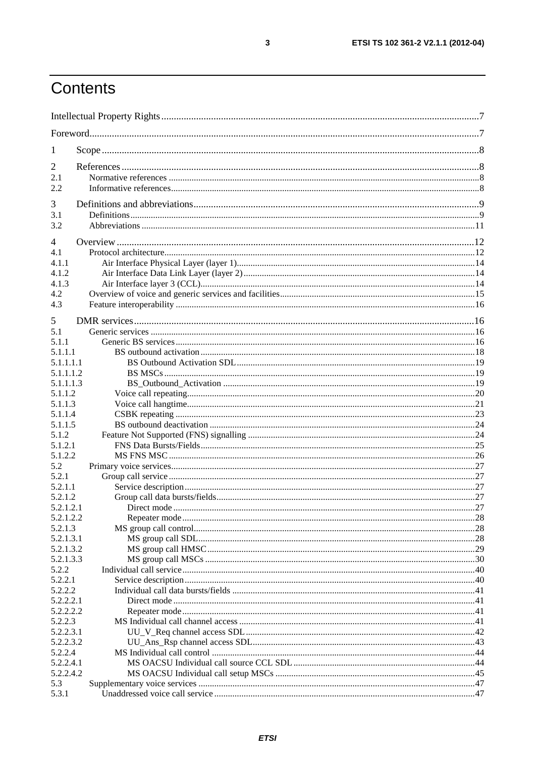# Contents

Intellectual Property Rights ........................................................................................................................ 7
Foreword ..................................................................................................................................................... 7
1 Scope ....................................................................................................................................................... 8
2 References ............................................................................................................................................... 8
2.1 Normative references ........................................................................................................................... 8
2.2 Informative references .......................................................................................................................... 8
3 Definitions and abbreviations ................................................................................................................. 9
3.1 Definitions ............................................................................................................................................ 9
3.2 Abbreviations ...................................................................................................................................... 11
4 Overview ................................................................................................................................................ 12
4.1 Protocol architecture ........................................................................................................................... 12
4.1.1 Air Interface Physical Layer (layer 1) ............................................................................................. 14
4.1.2 Air Interface Data Link Layer (layer 2) ........................................................................................... 14
4.1.3 Air Interface layer 3 (CCL) ............................................................................................................. 14
4.2 Overview of voice and generic services and facilities ........................................................................ 15
4.3 Feature interoperability ....................................................................................................................... 16
5 DMR services ........................................................................................................................................ 16
5.1 Generic services .................................................................................................................................. 16
5.1.1 Generic BS services ......................................................................................................................... 16
5.1.1.1 BS outbound activation ................................................................................................................ 18
5.1.1.1.1 BS Outbound Activation SDL .................................................................................................... 19
5.1.1.1.2 BS MSCs ................................................................................................................................... 19
5.1.1.1.3 BS_Outbound_Activation ......................................................................................................... 19
5.1.1.2 Voice call repeating ...................................................................................................................... 20
5.1.1.3 Voice call hangtime ...................................................................................................................... 21
5.1.1.4 CSBK repeating ............................................................................................................................ 23
5.1.1.5 BS outbound deactivation ............................................................................................................ 24
5.1.2 Feature Not Supported (FNS) signalling ......................................................................................... 24
5.1.2.1 FNS Data Bursts/Fields ................................................................................................................ 25
5.1.2.2 MS FNS MSC .............................................................................................................................. 26
5.2 Primary voice services ........................................................................................................................ 27
5.2.1 Group call service ........................................................................................................................... 27
5.2.1.1 Service description ....................................................................................................................... 27
5.2.1.2 Group call data bursts/fields ......................................................................................................... 27
5.2.1.2.1 Direct mode ................................................................................................................................ 27
5.2.1.2.2 Repeater mode ............................................................................................................................ 28
5.2.1.3 MS group call control ................................................................................................................... 28
5.2.1.3.1 MS group call SDL ..................................................................................................................... 28
5.2.1.3.2 MS group call HMSC ................................................................................................................. 29
5.2.1.3.3 MS group call MSCs .................................................................................................................. 30
5.2.2 Individual call service ...................................................................................................................... 40
5.2.2.1 Service description ....................................................................................................................... 40
5.2.2.2 Individual call data bursts/fields ................................................................................................... 41
5.2.2.2.1 Direct mode ................................................................................................................................ 41
5.2.2.2.2 Repeater mode ............................................................................................................................ 41
5.2.2.3 MS Individual call channel access ................................................................................................ 41
5.2.2.3.1 UU_V_Req channel access SDL ................................................................................................ 42
5.2.2.3.2 UU_Ans_Rsp channel access SDL .............................................................................................. 43
5.2.2.4 MS Individual call control ............................................................................................................. 44
5.2.2.4.1 MS OACSU Individual call source CCL SDL ............................................................................. 44
5.2.2.4.2 MS OACSU Individual call setup MSCs ..................................................................................... 45
5.3 Supplementary voice services ............................................................................................................. 47
5.3.1 Unaddressed voice call service ......................................................................................................... 47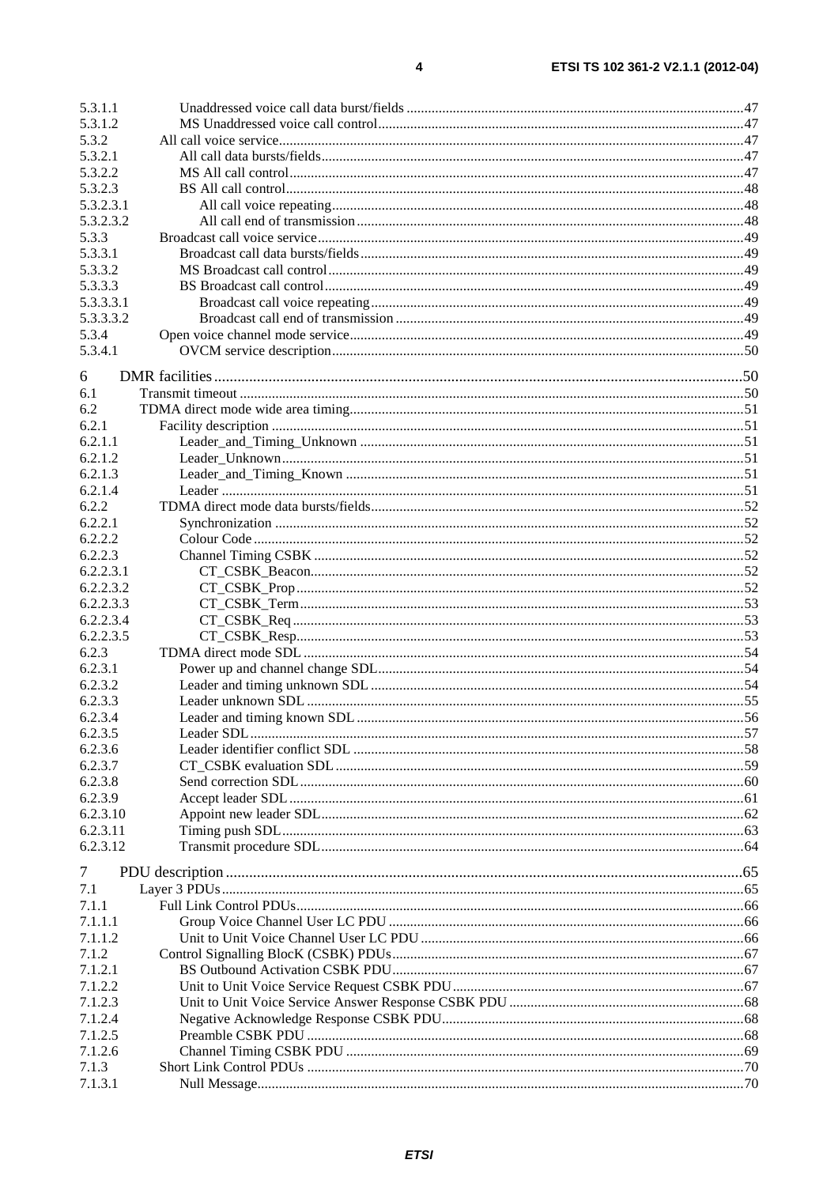5.3.1.1 Unaddressed voice call data burst/fields .....47
5.3.1.2 MS Unaddressed voice call control .....47
5.3.2 All call voice service .....47
5.3.2.1 All call data bursts/fields .....47
5.3.2.2 MS All call control .....47
5.3.2.3 BS All call control .....48
5.3.2.3.1 All call voice repeating .....48
5.3.2.3.2 All call end of transmission .....48
5.3.3 Broadcast call voice service .....49
5.3.3.1 Broadcast call data bursts/fields .....49
5.3.3.2 MS Broadcast call control .....49
5.3.3.3 BS Broadcast call control .....49
5.3.3.3.1 Broadcast call voice repeating .....49
5.3.3.3.2 Broadcast call end of transmission .....49
5.3.4 Open voice channel mode service .....49
5.3.4.1 OVCM service description .....50

6 DMR facilities .....50
6.1 Transmit timeout .....50
6.2 TDMA direct mode wide area timing .....51
6.2.1 Facility description .....51
6.2.1.1 Leader_and_Timing_Unknown .....51
6.2.1.2 Leader_Unknown .....51
6.2.1.3 Leader_and_Timing_Known .....51
6.2.1.4 Leader .....51
6.2.2 TDMA direct mode data bursts/fields .....52
6.2.2.1 Synchronization .....52
6.2.2.2 Colour Code .....52
6.2.2.3 Channel Timing CSBK .....52
6.2.2.3.1 CT_CSBK_Beacon .....52
6.2.2.3.2 CT_CSBK_Prop .....52
6.2.2.3.3 CT_CSBK_Term .....53
6.2.2.3.4 CT_CSBK_Req .....53
6.2.2.3.5 CT_CSBK_Resp .....53
6.2.3 TDMA direct mode SDL .....54
6.2.3.1 Power up and channel change SDL .....54
6.2.3.2 Leader and timing unknown SDL .....54
6.2.3.3 Leader unknown SDL .....55
6.2.3.4 Leader and timing known SDL .....56
6.2.3.5 Leader SDL .....57
6.2.3.6 Leader identifier conflict SDL .....58
6.2.3.7 CT_CSBK evaluation SDL .....59
6.2.3.8 Send correction SDL .....60
6.2.3.9 Accept leader SDL .....61
6.2.3.10 Appoint new leader SDL .....62
6.2.3.11 Timing push SDL .....63
6.2.3.12 Transmit procedure SDL .....64

7 PDU description .....65
7.1 Layer 3 PDUs .....65
7.1.1 Full Link Control PDUs .....66
7.1.1.1 Group Voice Channel User LC PDU .....66
7.1.1.2 Unit to Unit Voice Channel User LC PDU .....66
7.1.2 Control Signalling BlocK (CSBK) PDUs .....67
7.1.2.1 BS Outbound Activation CSBK PDU .....67
7.1.2.2 Unit to Unit Voice Service Request CSBK PDU .....67
7.1.2.3 Unit to Unit Voice Service Answer Response CSBK PDU .....68
7.1.2.4 Negative Acknowledge Response CSBK PDU .....68
7.1.2.5 Preamble CSBK PDU .....68
7.1.2.6 Channel Timing CSBK PDU .....69
7.1.3 Short Link Control PDUs .....70
7.1.3.1 Null Message .....70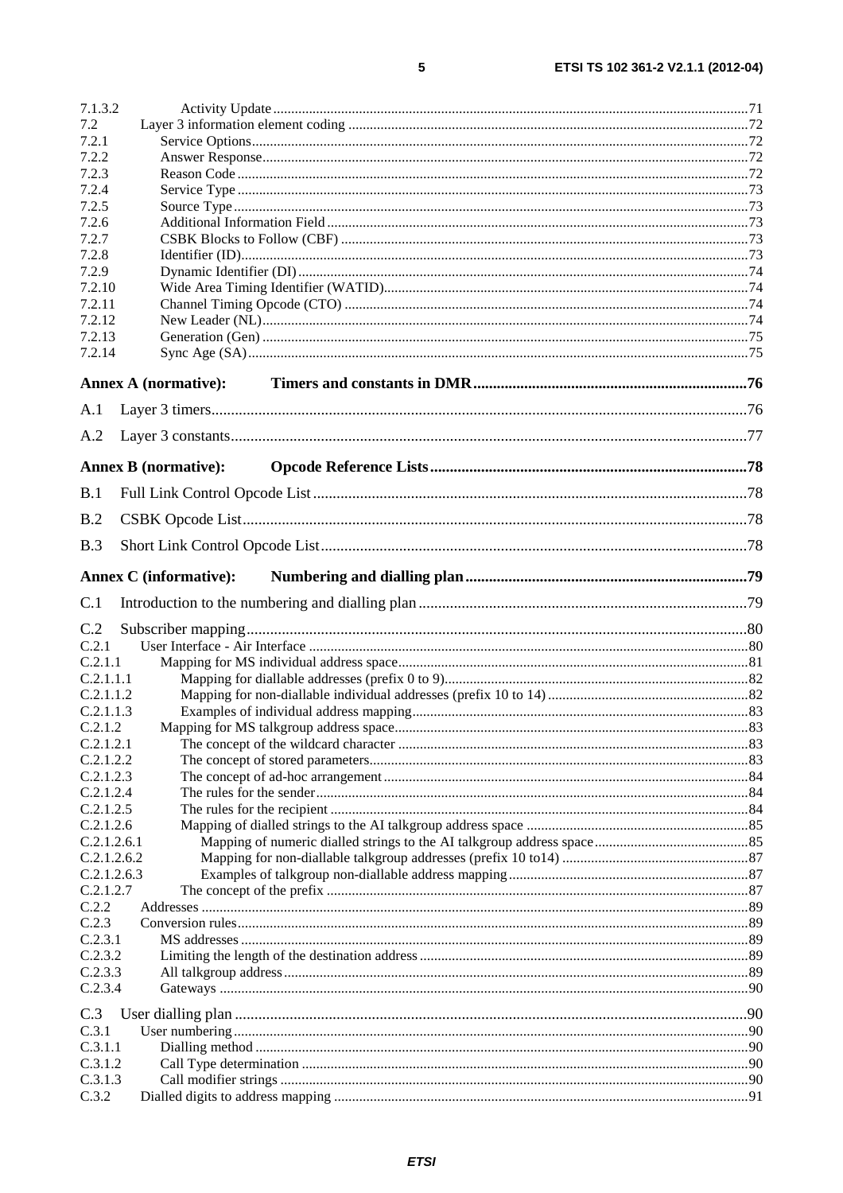7.1.3.2 Activity Update 71
7.2 Layer 3 information element coding 72
7.2.1 Service Options 72
7.2.2 Answer Response 72
7.2.3 Reason Code 72
7.2.4 Service Type 73
7.2.5 Source Type 73
7.2.6 Additional Information Field 73
7.2.7 CSBK Blocks to Follow (CBF) 73
7.2.8 Identifier (ID) 73
7.2.9 Dynamic Identifier (DI) 74
7.2.10 Wide Area Timing Identifier (WATID) 74
7.2.11 Channel Timing Opcode (CTO) 74
7.2.12 New Leader (NL) 74
7.2.13 Generation (Gen) 75
7.2.14 Sync Age (SA) 75

**Annex A (normative): Timers and constants in DMR** 76

A.1 Layer 3 timers 76

A.2 Layer 3 constants 77

**Annex B (normative): Opcode Reference Lists** 78

B.1 Full Link Control Opcode List 78

B.2 CSBK Opcode List 78

B.3 Short Link Control Opcode List 78

**Annex C (informative): Numbering and dialling plan** 79

C.1 Introduction to the numbering and dialling plan 79

C.2 Subscriber mapping 80
C.2.1 User Interface - Air Interface 80
C.2.1.1 Mapping for MS individual address space 81
C.2.1.1.1 Mapping for diallable addresses (prefix 0 to 9) 82
C.2.1.1.2 Mapping for non-diallable individual addresses (prefix 10 to 14) 82
C.2.1.1.3 Examples of individual address mapping 83
C.2.1.2 Mapping for MS talkgroup address space 83
C.2.1.2.1 The concept of the wildcard character 83
C.2.1.2.2 The concept of stored parameters 83
C.2.1.2.3 The concept of ad-hoc arrangement 84
C.2.1.2.4 The rules for the sender 84
C.2.1.2.5 The rules for the recipient 84
C.2.1.2.6 Mapping of dialled strings to the AI talkgroup address space 85
C.2.1.2.6.1 Mapping of numeric dialled strings to the AI talkgroup address space 85
C.2.1.2.6.2 Mapping for non-diallable talkgroup addresses (prefix 10 to14) 87
C.2.1.2.6.3 Examples of talkgroup non-diallable address mapping 87
C.2.1.2.7 The concept of the prefix 87
C.2.2 Addresses 89
C.2.3 Conversion rules 89
C.2.3.1 MS addresses 89
C.2.3.2 Limiting the length of the destination address 89
C.2.3.3 All talkgroup address 89
C.2.3.4 Gateways 90

C.3 User dialling plan 90
C.3.1 User numbering 90
C.3.1.1 Dialling method 90
C.3.1.2 Call Type determination 90
C.3.1.3 Call modifier strings 90
C.3.2 Dialled digits to address mapping 91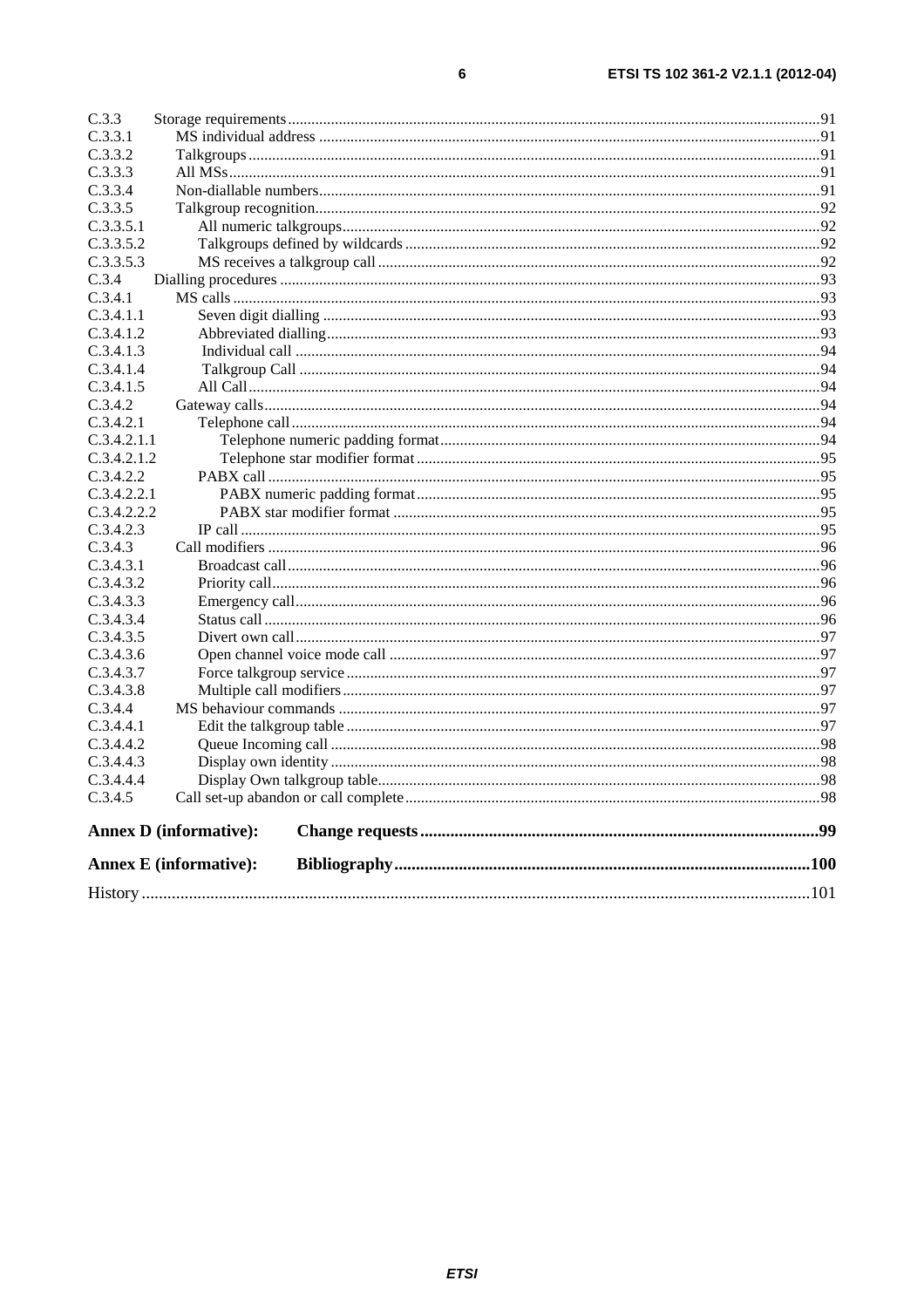C.3.3 Storage requirements ..... 91
C.3.3.1 MS individual address ..... 91
C.3.3.2 Talkgroups ..... 91
C.3.3.3 All MSs ..... 91
C.3.3.4 Non-diallable numbers ..... 91
C.3.3.5 Talkgroup recognition ..... 92
C.3.3.5.1 All numeric talkgroups ..... 92
C.3.3.5.2 Talkgroups defined by wildcards ..... 92
C.3.3.5.3 MS receives a talkgroup call ..... 92
C.3.4 Dialling procedures ..... 93
C.3.4.1 MS calls ..... 93
C.3.4.1.1 Seven digit dialling ..... 93
C.3.4.1.2 Abbreviated dialling ..... 93
C.3.4.1.3 Individual call ..... 94
C.3.4.1.4 Talkgroup Call ..... 94
C.3.4.1.5 All Call ..... 94
C.3.4.2 Gateway calls ..... 94
C.3.4.2.1 Telephone call ..... 94
C.3.4.2.1.1 Telephone numeric padding format ..... 94
C.3.4.2.1.2 Telephone star modifier format ..... 95
C.3.4.2.2 PABX call ..... 95
C.3.4.2.2.1 PABX numeric padding format ..... 95
C.3.4.2.2.2 PABX star modifier format ..... 95
C.3.4.2.3 IP call ..... 95
C.3.4.3 Call modifiers ..... 96
C.3.4.3.1 Broadcast call ..... 96
C.3.4.3.2 Priority call ..... 96
C.3.4.3.3 Emergency call ..... 96
C.3.4.3.4 Status call ..... 96
C.3.4.3.5 Divert own call ..... 97
C.3.4.3.6 Open channel voice mode call ..... 97
C.3.4.3.7 Force talkgroup service ..... 97
C.3.4.3.8 Multiple call modifiers ..... 97
C.3.4.4 MS behaviour commands ..... 97
C.3.4.4.1 Edit the talkgroup table ..... 97
C.3.4.4.2 Queue Incoming call ..... 98
C.3.4.4.3 Display own identity ..... 98
C.3.4.4.4 Display Own talkgroup table ..... 98
C.3.4.5 Call set-up abandon or call complete ..... 98

**Annex D (informative): Change requests ..... 99**

**Annex E (informative): Bibliography ..... 100**

History ..... 101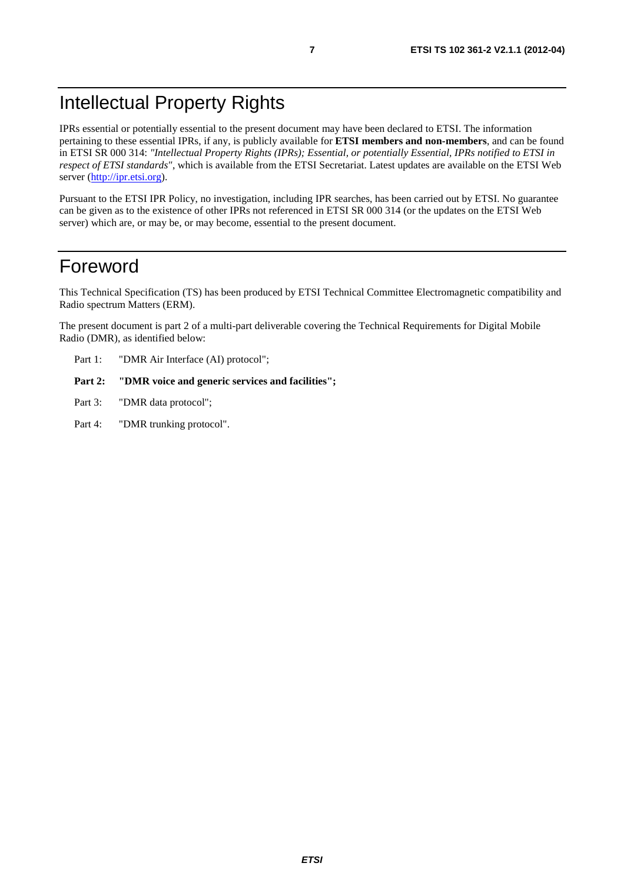# Intellectual Property Rights

IPRs essential or potentially essential to the present document may have been declared to ETSI. The information pertaining to these essential IPRs, if any, is publicly available for **ETSI members and non-members**, and can be found in ETSI SR 000 314: *"Intellectual Property Rights (IPRs); Essential, or potentially Essential, IPRs notified to ETSI in respect of ETSI standards"*, which is available from the ETSI Secretariat. Latest updates are available on the ETSI Web server (http://ipr.etsi.org).

Pursuant to the ETSI IPR Policy, no investigation, including IPR searches, has been carried out by ETSI. No guarantee can be given as to the existence of other IPRs not referenced in ETSI SR 000 314 (or the updates on the ETSI Web server) which are, or may be, or may become, essential to the present document.

# Foreword

This Technical Specification (TS) has been produced by ETSI Technical Committee Electromagnetic compatibility and Radio spectrum Matters (ERM).

The present document is part 2 of a multi-part deliverable covering the Technical Requirements for Digital Mobile Radio (DMR), as identified below:

Part 1: "DMR Air Interface (AI) protocol";

**Part 2: "DMR voice and generic services and facilities";**

Part 3: "DMR data protocol";

Part 4: "DMR trunking protocol".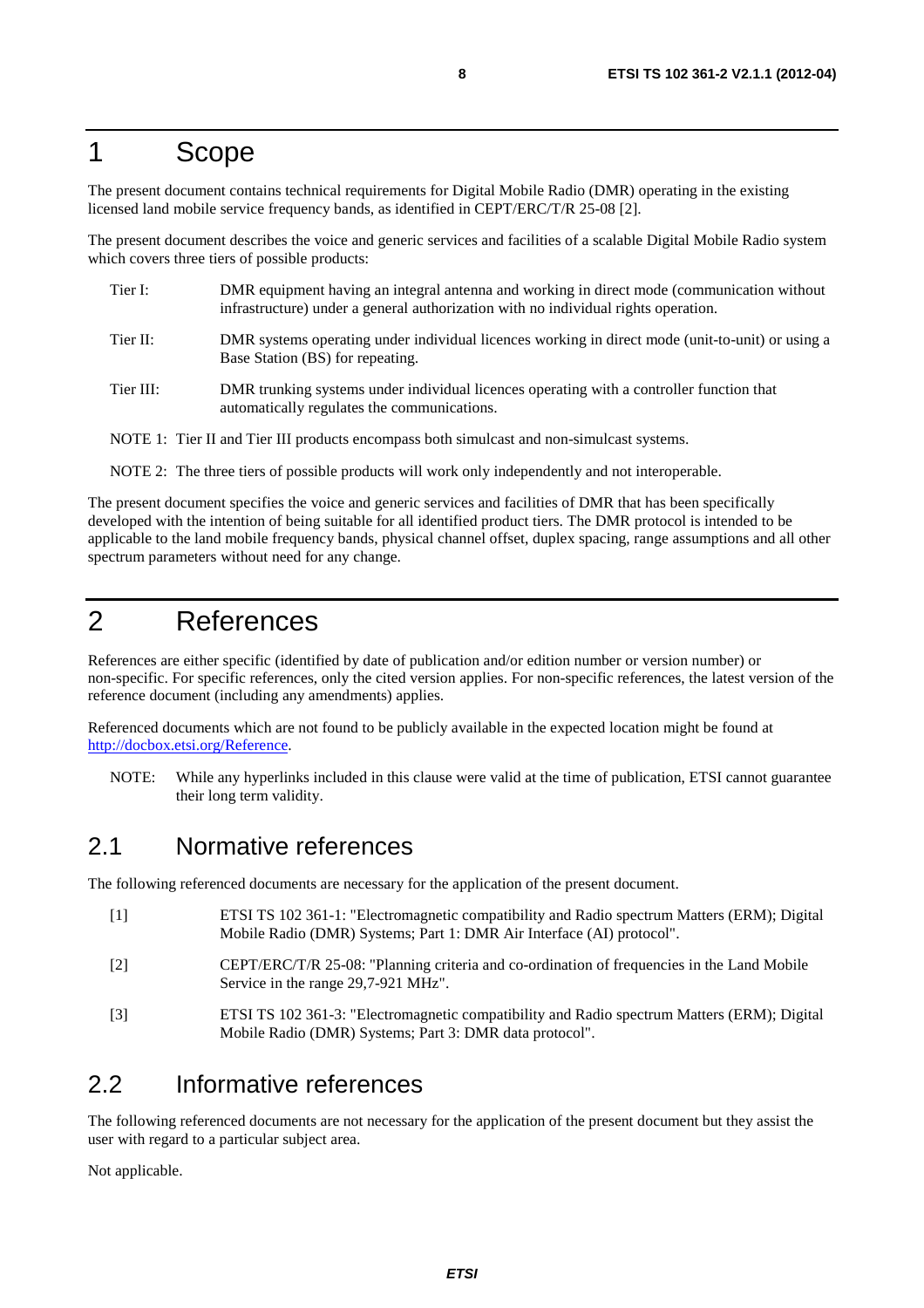# 1 Scope

The present document contains technical requirements for Digital Mobile Radio (DMR) operating in the existing licensed land mobile service frequency bands, as identified in CEPT/ERC/T/R 25-08 [2].

The present document describes the voice and generic services and facilities of a scalable Digital Mobile Radio system which covers three tiers of possible products:

- Tier I: DMR equipment having an integral antenna and working in direct mode (communication without infrastructure) under a general authorization with no individual rights operation.
- Tier II: DMR systems operating under individual licences working in direct mode (unit-to-unit) or using a Base Station (BS) for repeating.
- Tier III: DMR trunking systems under individual licences operating with a controller function that automatically regulates the communications.

NOTE 1: Tier II and Tier III products encompass both simulcast and non-simulcast systems.

NOTE 2: The three tiers of possible products will work only independently and not interoperable.

The present document specifies the voice and generic services and facilities of DMR that has been specifically developed with the intention of being suitable for all identified product tiers. The DMR protocol is intended to be applicable to the land mobile frequency bands, physical channel offset, duplex spacing, range assumptions and all other spectrum parameters without need for any change.

# 2 References

References are either specific (identified by date of publication and/or edition number or version number) or non-specific. For specific references, only the cited version applies. For non-specific references, the latest version of the reference document (including any amendments) applies.

Referenced documents which are not found to be publicly available in the expected location might be found at http://docbox.etsi.org/Reference.

NOTE: While any hyperlinks included in this clause were valid at the time of publication, ETSI cannot guarantee their long term validity.

## 2.1 Normative references

The following referenced documents are necessary for the application of the present document.

- [1] ETSI TS 102 361-1: "Electromagnetic compatibility and Radio spectrum Matters (ERM); Digital Mobile Radio (DMR) Systems; Part 1: DMR Air Interface (AI) protocol".
- [2] CEPT/ERC/T/R 25-08: "Planning criteria and co-ordination of frequencies in the Land Mobile Service in the range 29,7-921 MHz".
- [3] ETSI TS 102 361-3: "Electromagnetic compatibility and Radio spectrum Matters (ERM); Digital Mobile Radio (DMR) Systems; Part 3: DMR data protocol".

## 2.2 Informative references

The following referenced documents are not necessary for the application of the present document but they assist the user with regard to a particular subject area.

Not applicable.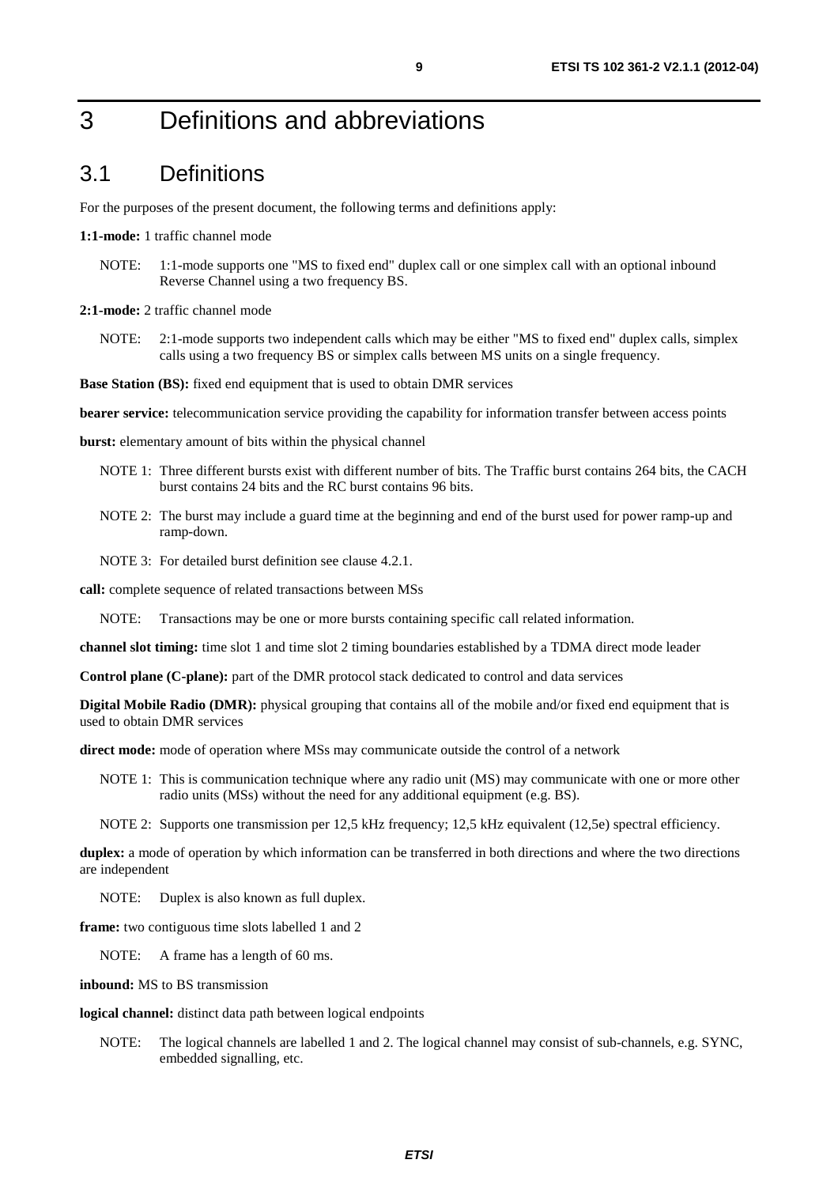# 3 Definitions and abbreviations

## 3.1 Definitions

For the purposes of the present document, the following terms and definitions apply:

**1:1-mode:** 1 traffic channel mode

NOTE: 1:1-mode supports one "MS to fixed end" duplex call or one simplex call with an optional inbound Reverse Channel using a two frequency BS.

**2:1-mode:** 2 traffic channel mode

NOTE: 2:1-mode supports two independent calls which may be either "MS to fixed end" duplex calls, simplex calls using a two frequency BS or simplex calls between MS units on a single frequency.

**Base Station (BS):** fixed end equipment that is used to obtain DMR services

**bearer service:** telecommunication service providing the capability for information transfer between access points

**burst:** elementary amount of bits within the physical channel

NOTE 1: Three different bursts exist with different number of bits. The Traffic burst contains 264 bits, the CACH burst contains 24 bits and the RC burst contains 96 bits.

NOTE 2: The burst may include a guard time at the beginning and end of the burst used for power ramp-up and ramp-down.

NOTE 3: For detailed burst definition see clause 4.2.1.

**call:** complete sequence of related transactions between MSs

NOTE: Transactions may be one or more bursts containing specific call related information.

**channel slot timing:** time slot 1 and time slot 2 timing boundaries established by a TDMA direct mode leader

**Control plane (C-plane):** part of the DMR protocol stack dedicated to control and data services

**Digital Mobile Radio (DMR):** physical grouping that contains all of the mobile and/or fixed end equipment that is used to obtain DMR services

**direct mode:** mode of operation where MSs may communicate outside the control of a network

NOTE 1: This is communication technique where any radio unit (MS) may communicate with one or more other radio units (MSs) without the need for any additional equipment (e.g. BS).

NOTE 2: Supports one transmission per 12,5 kHz frequency; 12,5 kHz equivalent (12,5e) spectral efficiency.

**duplex:** a mode of operation by which information can be transferred in both directions and where the two directions are independent

NOTE: Duplex is also known as full duplex.

**frame:** two contiguous time slots labelled 1 and 2

NOTE: A frame has a length of 60 ms.

**inbound:** MS to BS transmission

**logical channel:** distinct data path between logical endpoints

NOTE: The logical channels are labelled 1 and 2. The logical channel may consist of sub-channels, e.g. SYNC, embedded signalling, etc.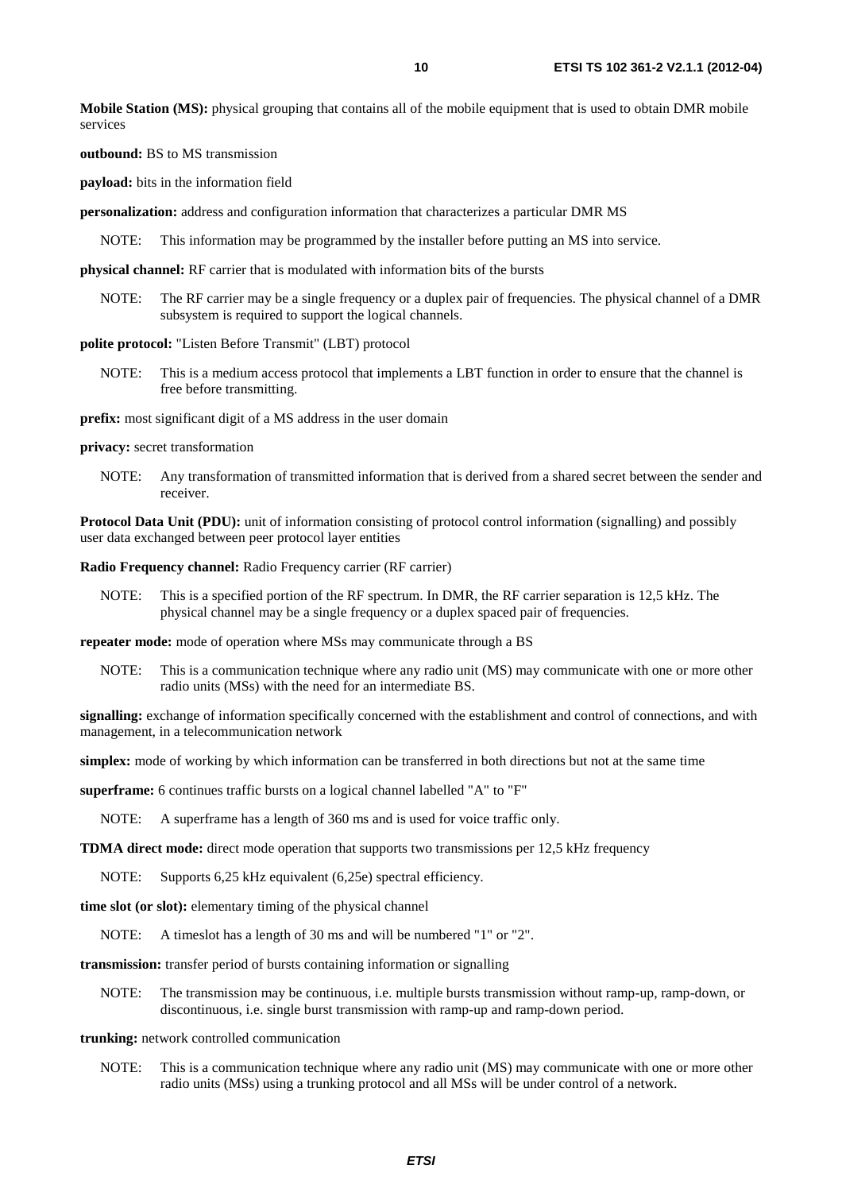**Mobile Station (MS):** physical grouping that contains all of the mobile equipment that is used to obtain DMR mobile services

**outbound:** BS to MS transmission

**payload:** bits in the information field

**personalization:** address and configuration information that characterizes a particular DMR MS

NOTE: This information may be programmed by the installer before putting an MS into service.

**physical channel:** RF carrier that is modulated with information bits of the bursts

NOTE: The RF carrier may be a single frequency or a duplex pair of frequencies. The physical channel of a DMR subsystem is required to support the logical channels.

**polite protocol:** "Listen Before Transmit" (LBT) protocol

NOTE: This is a medium access protocol that implements a LBT function in order to ensure that the channel is free before transmitting.

**prefix:** most significant digit of a MS address in the user domain

**privacy:** secret transformation

NOTE: Any transformation of transmitted information that is derived from a shared secret between the sender and receiver.

**Protocol Data Unit (PDU):** unit of information consisting of protocol control information (signalling) and possibly user data exchanged between peer protocol layer entities

**Radio Frequency channel:** Radio Frequency carrier (RF carrier)

NOTE: This is a specified portion of the RF spectrum. In DMR, the RF carrier separation is 12,5 kHz. The physical channel may be a single frequency or a duplex spaced pair of frequencies.

**repeater mode:** mode of operation where MSs may communicate through a BS

NOTE: This is a communication technique where any radio unit (MS) may communicate with one or more other radio units (MSs) with the need for an intermediate BS.

**signalling:** exchange of information specifically concerned with the establishment and control of connections, and with management, in a telecommunication network

**simplex:** mode of working by which information can be transferred in both directions but not at the same time

**superframe:** 6 continues traffic bursts on a logical channel labelled "A" to "F"

NOTE: A superframe has a length of 360 ms and is used for voice traffic only.

**TDMA direct mode:** direct mode operation that supports two transmissions per 12,5 kHz frequency

NOTE: Supports 6,25 kHz equivalent (6,25e) spectral efficiency.

**time slot (or slot):** elementary timing of the physical channel

NOTE: A timeslot has a length of 30 ms and will be numbered "1" or "2".

**transmission:** transfer period of bursts containing information or signalling

NOTE: The transmission may be continuous, i.e. multiple bursts transmission without ramp-up, ramp-down, or discontinuous, i.e. single burst transmission with ramp-up and ramp-down period.

**trunking:** network controlled communication

NOTE: This is a communication technique where any radio unit (MS) may communicate with one or more other radio units (MSs) using a trunking protocol and all MSs will be under control of a network.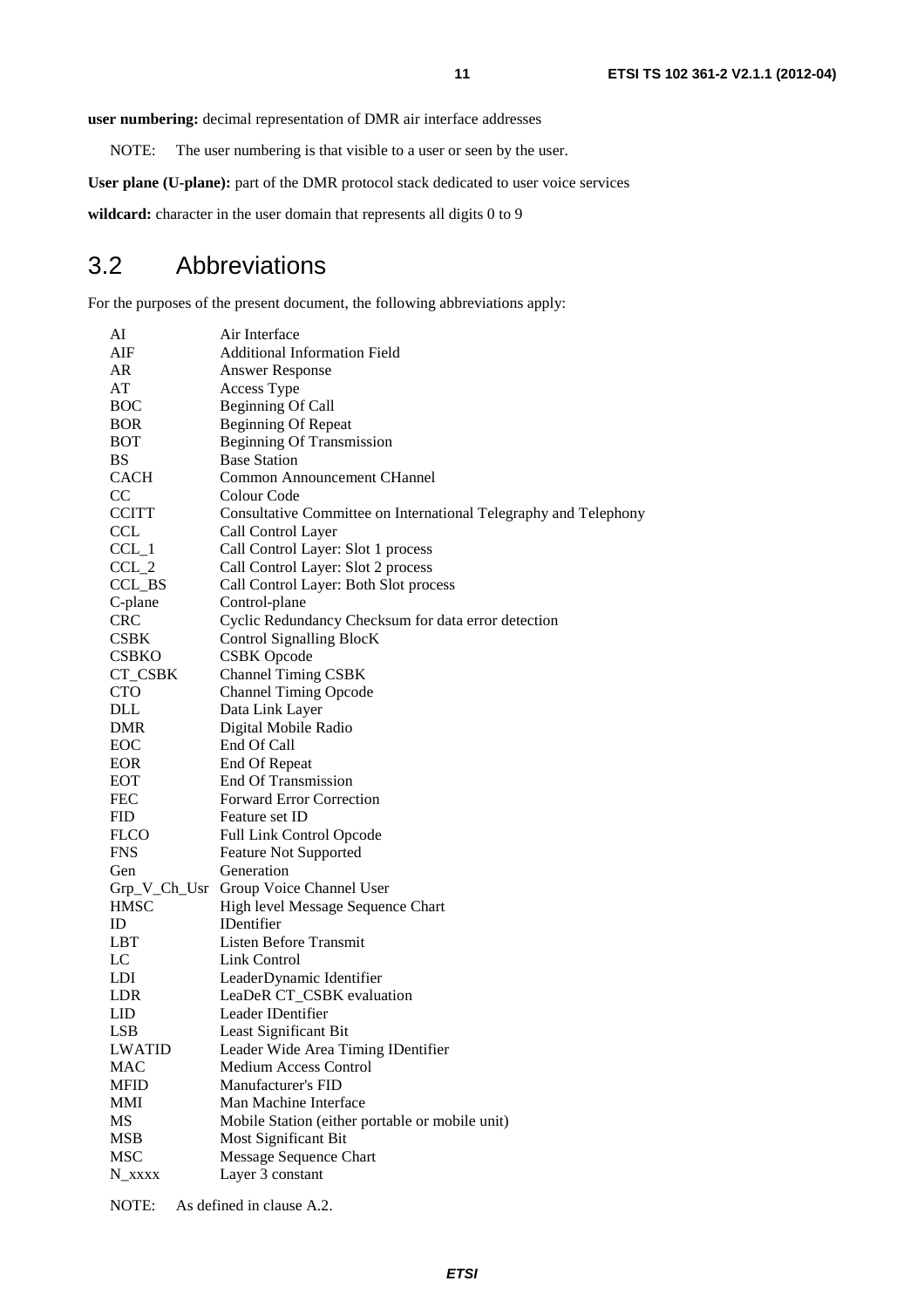**user numbering:** decimal representation of DMR air interface addresses

NOTE: The user numbering is that visible to a user or seen by the user.

**User plane (U-plane):** part of the DMR protocol stack dedicated to user voice services

**wildcard:** character in the user domain that represents all digits 0 to 9

## 3.2 Abbreviations

For the purposes of the present document, the following abbreviations apply:

| | |
|---|---|
| AI | Air Interface |
| AIF | Additional Information Field |
| AR | Answer Response |
| AT | Access Type |
| BOC | Beginning Of Call |
| BOR | Beginning Of Repeat |
| BOT | Beginning Of Transmission |
| BS | Base Station |
| CACH | Common Announcement CHannel |
| CC | Colour Code |
| CCITT | Consultative Committee on International Telegraphy and Telephony |
| CCL | Call Control Layer |
| CCL_1 | Call Control Layer: Slot 1 process |
| CCL_2 | Call Control Layer: Slot 2 process |
| CCL_BS | Call Control Layer: Both Slot process |
| C-plane | Control-plane |
| CRC | Cyclic Redundancy Checksum for data error detection |
| CSBK | Control Signalling BlocK |
| CSBKO | CSBK Opcode |
| CT_CSBK | Channel Timing CSBK |
| CTO | Channel Timing Opcode |
| DLL | Data Link Layer |
| DMR | Digital Mobile Radio |
| EOC | End Of Call |
| EOR | End Of Repeat |
| EOT | End Of Transmission |
| FEC | Forward Error Correction |
| FID | Feature set ID |
| FLCO | Full Link Control Opcode |
| FNS | Feature Not Supported |
| Gen | Generation |
| Grp_V_Ch_Usr | Group Voice Channel User |
| HMSC | High level Message Sequence Chart |
| ID | IDentifier |
| LBT | Listen Before Transmit |
| LC | Link Control |
| LDI | LeaderDynamic Identifier |
| LDR | LeaDeR CT_CSBK evaluation |
| LID | Leader IDentifier |
| LSB | Least Significant Bit |
| LWATID | Leader Wide Area Timing IDentifier |
| MAC | Medium Access Control |
| MFID | Manufacturer's FID |
| MMI | Man Machine Interface |
| MS | Mobile Station (either portable or mobile unit) |
| MSB | Most Significant Bit |
| MSC | Message Sequence Chart |
| N_xxxx | Layer 3 constant |

NOTE: As defined in clause A.2.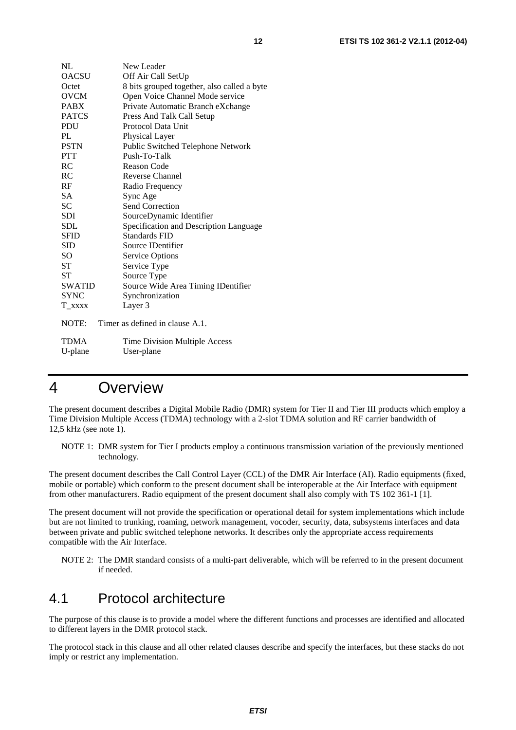| | |
|---|---|
| NL | New Leader |
| OACSU | Off Air Call SetUp |
| Octet | 8 bits grouped together, also called a byte |
| OVCM | Open Voice Channel Mode service |
| PABX | Private Automatic Branch eXchange |
| PATCS | Press And Talk Call Setup |
| PDU | Protocol Data Unit |
| PL | Physical Layer |
| PSTN | Public Switched Telephone Network |
| PTT | Push-To-Talk |
| RC | Reason Code |
| RC | Reverse Channel |
| RF | Radio Frequency |
| SA | Sync Age |
| SC | Send Correction |
| SDI | SourceDynamic Identifier |
| SDL | Specification and Description Language |
| SFID | Standards FID |
| SID | Source IDentifier |
| SO | Service Options |
| ST | Service Type |
| ST | Source Type |
| SWATID | Source Wide Area Timing IDentifier |
| SYNC | Synchronization |
| T_xxxx | Layer 3 |

NOTE: Timer as defined in clause A.1.

| | |
|---|---|
| TDMA | Time Division Multiple Access |
| U-plane | User-plane |

# 4 Overview

The present document describes a Digital Mobile Radio (DMR) system for Tier II and Tier III products which employ a Time Division Multiple Access (TDMA) technology with a 2-slot TDMA solution and RF carrier bandwidth of 12,5 kHz (see note 1).

NOTE 1: DMR system for Tier I products employ a continuous transmission variation of the previously mentioned technology.

The present document describes the Call Control Layer (CCL) of the DMR Air Interface (AI). Radio equipments (fixed, mobile or portable) which conform to the present document shall be interoperable at the Air Interface with equipment from other manufacturers. Radio equipment of the present document shall also comply with TS 102 361-1 [1].

The present document will not provide the specification or operational detail for system implementations which include but are not limited to trunking, roaming, network management, vocoder, security, data, subsystems interfaces and data between private and public switched telephone networks. It describes only the appropriate access requirements compatible with the Air Interface.

NOTE 2: The DMR standard consists of a multi-part deliverable, which will be referred to in the present document if needed.

## 4.1 Protocol architecture

The purpose of this clause is to provide a model where the different functions and processes are identified and allocated to different layers in the DMR protocol stack.

The protocol stack in this clause and all other related clauses describe and specify the interfaces, but these stacks do not imply or restrict any implementation.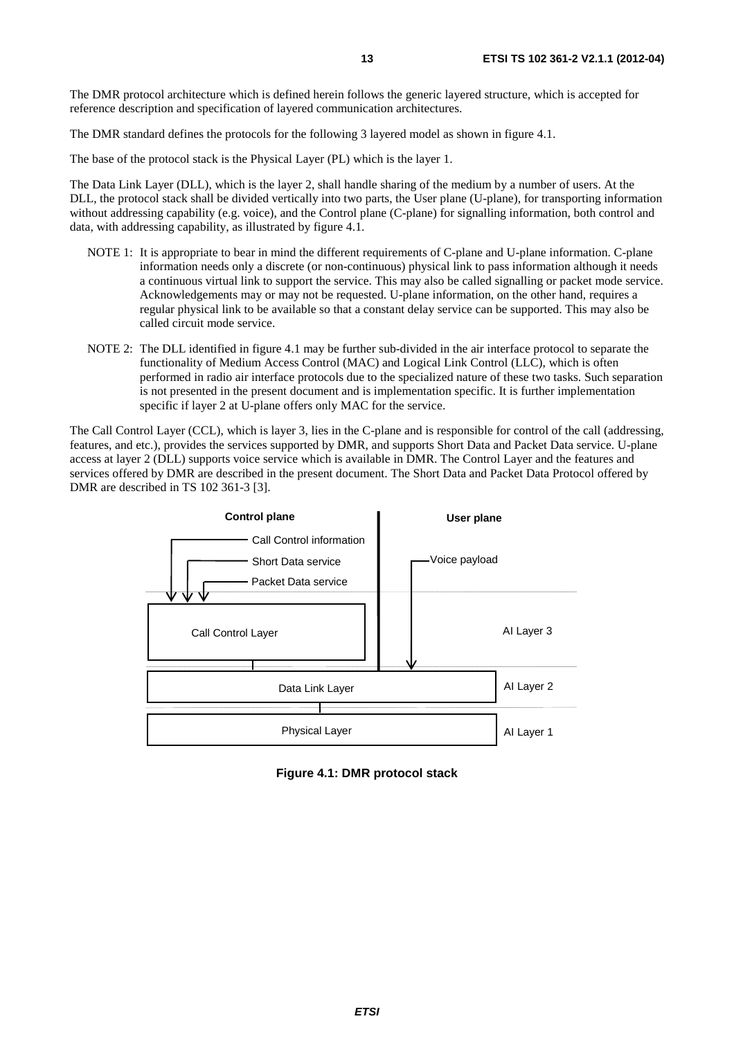The DMR protocol architecture which is defined herein follows the generic layered structure, which is accepted for reference description and specification of layered communication architectures.

The DMR standard defines the protocols for the following 3 layered model as shown in figure 4.1.

The base of the protocol stack is the Physical Layer (PL) which is the layer 1.

The Data Link Layer (DLL), which is the layer 2, shall handle sharing of the medium by a number of users. At the DLL, the protocol stack shall be divided vertically into two parts, the User plane (U-plane), for transporting information without addressing capability (e.g. voice), and the Control plane (C-plane) for signalling information, both control and data, with addressing capability, as illustrated by figure 4.1.

NOTE 1: It is appropriate to bear in mind the different requirements of C-plane and U-plane information. C-plane information needs only a discrete (or non-continuous) physical link to pass information although it needs a continuous virtual link to support the service. This may also be called signalling or packet mode service. Acknowledgements may or may not be requested. U-plane information, on the other hand, requires a regular physical link to be available so that a constant delay service can be supported. This may also be called circuit mode service.

NOTE 2: The DLL identified in figure 4.1 may be further sub-divided in the air interface protocol to separate the functionality of Medium Access Control (MAC) and Logical Link Control (LLC), which is often performed in radio air interface protocols due to the specialized nature of these two tasks. Such separation is not presented in the present document and is implementation specific. It is further implementation specific if layer 2 at U-plane offers only MAC for the service.

The Call Control Layer (CCL), which is layer 3, lies in the C-plane and is responsible for control of the call (addressing, features, and etc.), provides the services supported by DMR, and supports Short Data and Packet Data service. U-plane access at layer 2 (DLL) supports voice service which is available in DMR. The Control Layer and the features and services offered by DMR are described in the present document. The Short Data and Packet Data Protocol offered by DMR are described in TS 102 361-3 [3].

| Control plane | User plane | |
|---|---|---|
| Call Control information → Call Control Layer | | |
| Short Data service → Call Control Layer | | |
| Packet Data service → Call Control Layer | Voice payload → Data Link Layer | |
| Call Control Layer | | AI Layer 3 |
| Data Link Layer | | AI Layer 2 |
| Physical Layer | | AI Layer 1 |

**Figure 4.1: DMR protocol stack**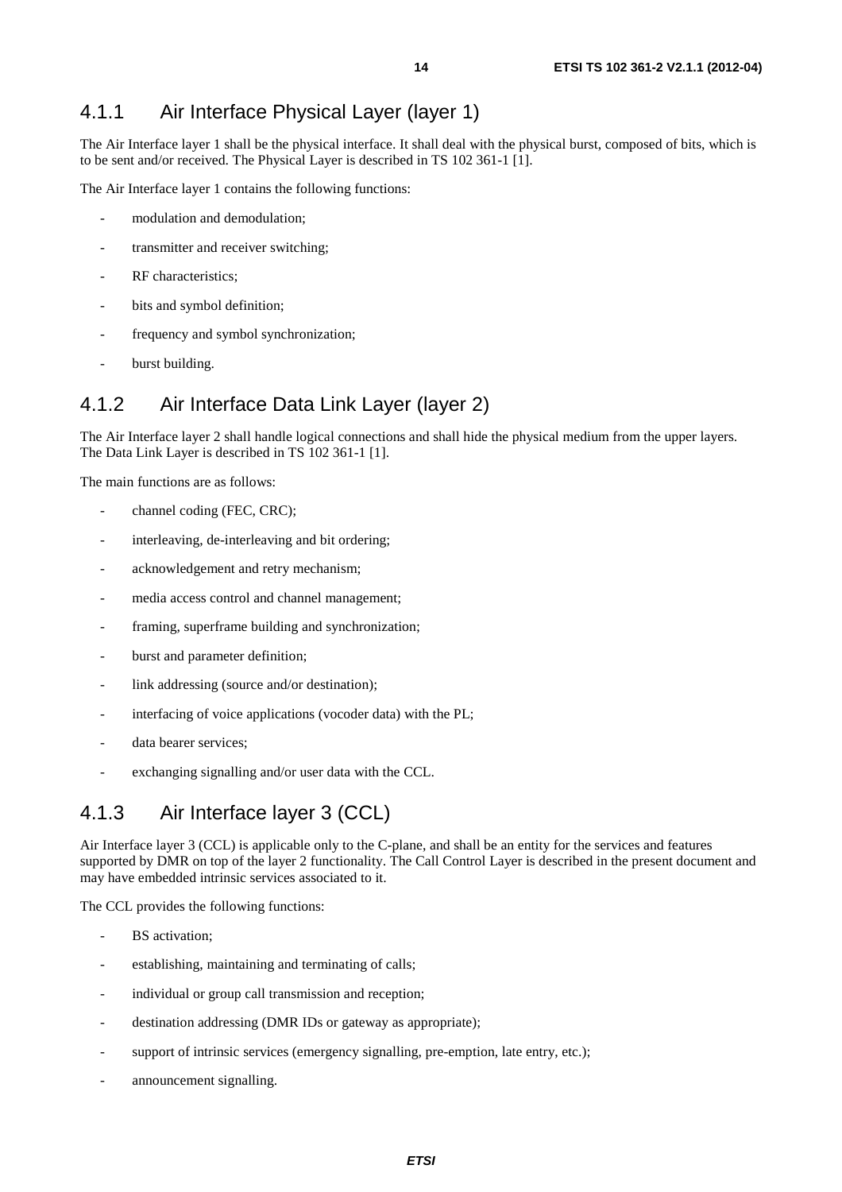### 4.1.1 Air Interface Physical Layer (layer 1)

The Air Interface layer 1 shall be the physical interface. It shall deal with the physical burst, composed of bits, which is to be sent and/or received. The Physical Layer is described in TS 102 361-1 [1].

The Air Interface layer 1 contains the following functions:

- modulation and demodulation;
- transmitter and receiver switching;
- RF characteristics;
- bits and symbol definition;
- frequency and symbol synchronization;
- burst building.

### 4.1.2 Air Interface Data Link Layer (layer 2)

The Air Interface layer 2 shall handle logical connections and shall hide the physical medium from the upper layers. The Data Link Layer is described in TS 102 361-1 [1].

The main functions are as follows:

- channel coding (FEC, CRC);
- interleaving, de-interleaving and bit ordering;
- acknowledgement and retry mechanism;
- media access control and channel management;
- framing, superframe building and synchronization;
- burst and parameter definition;
- link addressing (source and/or destination);
- interfacing of voice applications (vocoder data) with the PL;
- data bearer services;
- exchanging signalling and/or user data with the CCL.

### 4.1.3 Air Interface layer 3 (CCL)

Air Interface layer 3 (CCL) is applicable only to the C-plane, and shall be an entity for the services and features supported by DMR on top of the layer 2 functionality. The Call Control Layer is described in the present document and may have embedded intrinsic services associated to it.

The CCL provides the following functions:

- BS activation;
- establishing, maintaining and terminating of calls;
- individual or group call transmission and reception;
- destination addressing (DMR IDs or gateway as appropriate);
- support of intrinsic services (emergency signalling, pre-emption, late entry, etc.);
- announcement signalling.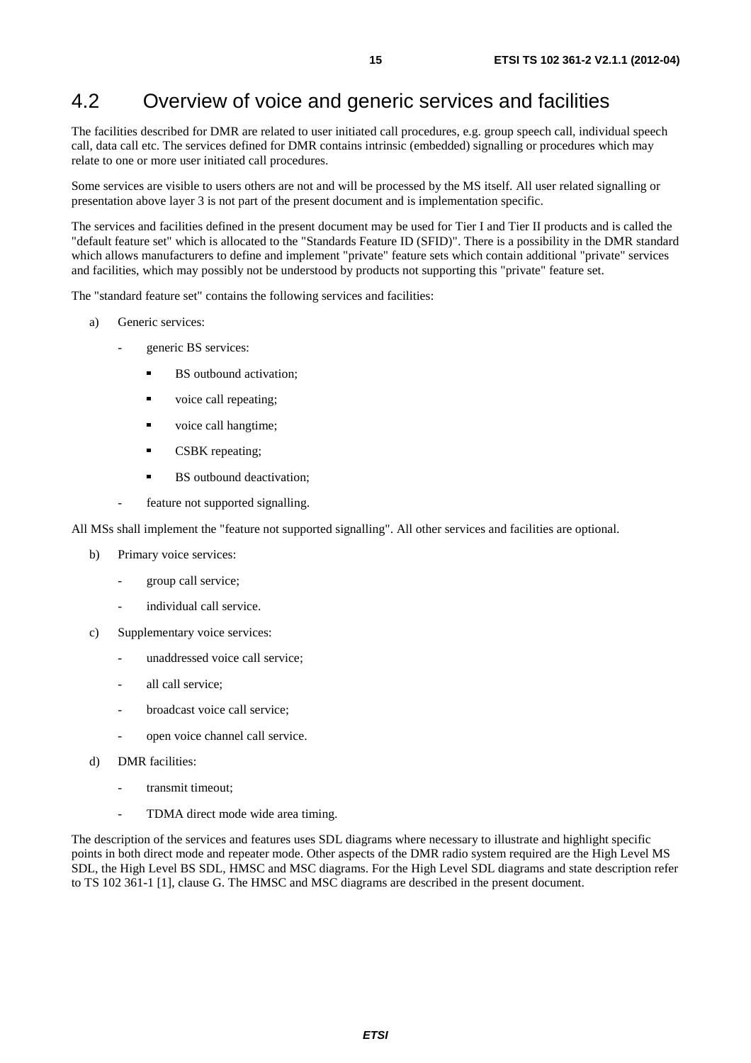## 4.2 Overview of voice and generic services and facilities

The facilities described for DMR are related to user initiated call procedures, e.g. group speech call, individual speech call, data call etc. The services defined for DMR contains intrinsic (embedded) signalling or procedures which may relate to one or more user initiated call procedures.

Some services are visible to users others are not and will be processed by the MS itself. All user related signalling or presentation above layer 3 is not part of the present document and is implementation specific.

The services and facilities defined in the present document may be used for Tier I and Tier II products and is called the "default feature set" which is allocated to the "Standards Feature ID (SFID)". There is a possibility in the DMR standard which allows manufacturers to define and implement "private" feature sets which contain additional "private" services and facilities, which may possibly not be understood by products not supporting this "private" feature set.

The "standard feature set" contains the following services and facilities:

a) Generic services:
   - generic BS services:
     - BS outbound activation;
     - voice call repeating;
     - voice call hangtime;
     - CSBK repeating;
     - BS outbound deactivation;
   - feature not supported signalling.

All MSs shall implement the "feature not supported signalling". All other services and facilities are optional.

b) Primary voice services:
   - group call service;
   - individual call service.

c) Supplementary voice services:
   - unaddressed voice call service;
   - all call service;
   - broadcast voice call service;
   - open voice channel call service.

d) DMR facilities:
   - transmit timeout;
   - TDMA direct mode wide area timing.

The description of the services and features uses SDL diagrams where necessary to illustrate and highlight specific points in both direct mode and repeater mode. Other aspects of the DMR radio system required are the High Level MS SDL, the High Level BS SDL, HMSC and MSC diagrams. For the High Level SDL diagrams and state description refer to TS 102 361-1 [1], clause G. The HMSC and MSC diagrams are described in the present document.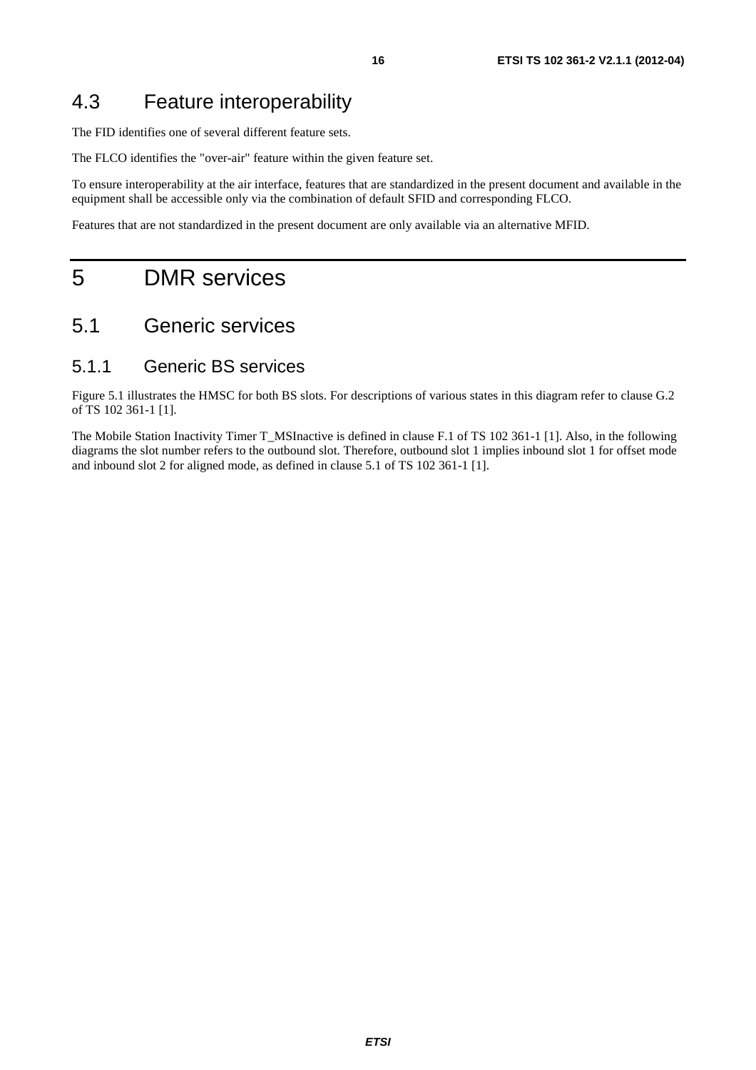## 4.3 Feature interoperability

The FID identifies one of several different feature sets.

The FLCO identifies the "over-air" feature within the given feature set.

To ensure interoperability at the air interface, features that are standardized in the present document and available in the equipment shall be accessible only via the combination of default SFID and corresponding FLCO.

Features that are not standardized in the present document are only available via an alternative MFID.

# 5 DMR services

## 5.1 Generic services

### 5.1.1 Generic BS services

Figure 5.1 illustrates the HMSC for both BS slots. For descriptions of various states in this diagram refer to clause G.2 of TS 102 361-1 [1].

The Mobile Station Inactivity Timer T_MSInactive is defined in clause F.1 of TS 102 361-1 [1]. Also, in the following diagrams the slot number refers to the outbound slot. Therefore, outbound slot 1 implies inbound slot 1 for offset mode and inbound slot 2 for aligned mode, as defined in clause 5.1 of TS 102 361-1 [1].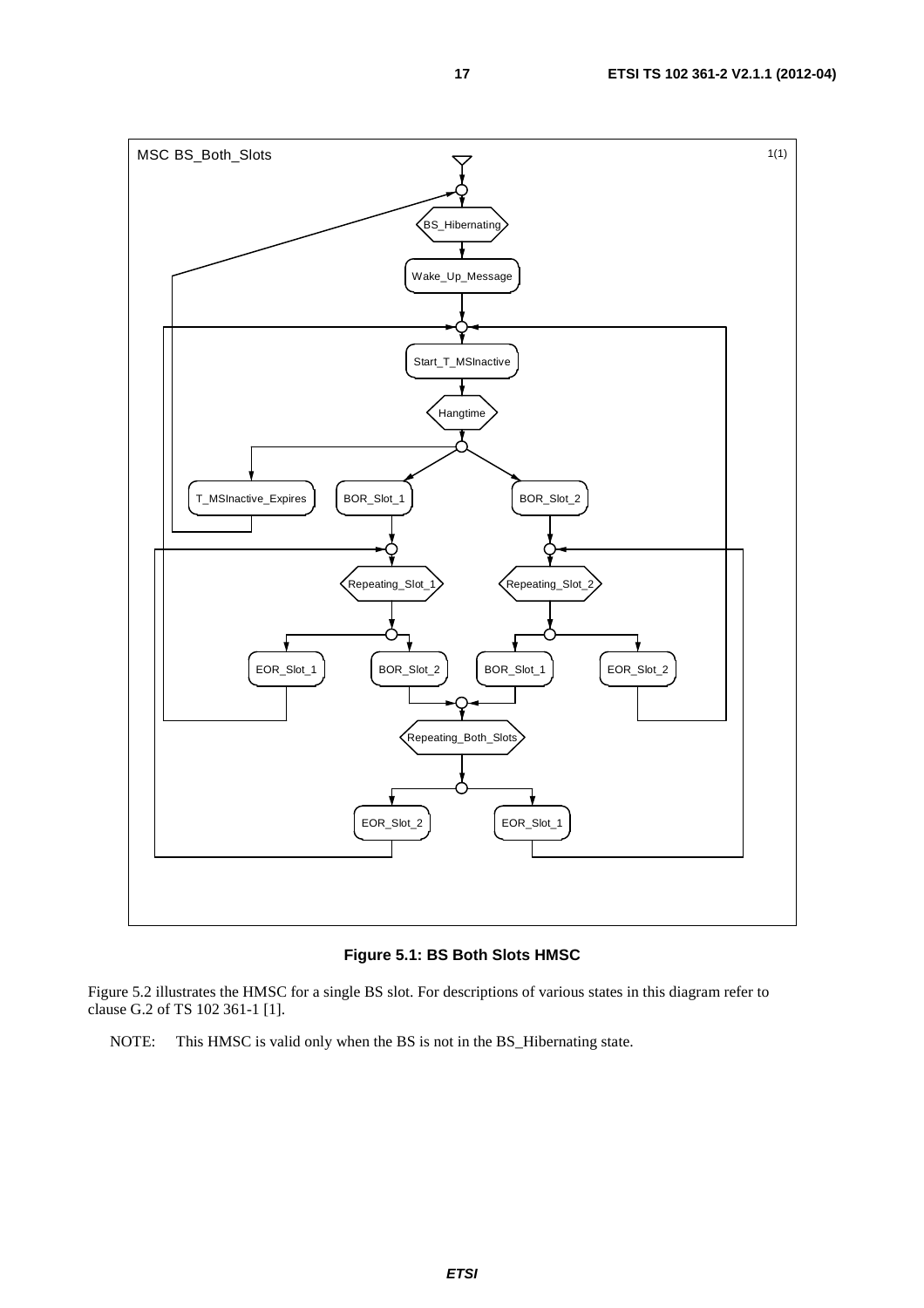**Figure 5.1: BS Both Slots HMSC**

Figure 5.2 illustrates the HMSC for a single BS slot. For descriptions of various states in this diagram refer to clause G.2 of TS 102 361-1 [1].

NOTE: This HMSC is valid only when the BS is not in the BS_Hibernating state.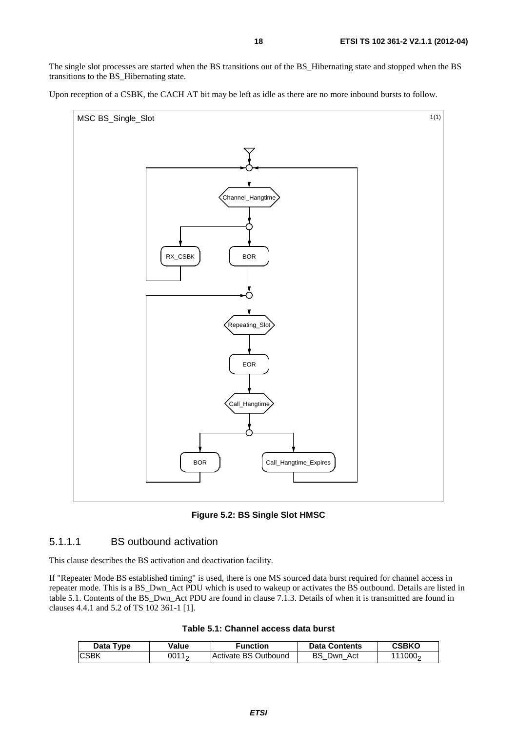The single slot processes are started when the BS transitions out of the BS_Hibernating state and stopped when the BS transitions to the BS_Hibernating state.

Upon reception of a CSBK, the CACH AT bit may be left as idle as there are no more inbound bursts to follow.

**Figure 5.2: BS Single Slot HMSC**

#### 5.1.1.1 BS outbound activation

This clause describes the BS activation and deactivation facility.

If "Repeater Mode BS established timing" is used, there is one MS sourced data burst required for channel access in repeater mode. This is a BS_Dwn_Act PDU which is used to wakeup or activates the BS outbound. Details are listed in table 5.1. Contents of the BS_Dwn_Act PDU are found in clause 7.1.3. Details of when it is transmitted are found in clauses 4.4.1 and 5.2 of TS 102 361-1 [1].

**Table 5.1: Channel access data burst**

| Data Type | Value | Function | Data Contents | CSBKO |
|---|---|---|---|---|
| CSBK | $0011_2$ | Activate BS Outbound | BS_Dwn_Act | $111000_2$ |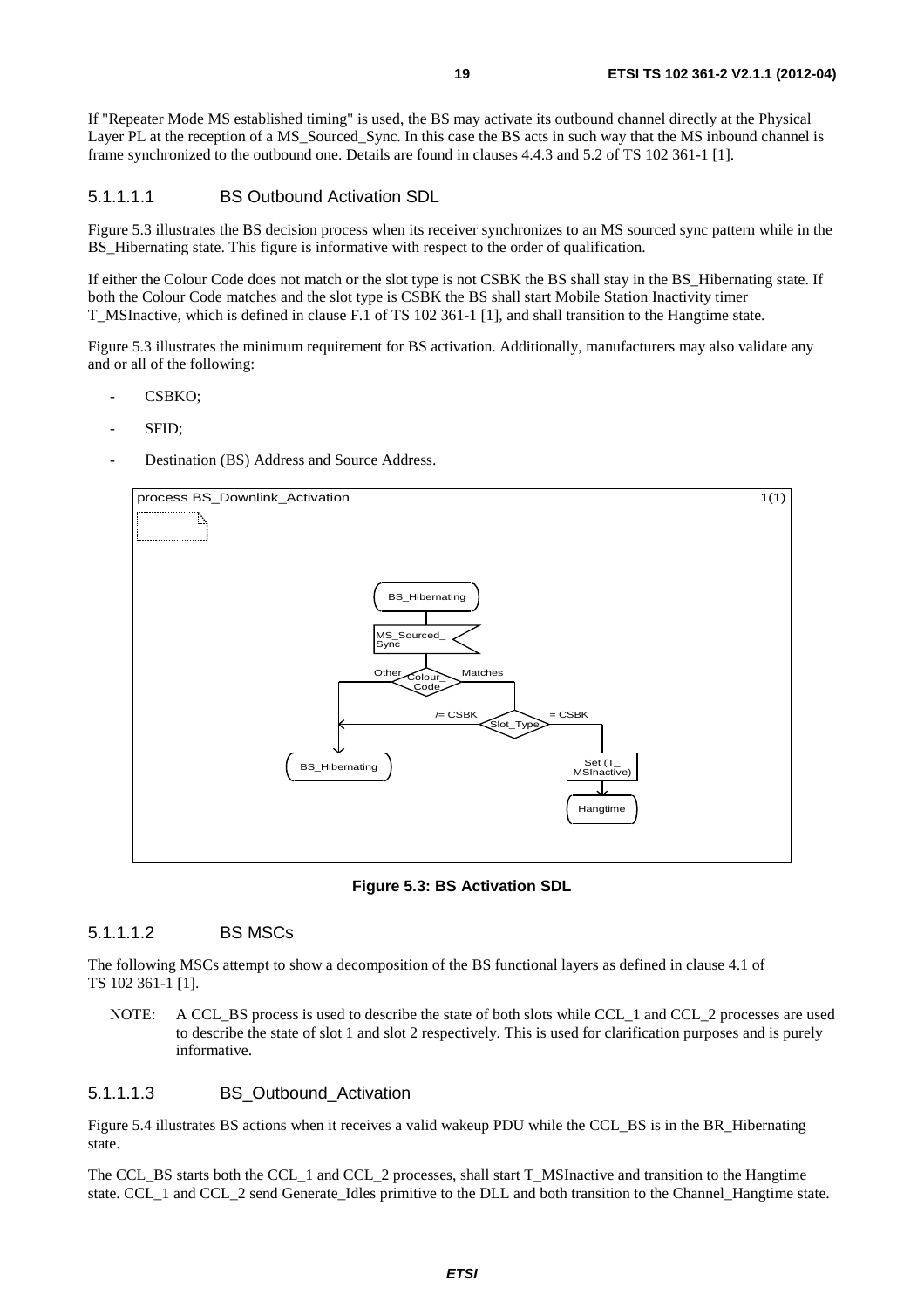If "Repeater Mode MS established timing" is used, the BS may activate its outbound channel directly at the Physical Layer PL at the reception of a MS_Sourced_Sync. In this case the BS acts in such way that the MS inbound channel is frame synchronized to the outbound one. Details are found in clauses 4.4.3 and 5.2 of TS 102 361-1 [1].

##### 5.1.1.1.1 BS Outbound Activation SDL

Figure 5.3 illustrates the BS decision process when its receiver synchronizes to an MS sourced sync pattern while in the BS_Hibernating state. This figure is informative with respect to the order of qualification.

If either the Colour Code does not match or the slot type is not CSBK the BS shall stay in the BS_Hibernating state. If both the Colour Code matches and the slot type is CSBK the BS shall start Mobile Station Inactivity timer T_MSInactive, which is defined in clause F.1 of TS 102 361-1 [1], and shall transition to the Hangtime state.

Figure 5.3 illustrates the minimum requirement for BS activation. Additionally, manufacturers may also validate any and or all of the following:

- CSBKO;
- SFID;
- Destination (BS) Address and Source Address.

**Figure 5.3: BS Activation SDL**

##### 5.1.1.1.2 BS MSCs

The following MSCs attempt to show a decomposition of the BS functional layers as defined in clause 4.1 of TS 102 361-1 [1].

NOTE: A CCL_BS process is used to describe the state of both slots while CCL_1 and CCL_2 processes are used to describe the state of slot 1 and slot 2 respectively. This is used for clarification purposes and is purely informative.

##### 5.1.1.1.3 BS_Outbound_Activation

Figure 5.4 illustrates BS actions when it receives a valid wakeup PDU while the CCL_BS is in the BR_Hibernating state.

The CCL_BS starts both the CCL_1 and CCL_2 processes, shall start T_MSInactive and transition to the Hangtime state. CCL_1 and CCL_2 send Generate_Idles primitive to the DLL and both transition to the Channel_Hangtime state.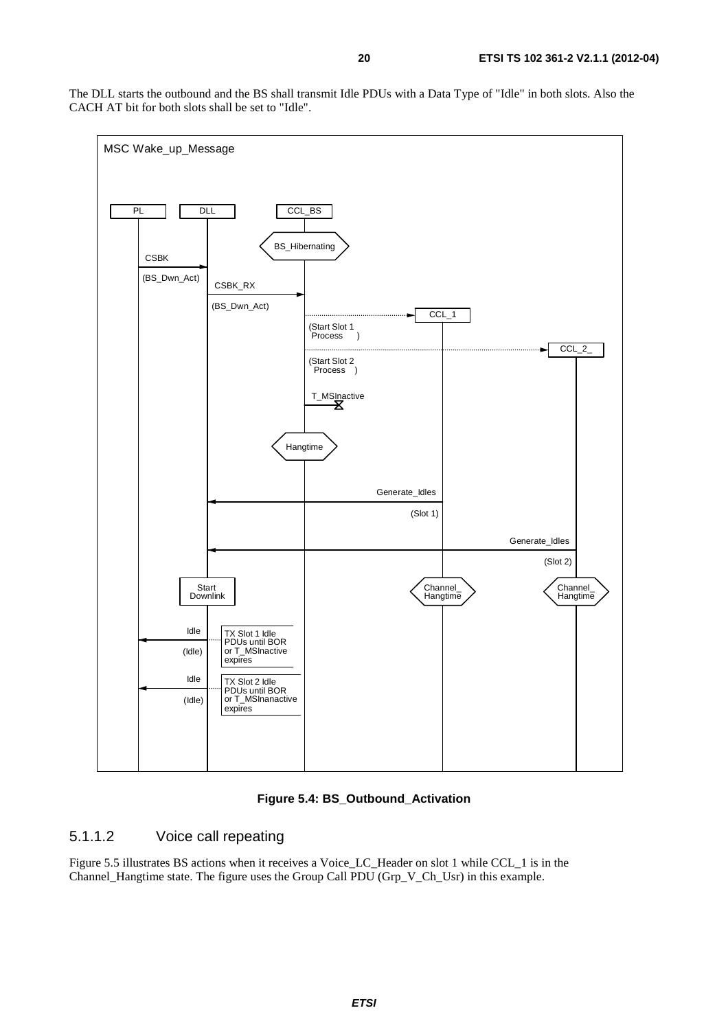The DLL starts the outbound and the BS shall transmit Idle PDUs with a Data Type of "Idle" in both slots. Also the CACH AT bit for both slots shall be set to "Idle".

**Figure 5.4: BS_Outbound_Activation**

### 5.1.1.2 Voice call repeating

Figure 5.5 illustrates BS actions when it receives a Voice_LC_Header on slot 1 while CCL_1 is in the Channel_Hangtime state. The figure uses the Group Call PDU (Grp_V_Ch_Usr) in this example.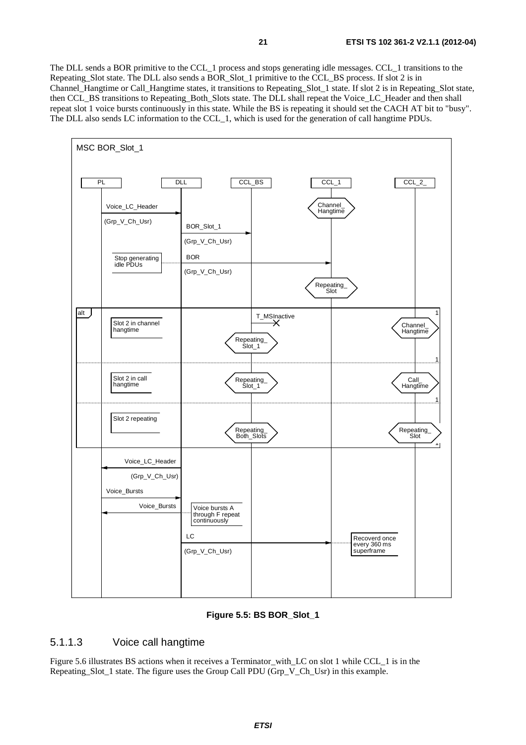The DLL sends a BOR primitive to the CCL_1 process and stops generating idle messages. CCL_1 transitions to the Repeating_Slot state. The DLL also sends a BOR_Slot_1 primitive to the CCL_BS process. If slot 2 is in Channel_Hangtime or Call_Hangtime states, it transitions to Repeating_Slot_1 state. If slot 2 is in Repeating_Slot state, then CCL_BS transitions to Repeating_Both_Slots state. The DLL shall repeat the Voice_LC_Header and then shall repeat slot 1 voice bursts continuously in this state. While the BS is repeating it should set the CACH AT bit to "busy". The DLL also sends LC information to the CCL_1, which is used for the generation of call hangtime PDUs.

**Figure 5.5: BS BOR_Slot_1**

### 5.1.1.3 Voice call hangtime

Figure 5.6 illustrates BS actions when it receives a Terminator_with_LC on slot 1 while CCL_1 is in the Repeating_Slot_1 state. The figure uses the Group Call PDU (Grp_V_Ch_Usr) in this example.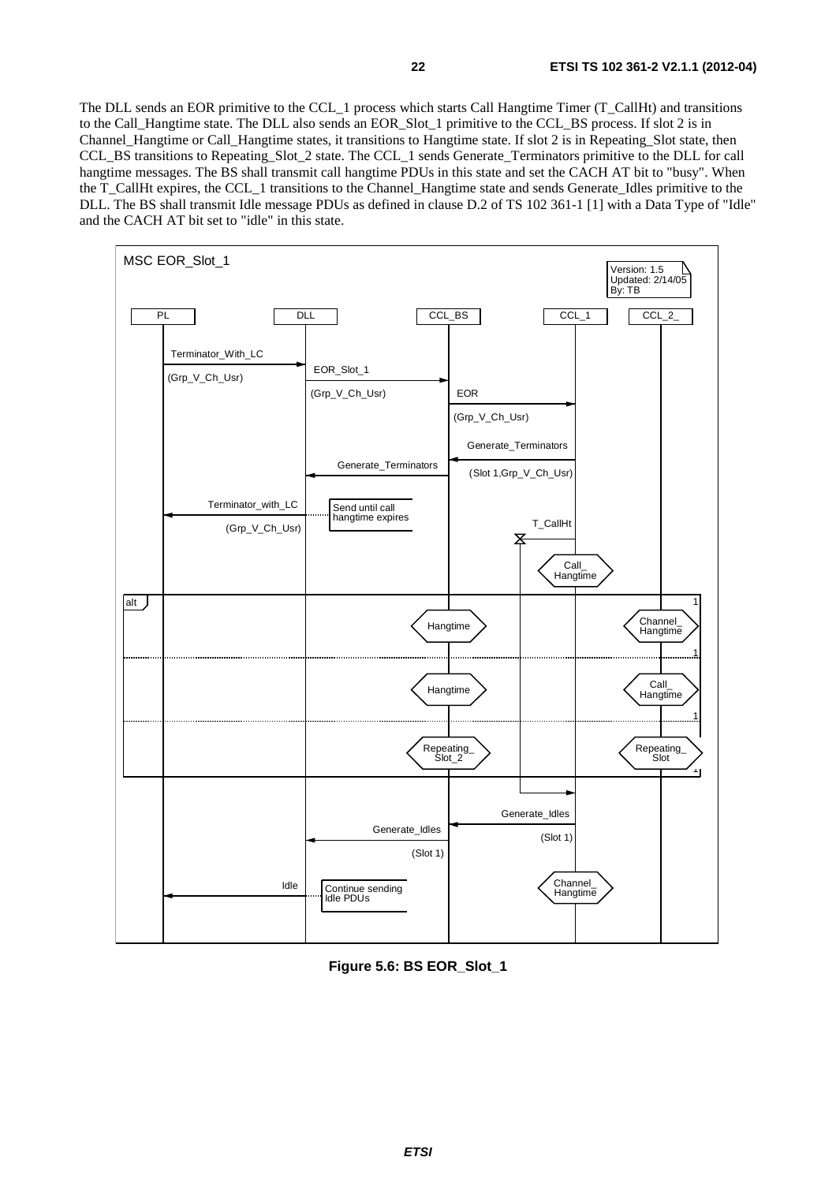The DLL sends an EOR primitive to the CCL_1 process which starts Call Hangtime Timer (T_CallHt) and transitions to the Call_Hangtime state. The DLL also sends an EOR_Slot_1 primitive to the CCL_BS process. If slot 2 is in Channel_Hangtime or Call_Hangtime states, it transitions to Hangtime state. If slot 2 is in Repeating_Slot state, then CCL_BS transitions to Repeating_Slot_2 state. The CCL_1 sends Generate_Terminators primitive to the DLL for call hangtime messages. The BS shall transmit call hangtime PDUs in this state and set the CACH AT bit to "busy". When the T_CallHt expires, the CCL_1 transitions to the Channel_Hangtime state and sends Generate_Idles primitive to the DLL. The BS shall transmit Idle message PDUs as defined in clause D.2 of TS 102 361-1 [1] with a Data Type of "Idle" and the CACH AT bit set to "idle" in this state.

**Figure 5.6: BS EOR_Slot_1**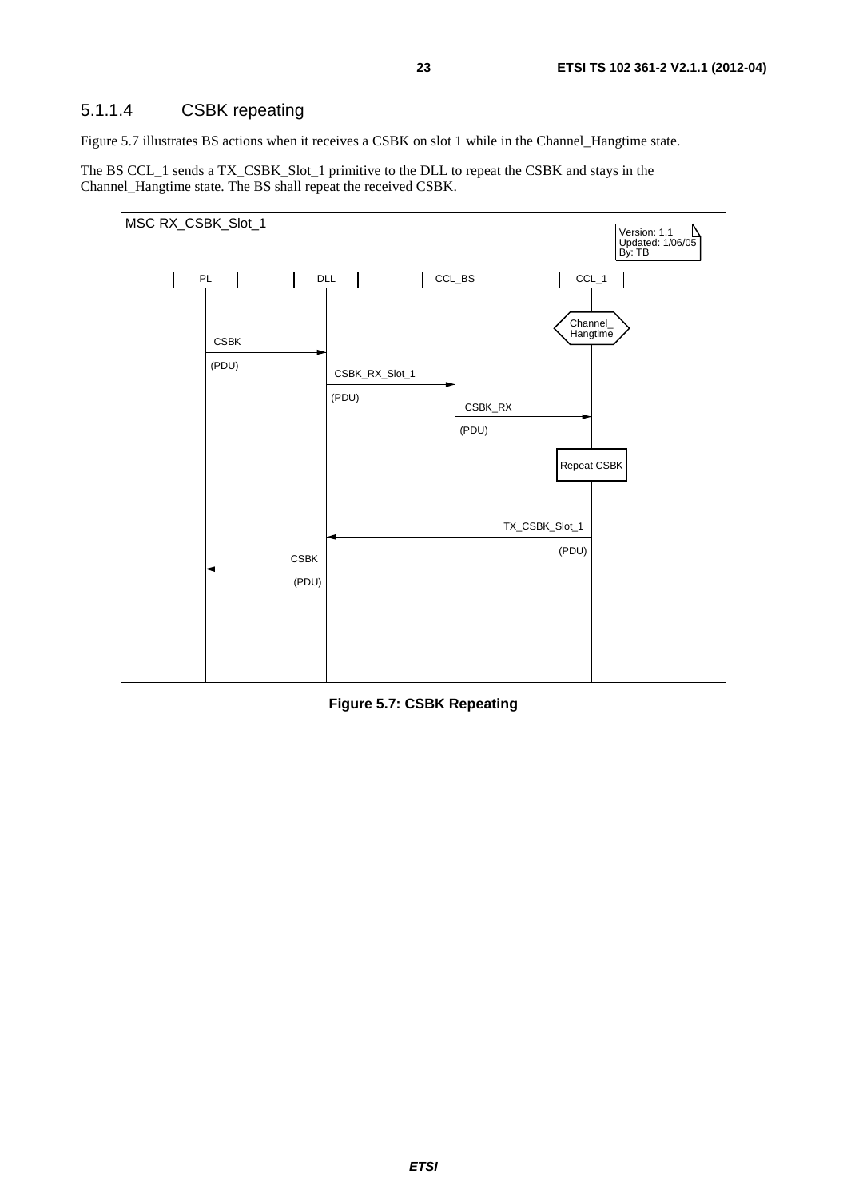#### 5.1.1.4 CSBK repeating

Figure 5.7 illustrates BS actions when it receives a CSBK on slot 1 while in the Channel_Hangtime state.

The BS CCL_1 sends a TX_CSBK_Slot_1 primitive to the DLL to repeat the CSBK and stays in the Channel_Hangtime state. The BS shall repeat the received CSBK.

```
MSC RX_CSBK_Slot_1                                         Version: 1.1
                                                           Updated: 1/06/05
                                                           By: TB

   PL              DLL              CCL_BS              CCL_1
   |                |                  |                  |
   |                |                  |          <Channel_Hangtime>
   | CSBK (PDU)     |                  |                  |
   |--------------->|                  |                  |
   |                | CSBK_RX_Slot_1   |                  |
   |                | (PDU)            |                  |
   |                |----------------->|                  |
   |                |                  | CSBK_RX (PDU)    |
   |                |                  |----------------->|
   |                |                  |           [Repeat CSBK]
   |                |                  |                  |
   |                |          TX_CSBK_Slot_1 (PDU)       |
   |                |<------------------------------------|
   |     CSBK (PDU) |                  |                  |
   |<---------------|                  |                  |
   |                |                  |                  |
```

**Figure 5.7: CSBK Repeating**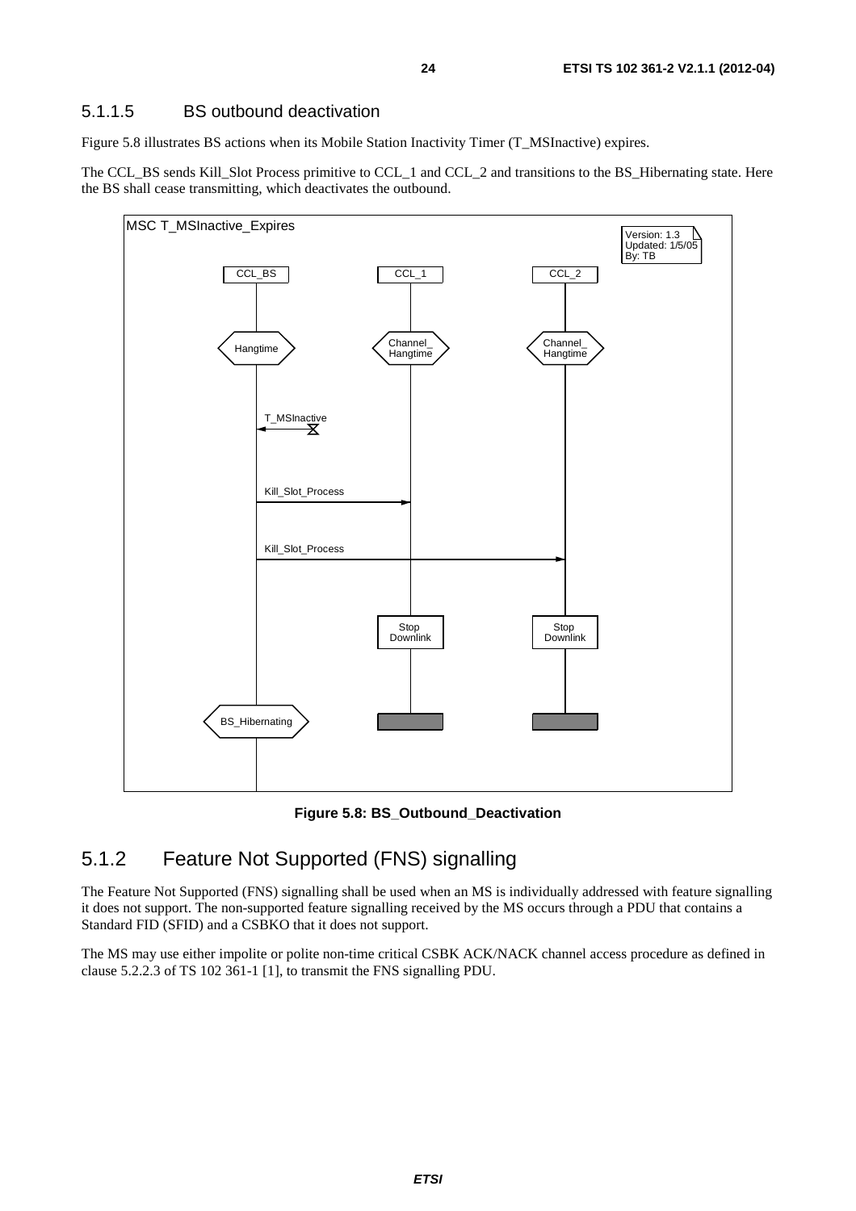### 5.1.1.5 BS outbound deactivation

Figure 5.8 illustrates BS actions when its Mobile Station Inactivity Timer (T_MSInactive) expires.

The CCL_BS sends Kill_Slot Process primitive to CCL_1 and CCL_2 and transitions to the BS_Hibernating state. Here the BS shall cease transmitting, which deactivates the outbound.

**Figure 5.8: BS_Outbound_Deactivation**

## 5.1.2 Feature Not Supported (FNS) signalling

The Feature Not Supported (FNS) signalling shall be used when an MS is individually addressed with feature signalling it does not support. The non-supported feature signalling received by the MS occurs through a PDU that contains a Standard FID (SFID) and a CSBKO that it does not support.

The MS may use either impolite or polite non-time critical CSBK ACK/NACK channel access procedure as defined in clause 5.2.2.3 of TS 102 361-1 [1], to transmit the FNS signalling PDU.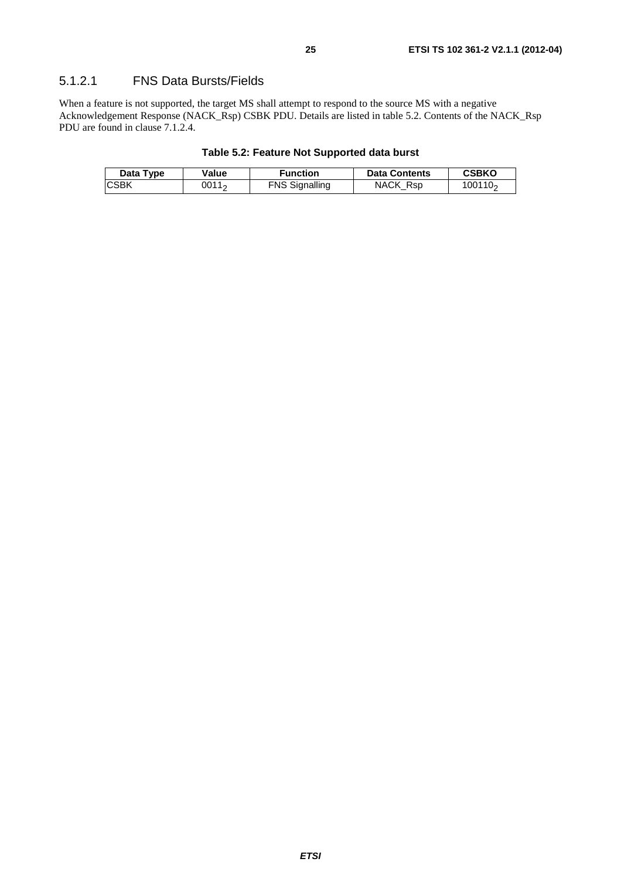#### 5.1.2.1 FNS Data Bursts/Fields

When a feature is not supported, the target MS shall attempt to respond to the source MS with a negative Acknowledgement Response (NACK_Rsp) CSBK PDU. Details are listed in table 5.2. Contents of the NACK_Rsp PDU are found in clause 7.1.2.4.

**Table 5.2: Feature Not Supported data burst**

| Data Type | Value | Function | Data Contents | CSBKO |
|---|---|---|---|---|
| CSBK | $0011_2$ | FNS Signalling | NACK_Rsp | $100110_2$ |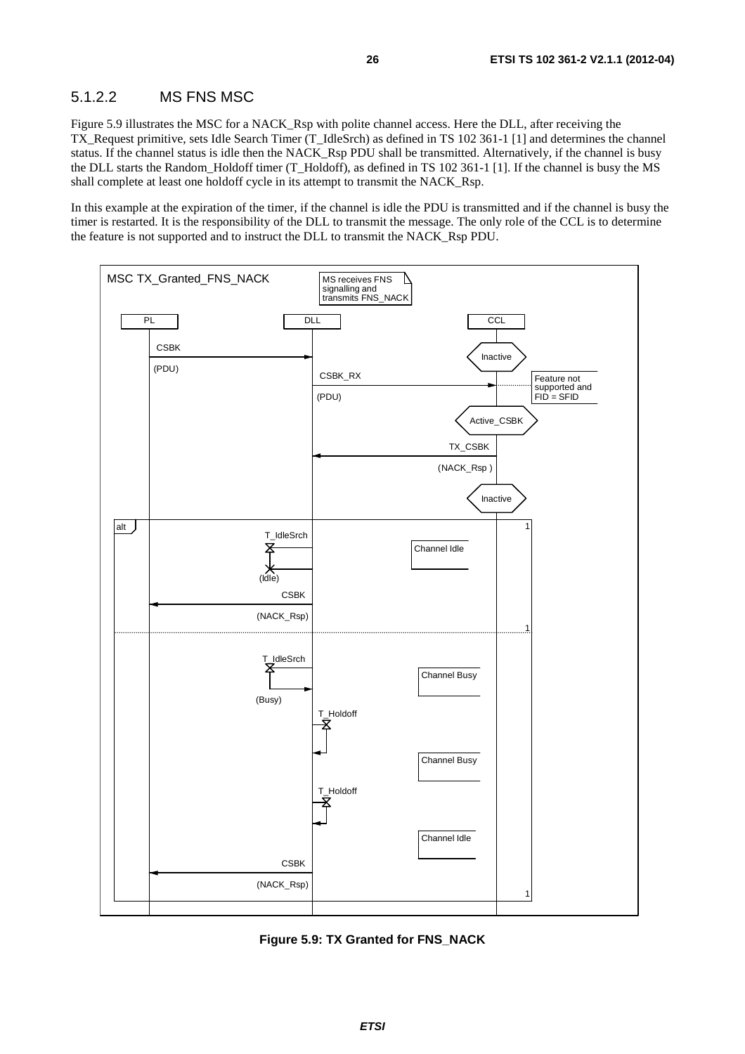### 5.1.2.2 MS FNS MSC

Figure 5.9 illustrates the MSC for a NACK_Rsp with polite channel access. Here the DLL, after receiving the TX_Request primitive, sets Idle Search Timer (T_IdleSrch) as defined in TS 102 361-1 [1] and determines the channel status. If the channel status is idle then the NACK_Rsp PDU shall be transmitted. Alternatively, if the channel is busy the DLL starts the Random_Holdoff timer (T_Holdoff), as defined in TS 102 361-1 [1]. If the channel is busy the MS shall complete at least one holdoff cycle in its attempt to transmit the NACK_Rsp.

In this example at the expiration of the timer, if the channel is idle the PDU is transmitted and if the channel is busy the timer is restarted. It is the responsibility of the DLL to transmit the message. The only role of the CCL is to determine the feature is not supported and to instruct the DLL to transmit the NACK_Rsp PDU.

**Figure 5.9: TX Granted for FNS_NACK**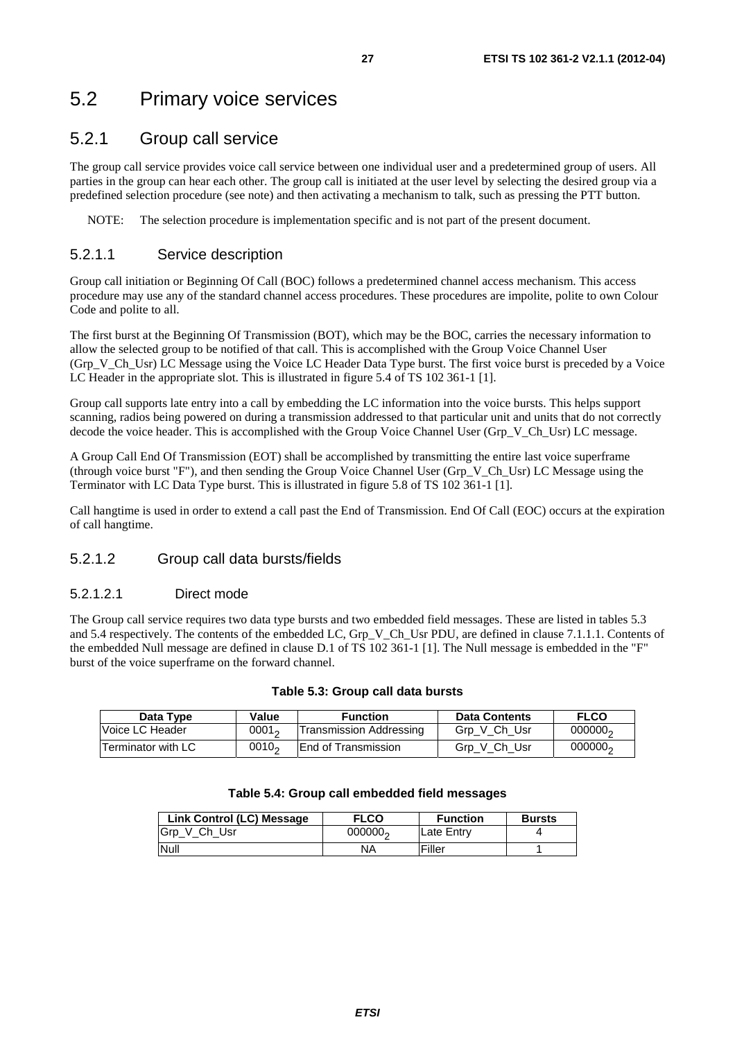## 5.2 Primary voice services

### 5.2.1 Group call service

The group call service provides voice call service between one individual user and a predetermined group of users. All parties in the group can hear each other. The group call is initiated at the user level by selecting the desired group via a predefined selection procedure (see note) and then activating a mechanism to talk, such as pressing the PTT button.

NOTE: The selection procedure is implementation specific and is not part of the present document.

#### 5.2.1.1 Service description

Group call initiation or Beginning Of Call (BOC) follows a predetermined channel access mechanism. This access procedure may use any of the standard channel access procedures. These procedures are impolite, polite to own Colour Code and polite to all.

The first burst at the Beginning Of Transmission (BOT), which may be the BOC, carries the necessary information to allow the selected group to be notified of that call. This is accomplished with the Group Voice Channel User (Grp_V_Ch_Usr) LC Message using the Voice LC Header Data Type burst. The first voice burst is preceded by a Voice LC Header in the appropriate slot. This is illustrated in figure 5.4 of TS 102 361-1 [1].

Group call supports late entry into a call by embedding the LC information into the voice bursts. This helps support scanning, radios being powered on during a transmission addressed to that particular unit and units that do not correctly decode the voice header. This is accomplished with the Group Voice Channel User (Grp_V_Ch_Usr) LC message.

A Group Call End Of Transmission (EOT) shall be accomplished by transmitting the entire last voice superframe (through voice burst "F"), and then sending the Group Voice Channel User (Grp_V_Ch_Usr) LC Message using the Terminator with LC Data Type burst. This is illustrated in figure 5.8 of TS 102 361-1 [1].

Call hangtime is used in order to extend a call past the End of Transmission. End Of Call (EOC) occurs at the expiration of call hangtime.

#### 5.2.1.2 Group call data bursts/fields

##### 5.2.1.2.1 Direct mode

The Group call service requires two data type bursts and two embedded field messages. These are listed in tables 5.3 and 5.4 respectively. The contents of the embedded LC, Grp_V_Ch_Usr PDU, are defined in clause 7.1.1.1. Contents of the embedded Null message are defined in clause D.1 of TS 102 361-1 [1]. The Null message is embedded in the "F" burst of the voice superframe on the forward channel.

**Table 5.3: Group call data bursts**

| Data Type | Value | Function | Data Contents | FLCO |
|---|---|---|---|---|
| Voice LC Header | $0001_2$ | Transmission Addressing | Grp_V_Ch_Usr | $000000_2$ |
| Terminator with LC | $0010_2$ | End of Transmission | Grp_V_Ch_Usr | $000000_2$ |

**Table 5.4: Group call embedded field messages**

| Link Control (LC) Message | FLCO | Function | Bursts |
|---|---|---|---|
| Grp_V_Ch_Usr | $000000_2$ | Late Entry | 4 |
| Null | NA | Filler | 1 |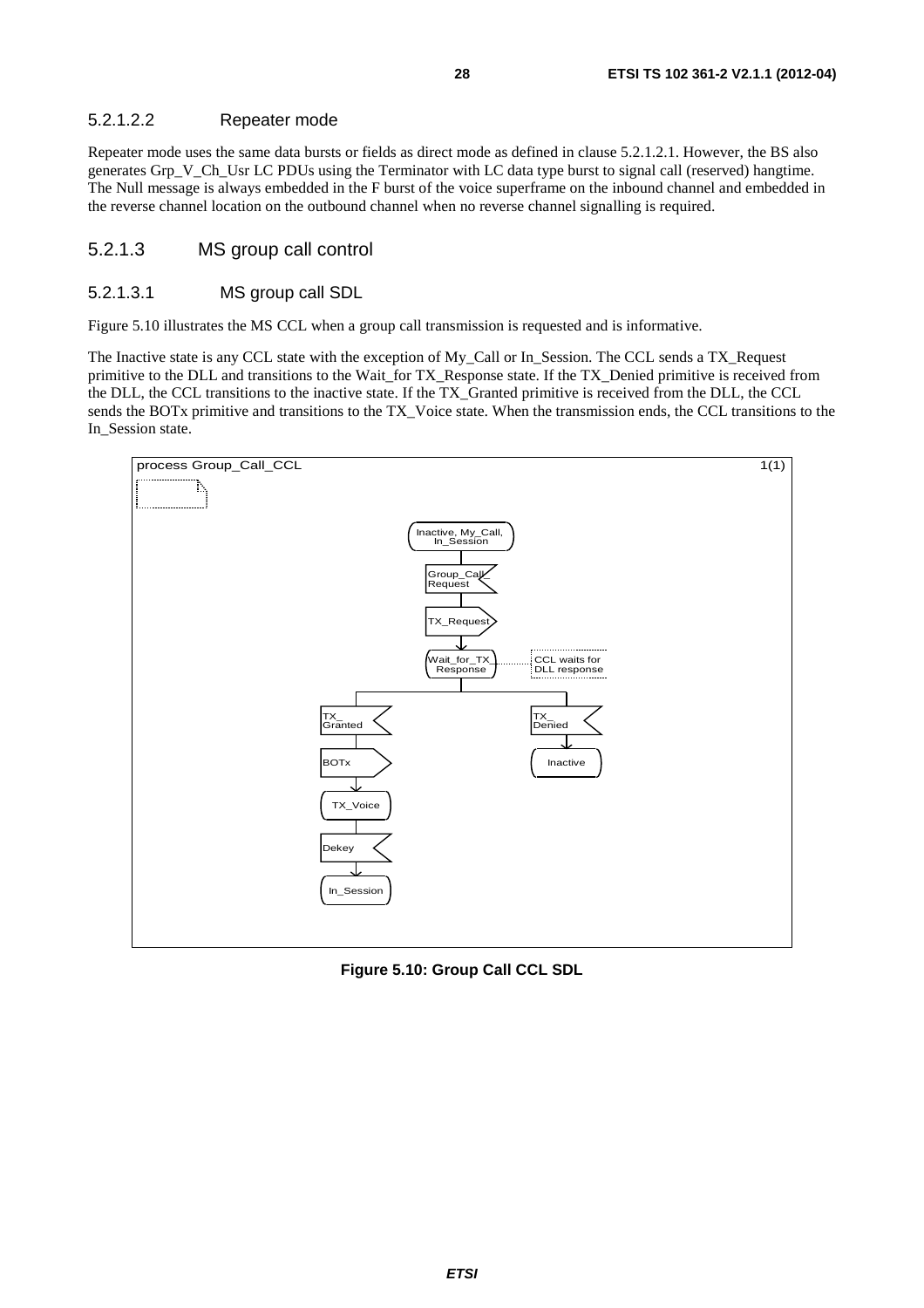#### 5.2.1.2.2 Repeater mode

Repeater mode uses the same data bursts or fields as direct mode as defined in clause 5.2.1.2.1. However, the BS also generates Grp_V_Ch_Usr LC PDUs using the Terminator with LC data type burst to signal call (reserved) hangtime. The Null message is always embedded in the F burst of the voice superframe on the inbound channel and embedded in the reverse channel location on the outbound channel when no reverse channel signalling is required.

### 5.2.1.3 MS group call control

#### 5.2.1.3.1 MS group call SDL

Figure 5.10 illustrates the MS CCL when a group call transmission is requested and is informative.

The Inactive state is any CCL state with the exception of My_Call or In_Session. The CCL sends a TX_Request primitive to the DLL and transitions to the Wait_for TX_Response state. If the TX_Denied primitive is received from the DLL, the CCL transitions to the inactive state. If the TX_Granted primitive is received from the DLL, the CCL sends the BOTx primitive and transitions to the TX_Voice state. When the transmission ends, the CCL transitions to the In_Session state.

process Group_Call_CCL 1(1)

Inactive, My_Call, In_Session
Group_Call_Request
TX_Request
Wait_for_TX_Response — CCL waits for DLL response
TX_Granted → BOTx → TX_Voice → Dekey → In_Session
TX_Denied → Inactive

**Figure 5.10: Group Call CCL SDL**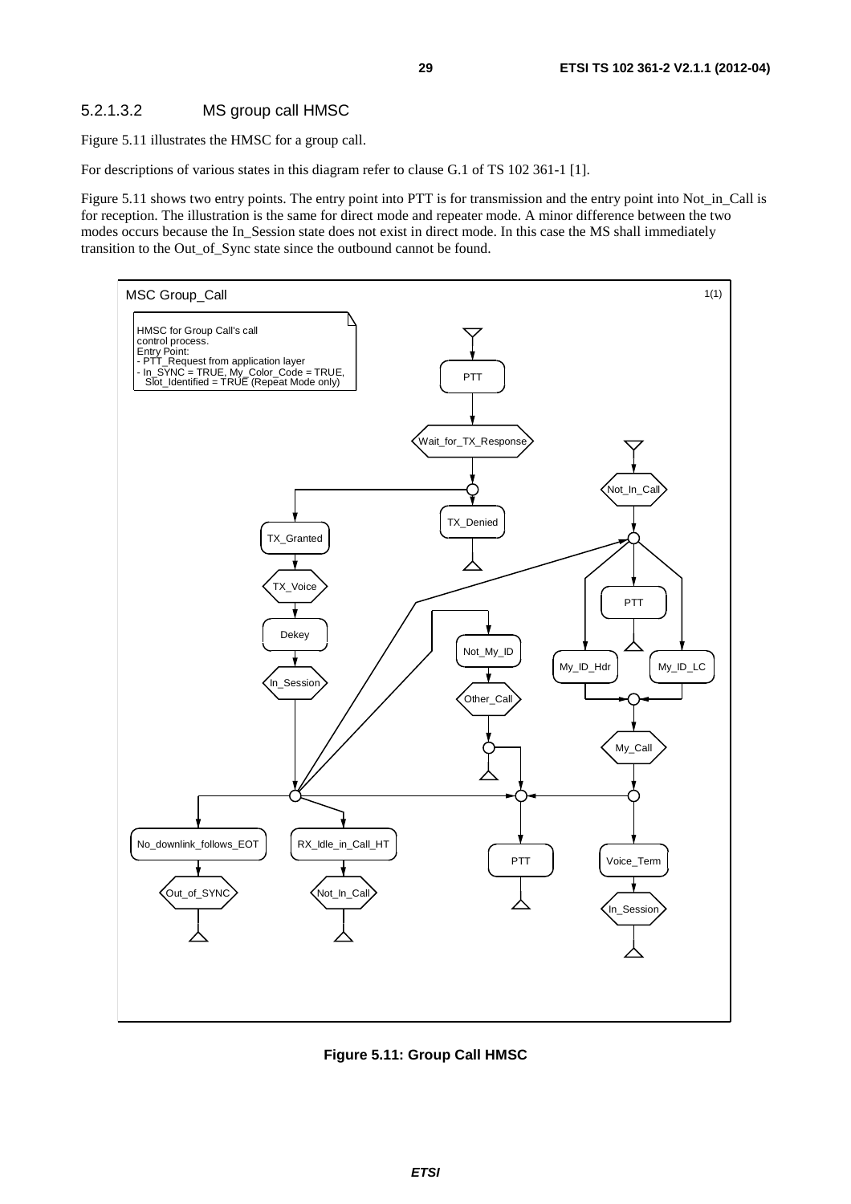#### 5.2.1.3.2 MS group call HMSC

Figure 5.11 illustrates the HMSC for a group call.

For descriptions of various states in this diagram refer to clause G.1 of TS 102 361-1 [1].

Figure 5.11 shows two entry points. The entry point into PTT is for transmission and the entry point into Not_in_Call is for reception. The illustration is the same for direct mode and repeater mode. A minor difference between the two modes occurs because the In_Session state does not exist in direct mode. In this case the MS shall immediately transition to the Out_of_Sync state since the outbound cannot be found.

**Figure 5.11: Group Call HMSC**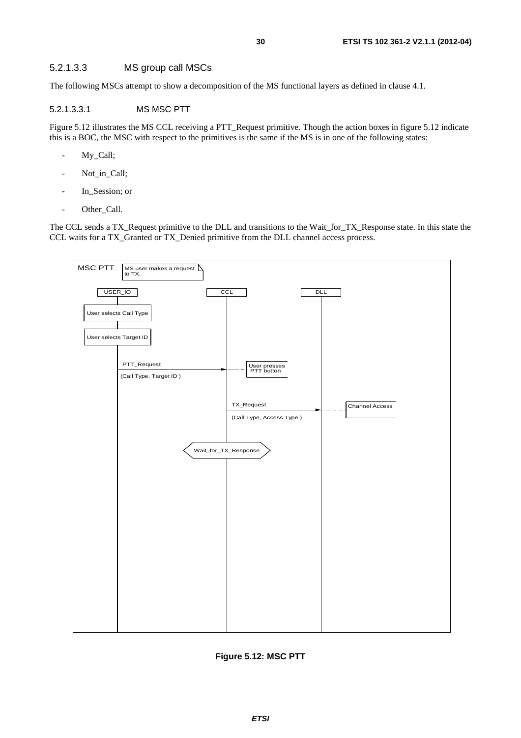#### 5.2.1.3.3 MS group call MSCs

The following MSCs attempt to show a decomposition of the MS functional layers as defined in clause 4.1.

##### 5.2.1.3.3.1 MS MSC PTT

Figure 5.12 illustrates the MS CCL receiving a PTT_Request primitive. Though the action boxes in figure 5.12 indicate this is a BOC, the MSC with respect to the primitives is the same if the MS is in one of the following states:

- My_Call;
- Not_in_Call;
- In_Session; or
- Other_Call.

The CCL sends a TX_Request primitive to the DLL and transitions to the Wait_for_TX_Response state. In this state the CCL waits for a TX_Granted or TX_Denied primitive from the DLL channel access process.

MSC PTT

MS user makes a request to TX.

USER_IO | CCL | DLL

User selects Call Type

User selects Target ID

PTT_Request (Call Type, Target ID)

User presses PTT button

TX_Request (Call Type, Access Type)

Channel Access

Wait_for_TX_Response

**Figure 5.12: MSC PTT**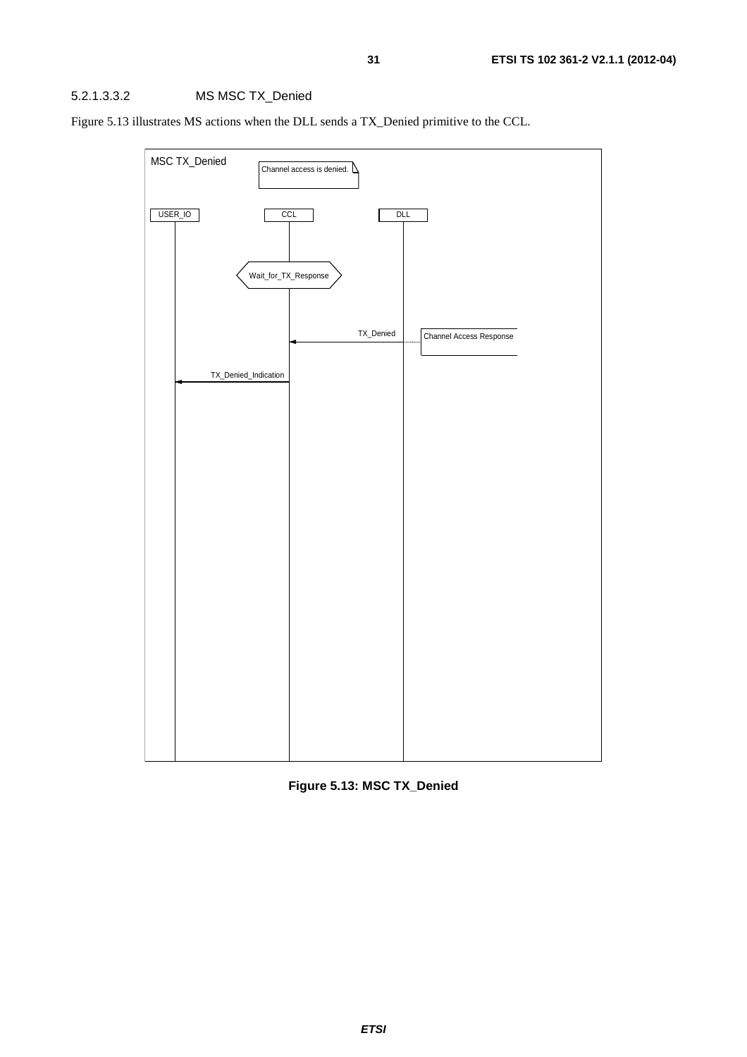#### 5.2.1.3.3.2 MS MSC TX_Denied

Figure 5.13 illustrates MS actions when the DLL sends a TX_Denied primitive to the CCL.

MSC TX_Denied

Channel access is denied.

USER_IO CCL DLL

Wait_for_TX_Response

TX_Denied

Channel Access Response

TX_Denied_Indication

**Figure 5.13: MSC TX_Denied**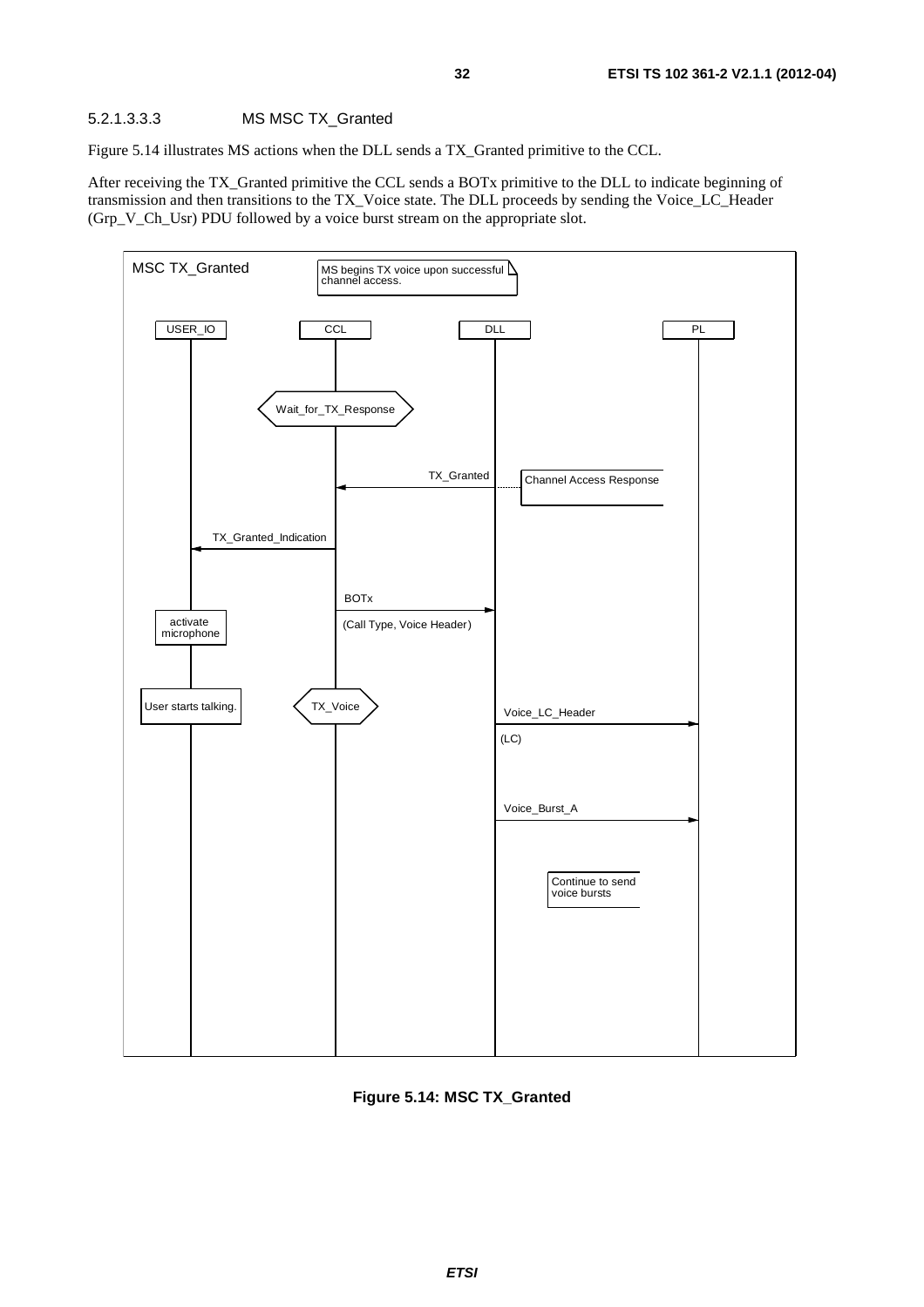#### 5.2.1.3.3.3 MS MSC TX_Granted

Figure 5.14 illustrates MS actions when the DLL sends a TX_Granted primitive to the CCL.

After receiving the TX_Granted primitive the CCL sends a BOTx primitive to the DLL to indicate beginning of transmission and then transitions to the TX_Voice state. The DLL proceeds by sending the Voice_LC_Header (Grp_V_Ch_Usr) PDU followed by a voice burst stream on the appropriate slot.

MSC TX_Granted

MS begins TX voice upon successful channel access.

USER_IO | CCL | DLL | PL

Wait_for_TX_Response

TX_Granted — Channel Access Response

TX_Granted_Indication

BOTx (Call Type, Voice Header)

activate microphone

User starts talking.

TX_Voice

Voice_LC_Header (LC)

Voice_Burst_A

Continue to send voice bursts

**Figure 5.14: MSC TX_Granted**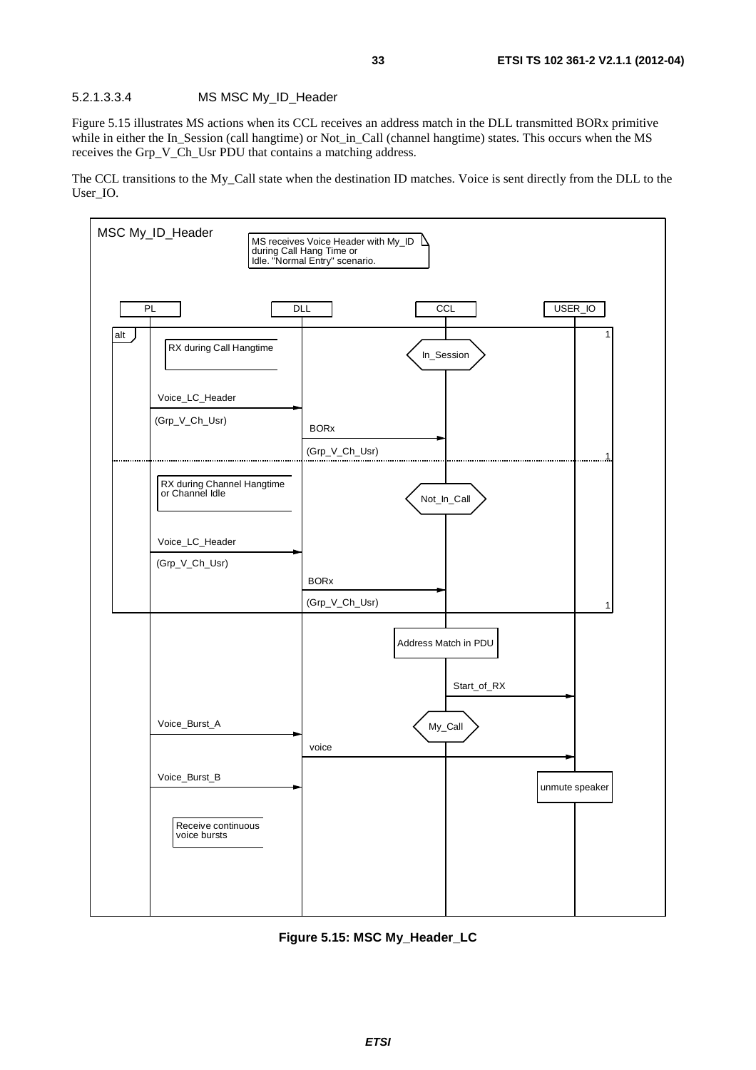#### 5.2.1.3.3.4 MS MSC My_ID_Header

Figure 5.15 illustrates MS actions when its CCL receives an address match in the DLL transmitted BORx primitive while in either the In_Session (call hangtime) or Not_in_Call (channel hangtime) states. This occurs when the MS receives the Grp_V_Ch_Usr PDU that contains a matching address.

The CCL transitions to the My_Call state when the destination ID matches. Voice is sent directly from the DLL to the User_IO.

MSC My_ID_Header

MS receives Voice Header with My_ID during Call Hang Time or Idle. "Normal Entry" scenario.

PL | DLL | CCL | USER_IO

alt

RX during Call Hangtime — In_Session

Voice_LC_Header (Grp_V_Ch_Usr) — BORx (Grp_V_Ch_Usr)

RX during Channel Hangtime or Channel Idle — Not_In_Call

Voice_LC_Header (Grp_V_Ch_Usr) — BORx (Grp_V_Ch_Usr)

Address Match in PDU

Start_of_RX

My_Call

Voice_Burst_A — voice

Voice_Burst_B — unmute speaker

Receive continuous voice bursts

**Figure 5.15: MSC My_Header_LC**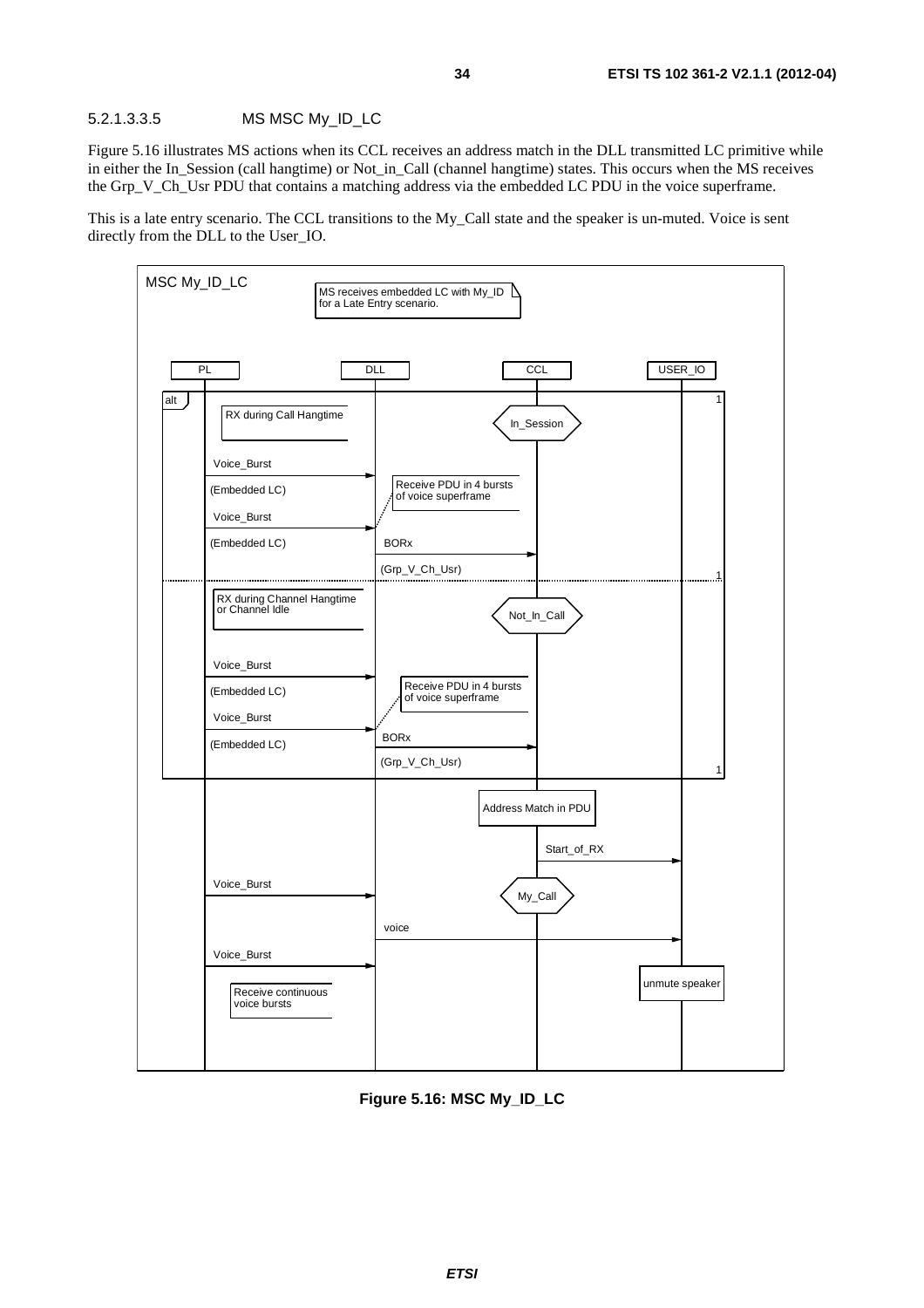#### 5.2.1.3.3.5 MS MSC My_ID_LC

Figure 5.16 illustrates MS actions when its CCL receives an address match in the DLL transmitted LC primitive while in either the In_Session (call hangtime) or Not_in_Call (channel hangtime) states. This occurs when the MS receives the Grp_V_Ch_Usr PDU that contains a matching address via the embedded LC PDU in the voice superframe.

This is a late entry scenario. The CCL transitions to the My_Call state and the speaker is un-muted. Voice is sent directly from the DLL to the User_IO.

```
MSC My_ID_LC          [MS receives embedded LC with My_ID for a Late Entry scenario.]

   PL                    DLL                   CCL                 USER_IO
alt
   [RX during Call Hangtime]                <In_Session>
   Voice_Burst (Embedded LC)  -->DLL   [Receive PDU in 4 bursts of voice superframe]
   Voice_Burst (Embedded LC)  -->DLL
                          BORx (Grp_V_Ch_Usr) -->CCL
- - - - - - - - - - - - - - - - - - - - - - - - - - - - - - - - - - - - -
   [RX during Channel Hangtime or Channel Idle]  <Not_In_Call>
   Voice_Burst (Embedded LC)  -->DLL   [Receive PDU in 4 bursts of voice superframe]
   Voice_Burst (Embedded LC)  -->DLL
                          BORx (Grp_V_Ch_Usr) -->CCL
end alt
                                        [Address Match in PDU]
                                          Start_of_RX -->USER_IO
   Voice_Burst -->DLL                       <My_Call>
                          voice ------------------------------>USER_IO
   Voice_Burst -->DLL                                       [unmute speaker]
   [Receive continuous voice bursts]
```

**Figure 5.16: MSC My_ID_LC**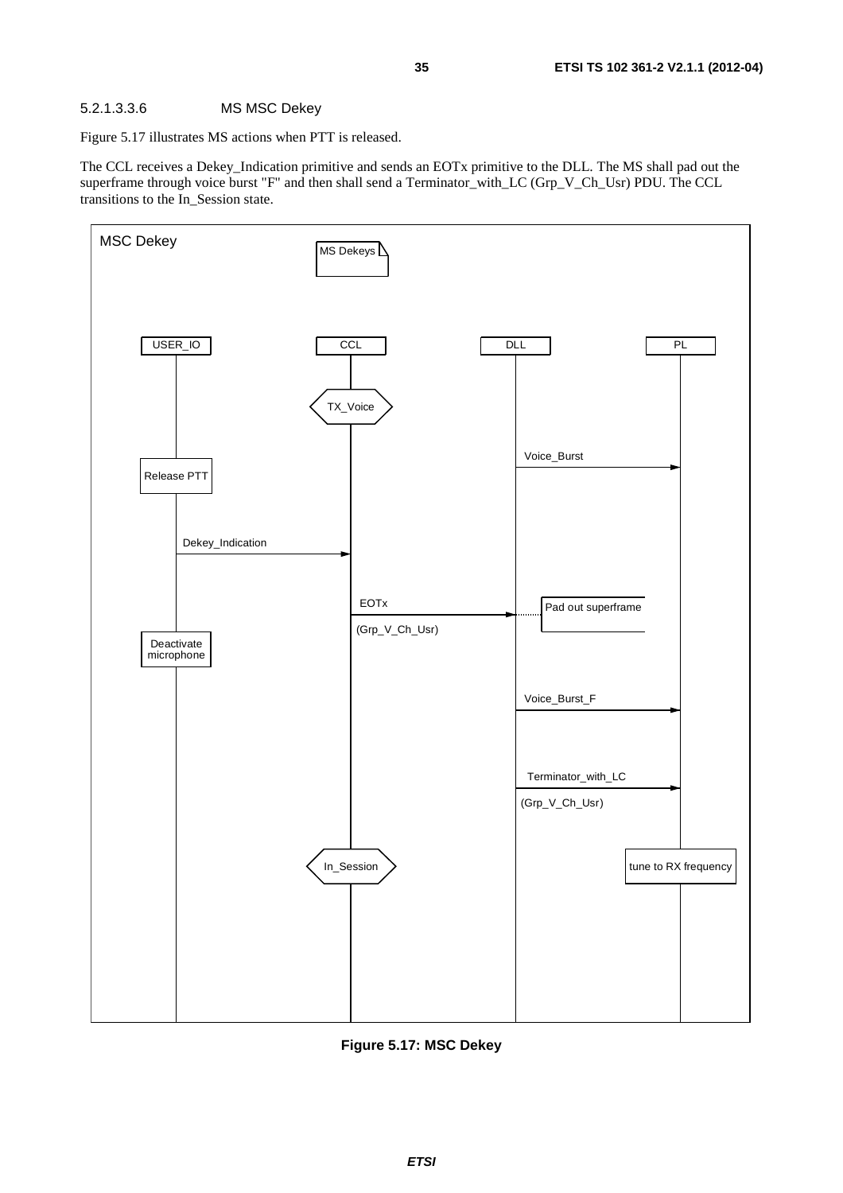#### 5.2.1.3.3.6 MS MSC Dekey

Figure 5.17 illustrates MS actions when PTT is released.

The CCL receives a Dekey_Indication primitive and sends an EOTx primitive to the DLL. The MS shall pad out the superframe through voice burst "F" and then shall send a Terminator_with_LC (Grp_V_Ch_Usr) PDU. The CCL transitions to the In_Session state.

MSC Dekey

MS Dekeys

USER_IO CCL DLL PL

TX_Voice

Voice_Burst

Release PTT

Dekey_Indication

EOTx

(Grp_V_Ch_Usr)

Pad out superframe

Deactivate microphone

Voice_Burst_F

Terminator_with_LC

(Grp_V_Ch_Usr)

In_Session

tune to RX frequency

**Figure 5.17: MSC Dekey**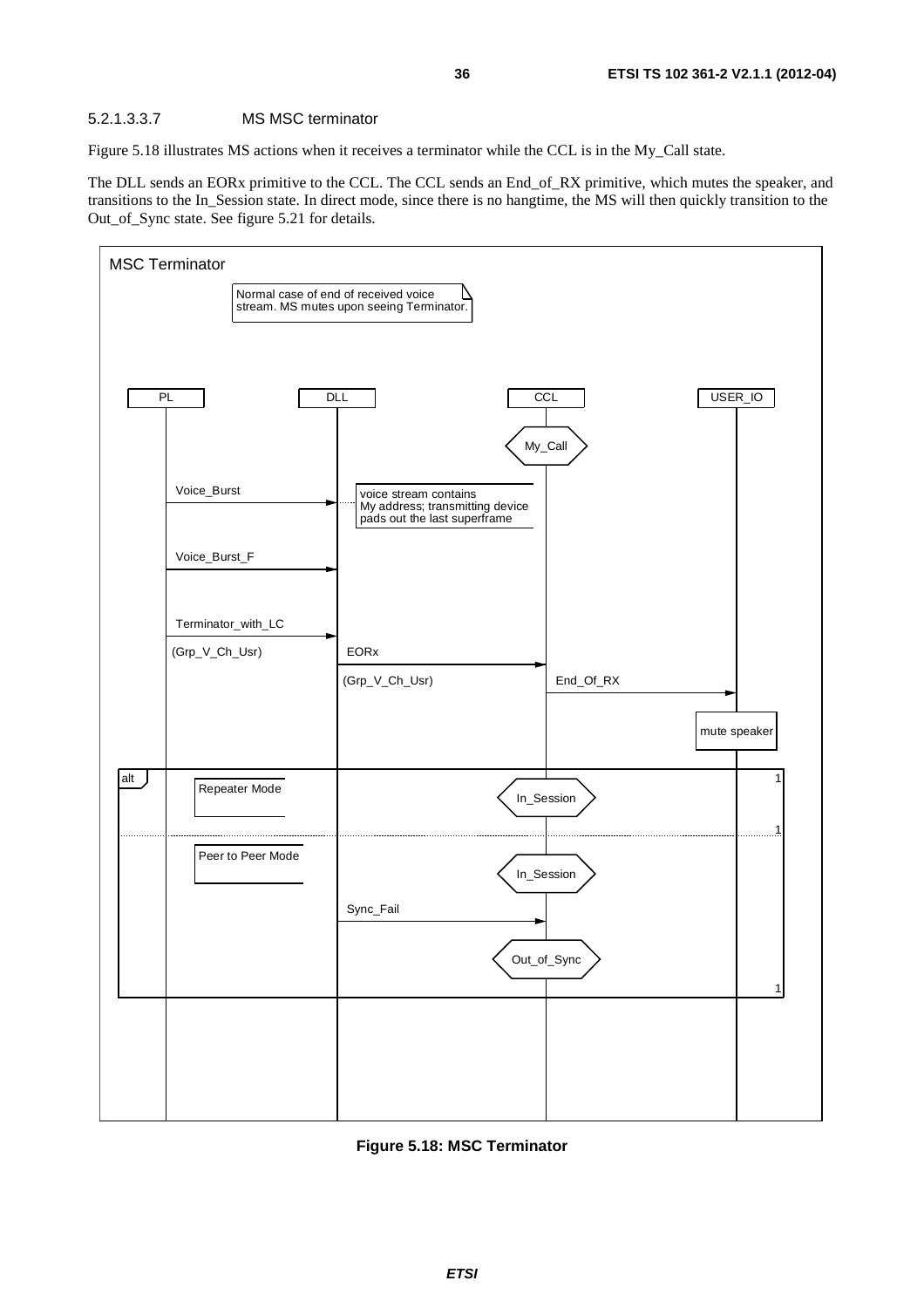#### 5.2.1.3.3.7 MS MSC terminator

Figure 5.18 illustrates MS actions when it receives a terminator while the CCL is in the My_Call state.

The DLL sends an EORx primitive to the CCL. The CCL sends an End_of_RX primitive, which mutes the speaker, and transitions to the In_Session state. In direct mode, since there is no hangtime, the MS will then quickly transition to the Out_of_Sync state. See figure 5.21 for details.

MSC Terminator

Normal case of end of received voice stream. MS mutes upon seeing Terminator.

PL | DLL | CCL | USER_IO

My_Call

Voice_Burst

voice stream contains My address; transmitting device pads out the last superframe

Voice_Burst_F

Terminator_with_LC (Grp_V_Ch_Usr)

EORx (Grp_V_Ch_Usr)

End_Of_RX

mute speaker

alt

Repeater Mode

In_Session

Peer to Peer Mode

In_Session

Sync_Fail

Out_of_Sync

**Figure 5.18: MSC Terminator**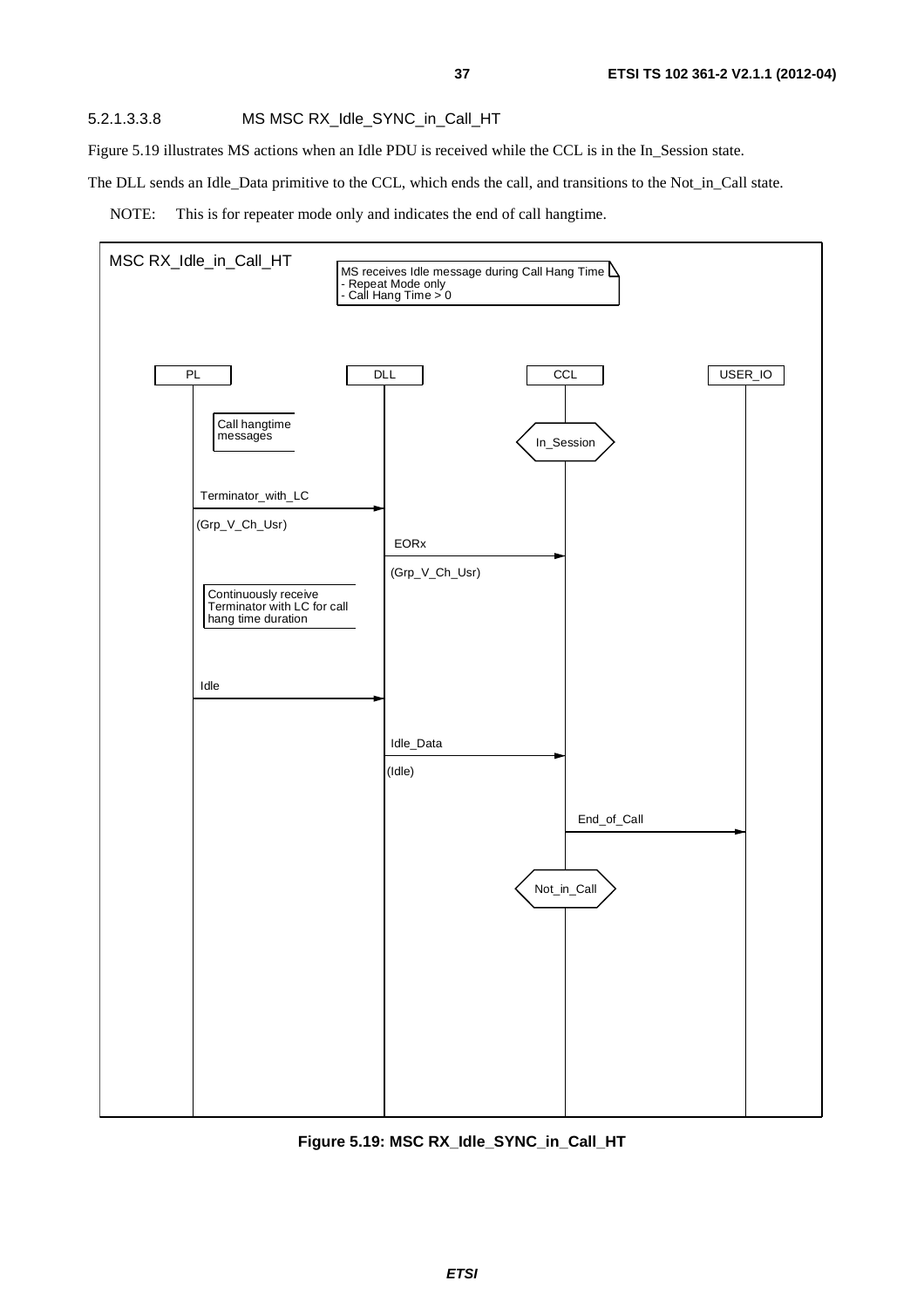#### 5.2.1.3.3.8 MS MSC RX_Idle_SYNC_in_Call_HT

Figure 5.19 illustrates MS actions when an Idle PDU is received while the CCL is in the In_Session state.

The DLL sends an Idle_Data primitive to the CCL, which ends the call, and transitions to the Not_in_Call state.

NOTE: This is for repeater mode only and indicates the end of call hangtime.

MSC RX_Idle_in_Call_HT

MS receives Idle message during Call Hang Time
- Repeat Mode only
- Call Hang Time > 0

PL | DLL | CCL | USER_IO

Call hangtime messages

In_Session

Terminator_with_LC (Grp_V_Ch_Usr)

EORx (Grp_V_Ch_Usr)

Continuously receive Terminator with LC for call hang time duration

Idle

Idle_Data (Idle)

End_of_Call

Not_in_Call

**Figure 5.19: MSC RX_Idle_SYNC_in_Call_HT**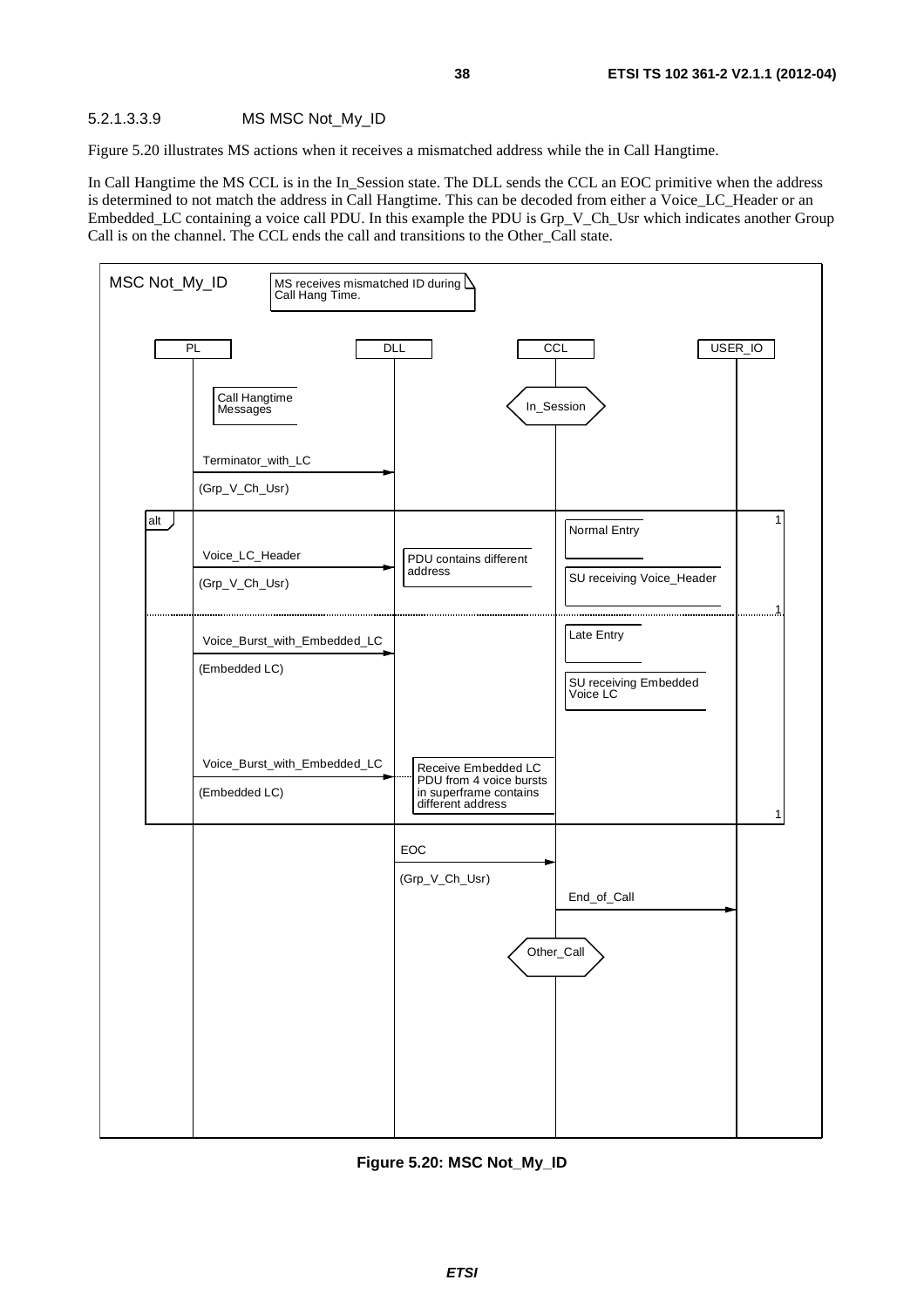##### 5.2.1.3.3.9 MS MSC Not_My_ID

Figure 5.20 illustrates MS actions when it receives a mismatched address while the in Call Hangtime.

In Call Hangtime the MS CCL is in the In_Session state. The DLL sends the CCL an EOC primitive when the address is determined to not match the address in Call Hangtime. This can be decoded from either a Voice_LC_Header or an Embedded_LC containing a voice call PDU. In this example the PDU is Grp_V_Ch_Usr which indicates another Group Call is on the channel. The CCL ends the call and transitions to the Other_Call state.

```
MSC Not_My_ID        [MS receives mismatched ID during Call Hang Time.]

   PL                      DLL                    CCL                  USER_IO

   [Call Hangtime Messages]                   <In_Session>

   Terminator_with_LC
   ---------------------->
   (Grp_V_Ch_Usr)

alt                                                                        1
                                              [Normal Entry]
   Voice_LC_Header         [PDU contains different address]
   ---------------------->                    [SU receiving Voice_Header]
   (Grp_V_Ch_Usr)
...........................................................................1
                                              [Late Entry]
   Voice_Burst_with_Embedded_LC
   ---------------------->
   (Embedded LC)                              [SU receiving Embedded Voice LC]

   Voice_Burst_with_Embedded_LC
   ---------------------->  [Receive Embedded LC PDU from 4 voice bursts
   (Embedded LC)             in superframe contains different address]
                                                                           1

                           EOC
                           --------------------->
                           (Grp_V_Ch_Usr)
                                                  End_of_Call
                                                  ------------------->

                                              <Other_Call>
```

**Figure 5.20: MSC Not_My_ID**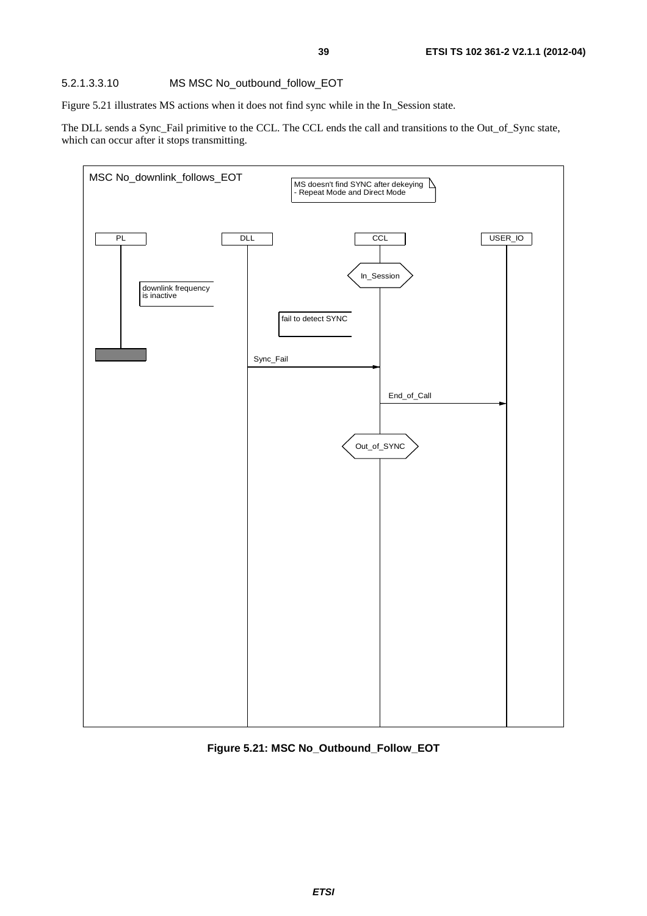#### 5.2.1.3.3.10 MS MSC No_outbound_follow_EOT

Figure 5.21 illustrates MS actions when it does not find sync while in the In_Session state.

The DLL sends a Sync_Fail primitive to the CCL. The CCL ends the call and transitions to the Out_of_Sync state, which can occur after it stops transmitting.

MSC No_downlink_follows_EOT

MS doesn't find SYNC after dekeying - Repeat Mode and Direct Mode

PL | DLL | CCL | USER_IO

In_Session

downlink frequency is inactive

fail to detect SYNC

Sync_Fail

End_of_Call

Out_of_SYNC

**Figure 5.21: MSC No_Outbound_Follow_EOT**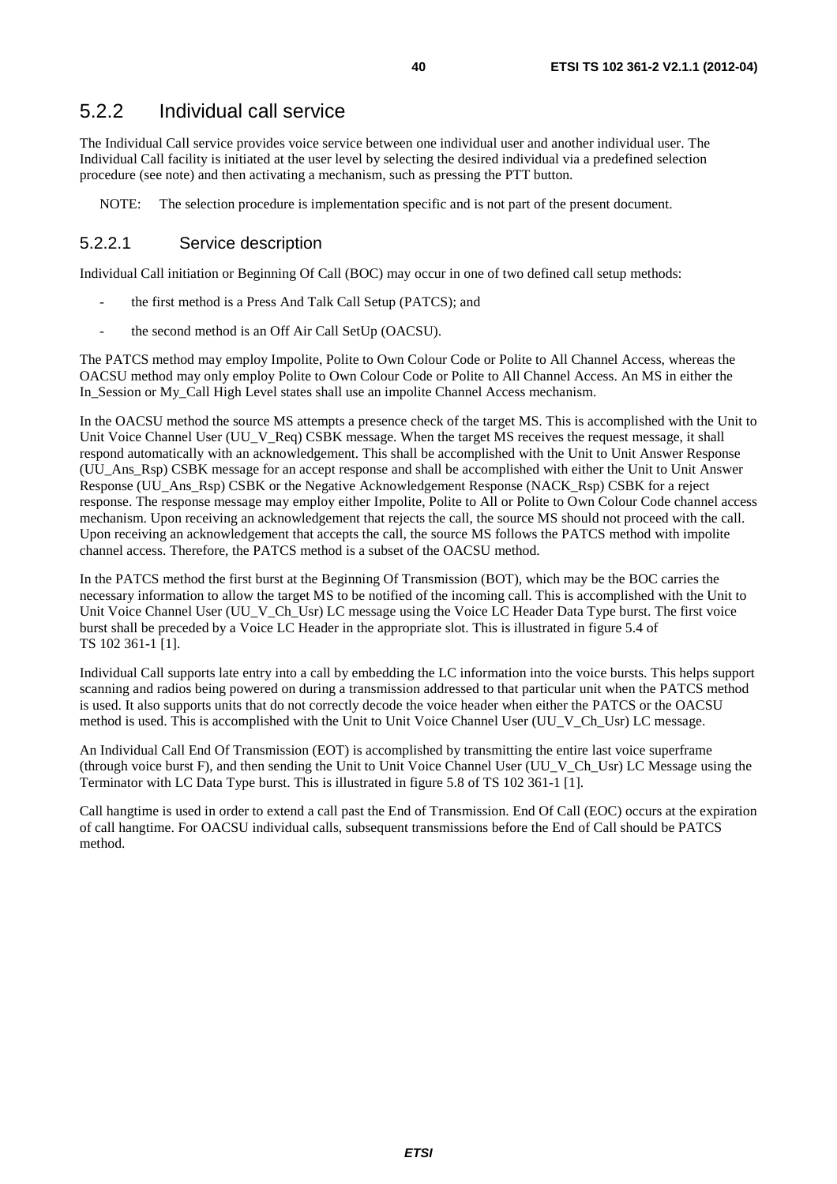## 5.2.2 Individual call service

The Individual Call service provides voice service between one individual user and another individual user. The Individual Call facility is initiated at the user level by selecting the desired individual via a predefined selection procedure (see note) and then activating a mechanism, such as pressing the PTT button.

NOTE: The selection procedure is implementation specific and is not part of the present document.

### 5.2.2.1 Service description

Individual Call initiation or Beginning Of Call (BOC) may occur in one of two defined call setup methods:

- the first method is a Press And Talk Call Setup (PATCS); and
- the second method is an Off Air Call SetUp (OACSU).

The PATCS method may employ Impolite, Polite to Own Colour Code or Polite to All Channel Access, whereas the OACSU method may only employ Polite to Own Colour Code or Polite to All Channel Access. An MS in either the In_Session or My_Call High Level states shall use an impolite Channel Access mechanism.

In the OACSU method the source MS attempts a presence check of the target MS. This is accomplished with the Unit to Unit Voice Channel User (UU_V_Req) CSBK message. When the target MS receives the request message, it shall respond automatically with an acknowledgement. This shall be accomplished with the Unit to Unit Answer Response (UU_Ans_Rsp) CSBK message for an accept response and shall be accomplished with either the Unit to Unit Answer Response (UU_Ans_Rsp) CSBK or the Negative Acknowledgement Response (NACK_Rsp) CSBK for a reject response. The response message may employ either Impolite, Polite to All or Polite to Own Colour Code channel access mechanism. Upon receiving an acknowledgement that rejects the call, the source MS should not proceed with the call. Upon receiving an acknowledgement that accepts the call, the source MS follows the PATCS method with impolite channel access. Therefore, the PATCS method is a subset of the OACSU method.

In the PATCS method the first burst at the Beginning Of Transmission (BOT), which may be the BOC carries the necessary information to allow the target MS to be notified of the incoming call. This is accomplished with the Unit to Unit Voice Channel User (UU_V_Ch_Usr) LC message using the Voice LC Header Data Type burst. The first voice burst shall be preceded by a Voice LC Header in the appropriate slot. This is illustrated in figure 5.4 of TS 102 361-1 [1].

Individual Call supports late entry into a call by embedding the LC information into the voice bursts. This helps support scanning and radios being powered on during a transmission addressed to that particular unit when the PATCS method is used. It also supports units that do not correctly decode the voice header when either the PATCS or the OACSU method is used. This is accomplished with the Unit to Unit Voice Channel User (UU_V_Ch_Usr) LC message.

An Individual Call End Of Transmission (EOT) is accomplished by transmitting the entire last voice superframe (through voice burst F), and then sending the Unit to Unit Voice Channel User (UU_V_Ch_Usr) LC Message using the Terminator with LC Data Type burst. This is illustrated in figure 5.8 of TS 102 361-1 [1].

Call hangtime is used in order to extend a call past the End of Transmission. End Of Call (EOC) occurs at the expiration of call hangtime. For OACSU individual calls, subsequent transmissions before the End of Call should be PATCS method.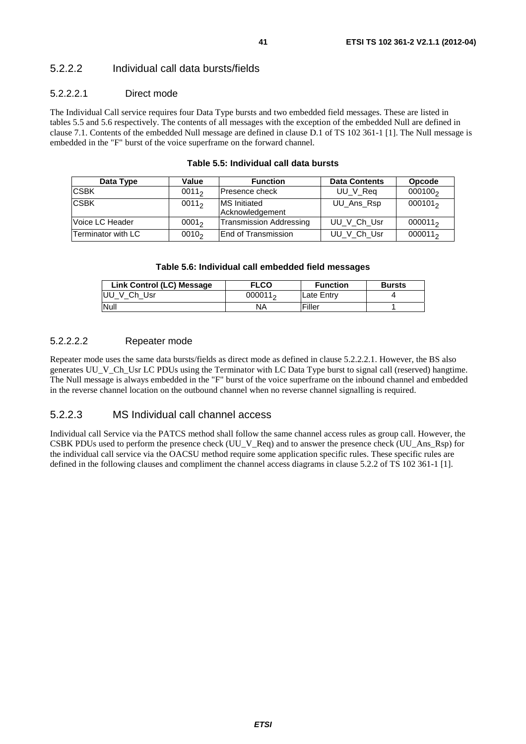### 5.2.2.2 Individual call data bursts/fields

#### 5.2.2.2.1 Direct mode

The Individual Call service requires four Data Type bursts and two embedded field messages. These are listed in tables 5.5 and 5.6 respectively. The contents of all messages with the exception of the embedded Null are defined in clause 7.1. Contents of the embedded Null message are defined in clause D.1 of TS 102 361-1 [1]. The Null message is embedded in the "F" burst of the voice superframe on the forward channel.

**Table 5.5: Individual call data bursts**

| Data Type | Value | Function | Data Contents | Opcode |
|---|---|---|---|---|
| CSBK | $0011_2$ | Presence check | UU_V_Req | $000100_2$ |
| CSBK | $0011_2$ | MS Initiated Acknowledgement | UU_Ans_Rsp | $000101_2$ |
| Voice LC Header | $0001_2$ | Transmission Addressing | UU_V_Ch_Usr | $000011_2$ |
| Terminator with LC | $0010_2$ | End of Transmission | UU_V_Ch_Usr | $000011_2$ |

**Table 5.6: Individual call embedded field messages**

| Link Control (LC) Message | FLCO | Function | Bursts |
|---|---|---|---|
| UU_V_Ch_Usr | $000011_2$ | Late Entry | 4 |
| Null | NA | Filler | 1 |

#### 5.2.2.2.2 Repeater mode

Repeater mode uses the same data bursts/fields as direct mode as defined in clause 5.2.2.2.1. However, the BS also generates UU_V_Ch_Usr LC PDUs using the Terminator with LC Data Type burst to signal call (reserved) hangtime. The Null message is always embedded in the "F" burst of the voice superframe on the inbound channel and embedded in the reverse channel location on the outbound channel when no reverse channel signalling is required.

### 5.2.2.3 MS Individual call channel access

Individual call Service via the PATCS method shall follow the same channel access rules as group call. However, the CSBK PDUs used to perform the presence check (UU_V_Req) and to answer the presence check (UU_Ans_Rsp) for the individual call service via the OACSU method require some application specific rules. These specific rules are defined in the following clauses and compliment the channel access diagrams in clause 5.2.2 of TS 102 361-1 [1].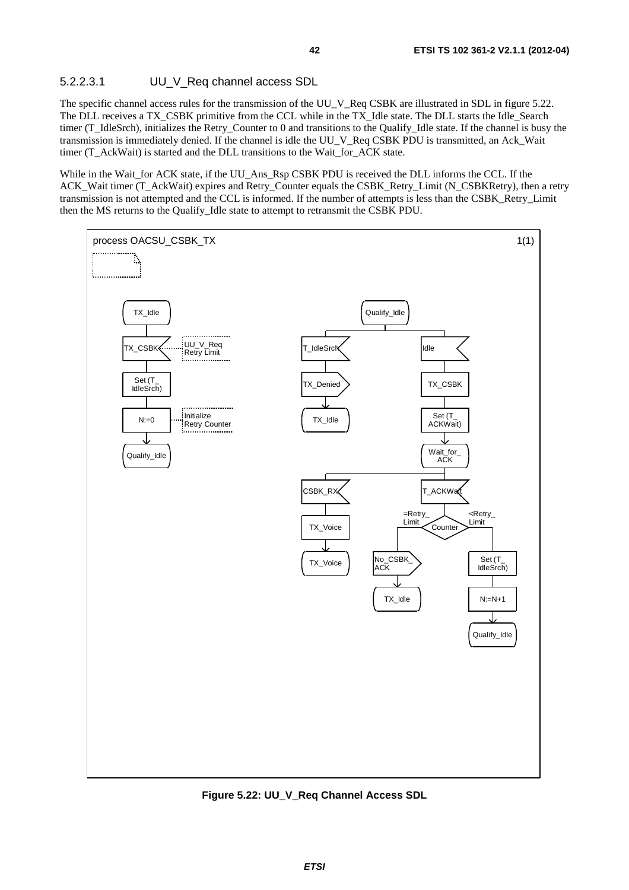#### 5.2.2.3.1 UU_V_Req channel access SDL

The specific channel access rules for the transmission of the UU_V_Req CSBK are illustrated in SDL in figure 5.22. The DLL receives a TX_CSBK primitive from the CCL while in the TX_Idle state. The DLL starts the Idle_Search timer (T_IdleSrch), initializes the Retry_Counter to 0 and transitions to the Qualify_Idle state. If the channel is busy the transmission is immediately denied. If the channel is idle the UU_V_Req CSBK PDU is transmitted, an Ack_Wait timer (T_AckWait) is started and the DLL transitions to the Wait_for_ACK state.

While in the Wait_for ACK state, if the UU_Ans_Rsp CSBK PDU is received the DLL informs the CCL. If the ACK_Wait timer (T_AckWait) expires and Retry_Counter equals the CSBK_Retry_Limit (N_CSBKRetry), then a retry transmission is not attempted and the CCL is informed. If the number of attempts is less than the CSBK_Retry_Limit then the MS returns to the Qualify_Idle state to attempt to retransmit the CSBK PDU.

**Figure 5.22: UU_V_Req Channel Access SDL**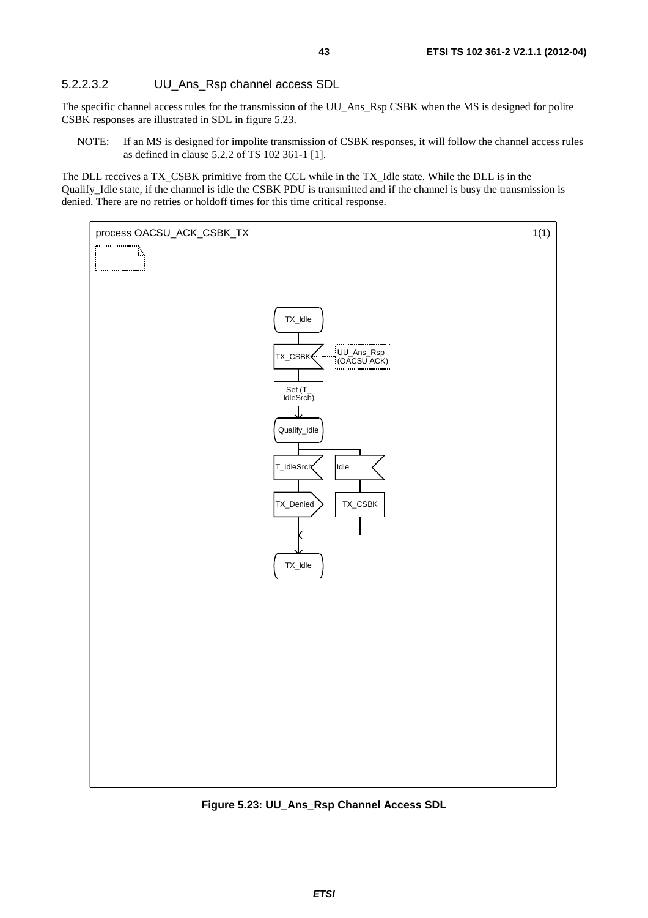#### 5.2.2.3.2 UU_Ans_Rsp channel access SDL

The specific channel access rules for the transmission of the UU_Ans_Rsp CSBK when the MS is designed for polite CSBK responses are illustrated in SDL in figure 5.23.

NOTE: If an MS is designed for impolite transmission of CSBK responses, it will follow the channel access rules as defined in clause 5.2.2 of TS 102 361-1 [1].

The DLL receives a TX_CSBK primitive from the CCL while in the TX_Idle state. While the DLL is in the Qualify_Idle state, if the channel is idle the CSBK PDU is transmitted and if the channel is busy the transmission is denied. There are no retries or holdoff times for this time critical response.

process OACSU_ACK_CSBK_TX 1(1)

TX_Idle

TX_CSBK — UU_Ans_Rsp (OACSU ACK)

Set (T_IdleSrch)

Qualify_Idle

T_IdleSrch → TX_Denied

Idle → TX_CSBK

TX_Idle

**Figure 5.23: UU_Ans_Rsp Channel Access SDL**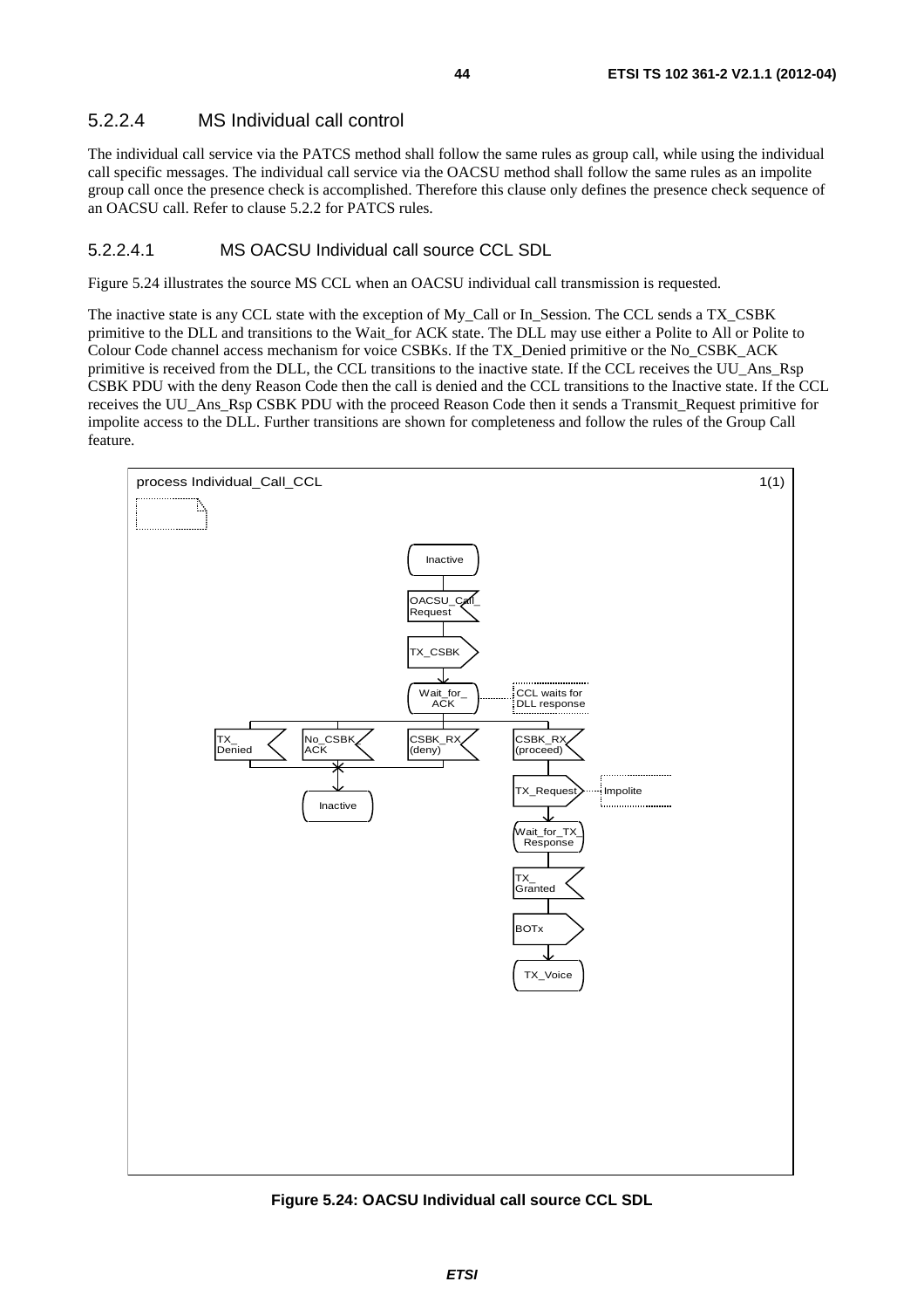#### 5.2.2.4 MS Individual call control

The individual call service via the PATCS method shall follow the same rules as group call, while using the individual call specific messages. The individual call service via the OACSU method shall follow the same rules as an impolite group call once the presence check is accomplished. Therefore this clause only defines the presence check sequence of an OACSU call. Refer to clause 5.2.2 for PATCS rules.

##### 5.2.2.4.1 MS OACSU Individual call source CCL SDL

Figure 5.24 illustrates the source MS CCL when an OACSU individual call transmission is requested.

The inactive state is any CCL state with the exception of My_Call or In_Session. The CCL sends a TX_CSBK primitive to the DLL and transitions to the Wait_for ACK state. The DLL may use either a Polite to All or Polite to Colour Code channel access mechanism for voice CSBKs. If the TX_Denied primitive or the No_CSBK_ACK primitive is received from the DLL, the CCL transitions to the inactive state. If the CCL receives the UU_Ans_Rsp CSBK PDU with the deny Reason Code then the call is denied and the CCL transitions to the Inactive state. If the CCL receives the UU_Ans_Rsp CSBK PDU with the proceed Reason Code then it sends a Transmit_Request primitive for impolite access to the DLL. Further transitions are shown for completeness and follow the rules of the Group Call feature.

process Individual_Call_CCL 1(1)

Inactive → OACSU_Call_Request → TX_CSBK → Wait_for_ACK (CCL waits for DLL response)

- TX_Denied → Inactive
- No_CSBK_ACK → Inactive
- CSBK_RX (deny) → Inactive
- CSBK_RX (proceed) → TX_Request (Impolite) → Wait_for_TX_Response → TX_Granted → BOTx → TX_Voice

**Figure 5.24: OACSU Individual call source CCL SDL**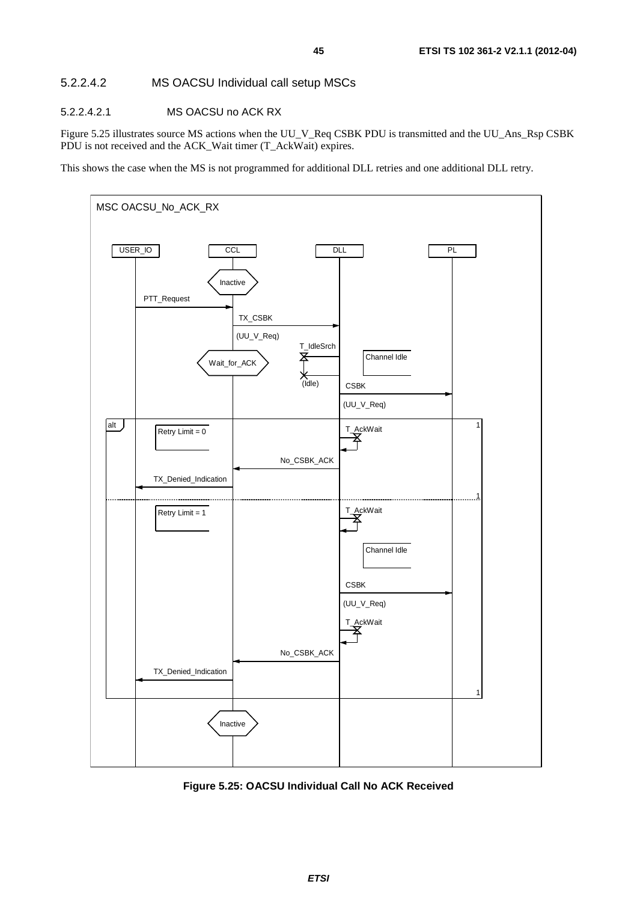#### 5.2.2.4.2 MS OACSU Individual call setup MSCs

##### 5.2.2.4.2.1 MS OACSU no ACK RX

Figure 5.25 illustrates source MS actions when the UU_V_Req CSBK PDU is transmitted and the UU_Ans_Rsp CSBK PDU is not received and the ACK_Wait timer (T_AckWait) expires.

This shows the case when the MS is not programmed for additional DLL retries and one additional DLL retry.

MSC OACSU_No_ACK_RX

USER_IO | CCL | DLL | PL

Inactive

PTT_Request

TX_CSBK (UU_V_Req)

T_IdleSrch

Wait_for_ACK

(Idle)

Channel Idle

CSBK (UU_V_Req)

alt

Retry Limit = 0

T_AckWait

No_CSBK_ACK

TX_Denied_Indication

Retry Limit = 1

T_AckWait

Channel Idle

CSBK (UU_V_Req)

T_AckWait

No_CSBK_ACK

TX_Denied_Indication

Inactive

**Figure 5.25: OACSU Individual Call No ACK Received**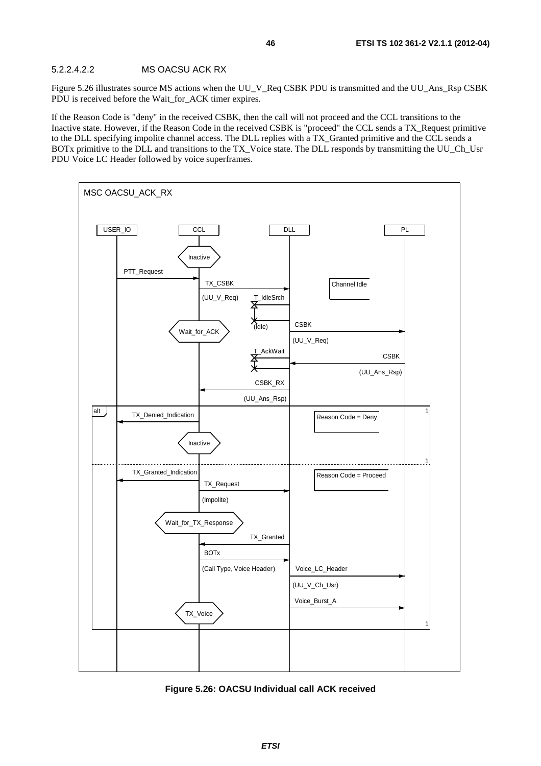##### 5.2.2.4.2.2 MS OACSU ACK RX

Figure 5.26 illustrates source MS actions when the UU_V_Req CSBK PDU is transmitted and the UU_Ans_Rsp CSBK PDU is received before the Wait_for_ACK timer expires.

If the Reason Code is "deny" in the received CSBK, then the call will not proceed and the CCL transitions to the Inactive state. However, if the Reason Code in the received CSBK is "proceed" the CCL sends a TX_Request primitive to the DLL specifying impolite channel access. The DLL replies with a TX_Granted primitive and the CCL sends a BOTx primitive to the DLL and transitions to the TX_Voice state. The DLL responds by transmitting the UU_Ch_Usr PDU Voice LC Header followed by voice superframes.

**Figure 5.26: OACSU Individual call ACK received**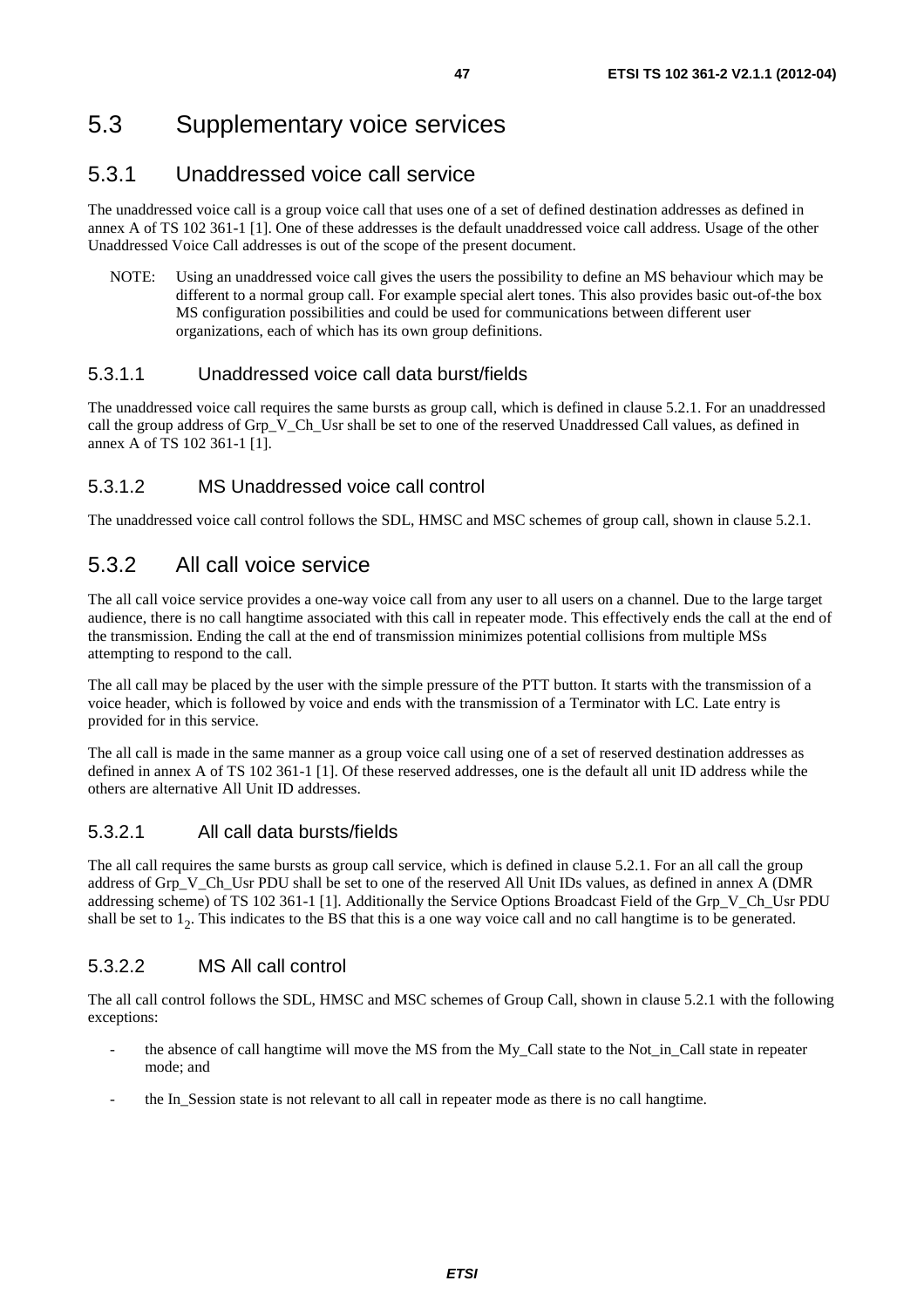# 5.3 Supplementary voice services

## 5.3.1 Unaddressed voice call service

The unaddressed voice call is a group voice call that uses one of a set of defined destination addresses as defined in annex A of TS 102 361-1 [1]. One of these addresses is the default unaddressed voice call address. Usage of the other Unaddressed Voice Call addresses is out of the scope of the present document.

NOTE: Using an unaddressed voice call gives the users the possibility to define an MS behaviour which may be different to a normal group call. For example special alert tones. This also provides basic out-of-the box MS configuration possibilities and could be used for communications between different user organizations, each of which has its own group definitions.

### 5.3.1.1 Unaddressed voice call data burst/fields

The unaddressed voice call requires the same bursts as group call, which is defined in clause 5.2.1. For an unaddressed call the group address of Grp_V_Ch_Usr shall be set to one of the reserved Unaddressed Call values, as defined in annex A of TS 102 361-1 [1].

### 5.3.1.2 MS Unaddressed voice call control

The unaddressed voice call control follows the SDL, HMSC and MSC schemes of group call, shown in clause 5.2.1.

## 5.3.2 All call voice service

The all call voice service provides a one-way voice call from any user to all users on a channel. Due to the large target audience, there is no call hangtime associated with this call in repeater mode. This effectively ends the call at the end of the transmission. Ending the call at the end of transmission minimizes potential collisions from multiple MSs attempting to respond to the call.

The all call may be placed by the user with the simple pressure of the PTT button. It starts with the transmission of a voice header, which is followed by voice and ends with the transmission of a Terminator with LC. Late entry is provided for in this service.

The all call is made in the same manner as a group voice call using one of a set of reserved destination addresses as defined in annex A of TS 102 361-1 [1]. Of these reserved addresses, one is the default all unit ID address while the others are alternative All Unit ID addresses.

### 5.3.2.1 All call data bursts/fields

The all call requires the same bursts as group call service, which is defined in clause 5.2.1. For an all call the group address of Grp_V_Ch_Usr PDU shall be set to one of the reserved All Unit IDs values, as defined in annex A (DMR addressing scheme) of TS 102 361-1 [1]. Additionally the Service Options Broadcast Field of the Grp_V_Ch_Usr PDU shall be set to $1_2$. This indicates to the BS that this is a one way voice call and no call hangtime is to be generated.

### 5.3.2.2 MS All call control

The all call control follows the SDL, HMSC and MSC schemes of Group Call, shown in clause 5.2.1 with the following exceptions:

- the absence of call hangtime will move the MS from the My_Call state to the Not_in_Call state in repeater mode; and
- the In_Session state is not relevant to all call in repeater mode as there is no call hangtime.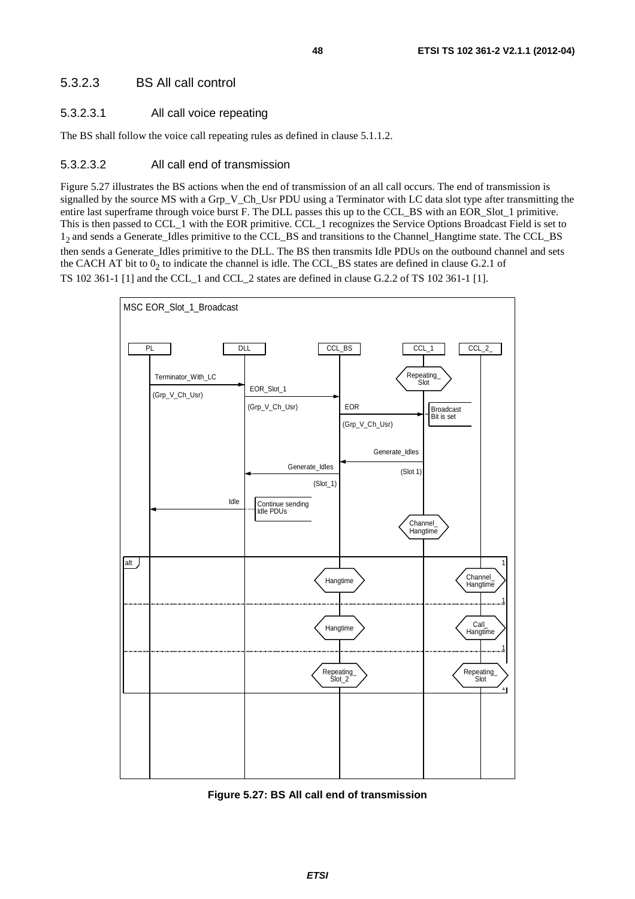### 5.3.2.3 BS All call control

#### 5.3.2.3.1 All call voice repeating

The BS shall follow the voice call repeating rules as defined in clause 5.1.1.2.

#### 5.3.2.3.2 All call end of transmission

Figure 5.27 illustrates the BS actions when the end of transmission of an all call occurs. The end of transmission is signalled by the source MS with a Grp_V_Ch_Usr PDU using a Terminator with LC data slot type after transmitting the entire last superframe through voice burst F. The DLL passes this up to the CCL_BS with an EOR_Slot_1 primitive. This is then passed to CCL_1 with the EOR primitive. CCL_1 recognizes the Service Options Broadcast Field is set to $1_2$ and sends a Generate_Idles primitive to the CCL_BS and transitions to the Channel_Hangtime state. The CCL_BS then sends a Generate_Idles primitive to the DLL. The BS then transmits Idle PDUs on the outbound channel and sets the CACH AT bit to $0_2$ to indicate the channel is idle. The CCL_BS states are defined in clause G.2.1 of TS 102 361-1 [1] and the CCL_1 and CCL_2 states are defined in clause G.2.2 of TS 102 361-1 [1].

**Figure 5.27: BS All call end of transmission**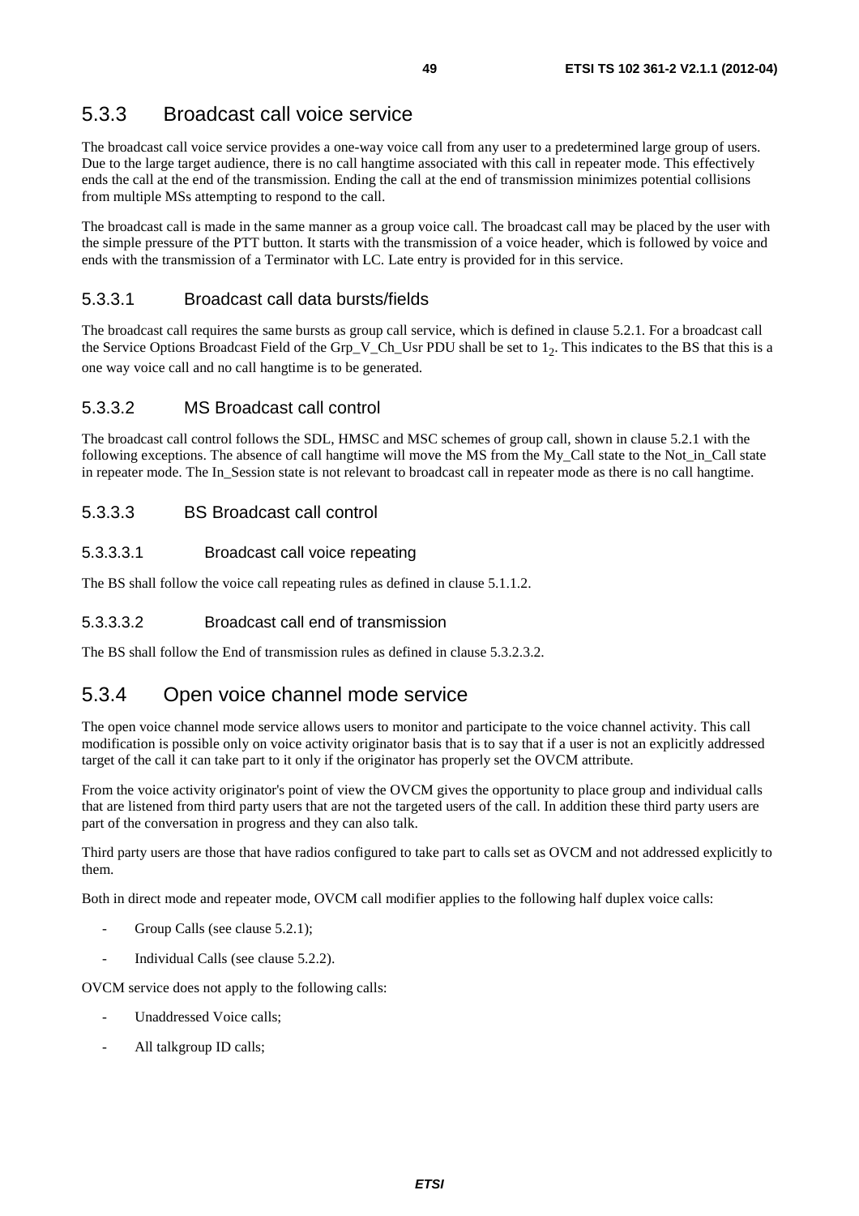## 5.3.3 Broadcast call voice service

The broadcast call voice service provides a one-way voice call from any user to a predetermined large group of users. Due to the large target audience, there is no call hangtime associated with this call in repeater mode. This effectively ends the call at the end of the transmission. Ending the call at the end of transmission minimizes potential collisions from multiple MSs attempting to respond to the call.

The broadcast call is made in the same manner as a group voice call. The broadcast call may be placed by the user with the simple pressure of the PTT button. It starts with the transmission of a voice header, which is followed by voice and ends with the transmission of a Terminator with LC. Late entry is provided for in this service.

### 5.3.3.1 Broadcast call data bursts/fields

The broadcast call requires the same bursts as group call service, which is defined in clause 5.2.1. For a broadcast call the Service Options Broadcast Field of the Grp_V_Ch_Usr PDU shall be set to $1_2$. This indicates to the BS that this is a one way voice call and no call hangtime is to be generated.

### 5.3.3.2 MS Broadcast call control

The broadcast call control follows the SDL, HMSC and MSC schemes of group call, shown in clause 5.2.1 with the following exceptions. The absence of call hangtime will move the MS from the My_Call state to the Not_in_Call state in repeater mode. The In_Session state is not relevant to broadcast call in repeater mode as there is no call hangtime.

### 5.3.3.3 BS Broadcast call control

#### 5.3.3.3.1 Broadcast call voice repeating

The BS shall follow the voice call repeating rules as defined in clause 5.1.1.2.

#### 5.3.3.3.2 Broadcast call end of transmission

The BS shall follow the End of transmission rules as defined in clause 5.3.2.3.2.

## 5.3.4 Open voice channel mode service

The open voice channel mode service allows users to monitor and participate to the voice channel activity. This call modification is possible only on voice activity originator basis that is to say that if a user is not an explicitly addressed target of the call it can take part to it only if the originator has properly set the OVCM attribute.

From the voice activity originator's point of view the OVCM gives the opportunity to place group and individual calls that are listened from third party users that are not the targeted users of the call. In addition these third party users are part of the conversation in progress and they can also talk.

Third party users are those that have radios configured to take part to calls set as OVCM and not addressed explicitly to them.

Both in direct mode and repeater mode, OVCM call modifier applies to the following half duplex voice calls:

- Group Calls (see clause 5.2.1);
- Individual Calls (see clause 5.2.2).

OVCM service does not apply to the following calls:

- Unaddressed Voice calls;
- All talkgroup ID calls;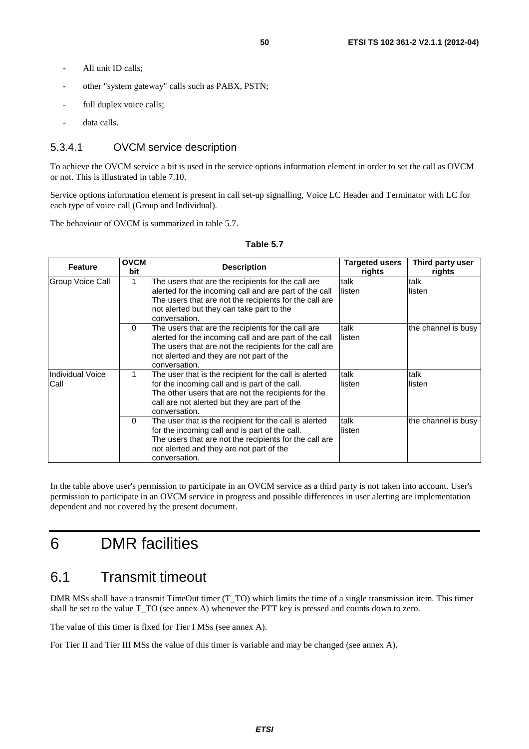- All unit ID calls;
- other "system gateway" calls such as PABX, PSTN;
- full duplex voice calls;
- data calls.

### 5.3.4.1 OVCM service description

To achieve the OVCM service a bit is used in the service options information element in order to set the call as OVCM or not. This is illustrated in table 7.10.

Service options information element is present in call set-up signalling, Voice LC Header and Terminator with LC for each type of voice call (Group and Individual).

The behaviour of OVCM is summarized in table 5.7.

**Table 5.7**

| Feature | OVCM bit | Description | Targeted users rights | Third party user rights |
|---|---|---|---|---|
| Group Voice Call | 1 | The users that are the recipients for the call are alerted for the incoming call and are part of the call The users that are not the recipients for the call are not alerted but they can take part to the conversation. | talk listen | talk listen |
| | 0 | The users that are the recipients for the call are alerted for the incoming call and are part of the call The users that are not the recipients for the call are not alerted and they are not part of the conversation. | talk listen | the channel is busy |
| Individual Voice Call | 1 | The user that is the recipient for the call is alerted for the incoming call and is part of the call. The other users that are not the recipients for the call are not alerted but they are part of the conversation. | talk listen | talk listen |
| | 0 | The user that is the recipient for the call is alerted for the incoming call and is part of the call. The users that are not the recipients for the call are not alerted and they are not part of the conversation. | talk listen | the channel is busy |

In the table above user's permission to participate in an OVCM service as a third party is not taken into account. User's permission to participate in an OVCM service in progress and possible differences in user alerting are implementation dependent and not covered by the present document.

# 6 DMR facilities

## 6.1 Transmit timeout

DMR MSs shall have a transmit TimeOut timer (T_TO) which limits the time of a single transmission item. This timer shall be set to the value T_TO (see annex A) whenever the PTT key is pressed and counts down to zero.

The value of this timer is fixed for Tier I MSs (see annex A).

For Tier II and Tier III MSs the value of this timer is variable and may be changed (see annex A).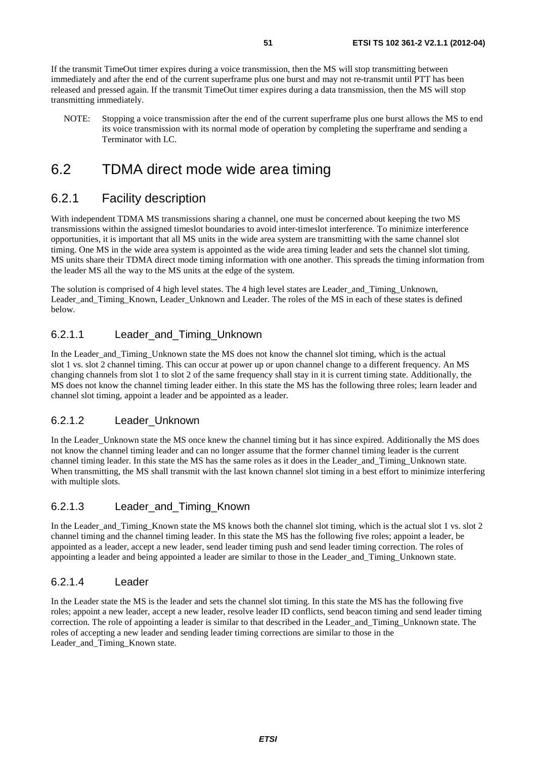If the transmit TimeOut timer expires during a voice transmission, then the MS will stop transmitting between immediately and after the end of the current superframe plus one burst and may not re-transmit until PTT has been released and pressed again. If the transmit TimeOut timer expires during a data transmission, then the MS will stop transmitting immediately.

NOTE: Stopping a voice transmission after the end of the current superframe plus one burst allows the MS to end its voice transmission with its normal mode of operation by completing the superframe and sending a Terminator with LC.

## 6.2 TDMA direct mode wide area timing

### 6.2.1 Facility description

With independent TDMA MS transmissions sharing a channel, one must be concerned about keeping the two MS transmissions within the assigned timeslot boundaries to avoid inter-timeslot interference. To minimize interference opportunities, it is important that all MS units in the wide area system are transmitting with the same channel slot timing. One MS in the wide area system is appointed as the wide area timing leader and sets the channel slot timing. MS units share their TDMA direct mode timing information with one another. This spreads the timing information from the leader MS all the way to the MS units at the edge of the system.

The solution is comprised of 4 high level states. The 4 high level states are Leader_and_Timing_Unknown, Leader_and_Timing_Known, Leader_Unknown and Leader. The roles of the MS in each of these states is defined below.

#### 6.2.1.1 Leader_and_Timing_Unknown

In the Leader_and_Timing_Unknown state the MS does not know the channel slot timing, which is the actual slot 1 vs. slot 2 channel timing. This can occur at power up or upon channel change to a different frequency. An MS changing channels from slot 1 to slot 2 of the same frequency shall stay in it is current timing state. Additionally, the MS does not know the channel timing leader either. In this state the MS has the following three roles; learn leader and channel slot timing, appoint a leader and be appointed as a leader.

#### 6.2.1.2 Leader_Unknown

In the Leader_Unknown state the MS once knew the channel timing but it has since expired. Additionally the MS does not know the channel timing leader and can no longer assume that the former channel timing leader is the current channel timing leader. In this state the MS has the same roles as it does in the Leader_and_Timing_Unknown state. When transmitting, the MS shall transmit with the last known channel slot timing in a best effort to minimize interfering with multiple slots.

#### 6.2.1.3 Leader_and_Timing_Known

In the Leader_and_Timing_Known state the MS knows both the channel slot timing, which is the actual slot 1 vs. slot 2 channel timing and the channel timing leader. In this state the MS has the following five roles; appoint a leader, be appointed as a leader, accept a new leader, send leader timing push and send leader timing correction. The roles of appointing a leader and being appointed a leader are similar to those in the Leader_and_Timing_Unknown state.

#### 6.2.1.4 Leader

In the Leader state the MS is the leader and sets the channel slot timing. In this state the MS has the following five roles; appoint a new leader, accept a new leader, resolve leader ID conflicts, send beacon timing and send leader timing correction. The role of appointing a leader is similar to that described in the Leader_and_Timing_Unknown state. The roles of accepting a new leader and sending leader timing corrections are similar to those in the Leader_and_Timing_Known state.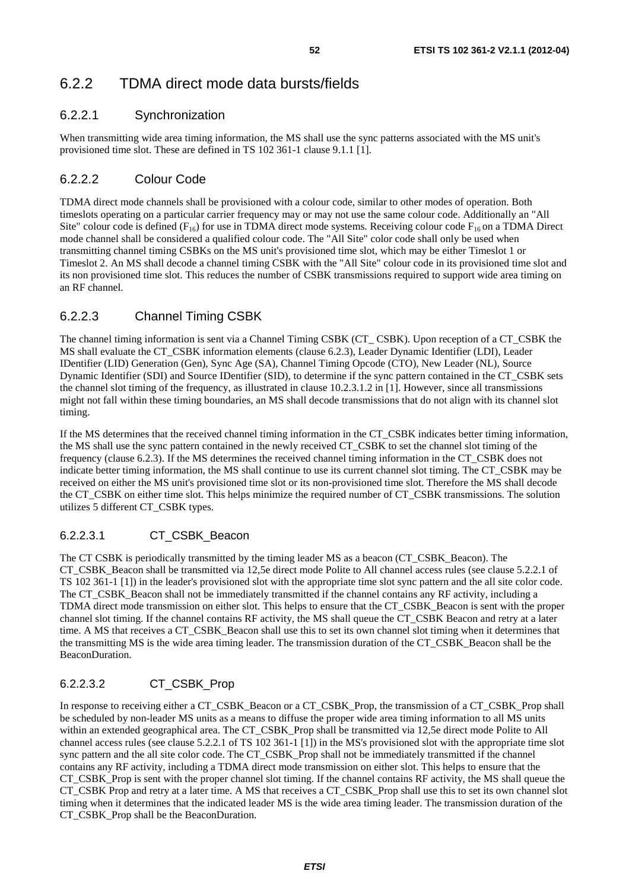## 6.2.2 TDMA direct mode data bursts/fields

### 6.2.2.1 Synchronization

When transmitting wide area timing information, the MS shall use the sync patterns associated with the MS unit's provisioned time slot. These are defined in TS 102 361-1 clause 9.1.1 [1].

### 6.2.2.2 Colour Code

TDMA direct mode channels shall be provisioned with a colour code, similar to other modes of operation. Both timeslots operating on a particular carrier frequency may or may not use the same colour code. Additionally an "All Site" colour code is defined ($F_{16}$) for use in TDMA direct mode systems. Receiving colour code $F_{16}$ on a TDMA Direct mode channel shall be considered a qualified colour code. The "All Site" color code shall only be used when transmitting channel timing CSBKs on the MS unit's provisioned time slot, which may be either Timeslot 1 or Timeslot 2. An MS shall decode a channel timing CSBK with the "All Site" colour code in its provisioned time slot and its non provisioned time slot. This reduces the number of CSBK transmissions required to support wide area timing on an RF channel.

### 6.2.2.3 Channel Timing CSBK

The channel timing information is sent via a Channel Timing CSBK (CT_ CSBK). Upon reception of a CT_CSBK the MS shall evaluate the CT_CSBK information elements (clause 6.2.3), Leader Dynamic Identifier (LDI), Leader IDentifier (LID) Generation (Gen), Sync Age (SA), Channel Timing Opcode (CTO), New Leader (NL), Source Dynamic Identifier (SDI) and Source IDentifier (SID), to determine if the sync pattern contained in the CT_CSBK sets the channel slot timing of the frequency, as illustrated in clause 10.2.3.1.2 in [1]. However, since all transmissions might not fall within these timing boundaries, an MS shall decode transmissions that do not align with its channel slot timing.

If the MS determines that the received channel timing information in the CT_CSBK indicates better timing information, the MS shall use the sync pattern contained in the newly received CT_CSBK to set the channel slot timing of the frequency (clause 6.2.3). If the MS determines the received channel timing information in the CT_CSBK does not indicate better timing information, the MS shall continue to use its current channel slot timing. The CT_CSBK may be received on either the MS unit's provisioned time slot or its non-provisioned time slot. Therefore the MS shall decode the CT_CSBK on either time slot. This helps minimize the required number of CT_CSBK transmissions. The solution utilizes 5 different CT_CSBK types.

#### 6.2.2.3.1 CT_CSBK_Beacon

The CT CSBK is periodically transmitted by the timing leader MS as a beacon (CT_CSBK_Beacon). The CT_CSBK_Beacon shall be transmitted via 12,5e direct mode Polite to All channel access rules (see clause 5.2.2.1 of TS 102 361-1 [1]) in the leader's provisioned slot with the appropriate time slot sync pattern and the all site color code. The CT_CSBK_Beacon shall not be immediately transmitted if the channel contains any RF activity, including a TDMA direct mode transmission on either slot. This helps to ensure that the CT_CSBK_Beacon is sent with the proper channel slot timing. If the channel contains RF activity, the MS shall queue the CT_CSBK Beacon and retry at a later time. A MS that receives a CT_CSBK_Beacon shall use this to set its own channel slot timing when it determines that the transmitting MS is the wide area timing leader. The transmission duration of the CT_CSBK_Beacon shall be the BeaconDuration.

#### 6.2.2.3.2 CT_CSBK_Prop

In response to receiving either a CT_CSBK_Beacon or a CT_CSBK_Prop, the transmission of a CT_CSBK_Prop shall be scheduled by non-leader MS units as a means to diffuse the proper wide area timing information to all MS units within an extended geographical area. The CT_CSBK_Prop shall be transmitted via 12,5e direct mode Polite to All channel access rules (see clause 5.2.2.1 of TS 102 361-1 [1]) in the MS's provisioned slot with the appropriate time slot sync pattern and the all site color code. The CT_CSBK_Prop shall not be immediately transmitted if the channel contains any RF activity, including a TDMA direct mode transmission on either slot. This helps to ensure that the CT_CSBK_Prop is sent with the proper channel slot timing. If the channel contains RF activity, the MS shall queue the CT_CSBK Prop and retry at a later time. A MS that receives a CT_CSBK_Prop shall use this to set its own channel slot timing when it determines that the indicated leader MS is the wide area timing leader. The transmission duration of the CT_CSBK_Prop shall be the BeaconDuration.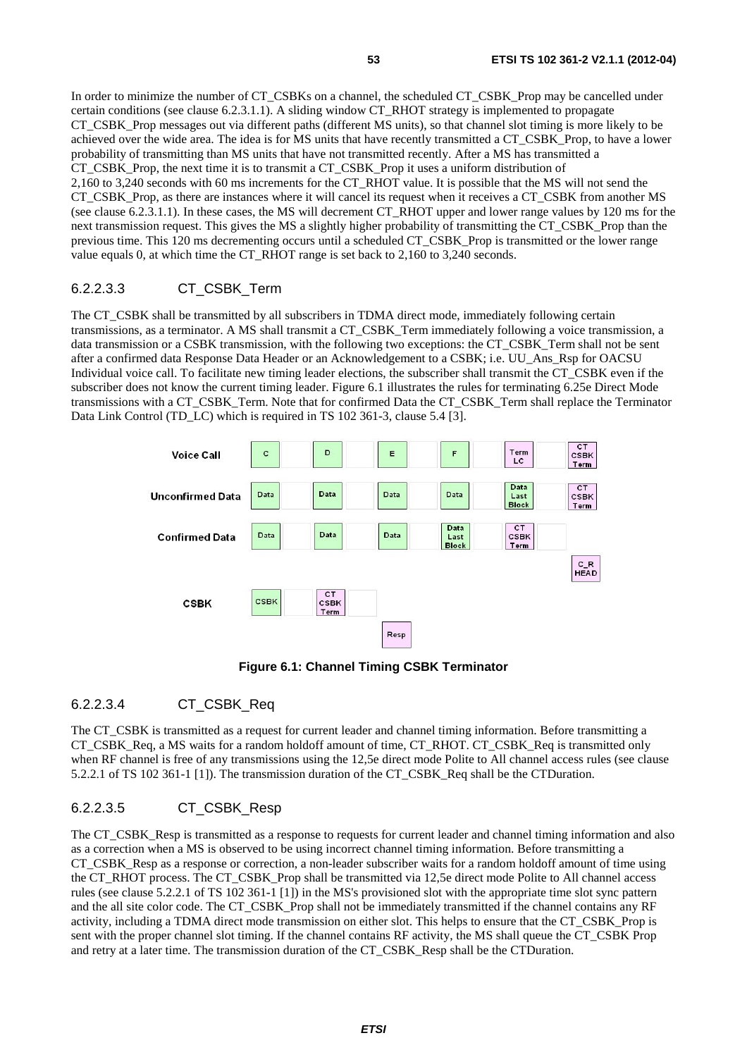In order to minimize the number of CT_CSBKs on a channel, the scheduled CT_CSBK_Prop may be cancelled under certain conditions (see clause 6.2.3.1.1). A sliding window CT_RHOT strategy is implemented to propagate CT_CSBK_Prop messages out via different paths (different MS units), so that channel slot timing is more likely to be achieved over the wide area. The idea is for MS units that have recently transmitted a CT_CSBK_Prop, to have a lower probability of transmitting than MS units that have not transmitted recently. After a MS has transmitted a CT_CSBK_Prop, the next time it is to transmit a CT_CSBK_Prop it uses a uniform distribution of 2,160 to 3,240 seconds with 60 ms increments for the CT_RHOT value. It is possible that the MS will not send the CT_CSBK_Prop, as there are instances where it will cancel its request when it receives a CT_CSBK from another MS (see clause 6.2.3.1.1). In these cases, the MS will decrement CT_RHOT upper and lower range values by 120 ms for the next transmission request. This gives the MS a slightly higher probability of transmitting the CT_CSBK_Prop than the previous time. This 120 ms decrementing occurs until a scheduled CT_CSBK_Prop is transmitted or the lower range value equals 0, at which time the CT_RHOT range is set back to 2,160 to 3,240 seconds.

#### 6.2.2.3.3 CT_CSBK_Term

The CT_CSBK shall be transmitted by all subscribers in TDMA direct mode, immediately following certain transmissions, as a terminator. A MS shall transmit a CT_CSBK_Term immediately following a voice transmission, a data transmission or a CSBK transmission, with the following two exceptions: the CT_CSBK_Term shall not be sent after a confirmed data Response Data Header or an Acknowledgement to a CSBK; i.e. UU_Ans_Rsp for OACSU Individual voice call. To facilitate new timing leader elections, the subscriber shall transmit the CT_CSBK even if the subscriber does not know the current timing leader. Figure 6.1 illustrates the rules for terminating 6.25e Direct Mode transmissions with a CT_CSBK_Term. Note that for confirmed Data the CT_CSBK_Term shall replace the Terminator Data Link Control (TD_LC) which is required in TS 102 361-3, clause 5.4 [3].

| | | | | | | |
|---|---|---|---|---|---|---|
| **Voice Call** | C | D | E | F | Term LC | CT CSBK Term |
| **Unconfirmed Data** | Data | Data | Data | Data | Data Last Block | CT CSBK Term |
| **Confirmed Data** | Data | Data | Data | Data Last Block | CT CSBK Term | C_R HEAD |
| **CSBK** | CSBK | CT CSBK Term | Resp | | | |

**Figure 6.1: Channel Timing CSBK Terminator**

#### 6.2.2.3.4 CT_CSBK_Req

The CT_CSBK is transmitted as a request for current leader and channel timing information. Before transmitting a CT_CSBK_Req, a MS waits for a random holdoff amount of time, CT_RHOT. CT_CSBK_Req is transmitted only when RF channel is free of any transmissions using the 12,5e direct mode Polite to All channel access rules (see clause 5.2.2.1 of TS 102 361-1 [1]). The transmission duration of the CT_CSBK_Req shall be the CTDuration.

#### 6.2.2.3.5 CT_CSBK_Resp

The CT_CSBK_Resp is transmitted as a response to requests for current leader and channel timing information and also as a correction when a MS is observed to be using incorrect channel timing information. Before transmitting a CT_CSBK_Resp as a response or correction, a non-leader subscriber waits for a random holdoff amount of time using the CT_RHOT process. The CT_CSBK_Prop shall be transmitted via 12,5e direct mode Polite to All channel access rules (see clause 5.2.2.1 of TS 102 361-1 [1]) in the MS's provisioned slot with the appropriate time slot sync pattern and the all site color code. The CT_CSBK_Prop shall not be immediately transmitted if the channel contains any RF activity, including a TDMA direct mode transmission on either slot. This helps to ensure that the CT_CSBK_Prop is sent with the proper channel slot timing. If the channel contains RF activity, the MS shall queue the CT_CSBK Prop and retry at a later time. The transmission duration of the CT_CSBK_Resp shall be the CTDuration.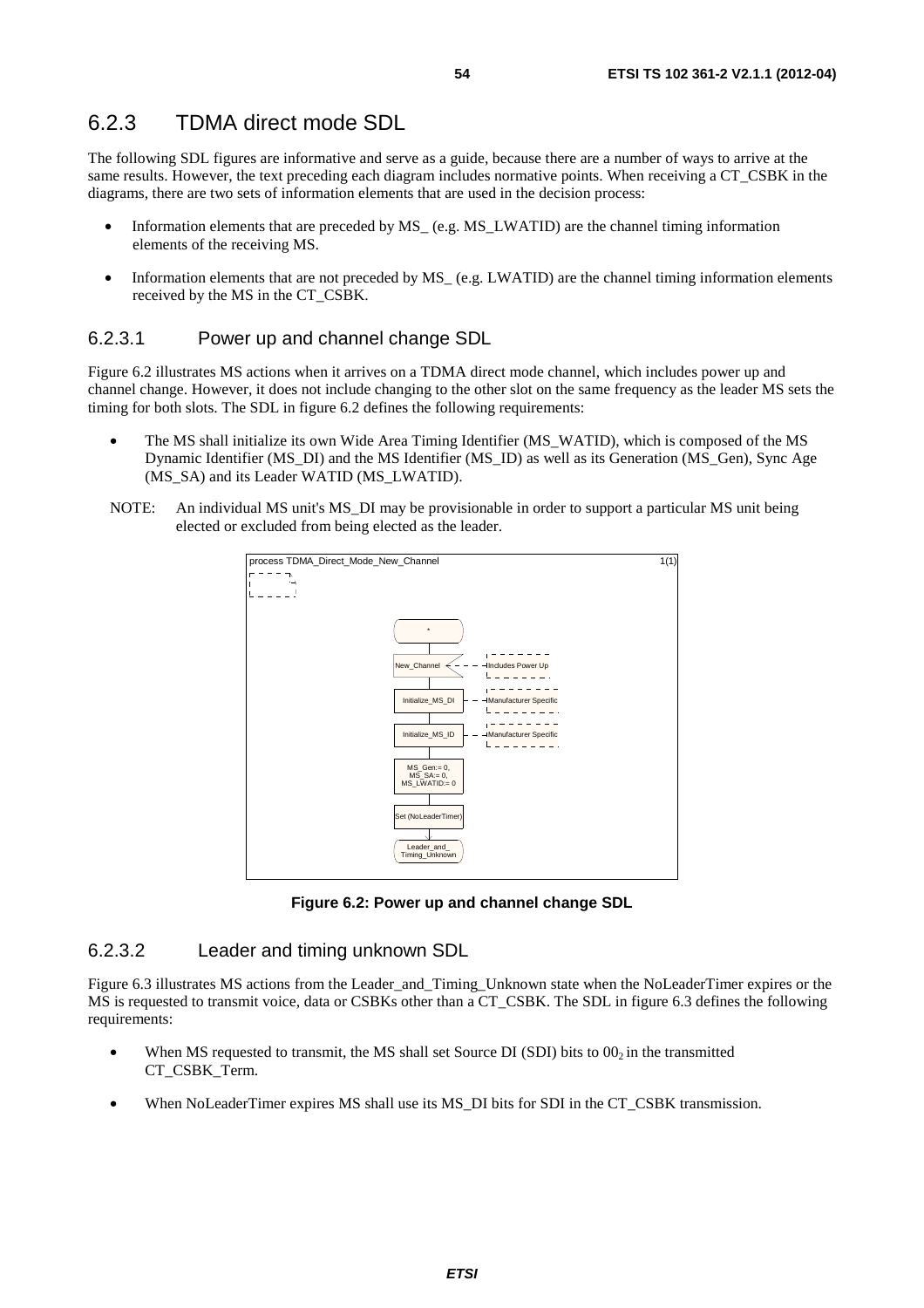## 6.2.3 TDMA direct mode SDL

The following SDL figures are informative and serve as a guide, because there are a number of ways to arrive at the same results. However, the text preceding each diagram includes normative points. When receiving a CT_CSBK in the diagrams, there are two sets of information elements that are used in the decision process:

- Information elements that are preceded by MS_ (e.g. MS_LWATID) are the channel timing information elements of the receiving MS.
- Information elements that are not preceded by MS_ (e.g. LWATID) are the channel timing information elements received by the MS in the CT_CSBK.

### 6.2.3.1 Power up and channel change SDL

Figure 6.2 illustrates MS actions when it arrives on a TDMA direct mode channel, which includes power up and channel change. However, it does not include changing to the other slot on the same frequency as the leader MS sets the timing for both slots. The SDL in figure 6.2 defines the following requirements:

- The MS shall initialize its own Wide Area Timing Identifier (MS_WATID), which is composed of the MS Dynamic Identifier (MS_DI) and the MS Identifier (MS_ID) as well as its Generation (MS_Gen), Sync Age (MS_SA) and its Leader WATID (MS_LWATID).

NOTE: An individual MS unit's MS_DI may be provisionable in order to support a particular MS unit being elected or excluded from being elected as the leader.

process TDMA_Direct_Mode_New_Channel 1(1)

*

New_Channel — Includes Power Up

Initialize_MS_DI — Manufacturer Specific

Initialize_MS_ID — Manufacturer Specific

MS_Gen:= 0, MS_SA:= 0, MS_LWATID:= 0

Set (NoLeaderTimer)

Leader_and_Timing_Unknown

**Figure 6.2: Power up and channel change SDL**

### 6.2.3.2 Leader and timing unknown SDL

Figure 6.3 illustrates MS actions from the Leader_and_Timing_Unknown state when the NoLeaderTimer expires or the MS is requested to transmit voice, data or CSBKs other than a CT_CSBK. The SDL in figure 6.3 defines the following requirements:

- When MS requested to transmit, the MS shall set Source DI (SDI) bits to $00_2$ in the transmitted CT_CSBK_Term.
- When NoLeaderTimer expires MS shall use its MS_DI bits for SDI in the CT_CSBK transmission.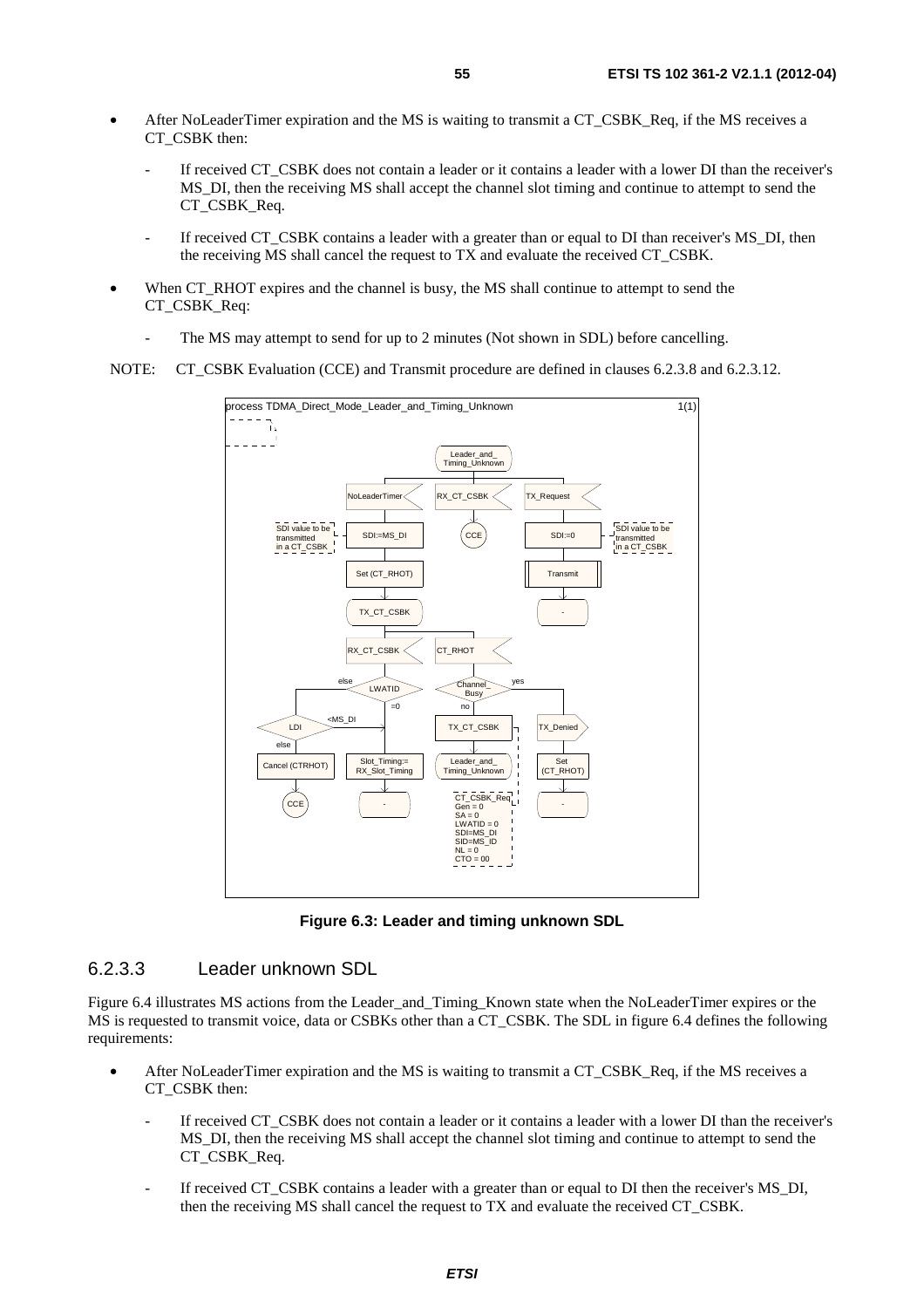- After NoLeaderTimer expiration and the MS is waiting to transmit a CT_CSBK_Req, if the MS receives a CT_CSBK then:
    - If received CT_CSBK does not contain a leader or it contains a leader with a lower DI than the receiver's MS_DI, then the receiving MS shall accept the channel slot timing and continue to attempt to send the CT_CSBK_Req.
    - If received CT_CSBK contains a leader with a greater than or equal to DI than receiver's MS_DI, then the receiving MS shall cancel the request to TX and evaluate the received CT_CSBK.
- When CT_RHOT expires and the channel is busy, the MS shall continue to attempt to send the CT_CSBK_Req:
    - The MS may attempt to send for up to 2 minutes (Not shown in SDL) before cancelling.

NOTE: CT_CSBK Evaluation (CCE) and Transmit procedure are defined in clauses 6.2.3.8 and 6.2.3.12.

**Figure 6.3: Leader and timing unknown SDL**

### 6.2.3.3 Leader unknown SDL

Figure 6.4 illustrates MS actions from the Leader_and_Timing_Known state when the NoLeaderTimer expires or the MS is requested to transmit voice, data or CSBKs other than a CT_CSBK. The SDL in figure 6.4 defines the following requirements:

- After NoLeaderTimer expiration and the MS is waiting to transmit a CT_CSBK_Req, if the MS receives a CT_CSBK then:
    - If received CT_CSBK does not contain a leader or it contains a leader with a lower DI than the receiver's MS_DI, then the receiving MS shall accept the channel slot timing and continue to attempt to send the CT_CSBK_Req.
    - If received CT_CSBK contains a leader with a greater than or equal to DI then the receiver's MS_DI, then the receiving MS shall cancel the request to TX and evaluate the received CT_CSBK.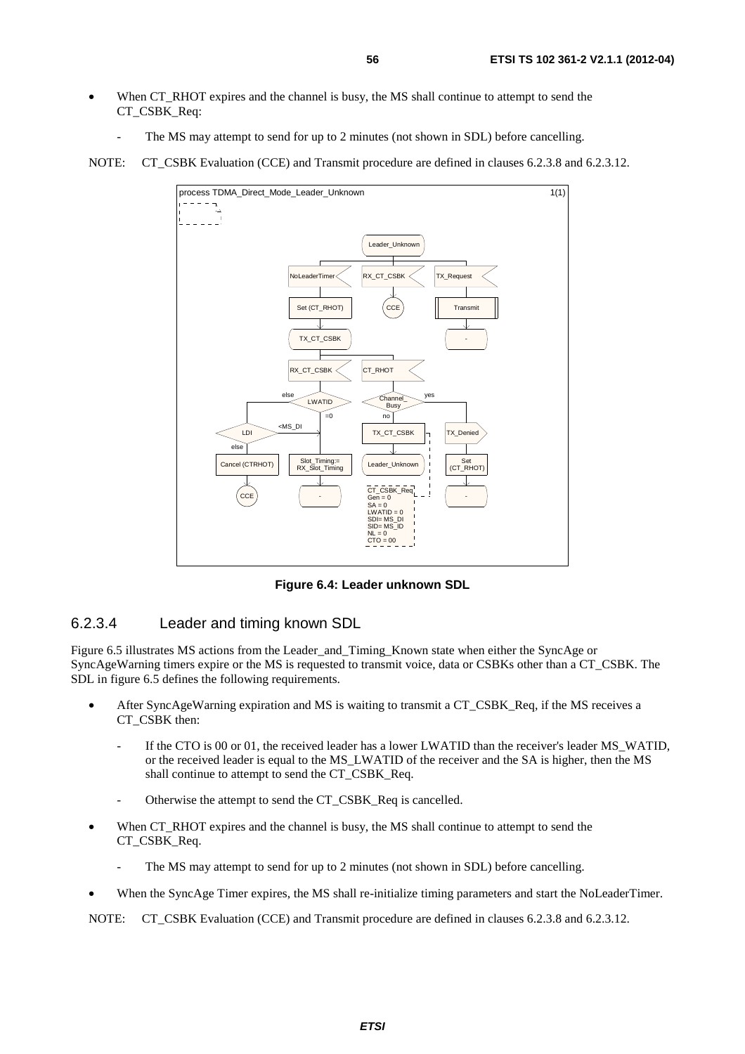- When CT_RHOT expires and the channel is busy, the MS shall continue to attempt to send the CT_CSBK_Req:
  - The MS may attempt to send for up to 2 minutes (not shown in SDL) before cancelling.

NOTE: CT_CSBK Evaluation (CCE) and Transmit procedure are defined in clauses 6.2.3.8 and 6.2.3.12.

**Figure 6.4: Leader unknown SDL**

### 6.2.3.4 Leader and timing known SDL

Figure 6.5 illustrates MS actions from the Leader_and_Timing_Known state when either the SyncAge or SyncAgeWarning timers expire or the MS is requested to transmit voice, data or CSBKs other than a CT_CSBK. The SDL in figure 6.5 defines the following requirements.

- After SyncAgeWarning expiration and MS is waiting to transmit a CT_CSBK_Req, if the MS receives a CT_CSBK then:
  - If the CTO is 00 or 01, the received leader has a lower LWATID than the receiver's leader MS_WATID, or the received leader is equal to the MS_LWATID of the receiver and the SA is higher, then the MS shall continue to attempt to send the CT_CSBK_Req.
  - Otherwise the attempt to send the CT_CSBK_Req is cancelled.
- When CT_RHOT expires and the channel is busy, the MS shall continue to attempt to send the CT_CSBK_Req.
  - The MS may attempt to send for up to 2 minutes (not shown in SDL) before cancelling.
- When the SyncAge Timer expires, the MS shall re-initialize timing parameters and start the NoLeaderTimer.

NOTE: CT_CSBK Evaluation (CCE) and Transmit procedure are defined in clauses 6.2.3.8 and 6.2.3.12.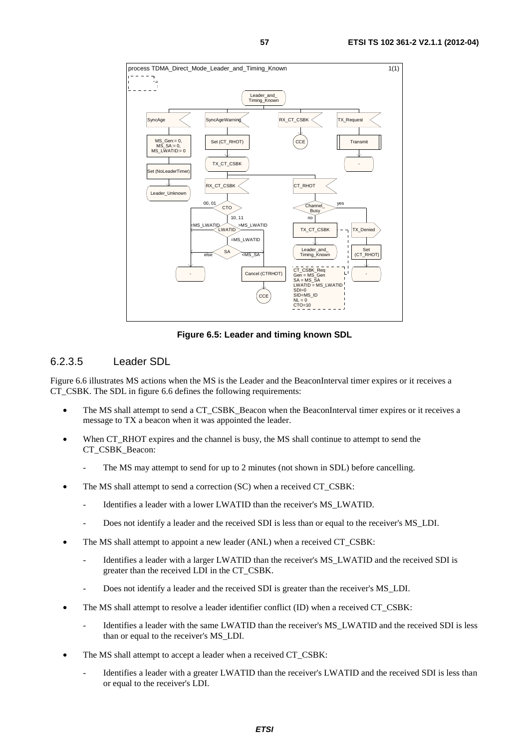Figure 6.5: Leader and timing known SDL

### 6.2.3.5 Leader SDL

Figure 6.6 illustrates MS actions when the MS is the Leader and the BeaconInterval timer expires or it receives a CT_CSBK. The SDL in figure 6.6 defines the following requirements:

- The MS shall attempt to send a CT_CSBK_Beacon when the BeaconInterval timer expires or it receives a message to TX a beacon when it was appointed the leader.
- When CT_RHOT expires and the channel is busy, the MS shall continue to attempt to send the CT_CSBK_Beacon:
  - The MS may attempt to send for up to 2 minutes (not shown in SDL) before cancelling.
- The MS shall attempt to send a correction (SC) when a received CT_CSBK:
  - Identifies a leader with a lower LWATID than the receiver's MS_LWATID.
  - Does not identify a leader and the received SDI is less than or equal to the receiver's MS_LDI.
- The MS shall attempt to appoint a new leader (ANL) when a received CT_CSBK:
  - Identifies a leader with a larger LWATID than the receiver's MS_LWATID and the received SDI is greater than the received LDI in the CT_CSBK.
  - Does not identify a leader the received SDI is greater than the receiver's MS_LDI.
- The MS shall attempt to resolve a leader identifier conflict (ID) when a received CT_CSBK:
  - Identifies a leader with the same LWATID than the receiver's MS_LWATID and the received SDI is less than or equal to the receiver's MS_LDI.
- The MS shall attempt to accept a leader when a received CT_CSBK:
  - Identifies a leader with a greater LWATID than the receiver's LWATID and the received SDI is less than or equal to the receiver's LDI.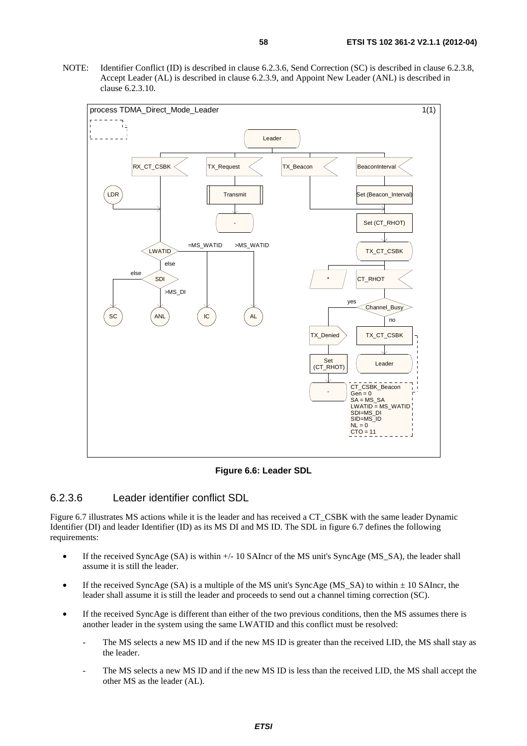NOTE: Identifier Conflict (ID) is described in clause 6.2.3.6, Send Correction (SC) is described in clause 6.2.3.8, Accept Leader (AL) is described in clause 6.2.3.9, and Appoint New Leader (ANL) is described in clause 6.2.3.10.

**Figure 6.6: Leader SDL**

### 6.2.3.6 Leader identifier conflict SDL

Figure 6.7 illustrates MS actions while it is the leader and has received a CT_CSBK with the same leader Dynamic Identifier (DI) and leader Identifier (ID) as its MS DI and MS ID. The SDL in figure 6.7 defines the following requirements:

- If the received SyncAge (SA) is within +/- 10 SAIncr of the MS unit's SyncAge (MS_SA), the leader shall assume it is still the leader.
- If the received SyncAge (SA) is a multiple of the MS unit's SyncAge (MS_SA) to within ± 10 SAIncr, the leader shall assume it is still the leader and proceeds to send out a channel timing correction (SC).
- If the received SyncAge is different than either of the two previous conditions, then the MS assumes there is another leader in the system using the same LWATID and this conflict must be resolved:
  - The MS selects a new MS ID and if the new MS ID is greater than the received LID, the MS shall stay as the leader.
  - The MS selects a new MS ID and if the new MS ID is less than the received LID, the MS shall accept the other MS as the leader (AL).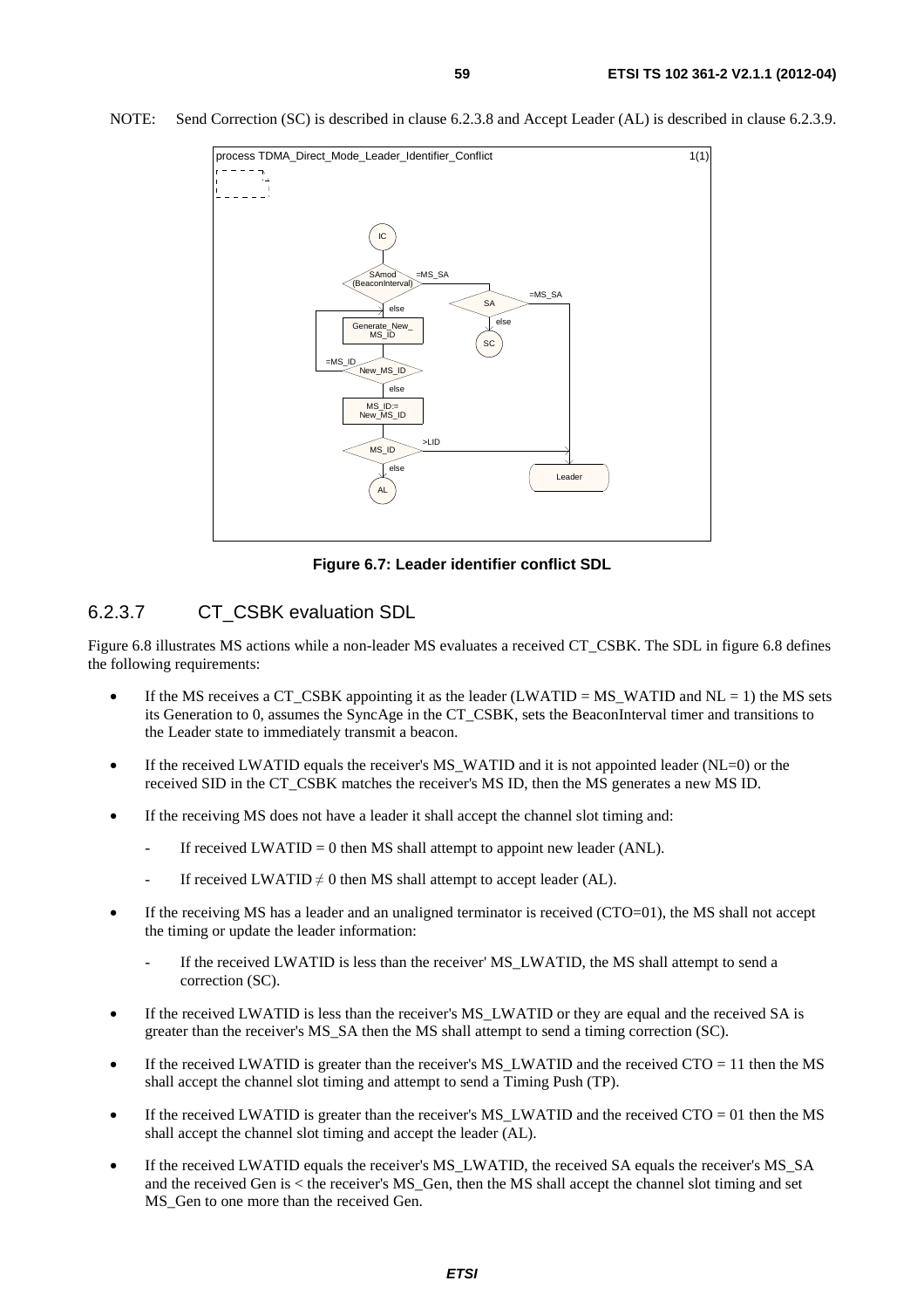NOTE: Send Correction (SC) is described in clause 6.2.3.8 and Accept Leader (AL) is described in clause 6.2.3.9.

**Figure 6.7: Leader identifier conflict SDL**

### 6.2.3.7 CT_CSBK evaluation SDL

Figure 6.8 illustrates MS actions while a non-leader MS evaluates a received CT_CSBK. The SDL in figure 6.8 defines the following requirements:

- If the MS receives a CT_CSBK appointing it as the leader (LWATID = MS_WATID and NL = 1) the MS sets its Generation to 0, assumes the SyncAge in the CT_CSBK, sets the BeaconInterval timer and transitions to the Leader state to immediately transmit a beacon.
- If the received LWATID equals the receiver's MS_WATID and it is not appointed leader (NL=0) or the received SID in the CT_CSBK matches the receiver's MS ID, then the MS generates a new MS ID.
- If the receiving MS does not have a leader it shall accept the channel slot timing and:
  - If received LWATID = 0 then MS shall attempt to appoint new leader (ANL).
  - If received LWATID ≠ 0 then MS shall attempt to accept leader (AL).
- If the receiving MS has a leader and an unaligned terminator is received (CTO=01), the MS shall not accept the timing or update the leader information:
  - If the received LWATID is less than the receiver' MS_LWATID, the MS shall attempt to send a correction (SC).
- If the received LWATID is less than the receiver's MS_LWATID or they are equal and the received SA is greater than the receiver's MS_SA then the MS shall attempt to send a timing correction (SC).
- If the received LWATID is greater than the receiver's MS_LWATID and the received CTO = 11 then the MS shall accept the channel slot timing and attempt to send a Timing Push (TP).
- If the received LWATID is greater than the receiver's MS_LWATID and the received CTO = 01 then the MS shall accept the channel slot timing and accept the leader (AL).
- If the received LWATID equals the receiver's MS_LWATID, the received SA equals the receiver's MS_SA and the received Gen is < the receiver's MS_Gen, then the MS shall accept the channel slot timing and set MS_Gen to one more than the received Gen.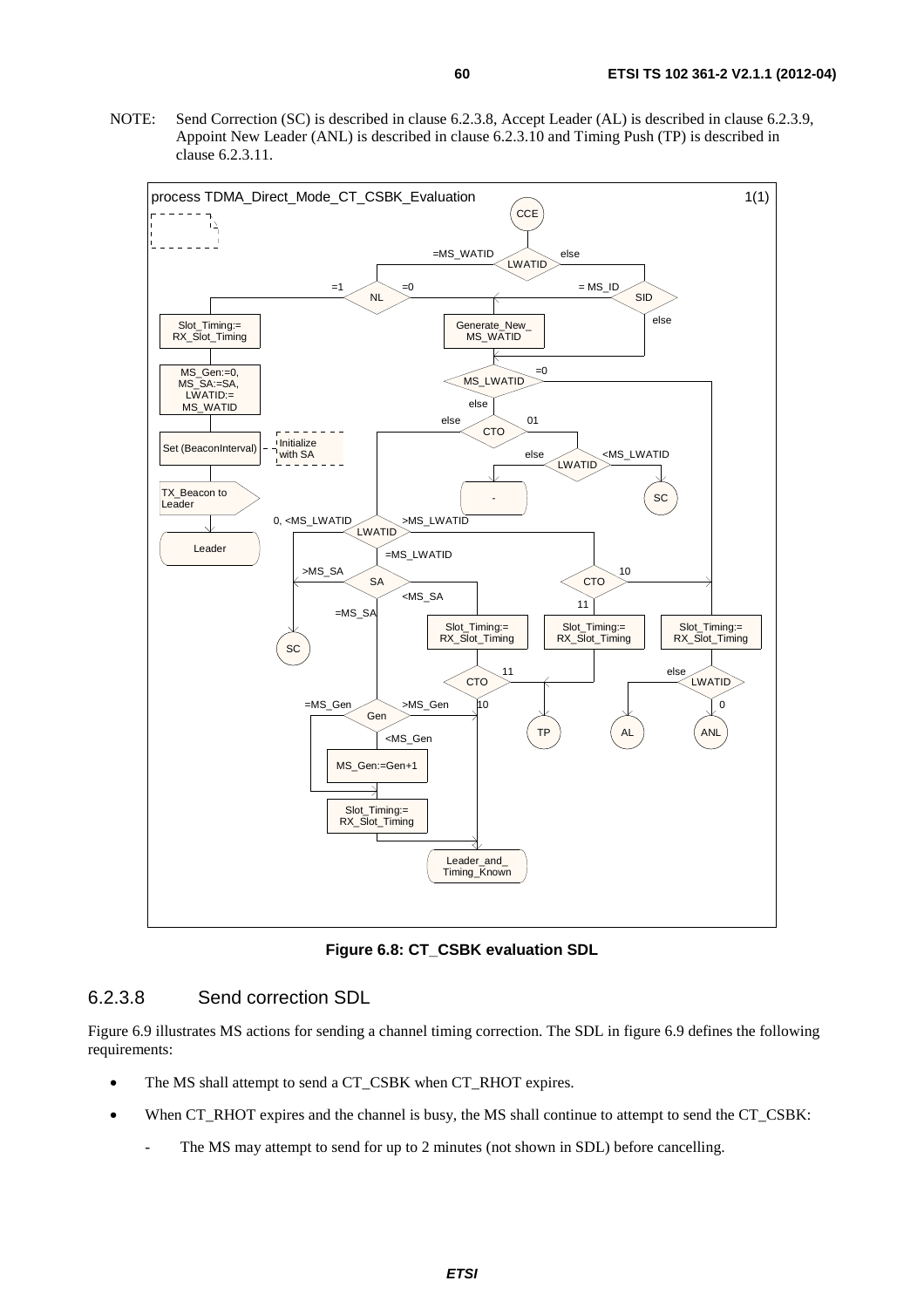NOTE: Send Correction (SC) is described in clause 6.2.3.8, Accept Leader (AL) is described in clause 6.2.3.9, Appoint New Leader (ANL) is described in clause 6.2.3.10 and Timing Push (TP) is described in clause 6.2.3.11.

**Figure 6.8: CT_CSBK evaluation SDL**

### 6.2.3.8 Send correction SDL

Figure 6.9 illustrates MS actions for sending a channel timing correction. The SDL in figure 6.9 defines the following requirements:

- The MS shall attempt to send a CT_CSBK when CT_RHOT expires.
- When CT_RHOT expires and the channel is busy, the MS shall continue to attempt to send the CT_CSBK:
  - The MS may attempt to send for up to 2 minutes (not shown in SDL) before cancelling.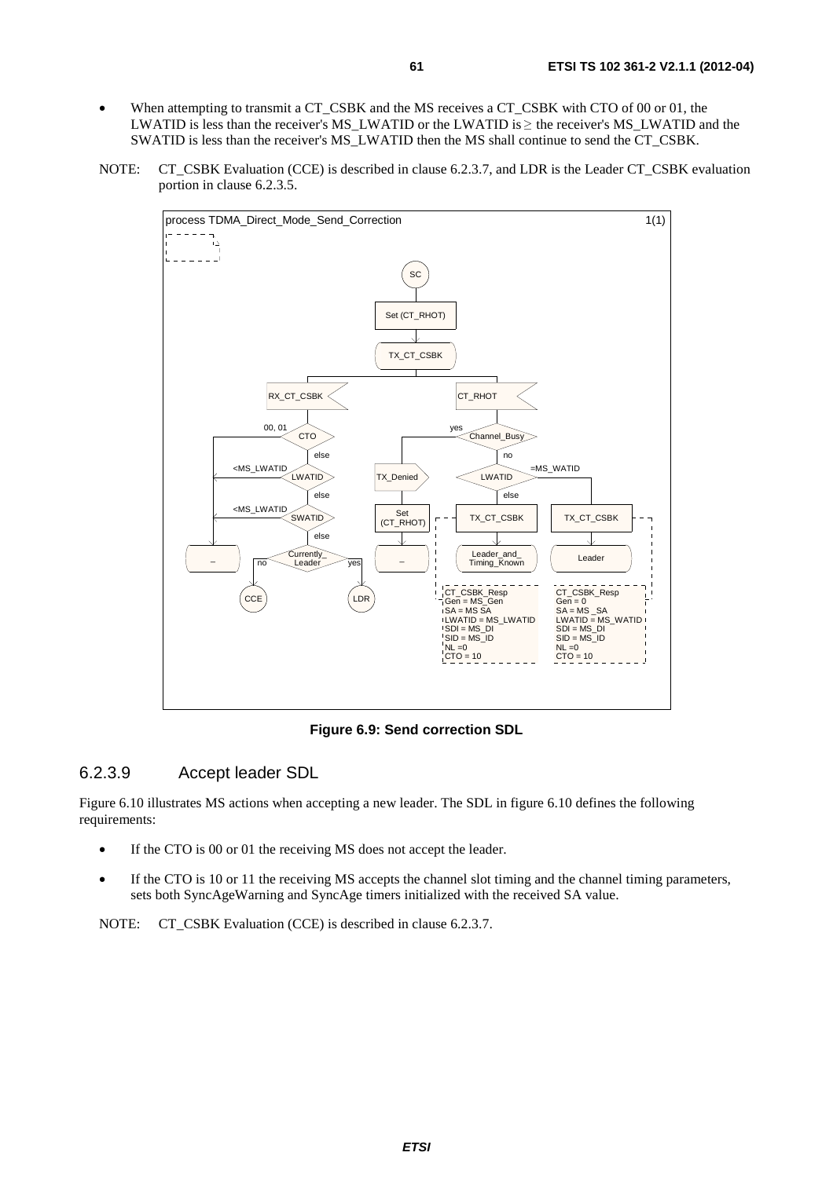- When attempting to transmit a CT_CSBK and the MS receives a CT_CSBK with CTO of 00 or 01, the LWATID is less than the receiver's MS_LWATID or the LWATID is ≥ the receiver's MS_LWATID and the SWATID is less than the receiver's MS_LWATID then the MS shall continue to send the CT_CSBK.

NOTE: CT_CSBK Evaluation (CCE) is described in clause 6.2.3.7, and LDR is the Leader CT_CSBK evaluation portion in clause 6.2.3.5.

**Figure 6.9: Send correction SDL**

### 6.2.3.9 Accept leader SDL

Figure 6.10 illustrates MS actions when accepting a new leader. The SDL in figure 6.10 defines the following requirements:

- If the CTO is 00 or 01 the receiving MS does not accept the leader.
- If the CTO is 10 or 11 the receiving MS accepts the channel slot timing and the channel timing parameters, sets both SyncAgeWarning and SyncAge timers initialized with the received SA value.

NOTE: CT_CSBK Evaluation (CCE) is described in clause 6.2.3.7.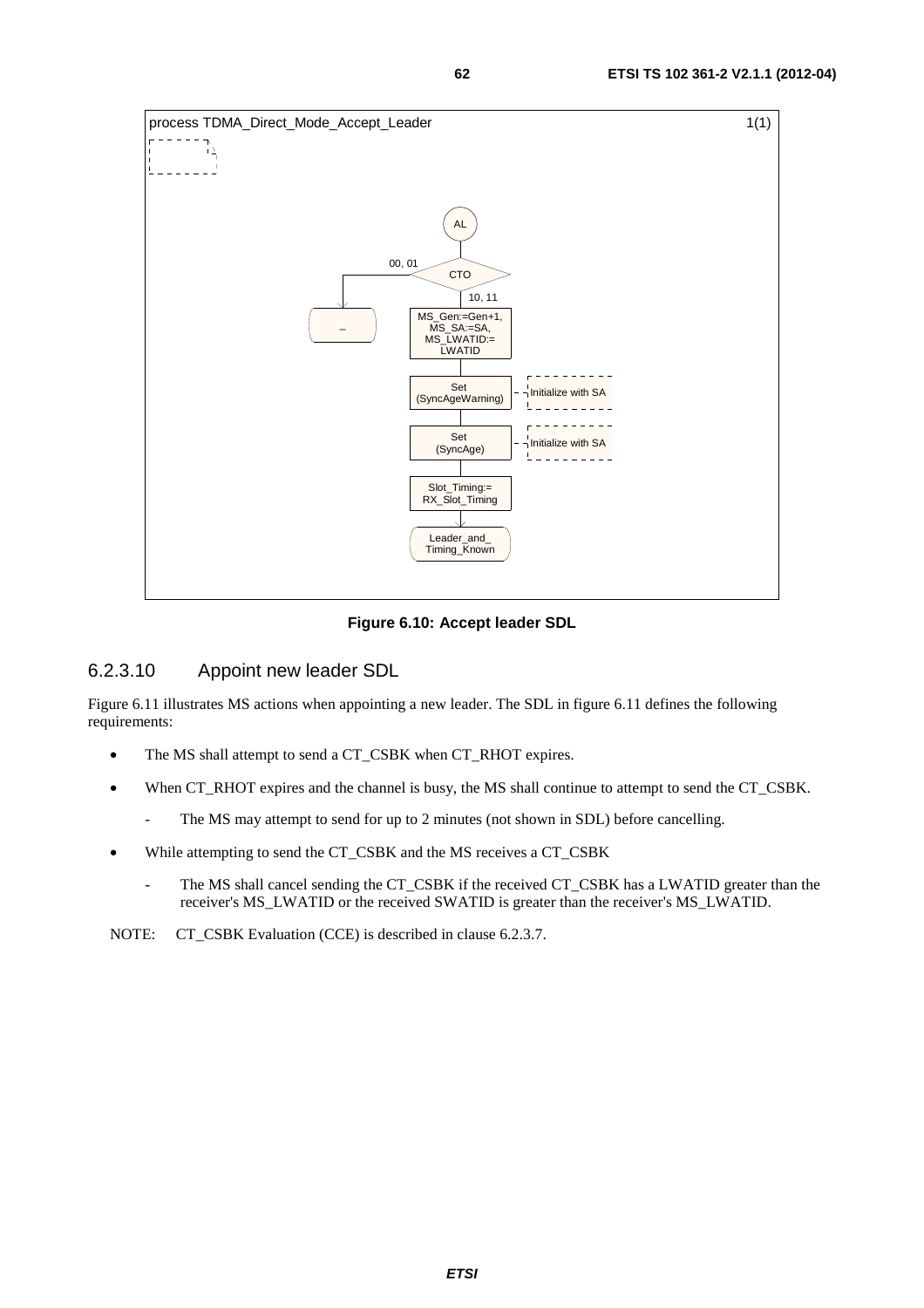process TDMA_Direct_Mode_Accept_Leader 1(1)

AL

CTO

00, 01

10, 11

–

MS_Gen:=Gen+1, MS_SA:=SA, MS_LWATID:= LWATID

Set (SyncAgeWarning) — Initialize with SA

Set (SyncAge) — Initialize with SA

Slot_Timing:= RX_Slot_Timing

Leader_and_ Timing_Known

**Figure 6.10: Accept leader SDL**

### 6.2.3.10 Appoint new leader SDL

Figure 6.11 illustrates MS actions when appointing a new leader. The SDL in figure 6.11 defines the following requirements:

- The MS shall attempt to send a CT_CSBK when CT_RHOT expires.
- When CT_RHOT expires and the channel is busy, the MS shall continue to attempt to send the CT_CSBK.
  - The MS may attempt to send for up to 2 minutes (not shown in SDL) before cancelling.
- While attempting to send the CT_CSBK and the MS receives a CT_CSBK
  - The MS shall cancel sending the CT_CSBK if the received CT_CSBK has a LWATID greater than the receiver's MS_LWATID or the received SWATID is greater than the receiver's MS_LWATID.

NOTE: CT_CSBK Evaluation (CCE) is described in clause 6.2.3.7.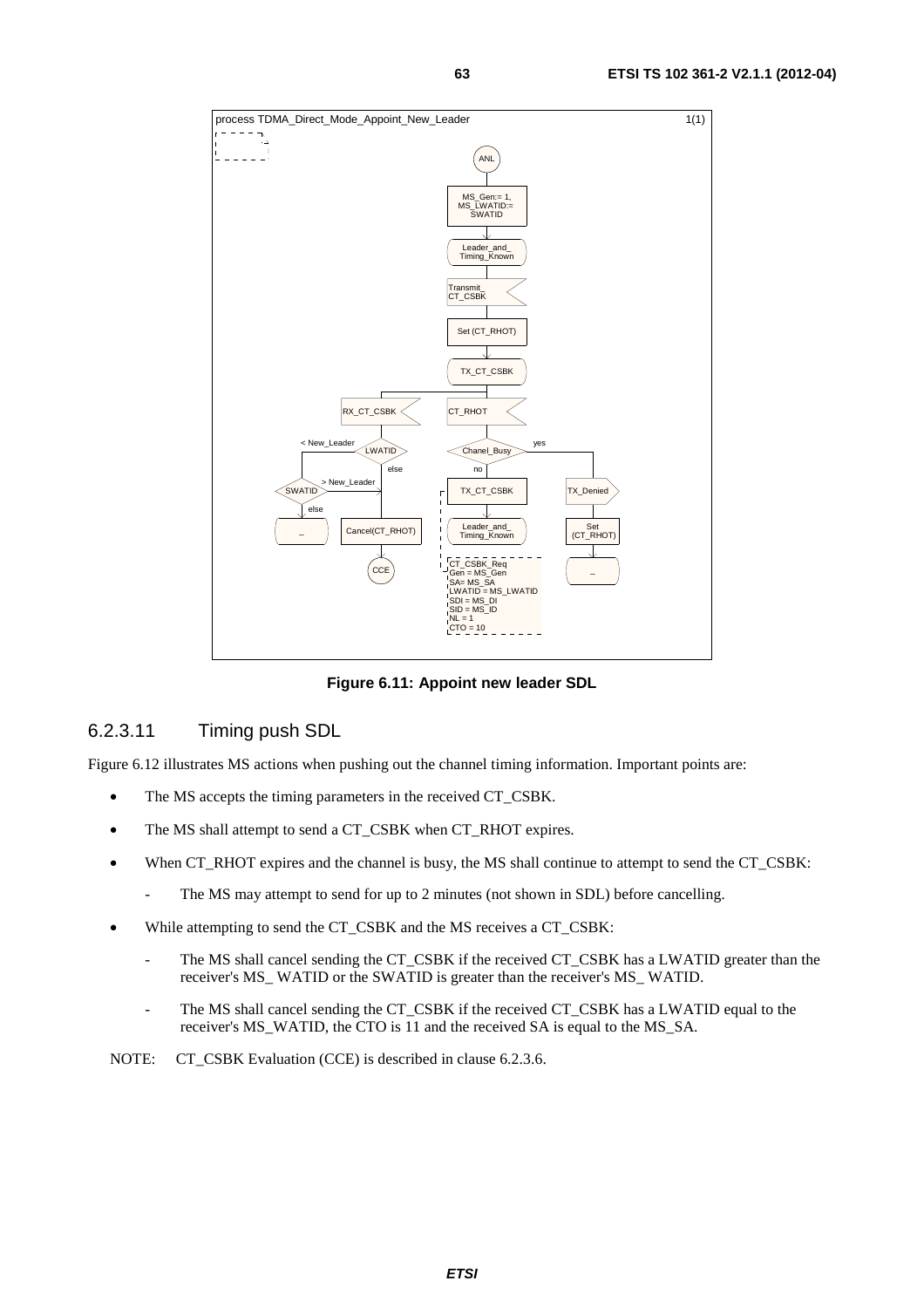Figure 6.11: Appoint new leader SDL

### 6.2.3.11 Timing push SDL

Figure 6.12 illustrates MS actions when pushing out the channel timing information. Important points are:

- The MS accepts the timing parameters in the received CT_CSBK.
- The MS shall attempt to send a CT_CSBK when CT_RHOT expires.
- When CT_RHOT expires and the channel is busy, the MS shall continue to attempt to send the CT_CSBK:
  - The MS may attempt to send for up to 2 minutes (not shown in SDL) before cancelling.
- While attempting to send the CT_CSBK and the MS receives a CT_CSBK:
  - The MS shall cancel sending the CT_CSBK if the received CT_CSBK has a LWATID greater than the receiver's MS_ WATID or the SWATID is greater than the receiver's MS_ WATID.
  - The MS shall cancel sending the CT_CSBK if the received CT_CSBK has a LWATID equal to the receiver's MS_WATID, the CTO is 11 and the received SA is equal to the MS_SA.

NOTE: CT_CSBK Evaluation (CCE) is described in clause 6.2.3.6.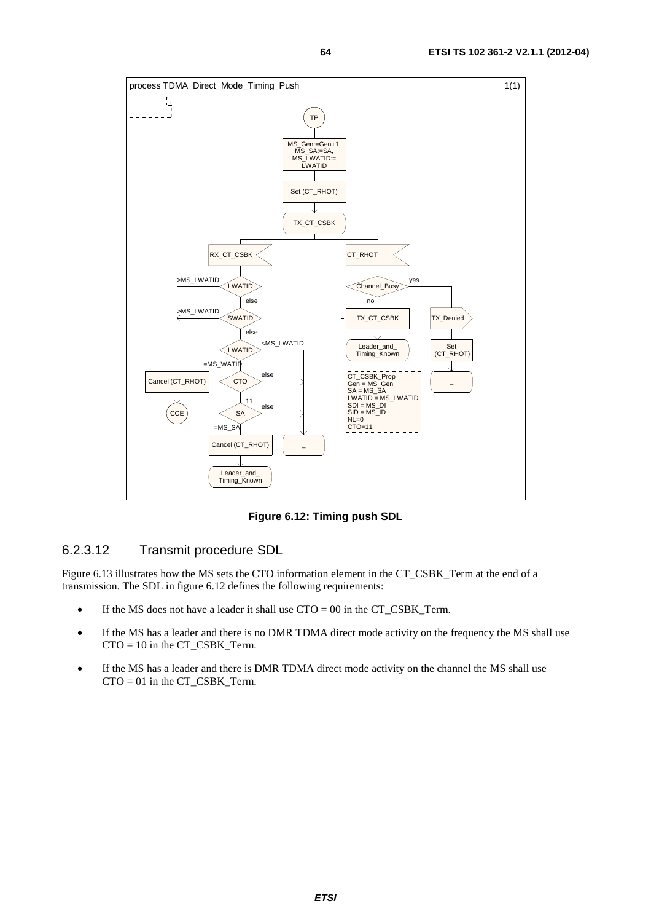process TDMA_Direct_Mode_Timing_Push 1(1)

TP

MS_Gen:=Gen+1, MS_SA:=SA, MS_LWATID:= LWATID

Set (CT_RHOT)

TX_CT_CSBK

RX_CT_CSBK

LWATID: >MS_LWATID → Cancel (CT_RHOT) → CCE; else

SWATID: >MS_LWATID → Cancel (CT_RHOT) → CCE; else

LWATID: <MS_LWATID → _; =MS_WATID

CTO: else → _; 11

SA: else → _; =MS_SA → Cancel (CT_RHOT) → Leader_and_Timing_Known

CT_RHOT

Channel_Busy: yes → TX_Denied → Set (CT_RHOT) → _; no → TX_CT_CSBK → Leader_and_Timing_Known

CT_CSBK_Prop
Gen = MS_Gen
SA = MS_SA
LWATID = MS_LWATID
SDI = MS_DI
SID = MS_ID
NL=0
CTO=11

**Figure 6.12: Timing push SDL**

### 6.2.3.12 Transmit procedure SDL

Figure 6.13 illustrates how the MS sets the CTO information element in the CT_CSBK_Term at the end of a transmission. The SDL in figure 6.12 defines the following requirements:

- If the MS does not have a leader it shall use CTO = 00 in the CT_CSBK_Term.
- If the MS has a leader and there is no DMR TDMA direct mode activity on the frequency the MS shall use CTO = 10 in the CT_CSBK_Term.
- If the MS has a leader and there is DMR TDMA direct mode activity on the channel the MS shall use CTO = 01 in the CT_CSBK_Term.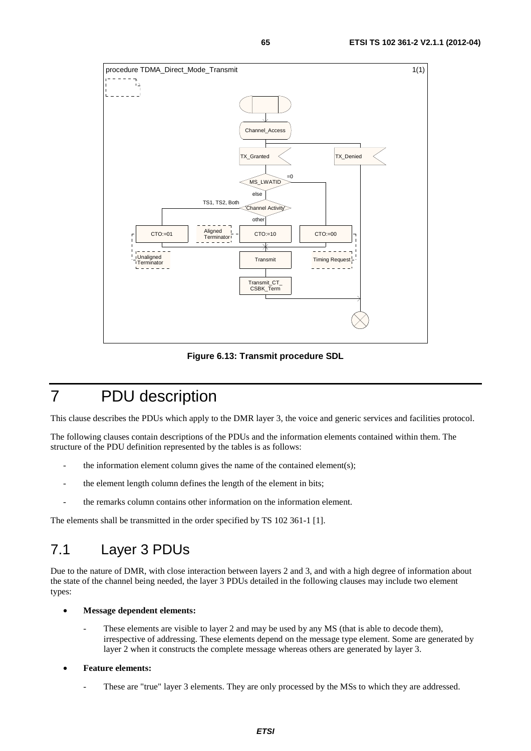procedure TDMA_Direct_Mode_Transmit 1(1)

Channel_Access

TX_Granted

TX_Denied

MS_LWATID =0

else

TS1, TS2, Both 'Channel Activity'

other

CTO:=01

Aligned Terminator

CTO:=10

CTO:=00

Unaligned Terminator

Transmit

Timing Request

Transmit_CT_CSBK_Term

**Figure 6.13: Transmit procedure SDL**

# 7 PDU description

This clause describes the PDUs which apply to the DMR layer 3, the voice and generic services and facilities protocol.

The following clauses contain descriptions of the PDUs and the information elements contained within them. The structure of the PDU definition represented by the tables is as follows:

- the information element column gives the name of the contained element(s);
- the element length column defines the length of the element in bits;
- the remarks column contains other information on the information element.

The elements shall be transmitted in the order specified by TS 102 361-1 [1].

## 7.1 Layer 3 PDUs

Due to the nature of DMR, with close interaction between layers 2 and 3, and with a high degree of information about the state of the channel being needed, the layer 3 PDUs detailed in the following clauses may include two element types:

- **Message dependent elements:**
  - These elements are visible to layer 2 and may be used by any MS (that is able to decode them), irrespective of addressing. These elements depend on the message type element. Some are generated by layer 2 when it constructs the complete message whereas others are generated by layer 3.
- **Feature elements:**
  - These are "true" layer 3 elements. They are only processed by the MSs to which they are addressed.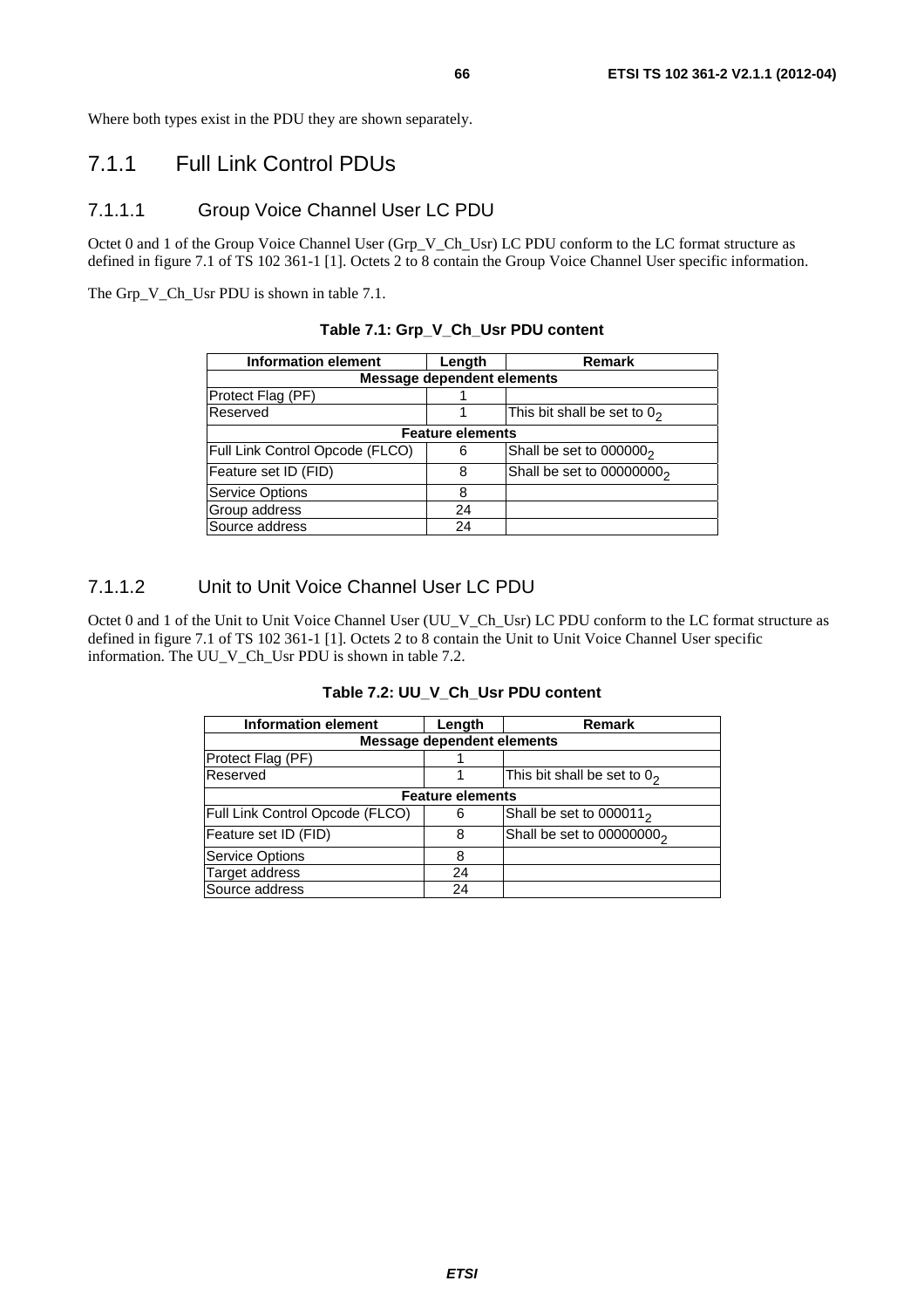Where both types exist in the PDU they are shown separately.

## 7.1.1 Full Link Control PDUs

### 7.1.1.1 Group Voice Channel User LC PDU

Octet 0 and 1 of the Group Voice Channel User (Grp_V_Ch_Usr) LC PDU conform to the LC format structure as defined in figure 7.1 of TS 102 361-1 [1]. Octets 2 to 8 contain the Group Voice Channel User specific information.

The Grp_V_Ch_Usr PDU is shown in table 7.1.

**Table 7.1: Grp_V_Ch_Usr PDU content**

| Information element | Length | Remark |
|---|---|---|
| **Message dependent elements** | | |
| Protect Flag (PF) | 1 | |
| Reserved | 1 | This bit shall be set to $0_2$ |
| **Feature elements** | | |
| Full Link Control Opcode (FLCO) | 6 | Shall be set to $000000_2$ |
| Feature set ID (FID) | 8 | Shall be set to $00000000_2$ |
| Service Options | 8 | |
| Group address | 24 | |
| Source address | 24 | |

### 7.1.1.2 Unit to Unit Voice Channel User LC PDU

Octet 0 and 1 of the Unit to Unit Voice Channel User (UU_V_Ch_Usr) LC PDU conform to the LC format structure as defined in figure 7.1 of TS 102 361-1 [1]. Octets 2 to 8 contain the Unit to Unit Voice Channel User specific information. The UU_V_Ch_Usr PDU is shown in table 7.2.

**Table 7.2: UU_V_Ch_Usr PDU content**

| Information element | Length | Remark |
|---|---|---|
| **Message dependent elements** | | |
| Protect Flag (PF) | 1 | |
| Reserved | 1 | This bit shall be set to $0_2$ |
| **Feature elements** | | |
| Full Link Control Opcode (FLCO) | 6 | Shall be set to $000011_2$ |
| Feature set ID (FID) | 8 | Shall be set to $00000000_2$ |
| Service Options | 8 | |
| Target address | 24 | |
| Source address | 24 | |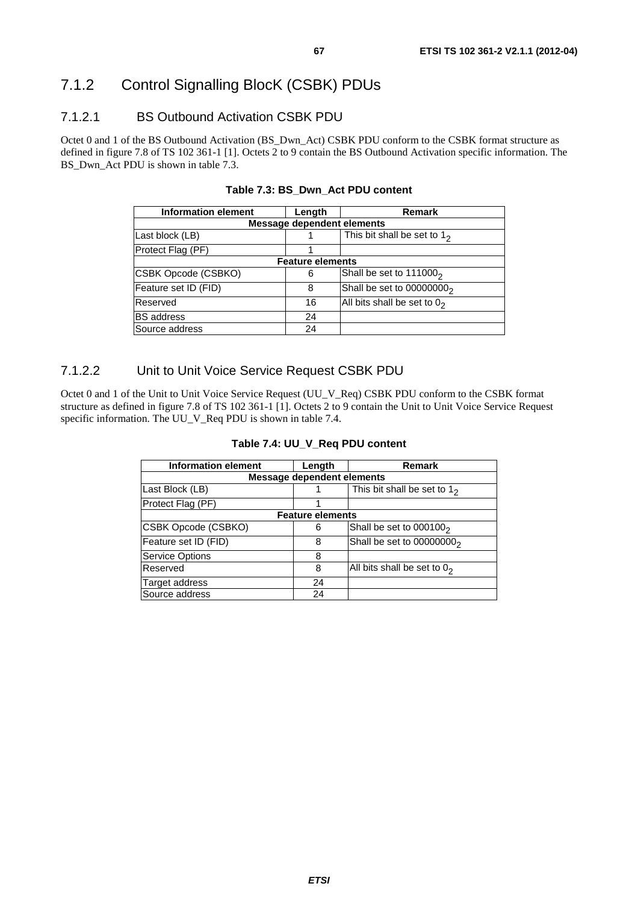### 7.1.2 Control Signalling BlocK (CSBK) PDUs

#### 7.1.2.1 BS Outbound Activation CSBK PDU

Octet 0 and 1 of the BS Outbound Activation (BS_Dwn_Act) CSBK PDU conform to the CSBK format structure as defined in figure 7.8 of TS 102 361-1 [1]. Octets 2 to 9 contain the BS Outbound Activation specific information. The BS_Dwn_Act PDU is shown in table 7.3.

**Table 7.3: BS_Dwn_Act PDU content**

| Information element | Length | Remark |
|---|---|---|
| **Message dependent elements** | | |
| Last block (LB) | 1 | This bit shall be set to $1_2$ |
| Protect Flag (PF) | 1 | |
| **Feature elements** | | |
| CSBK Opcode (CSBKO) | 6 | Shall be set to $111000_2$ |
| Feature set ID (FID) | 8 | Shall be set to $00000000_2$ |
| Reserved | 16 | All bits shall be set to $0_2$ |
| BS address | 24 | |
| Source address | 24 | |

#### 7.1.2.2 Unit to Unit Voice Service Request CSBK PDU

Octet 0 and 1 of the Unit to Unit Voice Service Request (UU_V_Req) CSBK PDU conform to the CSBK format structure as defined in figure 7.8 of TS 102 361-1 [1]. Octets 2 to 9 contain the Unit to Unit Voice Service Request specific information. The UU_V_Req PDU is shown in table 7.4.

**Table 7.4: UU_V_Req PDU content**

| Information element | Length | Remark |
|---|---|---|
| **Message dependent elements** | | |
| Last Block (LB) | 1 | This bit shall be set to $1_2$ |
| Protect Flag (PF) | 1 | |
| **Feature elements** | | |
| CSBK Opcode (CSBKO) | 6 | Shall be set to $000100_2$ |
| Feature set ID (FID) | 8 | Shall be set to $00000000_2$ |
| Service Options | 8 | |
| Reserved | 8 | All bits shall be set to $0_2$ |
| Target address | 24 | |
| Source address | 24 | |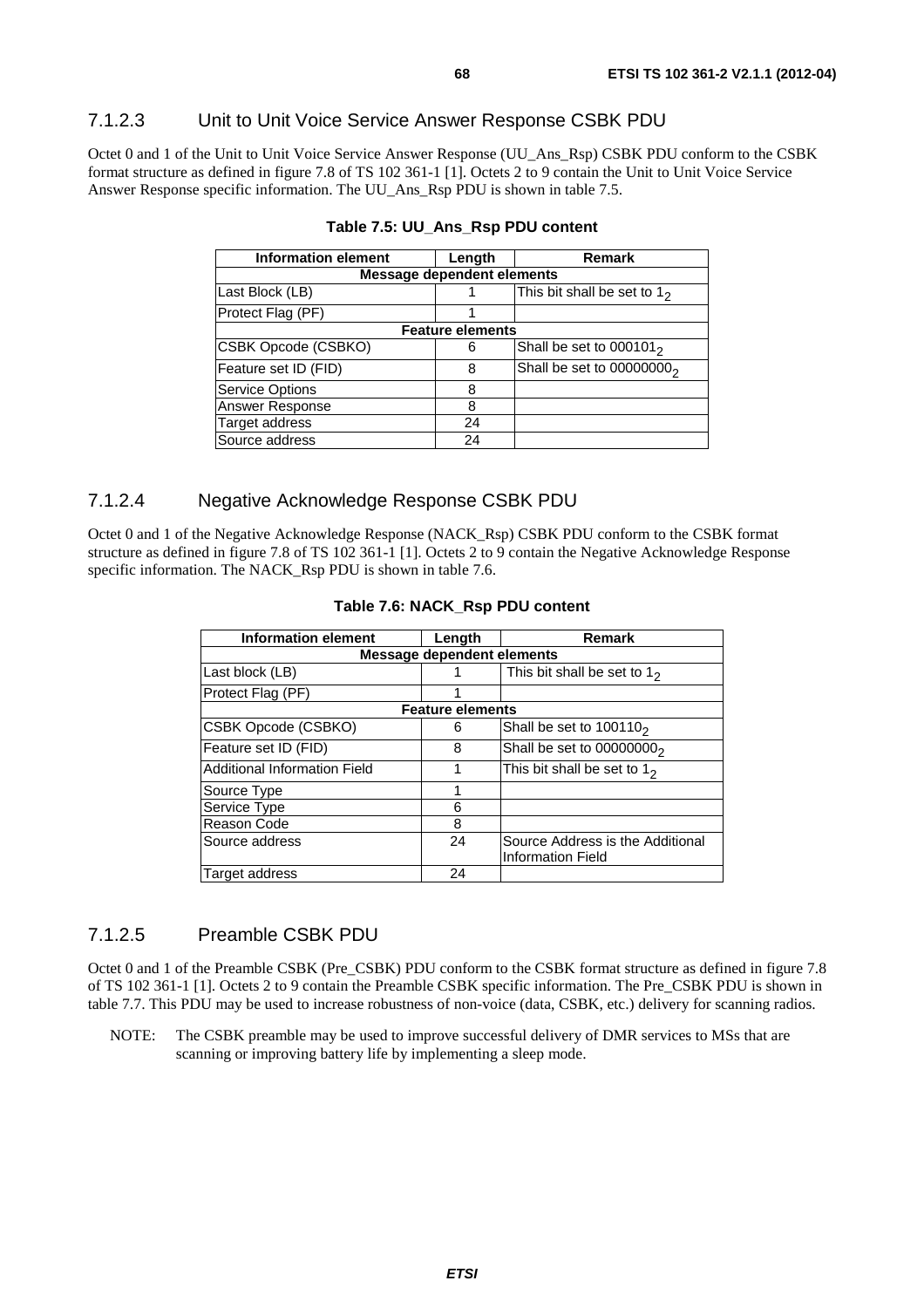### 7.1.2.3 Unit to Unit Voice Service Answer Response CSBK PDU

Octet 0 and 1 of the Unit to Unit Voice Service Answer Response (UU_Ans_Rsp) CSBK PDU conform to the CSBK format structure as defined in figure 7.8 of TS 102 361-1 [1]. Octets 2 to 9 contain the Unit to Unit Voice Service Answer Response specific information. The UU_Ans_Rsp PDU is shown in table 7.5.

**Table 7.5: UU_Ans_Rsp PDU content**

| Information element | Length | Remark |
|---|---|---|
| **Message dependent elements** | | |
| Last Block (LB) | 1 | This bit shall be set to $1_2$ |
| Protect Flag (PF) | 1 | |
| **Feature elements** | | |
| CSBK Opcode (CSBKO) | 6 | Shall be set to $000101_2$ |
| Feature set ID (FID) | 8 | Shall be set to $00000000_2$ |
| Service Options | 8 | |
| Answer Response | 8 | |
| Target address | 24 | |
| Source address | 24 | |

### 7.1.2.4 Negative Acknowledge Response CSBK PDU

Octet 0 and 1 of the Negative Acknowledge Response (NACK_Rsp) CSBK PDU conform to the CSBK format structure as defined in figure 7.8 of TS 102 361-1 [1]. Octets 2 to 9 contain the Negative Acknowledge Response specific information. The NACK_Rsp PDU is shown in table 7.6.

**Table 7.6: NACK_Rsp PDU content**

| Information element | Length | Remark |
|---|---|---|
| **Message dependent elements** | | |
| Last block (LB) | 1 | This bit shall be set to $1_2$ |
| Protect Flag (PF) | 1 | |
| **Feature elements** | | |
| CSBK Opcode (CSBKO) | 6 | Shall be set to $100110_2$ |
| Feature set ID (FID) | 8 | Shall be set to $00000000_2$ |
| Additional Information Field | 1 | This bit shall be set to $1_2$ |
| Source Type | 1 | |
| Service Type | 6 | |
| Reason Code | 8 | |
| Source address | 24 | Source Address is the Additional Information Field |
| Target address | 24 | |

### 7.1.2.5 Preamble CSBK PDU

Octet 0 and 1 of the Preamble CSBK (Pre_CSBK) PDU conform to the CSBK format structure as defined in figure 7.8 of TS 102 361-1 [1]. Octets 2 to 9 contain the Preamble CSBK specific information. The Pre_CSBK PDU is shown in table 7.7. This PDU may be used to increase robustness of non-voice (data, CSBK, etc.) delivery for scanning radios.

NOTE: The CSBK preamble may be used to improve successful delivery of DMR services to MSs that are scanning or improving battery life by implementing a sleep mode.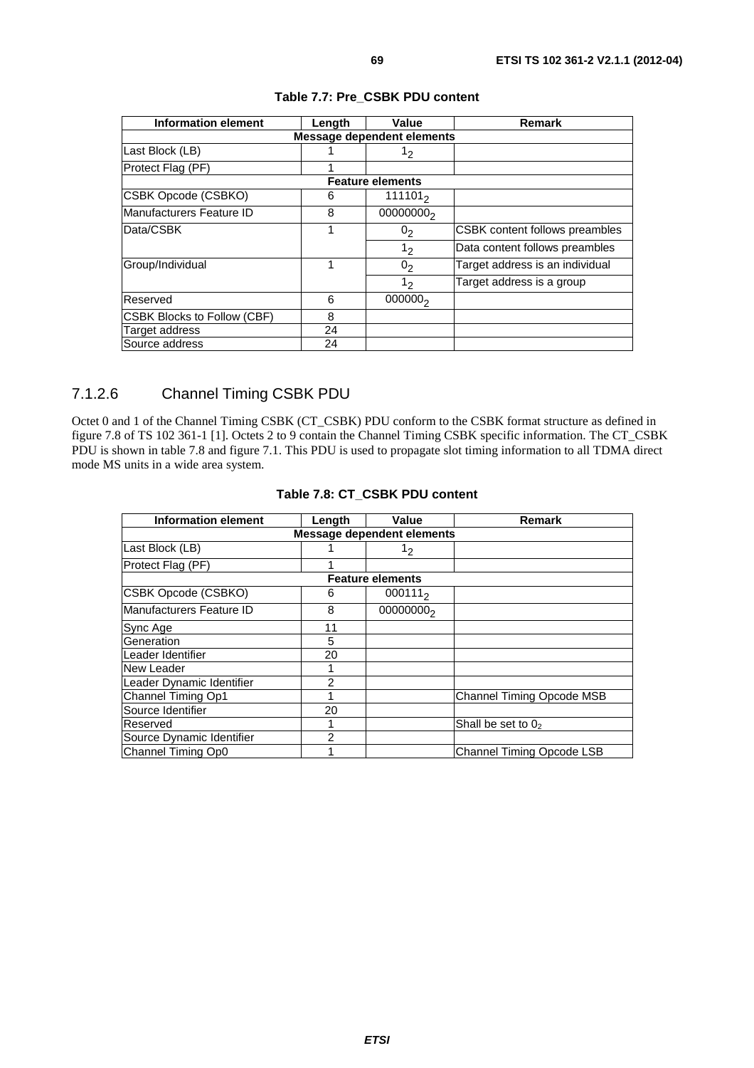**Table 7.7: Pre_CSBK PDU content**

| Information element | Length | Value | Remark |
| --- | --- | --- | --- |
| **Message dependent elements** | | | |
| Last Block (LB) | 1 | $1_2$ | |
| Protect Flag (PF) | 1 | | |
| **Feature elements** | | | |
| CSBK Opcode (CSBKO) | 6 | $111101_2$ | |
| Manufacturers Feature ID | 8 | $00000000_2$ | |
| Data/CSBK | 1 | $0_2$ | CSBK content follows preambles |
| | | $1_2$ | Data content follows preambles |
| Group/Individual | 1 | $0_2$ | Target address is an individual |
| | | $1_2$ | Target address is a group |
| Reserved | 6 | $000000_2$ | |
| CSBK Blocks to Follow (CBF) | 8 | | |
| Target address | 24 | | |
| Source address | 24 | | |

### 7.1.2.6 Channel Timing CSBK PDU

Octet 0 and 1 of the Channel Timing CSBK (CT_CSBK) PDU conform to the CSBK format structure as defined in figure 7.8 of TS 102 361-1 [1]. Octets 2 to 9 contain the Channel Timing CSBK specific information. The CT_CSBK PDU is shown in table 7.8 and figure 7.1. This PDU is used to propagate slot timing information to all TDMA direct mode MS units in a wide area system.

**Table 7.8: CT_CSBK PDU content**

| Information element | Length | Value | Remark |
| --- | --- | --- | --- |
| **Message dependent elements** | | | |
| Last Block (LB) | 1 | $1_2$ | |
| Protect Flag (PF) | 1 | | |
| **Feature elements** | | | |
| CSBK Opcode (CSBKO) | 6 | $000111_2$ | |
| Manufacturers Feature ID | 8 | $00000000_2$ | |
| Sync Age | 11 | | |
| Generation | 5 | | |
| Leader Identifier | 20 | | |
| New Leader | 1 | | |
| Leader Dynamic Identifier | 2 | | |
| Channel Timing Op1 | 1 | | Channel Timing Opcode MSB |
| Source Identifier | 20 | | |
| Reserved | 1 | | Shall be set to $0_2$ |
| Source Dynamic Identifier | 2 | | |
| Channel Timing Op0 | 1 | | Channel Timing Opcode LSB |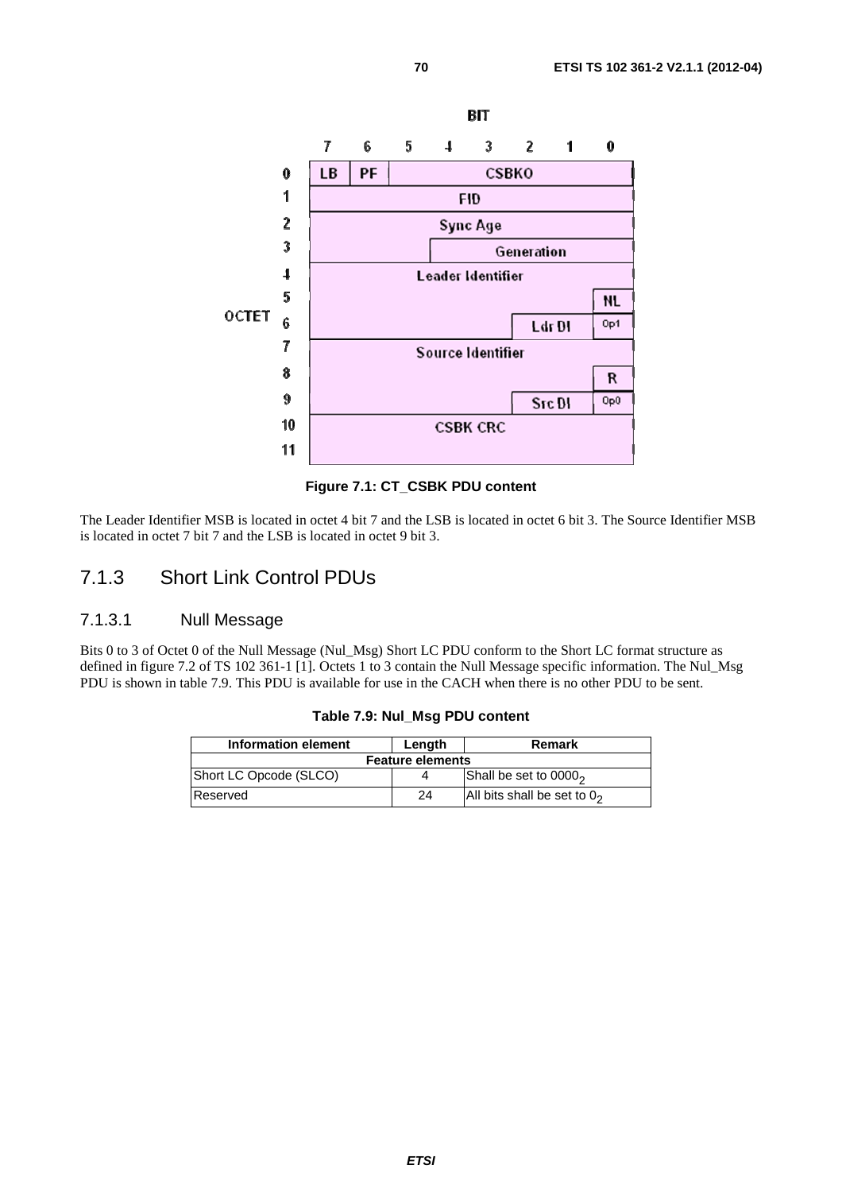| OCTET | BIT 7 | 6 | 5 | 4 | 3 | 2 | 1 | 0 |
|---|---|---|---|---|---|---|---|---|
| 0 | LB | PF | CSBKO | | | | | |
| 1 | FID | | | | | | | |
| 2 | Sync Age | | | | | | | |
| 3 | | | | Generation | | | | |
| 4 | Leader Identifier | | | | | | | |
| 5 | | | | | | | | NL |
| 6 | | | | | | Ldr DI | | Op1 |
| 7 | Source Identifier | | | | | | | |
| 8 | | | | | | | | R |
| 9 | | | | | | Src DI | | Op0 |
| 10 | CSBK CRC | | | | | | | |
| 11 | | | | | | | | |

**Figure 7.1: CT_CSBK PDU content**

The Leader Identifier MSB is located in octet 4 bit 7 and the LSB is located in octet 6 bit 3. The Source Identifier MSB is located in octet 7 bit 7 and the LSB is located in octet 9 bit 3.

## 7.1.3 Short Link Control PDUs

### 7.1.3.1 Null Message

Bits 0 to 3 of Octet 0 of the Null Message (Nul_Msg) Short LC PDU conform to the Short LC format structure as defined in figure 7.2 of TS 102 361-1 [1]. Octets 1 to 3 contain the Null Message specific information. The Nul_Msg PDU is shown in table 7.9. This PDU is available for use in the CACH when there is no other PDU to be sent.

**Table 7.9: Nul_Msg PDU content**

| Information element | Length | Remark |
|---|---|---|
| **Feature elements** | | |
| Short LC Opcode (SLCO) | 4 | Shall be set to $0000_2$ |
| Reserved | 24 | All bits shall be set to $0_2$ |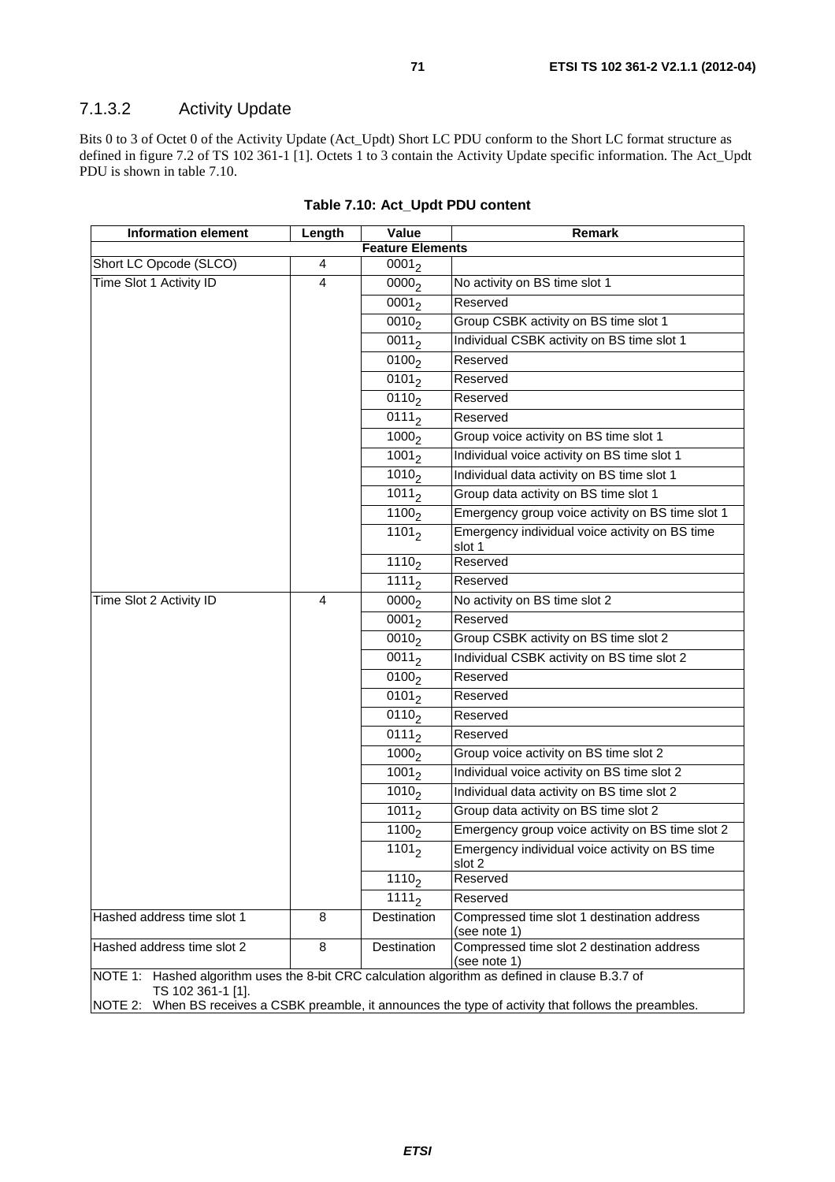### 7.1.3.2 Activity Update

Bits 0 to 3 of Octet 0 of the Activity Update (Act_Updt) Short LC PDU conform to the Short LC format structure as defined in figure 7.2 of TS 102 361-1 [1]. Octets 1 to 3 contain the Activity Update specific information. The Act_Updt PDU is shown in table 7.10.

**Table 7.10: Act_Updt PDU content**

| Information element | Length | Value | Remark |
|---|---|---|---|
| **Feature Elements** | | | |
| Short LC Opcode (SLCO) | 4 | $0001_2$ | |
| Time Slot 1 Activity ID | 4 | $0000_2$ | No activity on BS time slot 1 |
| | | $0001_2$ | Reserved |
| | | $0010_2$ | Group CSBK activity on BS time slot 1 |
| | | $0011_2$ | Individual CSBK activity on BS time slot 1 |
| | | $0100_2$ | Reserved |
| | | $0101_2$ | Reserved |
| | | $0110_2$ | Reserved |
| | | $0111_2$ | Reserved |
| | | $1000_2$ | Group voice activity on BS time slot 1 |
| | | $1001_2$ | Individual voice activity on BS time slot 1 |
| | | $1010_2$ | Individual data activity on BS time slot 1 |
| | | $1011_2$ | Group data activity on BS time slot 1 |
| | | $1100_2$ | Emergency group voice activity on BS time slot 1 |
| | | $1101_2$ | Emergency individual voice activity on BS time slot 1 |
| | | $1110_2$ | Reserved |
| | | $1111_2$ | Reserved |
| Time Slot 2 Activity ID | 4 | $0000_2$ | No activity on BS time slot 2 |
| | | $0001_2$ | Reserved |
| | | $0010_2$ | Group CSBK activity on BS time slot 2 |
| | | $0011_2$ | Individual CSBK activity on BS time slot 2 |
| | | $0100_2$ | Reserved |
| | | $0101_2$ | Reserved |
| | | $0110_2$ | Reserved |
| | | $0111_2$ | Reserved |
| | | $1000_2$ | Group voice activity on BS time slot 2 |
| | | $1001_2$ | Individual voice activity on BS time slot 2 |
| | | $1010_2$ | Individual data activity on BS time slot 2 |
| | | $1011_2$ | Group data activity on BS time slot 2 |
| | | $1100_2$ | Emergency group voice activity on BS time slot 2 |
| | | $1101_2$ | Emergency individual voice activity on BS time slot 2 |
| | | $1110_2$ | Reserved |
| | | $1111_2$ | Reserved |
| Hashed address time slot 1 | 8 | Destination | Compressed time slot 1 destination address (see note 1) |
| Hashed address time slot 2 | 8 | Destination | Compressed time slot 2 destination address (see note 1) |

NOTE 1: Hashed algorithm uses the 8-bit CRC calculation algorithm as defined in clause B.3.7 of TS 102 361-1 [1].

NOTE 2: When BS receives a CSBK preamble, it announces the type of activity that follows the preambles.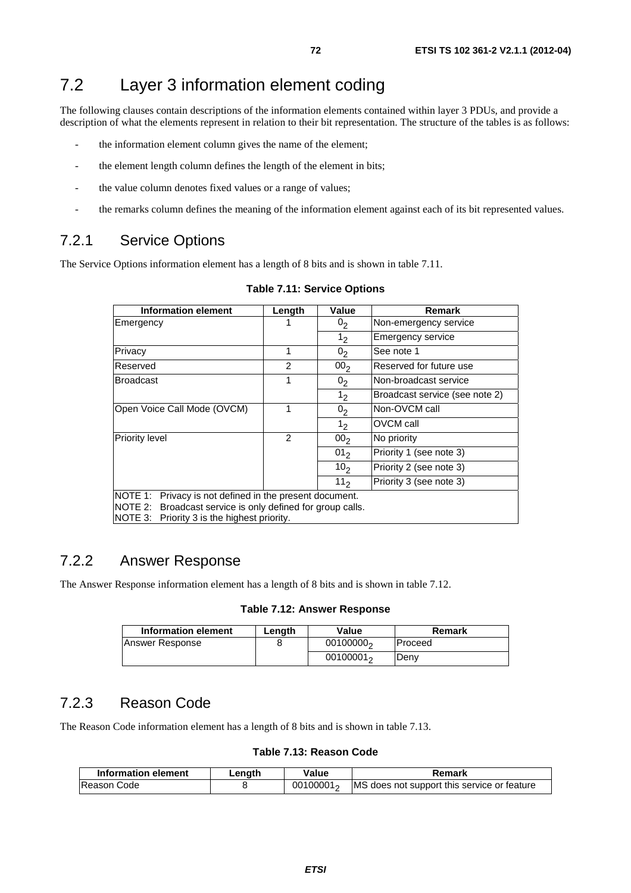## 7.2 Layer 3 information element coding

The following clauses contain descriptions of the information elements contained within layer 3 PDUs, and provide a description of what the elements represent in relation to their bit representation. The structure of the tables is as follows:

- the information element column gives the name of the element;
- the element length column defines the length of the element in bits;
- the value column denotes fixed values or a range of values;
- the remarks column defines the meaning of the information element against each of its bit represented values.

### 7.2.1 Service Options

The Service Options information element has a length of 8 bits and is shown in table 7.11.

**Table 7.11: Service Options**

| Information element | Length | Value | Remark |
|---|---|---|---|
| Emergency | 1 | $0_2$ | Non-emergency service |
| | | $1_2$ | Emergency service |
| Privacy | 1 | $0_2$ | See note 1 |
| Reserved | 2 | $00_2$ | Reserved for future use |
| Broadcast | 1 | $0_2$ | Non-broadcast service |
| | | $1_2$ | Broadcast service (see note 2) |
| Open Voice Call Mode (OVCM) | 1 | $0_2$ | Non-OVCM call |
| | | $1_2$ | OVCM call |
| Priority level | 2 | $00_2$ | No priority |
| | | $01_2$ | Priority 1 (see note 3) |
| | | $10_2$ | Priority 2 (see note 3) |
| | | $11_2$ | Priority 3 (see note 3) |
| NOTE 1: Privacy is not defined in the present document.<br>NOTE 2: Broadcast service is only defined for group calls.<br>NOTE 3: Priority 3 is the highest priority. | | | |

### 7.2.2 Answer Response

The Answer Response information element has a length of 8 bits and is shown in table 7.12.

**Table 7.12: Answer Response**

| Information element | Length | Value | Remark |
|---|---|---|---|
| Answer Response | 8 | $00100000_2$ | Proceed |
| | | $00100001_2$ | Deny |

### 7.2.3 Reason Code

The Reason Code information element has a length of 8 bits and is shown in table 7.13.

**Table 7.13: Reason Code**

| Information element | Length | Value | Remark |
|---|---|---|---|
| Reason Code | 8 | $00100001_2$ | MS does not support this service or feature |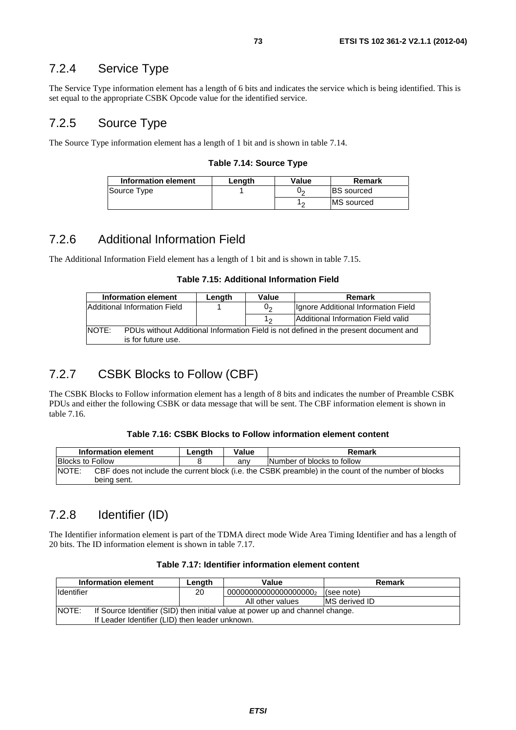## 7.2.4 Service Type

The Service Type information element has a length of 6 bits and indicates the service which is being identified. This is set equal to the appropriate CSBK Opcode value for the identified service.

## 7.2.5 Source Type

The Source Type information element has a length of 1 bit and is shown in table 7.14.

**Table 7.14: Source Type**

| Information element | Length | Value | Remark |
|---|---|---|---|
| Source Type | 1 | $0_2$ | BS sourced |
| | | $1_2$ | MS sourced |

## 7.2.6 Additional Information Field

The Additional Information Field element has a length of 1 bit and is shown in table 7.15.

**Table 7.15: Additional Information Field**

| Information element | Length | Value | Remark |
|---|---|---|---|
| Additional Information Field | 1 | $0_2$ | Ignore Additional Information Field |
| | | $1_2$ | Additional Information Field valid |
| NOTE: PDUs without Additional Information Field is not defined in the present document and is for future use. | | | |

## 7.2.7 CSBK Blocks to Follow (CBF)

The CSBK Blocks to Follow information element has a length of 8 bits and indicates the number of Preamble CSBK PDUs and either the following CSBK or data message that will be sent. The CBF information element is shown in table 7.16.

**Table 7.16: CSBK Blocks to Follow information element content**

| Information element | Length | Value | Remark |
|---|---|---|---|
| Blocks to Follow | 8 | any | Number of blocks to follow |
| NOTE: CBF does not include the current block (i.e. the CSBK preamble) in the count of the number of blocks being sent. | | | |

## 7.2.8 Identifier (ID)

The Identifier information element is part of the TDMA direct mode Wide Area Timing Identifier and has a length of 20 bits. The ID information element is shown in table 7.17.

**Table 7.17: Identifier information element content**

| Information element | Length | Value | Remark |
|---|---|---|---|
| Identifier | 20 | $00000000000000000000_2$ | (see note) |
| | | All other values | MS derived ID |
| NOTE: If Source Identifier (SID) then initial value at power up and channel change. If Leader Identifier (LID) then leader unknown. | | | |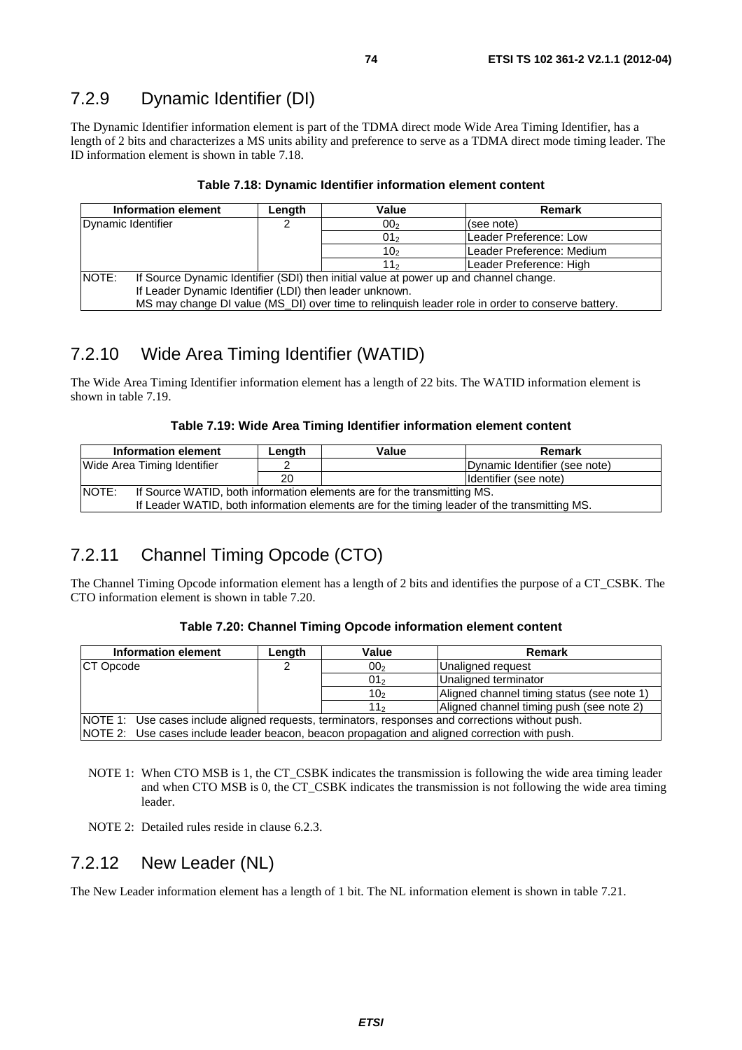## 7.2.9 Dynamic Identifier (DI)

The Dynamic Identifier information element is part of the TDMA direct mode Wide Area Timing Identifier, has a length of 2 bits and characterizes a MS units ability and preference to serve as a TDMA direct mode timing leader. The ID information element is shown in table 7.18.

**Table 7.18: Dynamic Identifier information element content**

| Information element | Length | Value | Remark |
|---|---|---|---|
| Dynamic Identifier | 2 | $00_2$ | (see note) |
| | | $01_2$ | Leader Preference: Low |
| | | $10_2$ | Leader Preference: Medium |
| | | $11_2$ | Leader Preference: High |
| NOTE: If Source Dynamic Identifier (SDI) then initial value at power up and channel change. If Leader Dynamic Identifier (LDI) then leader unknown. MS may change DI value (MS_DI) over time to relinquish leader role in order to conserve battery. | | | |

## 7.2.10 Wide Area Timing Identifier (WATID)

The Wide Area Timing Identifier information element has a length of 22 bits. The WATID information element is shown in table 7.19.

**Table 7.19: Wide Area Timing Identifier information element content**

| Information element | Length | Value | Remark |
|---|---|---|---|
| Wide Area Timing Identifier | 2 | | Dynamic Identifier (see note) |
| | 20 | | Identifier (see note) |
| NOTE: If Source WATID, both information elements are for the transmitting MS. If Leader WATID, both information elements are for the timing leader of the transmitting MS. | | | |

## 7.2.11 Channel Timing Opcode (CTO)

The Channel Timing Opcode information element has a length of 2 bits and identifies the purpose of a CT_CSBK. The CTO information element is shown in table 7.20.

**Table 7.20: Channel Timing Opcode information element content**

| Information element | Length | Value | Remark |
|---|---|---|---|
| CT Opcode | 2 | $00_2$ | Unaligned request |
| | | $01_2$ | Unaligned terminator |
| | | $10_2$ | Aligned channel timing status (see note 1) |
| | | $11_2$ | Aligned channel timing push (see note 2) |
| NOTE 1: Use cases include aligned requests, terminators, responses and corrections without push. | | | |
| NOTE 2: Use cases include leader beacon, beacon propagation and aligned correction with push. | | | |

NOTE 1: When CTO MSB is 1, the CT_CSBK indicates the transmission is following the wide area timing leader and when CTO MSB is 0, the CT_CSBK indicates the transmission is not following the wide area timing leader.

NOTE 2: Detailed rules reside in clause 6.2.3.

## 7.2.12 New Leader (NL)

The New Leader information element has a length of 1 bit. The NL information element is shown in table 7.21.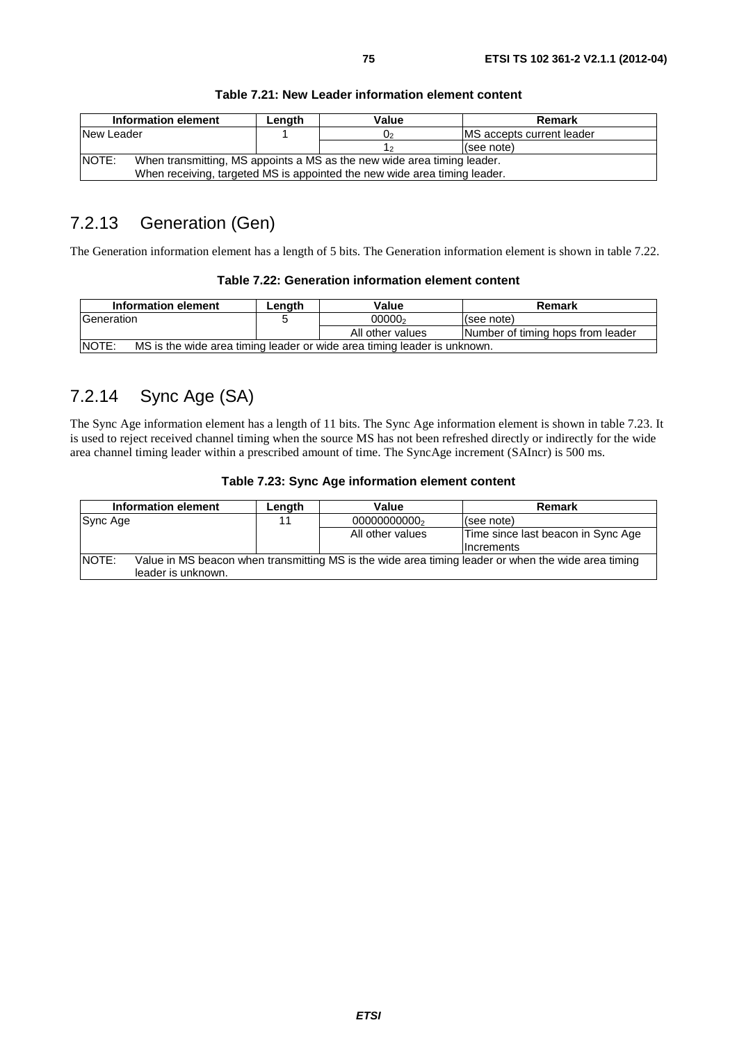**Table 7.21: New Leader information element content**

| Information element | Length | Value | Remark |
|---|---|---|---|
| New Leader | 1 | $0_2$ | MS accepts current leader |
| | | $1_2$ | (see note) |
| NOTE: When transmitting, MS appoints a MS as the new wide area timing leader. When receiving, targeted MS is appointed the new wide area timing leader. | | | |

## 7.2.13 Generation (Gen)

The Generation information element has a length of 5 bits. The Generation information element is shown in table 7.22.

**Table 7.22: Generation information element content**

| Information element | Length | Value | Remark |
|---|---|---|---|
| Generation | 5 | $00000_2$ | (see note) |
| | | All other values | Number of timing hops from leader |
| NOTE: MS is the wide area timing leader or wide area timing leader is unknown. | | | |

## 7.2.14 Sync Age (SA)

The Sync Age information element has a length of 11 bits. The Sync Age information element is shown in table 7.23. It is used to reject received channel timing when the source MS has not been refreshed directly or indirectly for the wide area channel timing leader within a prescribed amount of time. The SyncAge increment (SAIncr) is 500 ms.

**Table 7.23: Sync Age information element content**

| Information element | Length | Value | Remark |
|---|---|---|---|
| Sync Age | 11 | $00000000000_2$ | (see note) |
| | | All other values | Time since last beacon in Sync Age Increments |
| NOTE: Value in MS beacon when transmitting MS is the wide area timing leader or when the wide area timing leader is unknown. | | | |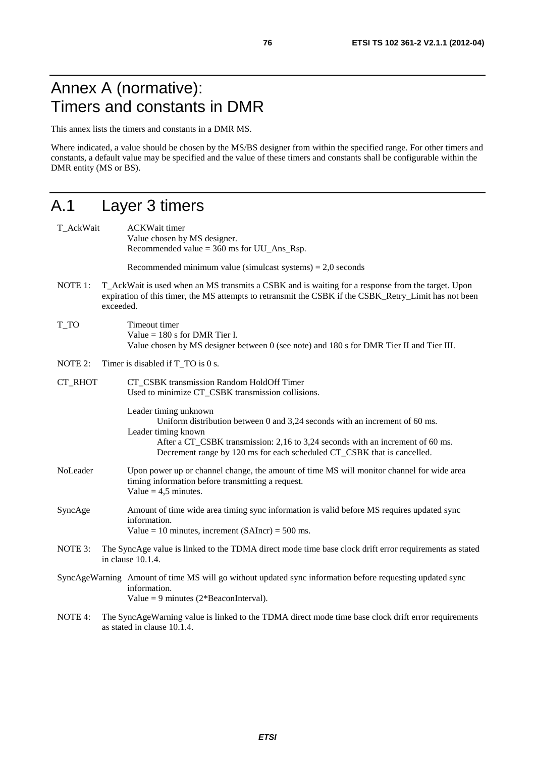# Annex A (normative): Timers and constants in DMR

This annex lists the timers and constants in a DMR MS.

Where indicated, a value should be chosen by the MS/BS designer from within the specified range. For other timers and constants, a default value may be specified and the value of these timers and constants shall be configurable within the DMR entity (MS or BS).

# A.1 Layer 3 timers

**T_AckWait**
ACKWait timer
Value chosen by MS designer.
Recommended value = 360 ms for UU_Ans_Rsp.

Recommended minimum value (simulcast systems) = 2,0 seconds

NOTE 1: T_AckWait is used when an MS transmits a CSBK and is waiting for a response from the target. Upon expiration of this timer, the MS attempts to retransmit the CSBK if the CSBK_Retry_Limit has not been exceeded.

**T_TO**
Timeout timer
Value = 180 s for DMR Tier I.
Value chosen by MS designer between 0 (see note) and 180 s for DMR Tier II and Tier III.

NOTE 2: Timer is disabled if T_TO is 0 s.

**CT_RHOT**
CT_CSBK transmission Random HoldOff Timer
Used to minimize CT_CSBK transmission collisions.

Leader timing unknown
- Uniform distribution between 0 and 3,24 seconds with an increment of 60 ms.

Leader timing known
- After a CT_CSBK transmission: 2,16 to 3,24 seconds with an increment of 60 ms.
- Decrement range by 120 ms for each scheduled CT_CSBK that is cancelled.

**NoLeader**
Upon power up or channel change, the amount of time MS will monitor channel for wide area timing information before transmitting a request.
Value = 4,5 minutes.

**SyncAge**
Amount of time wide area timing sync information is valid before MS requires updated sync information.
Value = 10 minutes, increment (SAIncr) = 500 ms.

NOTE 3: The SyncAge value is linked to the TDMA direct mode time base clock drift error requirements as stated in clause 10.1.4.

**SyncAgeWarning**
Amount of time MS will go without updated sync information before requesting updated sync information.
Value = 9 minutes (2*BeaconInterval).

NOTE 4: The SyncAgeWarning value is linked to the TDMA direct mode time base clock drift error requirements as stated in clause 10.1.4.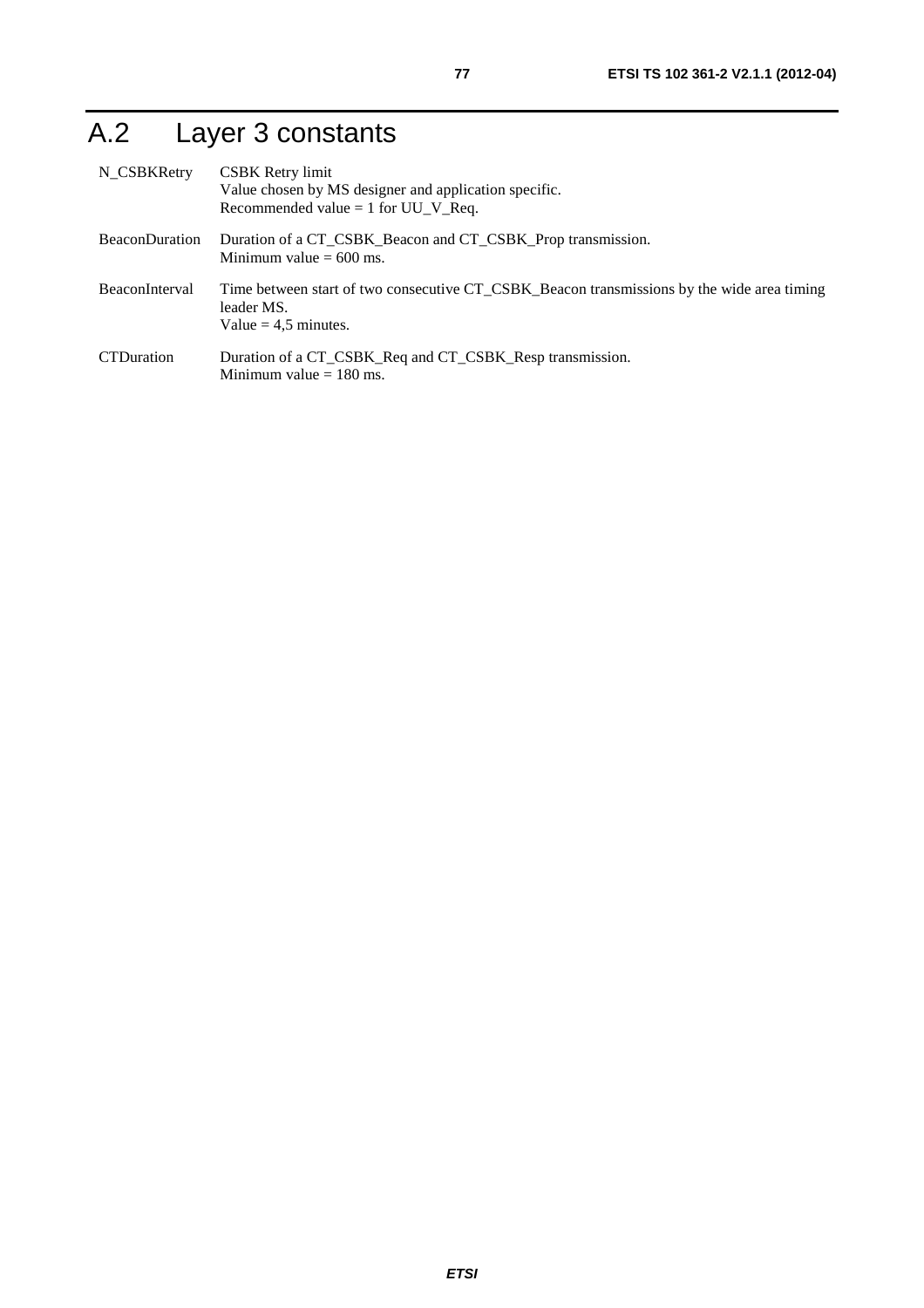# A.2 Layer 3 constants

N_CSBKRetry
: CSBK Retry limit
Value chosen by MS designer and application specific.
Recommended value = 1 for UU_V_Req.

BeaconDuration
: Duration of a CT_CSBK_Beacon and CT_CSBK_Prop transmission.
Minimum value = 600 ms.

BeaconInterval
: Time between start of two consecutive CT_CSBK_Beacon transmissions by the wide area timing leader MS.
Value = 4,5 minutes.

CTDuration
: Duration of a CT_CSBK_Req and CT_CSBK_Resp transmission.
Minimum value = 180 ms.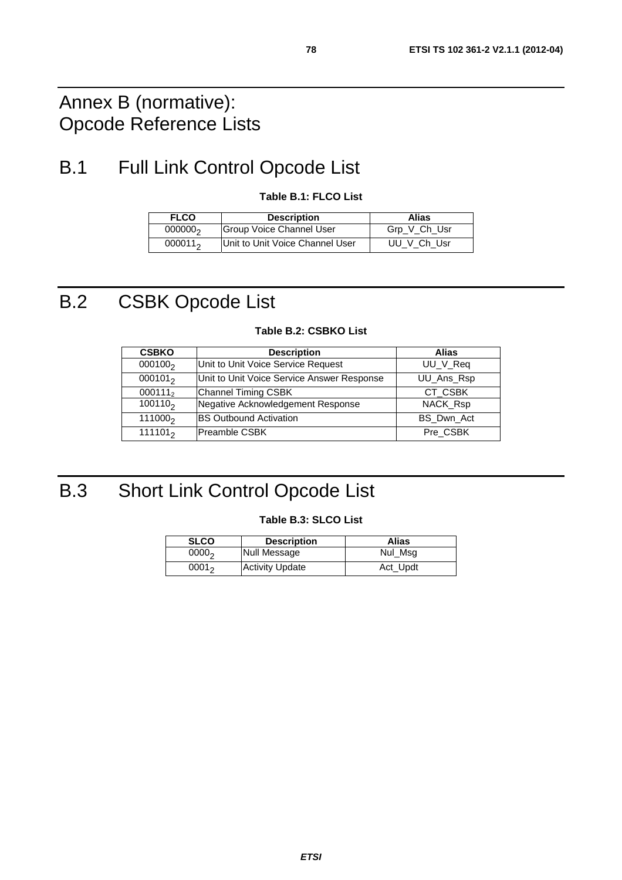# Annex B (normative): Opcode Reference Lists

# B.1 Full Link Control Opcode List

**Table B.1: FLCO List**

| FLCO | Description | Alias |
|---|---|---|
| $000000_2$ | Group Voice Channel User | Grp_V_Ch_Usr |
| $000011_2$ | Unit to Unit Voice Channel User | UU_V_Ch_Usr |

# B.2 CSBK Opcode List

**Table B.2: CSBKO List**

| CSBKO | Description | Alias |
|---|---|---|
| $000100_2$ | Unit to Unit Voice Service Request | UU_V_Req |
| $000101_2$ | Unit to Unit Voice Service Answer Response | UU_Ans_Rsp |
| $000111_2$ | Channel Timing CSBK | CT_CSBK |
| $100110_2$ | Negative Acknowledgement Response | NACK_Rsp |
| $111000_2$ | BS Outbound Activation | BS_Dwn_Act |
| $111101_2$ | Preamble CSBK | Pre_CSBK |

# B.3 Short Link Control Opcode List

**Table B.3: SLCO List**

| SLCO | Description | Alias |
|---|---|---|
| $0000_2$ | Null Message | Nul_Msg |
| $0001_2$ | Activity Update | Act_Updt |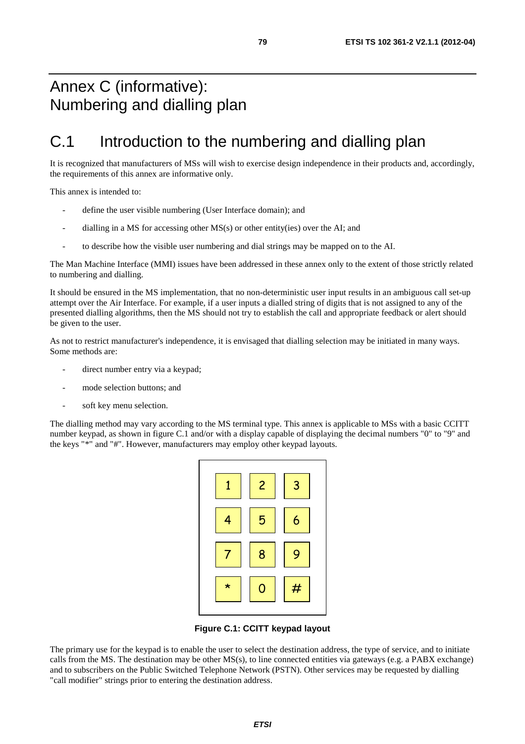# Annex C (informative): Numbering and dialling plan

## C.1 Introduction to the numbering and dialling plan

It is recognized that manufacturers of MSs will wish to exercise design independence in their products and, accordingly, the requirements of this annex are informative only.

This annex is intended to:

- define the user visible numbering (User Interface domain); and
- dialling in a MS for accessing other MS(s) or other entity(ies) over the AI; and
- to describe how the visible user numbering and dial strings may be mapped on to the AI.

The Man Machine Interface (MMI) issues have been addressed in these annex only to the extent of those strictly related to numbering and dialling.

It should be ensured in the MS implementation, that no non-deterministic user input results in an ambiguous call set-up attempt over the Air Interface. For example, if a user inputs a dialled string of digits that is not assigned to any of the presented dialling algorithms, then the MS should not try to establish the call and appropriate feedback or alert should be given to the user.

As not to restrict manufacturer's independence, it is envisaged that dialling selection may be initiated in many ways. Some methods are:

- direct number entry via a keypad;
- mode selection buttons; and
- soft key menu selection.

The dialling method may vary according to the MS terminal type. This annex is applicable to MSs with a basic CCITT number keypad, as shown in figure C.1 and/or with a display capable of displaying the decimal numbers "0" to "9" and the keys "*" and "#". However, manufacturers may employ other keypad layouts.

| | | |
|---|---|---|
| 1 | 2 | 3 |
| 4 | 5 | 6 |
| 7 | 8 | 9 |
| * | 0 | # |

**Figure C.1: CCITT keypad layout**

The primary use for the keypad is to enable the user to select the destination address, the type of service, and to initiate calls from the MS. The destination may be other MS(s), to line connected entities via gateways (e.g. a PABX exchange) and to subscribers on the Public Switched Telephone Network (PSTN). Other services may be requested by dialling "call modifier" strings prior to entering the destination address.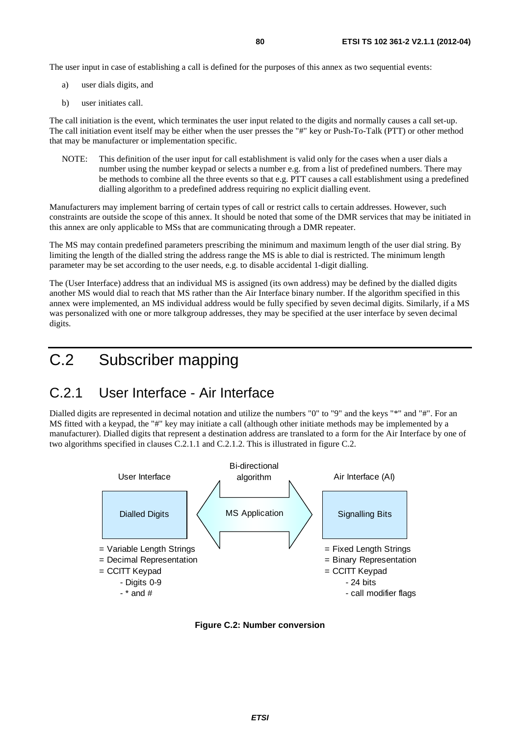The user input in case of establishing a call is defined for the purposes of this annex as two sequential events:

a) user dials digits, and

b) user initiates call.

The call initiation is the event, which terminates the user input related to the digits and normally causes a call set-up. The call initiation event itself may be either when the user presses the "#" key or Push-To-Talk (PTT) or other method that may be manufacturer or implementation specific.

NOTE: This definition of the user input for call establishment is valid only for the cases when a user dials a number using the number keypad or selects a number e.g. from a list of predefined numbers. There may be methods to combine all the three events so that e.g. PTT causes a call establishment using a predefined dialling algorithm to a predefined address requiring no explicit dialling event.

Manufacturers may implement barring of certain types of call or restrict calls to certain addresses. However, such constraints are outside the scope of this annex. It should be noted that some of the DMR services that may be initiated in this annex are only applicable to MSs that are communicating through a DMR repeater.

The MS may contain predefined parameters prescribing the minimum and maximum length of the user dial string. By limiting the length of the dialled string the address range the MS is able to dial is restricted. The minimum length parameter may be set according to the user needs, e.g. to disable accidental 1-digit dialling.

The (User Interface) address that an individual MS is assigned (its own address) may be defined by the dialled digits another MS would dial to reach that MS rather than the Air Interface binary number. If the algorithm specified in this annex were implemented, an MS individual address would be fully specified by seven decimal digits. Similarly, if a MS was personalized with one or more talkgroup addresses, they may be specified at the user interface by seven decimal digits.

# C.2 Subscriber mapping

## C.2.1 User Interface - Air Interface

Dialled digits are represented in decimal notation and utilize the numbers "0" to "9" and the keys "*" and "#". For an MS fitted with a keypad, the "#" key may initiate a call (although other initiate methods may be implemented by a manufacturer). Dialled digits that represent a destination address are translated to a form for the Air Interface by one of two algorithms specified in clauses C.2.1.1 and C.2.1.2. This is illustrated in figure C.2.

User Interface — Dialled Digits
= Variable Length Strings
= Decimal Representation
= CCITT Keypad
- Digits 0-9
- * and #

Bi-directional algorithm — MS Application

Air Interface (AI) — Signalling Bits
= Fixed Length Strings
= Binary Representation
= CCITT Keypad
- 24 bits
- call modifier flags

**Figure C.2: Number conversion**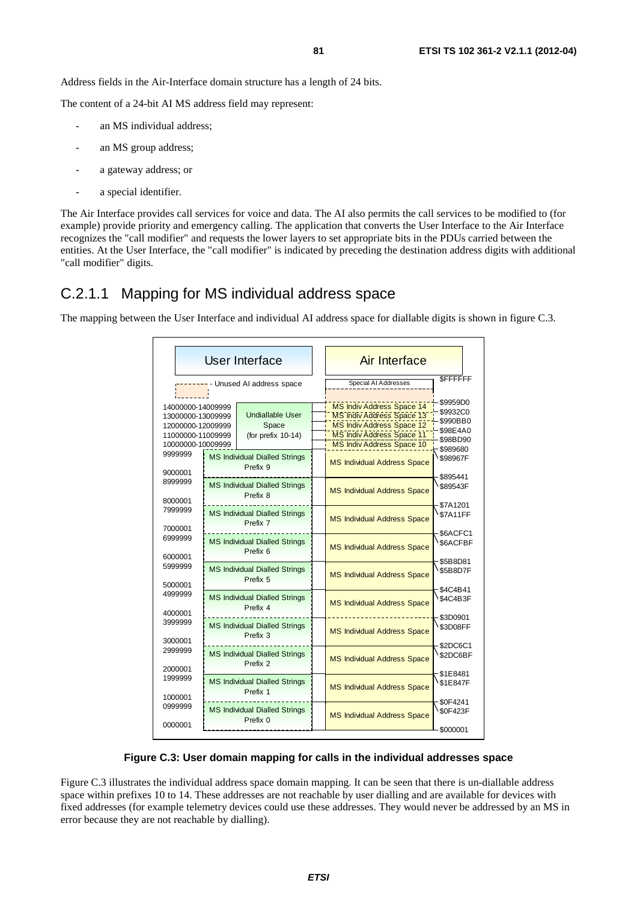Address fields in the Air-Interface domain structure has a length of 24 bits.

The content of a 24-bit AI MS address field may represent:

- an MS individual address;
- an MS group address;
- a gateway address; or
- a special identifier.

The Air Interface provides call services for voice and data. The AI also permits the call services to be modified to (for example) provide priority and emergency calling. The application that converts the User Interface to the Air Interface recognizes the "call modifier" and requests the lower layers to set appropriate bits in the PDUs carried between the entities. At the User Interface, the "call modifier" is indicated by preceding the destination address digits with additional "call modifier" digits.

## C.2.1.1 Mapping for MS individual address space

The mapping between the User Interface and individual AI address space for diallable digits is shown in figure C.3.

| User Interface range | User Interface | Air Interface | AI address range |
| --- | --- | --- | --- |
| | Unused AI address space | Special AI Addresses | ... - $FFFFFF |
| 14000000-14009999 | Undiallable User Space (for prefix 10-14) | MS Indiv Address Space 14 | $9932C0 - $9959D0 |
| 13000000-13009999 | | MS Indiv Address Space 13 | $990BB0 - $9932C0 |
| 12000000-12009999 | | MS Indiv Address Space 12 | $98E4A0 - $990BB0 |
| 11000000-11009999 | | MS Indiv Address Space 11 | $98BD90 - $98E4A0 |
| 10000000-10009999 | | MS Indiv Address Space 10 | $989680 - $98BD90 |
| 9000001 - 9999999 | MS Individual Dialled Strings Prefix 9 | MS Individual Address Space | $895441 - $98967F |
| 8000001 - 8999999 | MS Individual Dialled Strings Prefix 8 | MS Individual Address Space | $7A1201 - $89543F |
| 7000001 - 7999999 | MS Individual Dialled Strings Prefix 7 | MS Individual Address Space | $6ACFC1 - $7A11FF |
| 6000001 - 6999999 | MS Individual Dialled Strings Prefix 6 | MS Individual Address Space | $5B8D81 - $6ACFBF |
| 5000001 - 5999999 | MS Individual Dialled Strings Prefix 5 | MS Individual Address Space | $4C4B41 - $5B8D7F |
| 4000001 - 4999999 | MS Individual Dialled Strings Prefix 4 | MS Individual Address Space | $3D0901 - $4C4B3F |
| 3000001 - 3999999 | MS Individual Dialled Strings Prefix 3 | MS Individual Address Space | $2DC6C1 - $3D08FF |
| 2000001 - 2999999 | MS Individual Dialled Strings Prefix 2 | MS Individual Address Space | $1E8481 - $2DC6BF |
| 1000001 - 1999999 | MS Individual Dialled Strings Prefix 1 | MS Individual Address Space | $0F4241 - $1E847F |
| 0000001 - 0999999 | MS Individual Dialled Strings Prefix 0 | MS Individual Address Space | $000001 - $0F423F |

**Figure C.3: User domain mapping for calls in the individual addresses space**

Figure C.3 illustrates the individual address space domain mapping. It can be seen that there is un-diallable address space within prefixes 10 to 14. These addresses are not reachable by user dialling and are available for devices with fixed addresses (for example telemetry devices could use these addresses. They would never be addressed by an MS in error because they are not reachable by dialling).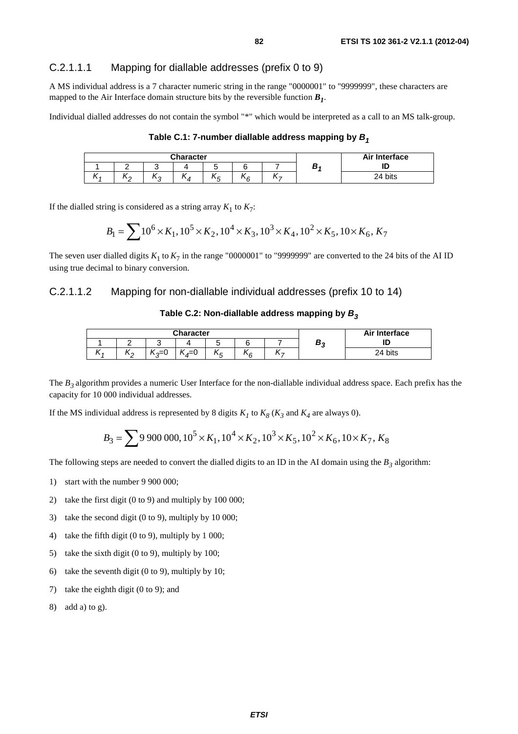#### C.2.1.1.1 Mapping for diallable addresses (prefix 0 to 9)

A MS individual address is a 7 character numeric string in the range "0000001" to "9999999", these characters are mapped to the Air Interface domain structure bits by the reversible function $\boldsymbol{B_1}$.

Individual dialled addresses do not contain the symbol "*" which would be interpreted as a call to an MS talk-group.

**Table C.1: 7-number diallable address mapping by $B_1$**

| Character | | | | | | | $B_1$ | Air Interface ID |
|---|---|---|---|---|---|---|---|---|
| 1 | 2 | 3 | 4 | 5 | 6 | 7 | | |
| $K_1$ | $K_2$ | $K_3$ | $K_4$ | $K_5$ | $K_6$ | $K_7$ | | 24 bits |

If the dialled string is considered as a string array $K_1$ to $K_7$:

$$B_1 = \sum 10^6 \times K_1, 10^5 \times K_2, 10^4 \times K_3, 10^3 \times K_4, 10^2 \times K_5, 10 \times K_6, K_7$$

The seven user dialled digits $K_1$ to $K_7$ in the range "0000001" to "9999999" are converted to the 24 bits of the AI ID using true decimal to binary conversion.

#### C.2.1.1.2 Mapping for non-diallable individual addresses (prefix 10 to 14)

**Table C.2: Non-diallable address mapping by $B_3$**

| Character | | | | | | | $B_3$ | Air Interface ID |
|---|---|---|---|---|---|---|---|---|
| 1 | 2 | 3 | 4 | 5 | 6 | 7 | | |
| $K_1$ | $K_2$ | $K_3$=0 | $K_4$=0 | $K_5$ | $K_6$ | $K_7$ | | 24 bits |

The $B_3$ algorithm provides a numeric User Interface for the non-diallable individual address space. Each prefix has the capacity for 10 000 individual addresses.

If the MS individual address is represented by 8 digits $K_1$ to $K_8$ ($K_3$ and $K_4$ are always 0).

$$B_3 = \sum 9\,900\,000, 10^5 \times K_1, 10^4 \times K_2, 10^3 \times K_5, 10^2 \times K_6, 10 \times K_7, K_8$$

The following steps are needed to convert the dialled digits to an ID in the AI domain using the $B_3$ algorithm:

1) start with the number 9 900 000;
2) take the first digit (0 to 9) and multiply by 100 000;
3) take the second digit (0 to 9), multiply by 10 000;
4) take the fifth digit (0 to 9), multiply by 1 000;
5) take the sixth digit (0 to 9), multiply by 100;
6) take the seventh digit (0 to 9), multiply by 10;
7) take the eighth digit (0 to 9); and
8) add a) to g).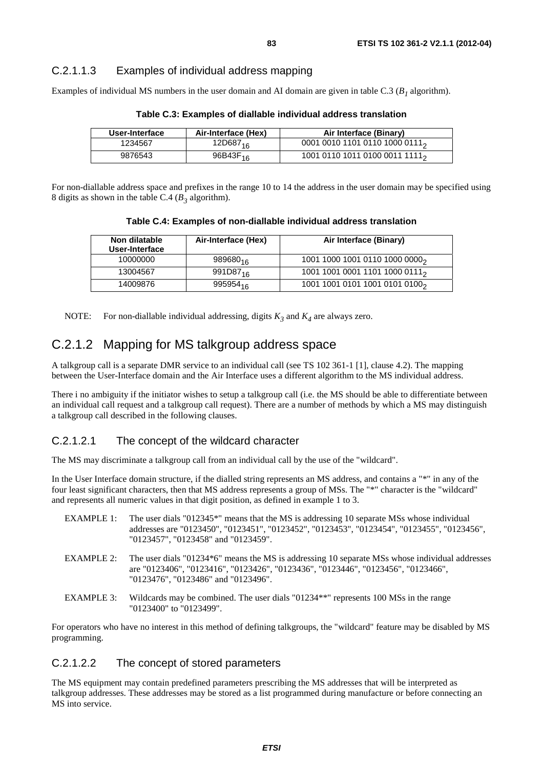#### C.2.1.1.3 Examples of individual address mapping

Examples of individual MS numbers in the user domain and AI domain are given in table C.3 ($B_1$ algorithm).

**Table C.3: Examples of diallable individual address translation**

| User-Interface | Air-Interface (Hex) | Air Interface (Binary) |
| --- | --- | --- |
| 1234567 | $12D687_{16}$ | $0001\ 0010\ 1101\ 0110\ 1000\ 0111_2$ |
| 9876543 | $96B43F_{16}$ | $1001\ 0110\ 1011\ 0100\ 0011\ 1111_2$ |

For non-diallable address space and prefixes in the range 10 to 14 the address in the user domain may be specified using 8 digits as shown in the table C.4 ($B_3$ algorithm).

**Table C.4: Examples of non-diallable individual address translation**

| Non dilatable User-Interface | Air-Interface (Hex) | Air Interface (Binary) |
| --- | --- | --- |
| 10000000 | $989680_{16}$ | $1001\ 1000\ 1001\ 0110\ 1000\ 0000_2$ |
| 13004567 | $991D87_{16}$ | $1001\ 1001\ 0001\ 1101\ 1000\ 0111_2$ |
| 14009876 | $995954_{16}$ | $1001\ 1001\ 0101\ 1001\ 0101\ 0100_2$ |

NOTE: For non-diallable individual addressing, digits $K_3$ and $K_4$ are always zero.

## C.2.1.2 Mapping for MS talkgroup address space

A talkgroup call is a separate DMR service to an individual call (see TS 102 361-1 [1], clause 4.2). The mapping between the User-Interface domain and the Air Interface uses a different algorithm to the MS individual address.

There i no ambiguity if the initiator wishes to setup a talkgroup call (i.e. the MS should be able to differentiate between an individual call request and a talkgroup call request). There are a number of methods by which a MS may distinguish a talkgroup call described in the following clauses.

### C.2.1.2.1 The concept of the wildcard character

The MS may discriminate a talkgroup call from an individual call by the use of the "wildcard".

In the User Interface domain structure, if the dialled string represents an MS address, and contains a "*" in any of the four least significant characters, then that MS address represents a group of MSs. The "*" character is the "wildcard" and represents all numeric values in that digit position, as defined in example 1 to 3.

EXAMPLE 1: The user dials "012345*" means that the MS is addressing 10 separate MSs whose individual addresses are "0123450", "0123451", "0123452", "0123453", "0123454", "0123455", "0123456", "0123457", "0123458" and "0123459".

EXAMPLE 2: The user dials "01234*6" means the MS is addressing 10 separate MSs whose individual addresses are "0123406", "0123416", "0123426", "0123436", "0123446", "0123456", "0123466", "0123476", "0123486" and "0123496".

EXAMPLE 3: Wildcards may be combined. The user dials "01234**" represents 100 MSs in the range "0123400" to "0123499".

For operators who have no interest in this method of defining talkgroups, the "wildcard" feature may be disabled by MS programming.

### C.2.1.2.2 The concept of stored parameters

The MS equipment may contain predefined parameters prescribing the MS addresses that will be interpreted as talkgroup addresses. These addresses may be stored as a list programmed during manufacture or before connecting an MS into service.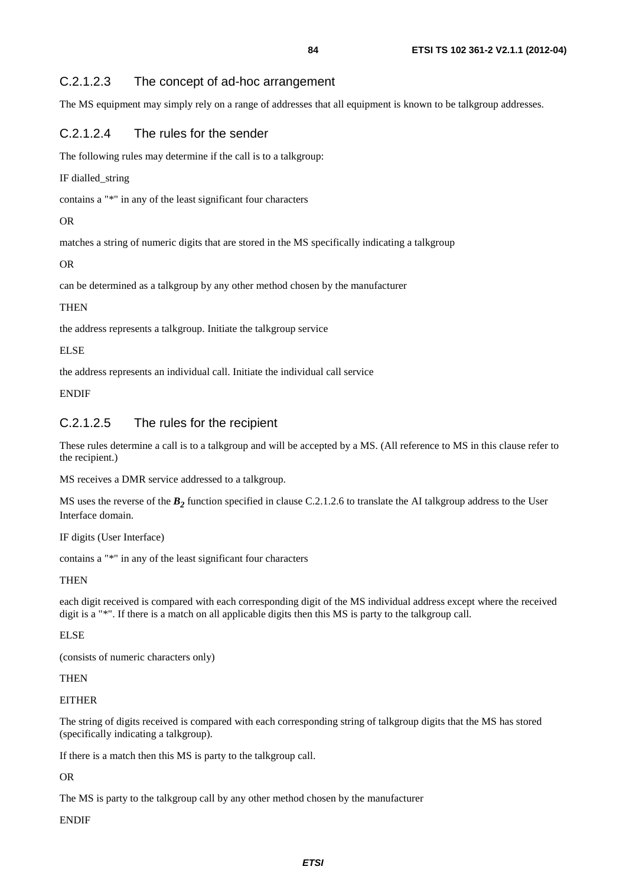#### C.2.1.2.3 The concept of ad-hoc arrangement

The MS equipment may simply rely on a range of addresses that all equipment is known to be talkgroup addresses.

#### C.2.1.2.4 The rules for the sender

The following rules may determine if the call is to a talkgroup:

IF dialled_string

contains a "*" in any of the least significant four characters

OR

matches a string of numeric digits that are stored in the MS specifically indicating a talkgroup

OR

can be determined as a talkgroup by any other method chosen by the manufacturer

THEN

the address represents a talkgroup. Initiate the talkgroup service

ELSE

the address represents an individual call. Initiate the individual call service

ENDIF

#### C.2.1.2.5 The rules for the recipient

These rules determine a call is to a talkgroup and will be accepted by a MS. (All reference to MS in this clause refer to the recipient.)

MS receives a DMR service addressed to a talkgroup.

MS uses the reverse of the $B_2$ function specified in clause C.2.1.2.6 to translate the AI talkgroup address to the User Interface domain.

IF digits (User Interface)

contains a "*" in any of the least significant four characters

THEN

each digit received is compared with each corresponding digit of the MS individual address except where the received digit is a "*". If there is a match on all applicable digits then this MS is party to the talkgroup call.

ELSE

(consists of numeric characters only)

THEN

EITHER

The string of digits received is compared with each corresponding string of talkgroup digits that the MS has stored (specifically indicating a talkgroup).

If there is a match then this MS is party to the talkgroup call.

OR

The MS is party to the talkgroup call by any other method chosen by the manufacturer

ENDIF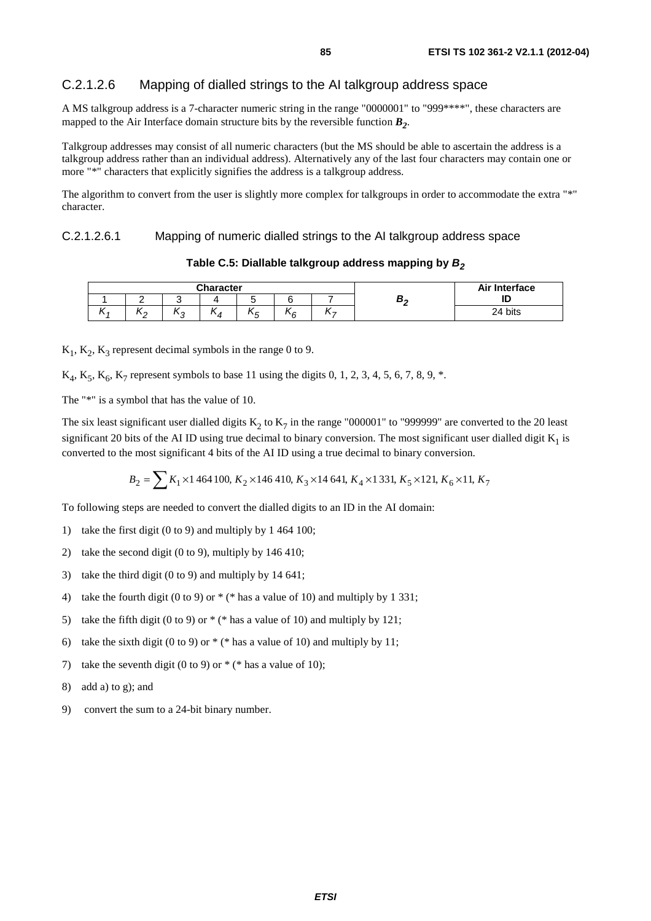### C.2.1.2.6 Mapping of dialled strings to the AI talkgroup address space

A MS talkgroup address is a 7-character numeric string in the range "0000001" to "999****", these characters are mapped to the Air Interface domain structure bits by the reversible function $B_2$.

Talkgroup addresses may consist of all numeric characters (but the MS should be able to ascertain the address is a talkgroup address rather than an individual address). Alternatively any of the last four characters may contain one or more "*" characters that explicitly signifies the address is a talkgroup address.

The algorithm to convert from the user is slightly more complex for talkgroups in order to accommodate the extra "*" character.

#### C.2.1.2.6.1 Mapping of numeric dialled strings to the AI talkgroup address space

**Table C.5: Diallable talkgroup address mapping by $B_2$**

| Character | | | | | | | $B_2$ | Air Interface ID |
|---|---|---|---|---|---|---|---|---|
| 1 | 2 | 3 | 4 | 5 | 6 | 7 | | |
| $K_1$ | $K_2$ | $K_3$ | $K_4$ | $K_5$ | $K_6$ | $K_7$ | | 24 bits |

$K_1$, $K_2$, $K_3$ represent decimal symbols in the range 0 to 9.

$K_4$, $K_5$, $K_6$, $K_7$ represent symbols to base 11 using the digits 0, 1, 2, 3, 4, 5, 6, 7, 8, 9, *.

The "*" is a symbol that has the value of 10.

The six least significant user dialled digits $K_2$ to $K_7$ in the range "000001" to "999999" are converted to the 20 least significant 20 bits of the AI ID using true decimal to binary conversion. The most significant user dialled digit $K_1$ is converted to the most significant 4 bits of the AI ID using a true decimal to binary conversion.

$$B_2 = \sum K_1 \times 1\,464\,100,\ K_2 \times 146\,410,\ K_3 \times 14\,641,\ K_4 \times 1\,331,\ K_5 \times 121,\ K_6 \times 11,\ K_7$$

To following steps are needed to convert the dialled digits to an ID in the AI domain:

1) take the first digit (0 to 9) and multiply by 1 464 100;
2) take the second digit (0 to 9), multiply by 146 410;
3) take the third digit (0 to 9) and multiply by 14 641;
4) take the fourth digit (0 to 9) or * (* has a value of 10) and multiply by 1 331;
5) take the fifth digit (0 to 9) or * (* has a value of 10) and multiply by 121;
6) take the sixth digit (0 to 9) or * (* has a value of 10) and multiply by 11;
7) take the seventh digit (0 to 9) or * (* has a value of 10);
8) add a) to g); and
9) convert the sum to a 24-bit binary number.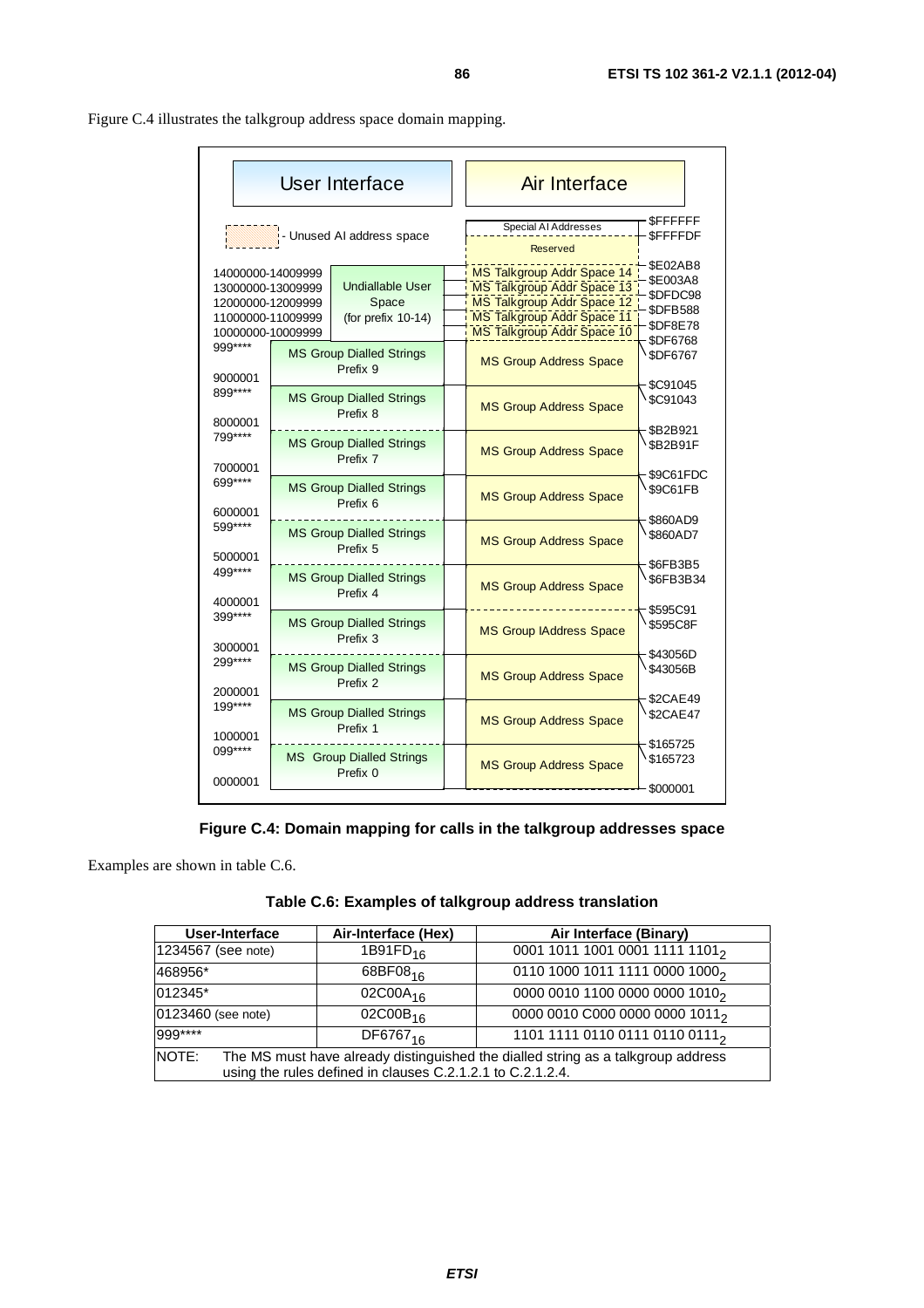Figure C.4 illustrates the talkgroup address space domain mapping.

**Figure C.4: Domain mapping for calls in the talkgroup addresses space**

Examples are shown in table C.6.

**Table C.6: Examples of talkgroup address translation**

| User-Interface | Air-Interface (Hex) | Air Interface (Binary) |
|---|---|---|
| 1234567 (see note) | $1B91FD_{16}$ | $0001\ 1011\ 1001\ 0001\ 1111\ 1101_2$ |
| 468956* | $68BF08_{16}$ | $0110\ 1000\ 1011\ 1111\ 0000\ 1000_2$ |
| 012345* | $02C00A_{16}$ | $0000\ 0010\ 1100\ 0000\ 0000\ 1010_2$ |
| 0123460 (see note) | $02C00B_{16}$ | $0000\ 0010\ C000\ 0000\ 0000\ 1011_2$ |
| 999**** | $DF6767_{16}$ | $1101\ 1111\ 0110\ 0111\ 0110\ 0111_2$ |
| NOTE: The MS must have already distinguished the dialled string as a talkgroup address using the rules defined in clauses C.2.1.2.1 to C.2.1.2.4. | | |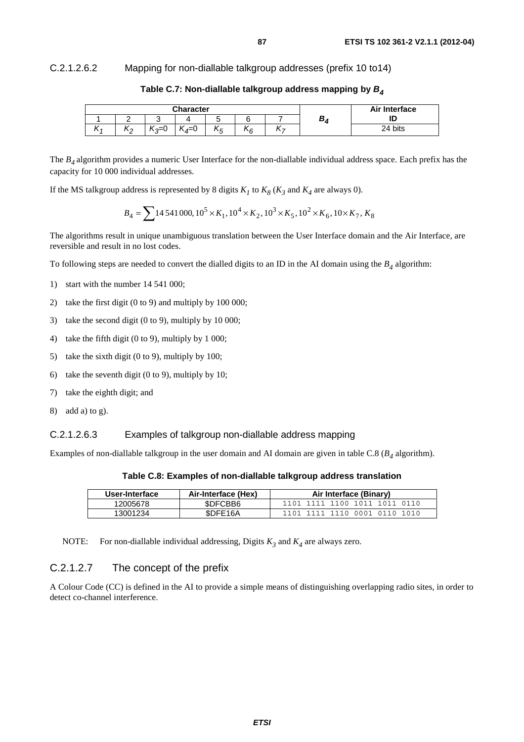#### C.2.1.2.6.2 Mapping for non-diallable talkgroup addresses (prefix 10 to14)

**Table C.7: Non-diallable talkgroup address mapping by $B_4$**

| Character | | | | | | | $B_4$ | Air Interface ID |
|---|---|---|---|---|---|---|---|---|
| 1 | 2 | 3 | 4 | 5 | 6 | 7 | | |
| $K_1$ | $K_2$ | $K_3$=0 | $K_4$=0 | $K_5$ | $K_6$ | $K_7$ | | 24 bits |

The $B_4$ algorithm provides a numeric User Interface for the non-diallable individual address space. Each prefix has the capacity for 10 000 individual addresses.

If the MS talkgroup address is represented by 8 digits $K_1$ to $K_8$ ($K_3$ and $K_4$ are always 0).

$$B_4 = \sum 14\,541\,000, 10^5 \times K_1, 10^4 \times K_2, 10^3 \times K_5, 10^2 \times K_6, 10 \times K_7, K_8$$

The algorithms result in unique unambiguous translation between the User Interface domain and the Air Interface, are reversible and result in no lost codes.

To following steps are needed to convert the dialled digits to an ID in the AI domain using the $B_4$ algorithm:

1) start with the number 14 541 000;
2) take the first digit (0 to 9) and multiply by 100 000;
3) take the second digit (0 to 9), multiply by 10 000;
4) take the fifth digit (0 to 9), multiply by 1 000;
5) take the sixth digit (0 to 9), multiply by 100;
6) take the seventh digit (0 to 9), multiply by 10;
7) take the eighth digit; and
8) add a) to g).

#### C.2.1.2.6.3 Examples of talkgroup non-diallable address mapping

Examples of non-diallable talkgroup in the user domain and AI domain are given in table C.8 ($B_4$ algorithm).

**Table C.8: Examples of non-diallable talkgroup address translation**

| User-Interface | Air-Interface (Hex) | Air Interface (Binary) |
|---|---|---|
| 12005678 | $DFCBB6 | 1101 1111 1100 1011 1011 0110 |
| 13001234 | $DFE16A | 1101 1111 1110 0001 0110 1010 |

NOTE: For non-diallable individual addressing, Digits $K_3$ and $K_4$ are always zero.

### C.2.1.2.7 The concept of the prefix

A Colour Code (CC) is defined in the AI to provide a simple means of distinguishing overlapping radio sites, in order to detect co-channel interference.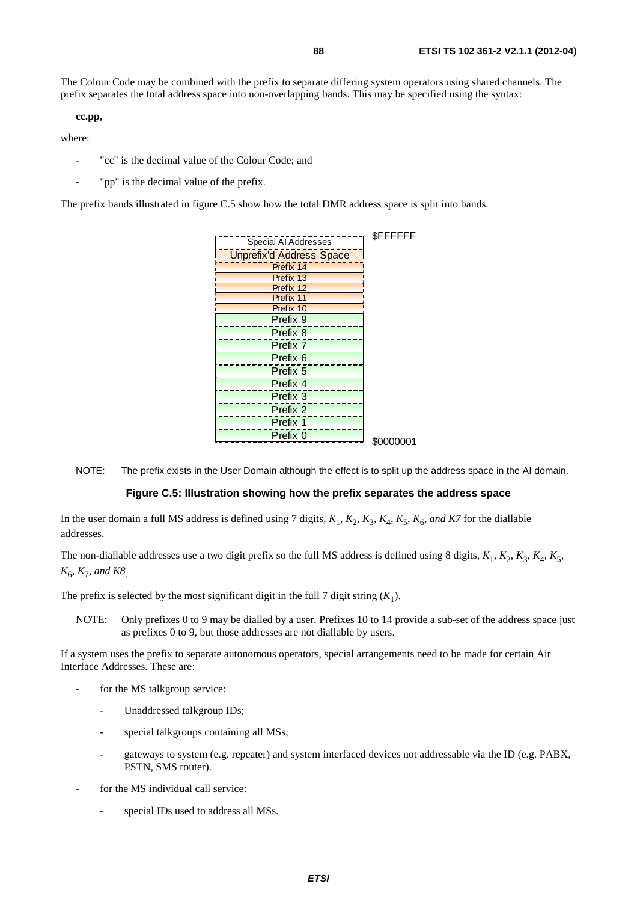The Colour Code may be combined with the prefix to separate differing system operators using shared channels. The prefix separates the total address space into non-overlapping bands. This may be specified using the syntax:

**cc.pp,**

where:

- "cc" is the decimal value of the Colour Code; and
- "pp" is the decimal value of the prefix.

The prefix bands illustrated in figure C.5 show how the total DMR address space is split into bands.

| Address band | |
|---|---|
| Special AI Addresses | $FFFFFF |
| Unprefix'd Address Space | |
| Prefix 14 | |
| Prefix 13 | |
| Prefix 12 | |
| Prefix 11 | |
| Prefix 10 | |
| Prefix 9 | |
| Prefix 8 | |
| Prefix 7 | |
| Prefix 6 | |
| Prefix 5 | |
| Prefix 4 | |
| Prefix 3 | |
| Prefix 2 | |
| Prefix 1 | |
| Prefix 0 | $0000001 |

NOTE: The prefix exists in the User Domain although the effect is to split up the address space in the AI domain.

**Figure C.5: Illustration showing how the prefix separates the address space**

In the user domain a full MS address is defined using 7 digits, $K_1$, $K_2$, $K_3$, $K_4$, $K_5$, $K_6$, *and K7* for the diallable addresses.

The non-diallable addresses use a two digit prefix so the full MS address is defined using 8 digits, $K_1$, $K_2$, $K_3$, $K_4$, $K_5$, $K_6$, $K_7$, *and K8*.

The prefix is selected by the most significant digit in the full 7 digit string ($K_1$).

NOTE: Only prefixes 0 to 9 may be dialled by a user. Prefixes 10 to 14 provide a sub-set of the address space just as prefixes 0 to 9, but those addresses are not diallable by users.

If a system uses the prefix to separate autonomous operators, special arrangements need to be made for certain Air Interface Addresses. These are:

- for the MS talkgroup service:
  - Unaddressed talkgroup IDs;
  - special talkgroups containing all MSs;
  - gateways to system (e.g. repeater) and system interfaced devices not addressable via the ID (e.g. PABX, PSTN, SMS router).
- for the MS individual call service:
  - special IDs used to address all MSs.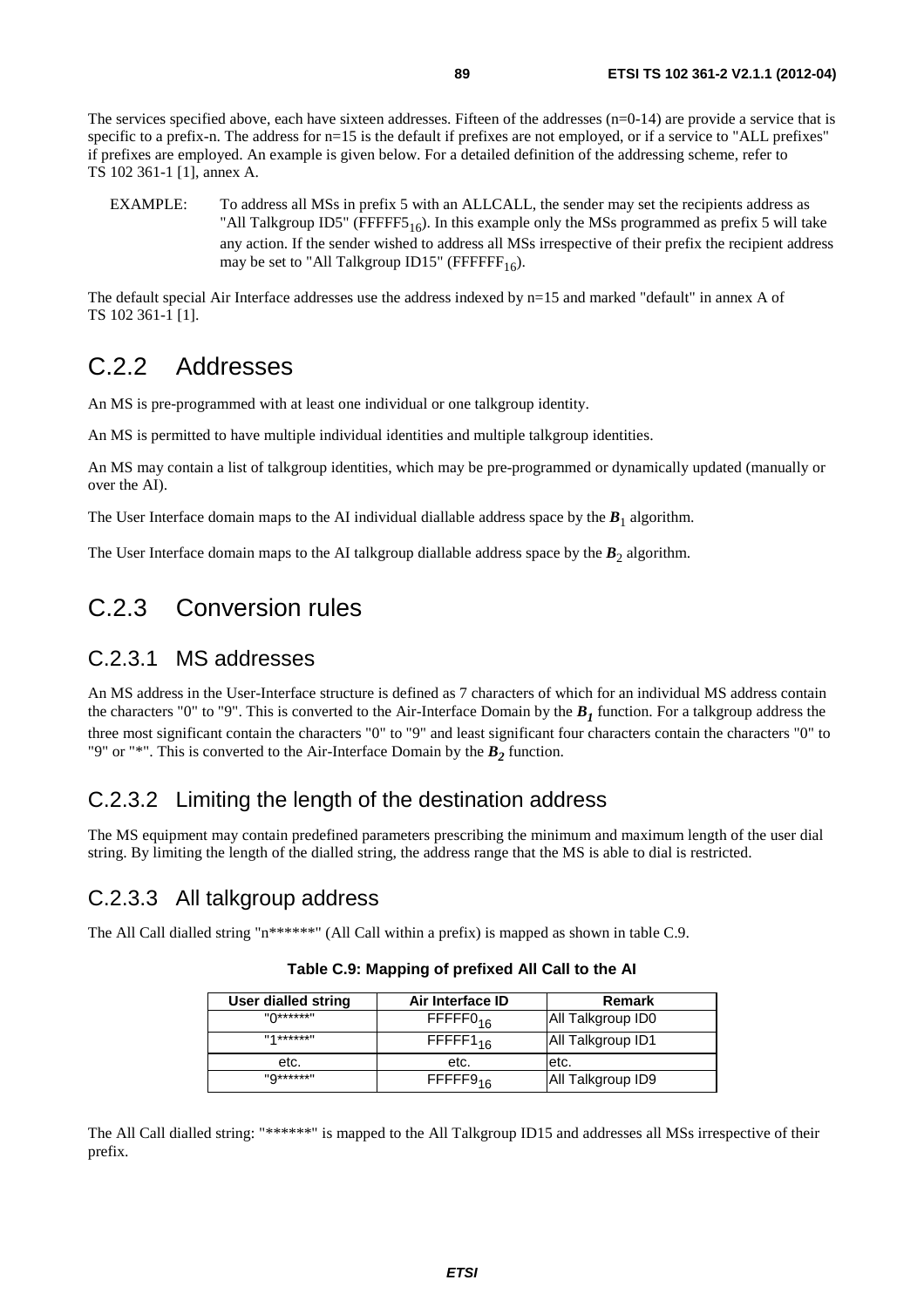The services specified above, each have sixteen addresses. Fifteen of the addresses (n=0-14) are provide a service that is specific to a prefix-n. The address for n=15 is the default if prefixes are not employed, or if a service to "ALL prefixes" if prefixes are employed. An example is given below. For a detailed definition of the addressing scheme, refer to TS 102 361-1 [1], annex A.

EXAMPLE: To address all MSs in prefix 5 with an ALLCALL, the sender may set the recipients address as "All Talkgroup ID5" ($FFFFF5_{16}$). In this example only the MSs programmed as prefix 5 will take any action. If the sender wished to address all MSs irrespective of their prefix the recipient address may be set to "All Talkgroup ID15" ($FFFFFF_{16}$).

The default special Air Interface addresses use the address indexed by n=15 and marked "default" in annex A of TS 102 361-1 [1].

## C.2.2 Addresses

An MS is pre-programmed with at least one individual or one talkgroup identity.

An MS is permitted to have multiple individual identities and multiple talkgroup identities.

An MS may contain a list of talkgroup identities, which may be pre-programmed or dynamically updated (manually or over the AI).

The User Interface domain maps to the AI individual diallable address space by the $\boldsymbol{B}_1$ algorithm.

The User Interface domain maps to the AI talkgroup diallable address space by the $\boldsymbol{B}_2$ algorithm.

## C.2.3 Conversion rules

### C.2.3.1 MS addresses

An MS address in the User-Interface structure is defined as 7 characters of which for an individual MS address contain the characters "0" to "9". This is converted to the Air-Interface Domain by the $\boldsymbol{B_1}$ function. For a talkgroup address the three most significant contain the characters "0" to "9" and least significant four characters contain the characters "0" to "9" or "*". This is converted to the Air-Interface Domain by the $\boldsymbol{B_2}$ function.

### C.2.3.2 Limiting the length of the destination address

The MS equipment may contain predefined parameters prescribing the minimum and maximum length of the user dial string. By limiting the length of the dialled string, the address range that the MS is able to dial is restricted.

### C.2.3.3 All talkgroup address

The All Call dialled string "n******" (All Call within a prefix) is mapped as shown in table C.9.

**Table C.9: Mapping of prefixed All Call to the AI**

| User dialled string | Air Interface ID | Remark |
|---|---|---|
| "0******" | $FFFFF0_{16}$ | All Talkgroup ID0 |
| "1******" | $FFFFF1_{16}$ | All Talkgroup ID1 |
| etc. | etc. | etc. |
| "9******" | $FFFFF9_{16}$ | All Talkgroup ID9 |

The All Call dialled string: "******" is mapped to the All Talkgroup ID15 and addresses all MSs irrespective of their prefix.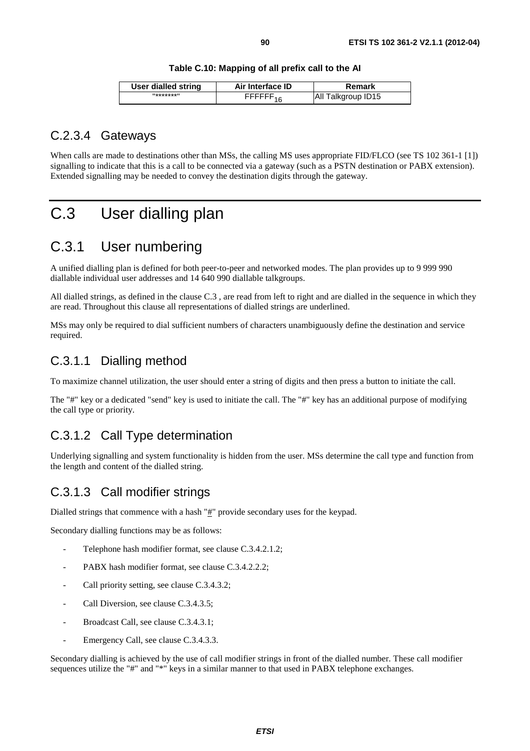**Table C.10: Mapping of all prefix call to the AI**

| User dialled string | Air Interface ID | Remark |
| --- | --- | --- |
| "*******" | $FFFFFF_{16}$ | All Talkgroup ID15 |

### C.2.3.4 Gateways

When calls are made to destinations other than MSs, the calling MS uses appropriate FID/FLCO (see TS 102 361-1 [1]) signalling to indicate that this is a call to be connected via a gateway (such as a PSTN destination or PABX extension). Extended signalling may be needed to convey the destination digits through the gateway.

# C.3 User dialling plan

## C.3.1 User numbering

A unified dialling plan is defined for both peer-to-peer and networked modes. The plan provides up to 9 999 990 diallable individual user addresses and 14 640 990 diallable talkgroups.

All dialled strings, as defined in the clause C.3 , are read from left to right and are dialled in the sequence in which they are read. Throughout this clause all representations of dialled strings are underlined.

MSs may only be required to dial sufficient numbers of characters unambiguously define the destination and service required.

### C.3.1.1 Dialling method

To maximize channel utilization, the user should enter a string of digits and then press a button to initiate the call.

The "#" key or a dedicated "send" key is used to initiate the call. The "#" key has an additional purpose of modifying the call type or priority.

### C.3.1.2 Call Type determination

Underlying signalling and system functionality is hidden from the user. MSs determine the call type and function from the length and content of the dialled string.

### C.3.1.3 Call modifier strings

Dialled strings that commence with a hash "#" provide secondary uses for the keypad.

Secondary dialling functions may be as follows:

- Telephone hash modifier format, see clause C.3.4.2.1.2;
- PABX hash modifier format, see clause C.3.4.2.2.2;
- Call priority setting, see clause C.3.4.3.2;
- Call Diversion, see clause C.3.4.3.5;
- Broadcast Call, see clause C.3.4.3.1;
- Emergency Call, see clause C.3.4.3.3.

Secondary dialling is achieved by the use of call modifier strings in front of the dialled number. These call modifier sequences utilize the "#" and "*" keys in a similar manner to that used in PABX telephone exchanges.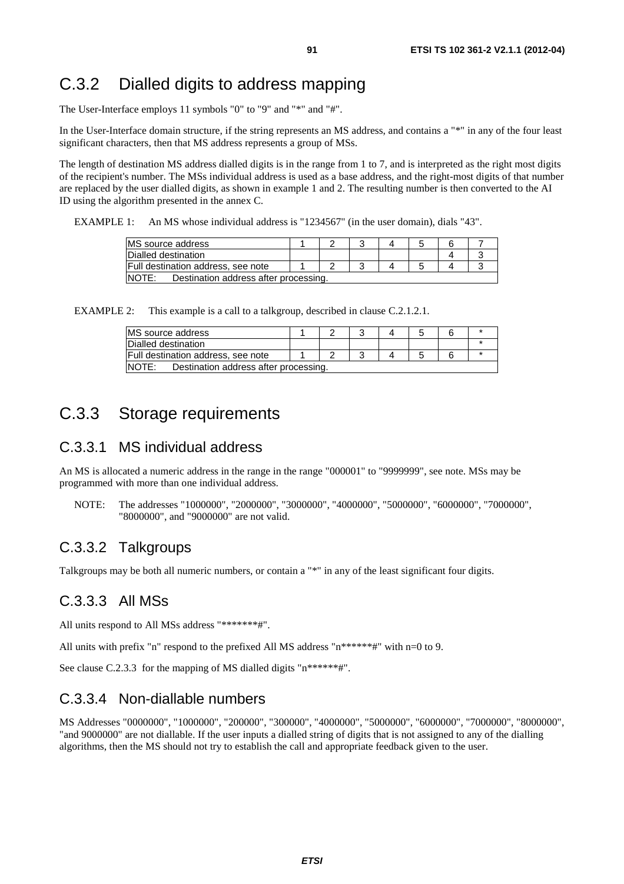## C.3.2 Dialled digits to address mapping

The User-Interface employs 11 symbols "0" to "9" and "*" and "#".

In the User-Interface domain structure, if the string represents an MS address, and contains a "*" in any of the four least significant characters, then that MS address represents a group of MSs.

The length of destination MS address dialled digits is in the range from 1 to 7, and is interpreted as the right most digits of the recipient's number. The MSs individual address is used as a base address, and the right-most digits of that number are replaced by the user dialled digits, as shown in example 1 and 2. The resulting number is then converted to the AI ID using the algorithm presented in the annex C.

EXAMPLE 1: An MS whose individual address is "1234567" (in the user domain), dials "43".

| MS source address | 1 | 2 | 3 | 4 | 5 | 6 | 7 |
|---|---|---|---|---|---|---|---|
| Dialled destination | | | | | | 4 | 3 |
| Full destination address, see note | 1 | 2 | 3 | 4 | 5 | 4 | 3 |
| NOTE: Destination address after processing. | | | | | | | |

EXAMPLE 2: This example is a call to a talkgroup, described in clause C.2.1.2.1.

| MS source address | 1 | 2 | 3 | 4 | 5 | 6 | * |
|---|---|---|---|---|---|---|---|
| Dialled destination | | | | | | | * |
| Full destination address, see note | 1 | 2 | 3 | 4 | 5 | 6 | * |
| NOTE: Destination address after processing. | | | | | | | |

## C.3.3 Storage requirements

### C.3.3.1 MS individual address

An MS is allocated a numeric address in the range in the range "000001" to "9999999", see note. MSs may be programmed with more than one individual address.

NOTE: The addresses "1000000", "2000000", "3000000", "4000000", "5000000", "6000000", "7000000", "8000000", and "9000000" are not valid.

### C.3.3.2 Talkgroups

Talkgroups may be both all numeric numbers, or contain a "*" in any of the least significant four digits.

### C.3.3.3 All MSs

All units respond to All MSs address "*******#".

All units with prefix "n" respond to the prefixed All MS address "n******#" with n=0 to 9.

See clause C.2.3.3 for the mapping of MS dialled digits "n******#".

### C.3.3.4 Non-diallable numbers

MS Addresses "0000000", "1000000", "200000", "300000", "4000000", "5000000", "6000000", "7000000", "8000000", "and 9000000" are not diallable. If the user inputs a dialled string of digits that is not assigned to any of the dialling algorithms, then the MS should not try to establish the call and appropriate feedback given to the user.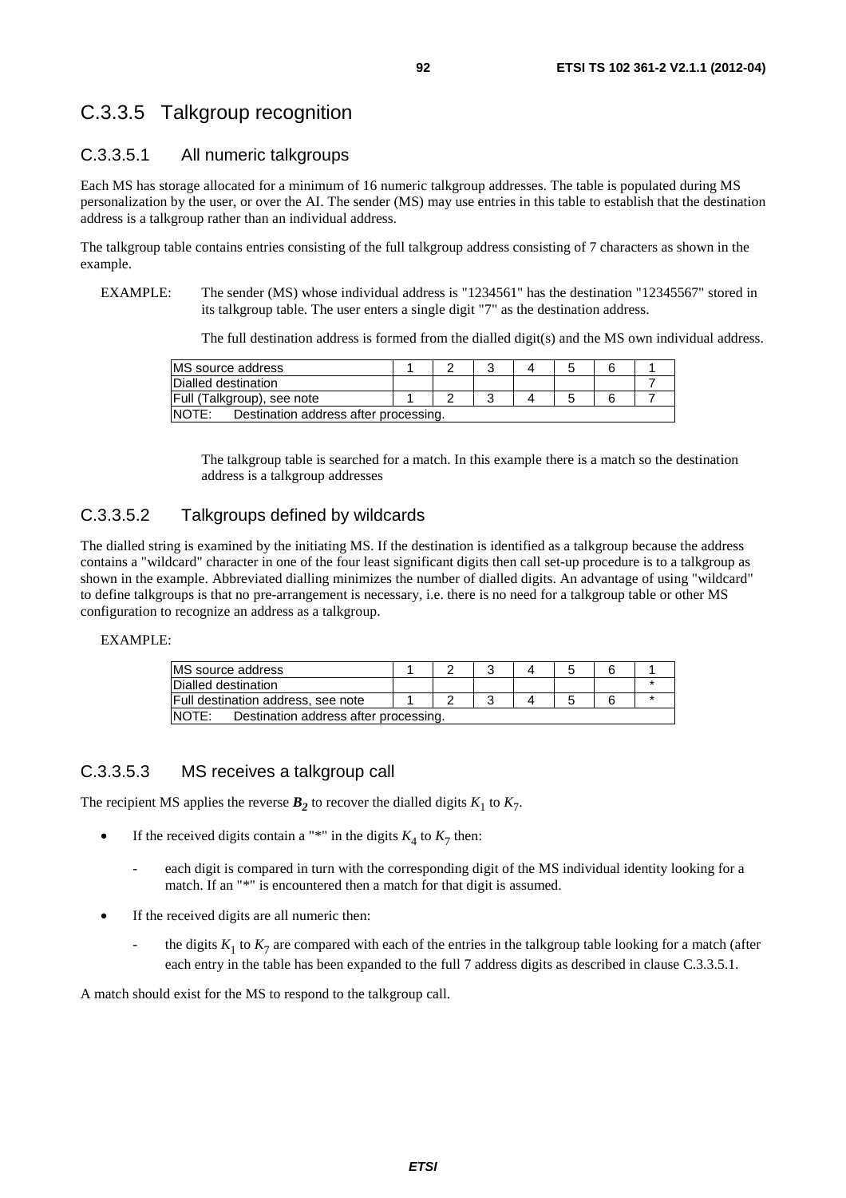### C.3.3.5 Talkgroup recognition

#### C.3.3.5.1 All numeric talkgroups

Each MS has storage allocated for a minimum of 16 numeric talkgroup addresses. The table is populated during MS personalization by the user, or over the AI. The sender (MS) may use entries in this table to establish that the destination address is a talkgroup rather than an individual address.

The talkgroup table contains entries consisting of the full talkgroup address consisting of 7 characters as shown in the example.

EXAMPLE: The sender (MS) whose individual address is "1234561" has the destination "12345567" stored in its talkgroup table. The user enters a single digit "7" as the destination address.

The full destination address is formed from the dialled digit(s) and the MS own individual address.

| | | | | | | | |
|---|---|---|---|---|---|---|---|
| MS source address | 1 | 2 | 3 | 4 | 5 | 6 | 1 |
| Dialled destination | | | | | | | 7 |
| Full (Talkgroup), see note | 1 | 2 | 3 | 4 | 5 | 6 | 7 |
| NOTE: Destination address after processing. | | | | | | | |

The talkgroup table is searched for a match. In this example there is a match so the destination address is a talkgroup addresses

#### C.3.3.5.2 Talkgroups defined by wildcards

The dialled string is examined by the initiating MS. If the destination is identified as a talkgroup because the address contains a "wildcard" character in one of the four least significant digits then call set-up procedure is to a talkgroup as shown in the example. Abbreviated dialling minimizes the number of dialled digits. An advantage of using "wildcard" to define talkgroups is that no pre-arrangement is necessary, i.e. there is no need for a talkgroup table or other MS configuration to recognize an address as a talkgroup.

EXAMPLE:

| | | | | | | | |
|---|---|---|---|---|---|---|---|
| MS source address | 1 | 2 | 3 | 4 | 5 | 6 | 1 |
| Dialled destination | | | | | | | * |
| Full destination address, see note | 1 | 2 | 3 | 4 | 5 | 6 | * |
| NOTE: Destination address after processing. | | | | | | | |

#### C.3.3.5.3 MS receives a talkgroup call

The recipient MS applies the reverse $\boldsymbol{B_2}$ to recover the dialled digits $K_1$ to $K_7$.

- If the received digits contain a "*" in the digits $K_4$ to $K_7$ then:
  - each digit is compared in turn with the corresponding digit of the MS individual identity looking for a match. If an "*" is encountered then a match for that digit is assumed.
- If the received digits are all numeric then:
  - the digits $K_1$ to $K_7$ are compared with each of the entries in the talkgroup table looking for a match (after each entry in the table has been expanded to the full 7 address digits as described in clause C.3.3.5.1.

A match should exist for the MS to respond to the talkgroup call.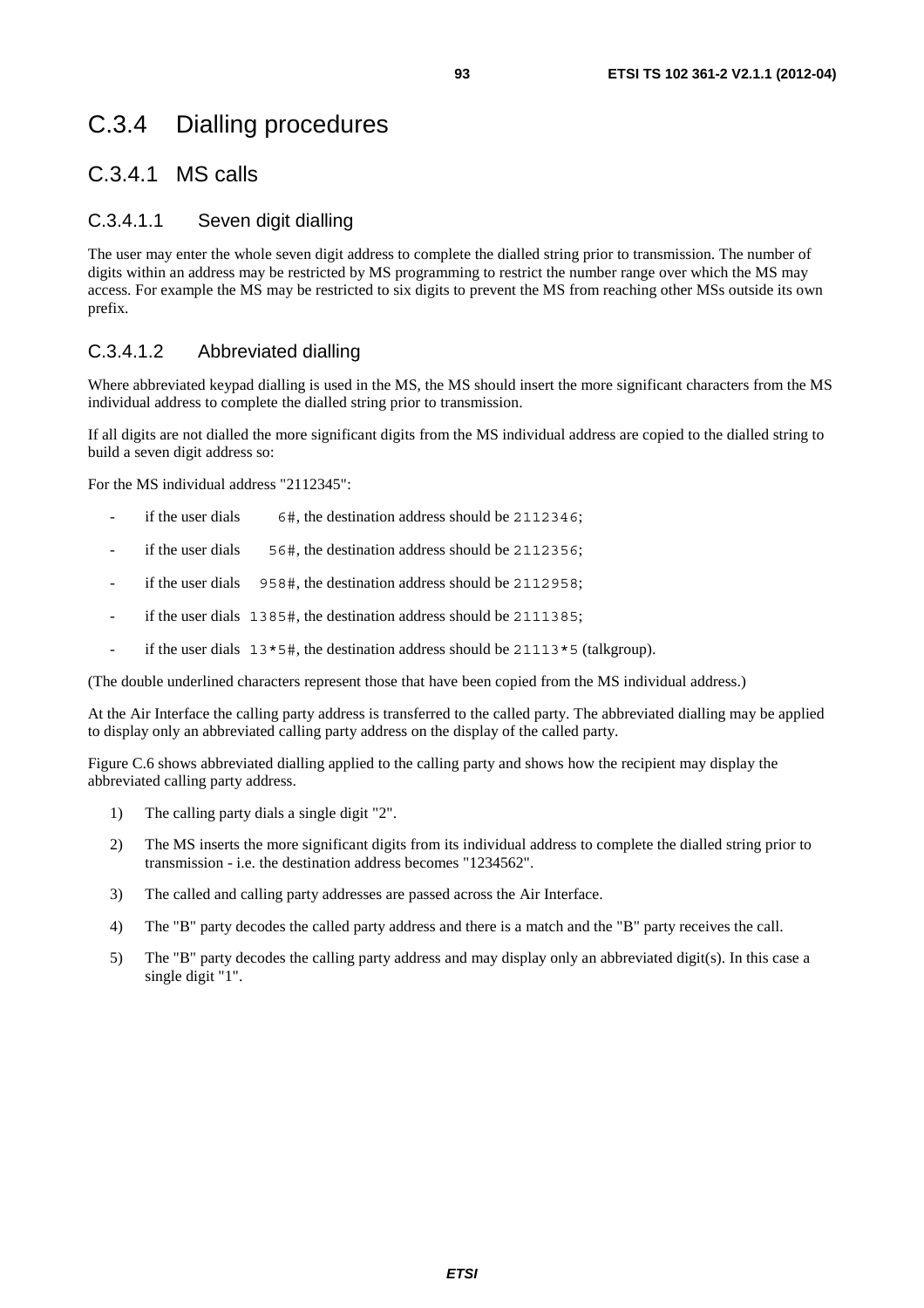# C.3.4 Dialling procedures

## C.3.4.1 MS calls

### C.3.4.1.1 Seven digit dialling

The user may enter the whole seven digit address to complete the dialled string prior to transmission. The number of digits within an address may be restricted by MS programming to restrict the number range over which the MS may access. For example the MS may be restricted to six digits to prevent the MS from reaching other MSs outside its own prefix.

### C.3.4.1.2 Abbreviated dialling

Where abbreviated keypad dialling is used in the MS, the MS should insert the more significant characters from the MS individual address to complete the dialled string prior to transmission.

If all digits are not dialled the more significant digits from the MS individual address are copied to the dialled string to build a seven digit address so:

For the MS individual address "2112345":

- if the user dials `6#`, the destination address should be `2112346`;
- if the user dials `56#`, the destination address should be `2112356`;
- if the user dials `958#`, the destination address should be `2112958`;
- if the user dials `1385#`, the destination address should be `2111385`;
- if the user dials `13*5#`, the destination address should be `21113*5` (talkgroup).

(The double underlined characters represent those that have been copied from the MS individual address.)

At the Air Interface the calling party address is transferred to the called party. The abbreviated dialling may be applied to display only an abbreviated calling party address on the display of the called party.

Figure C.6 shows abbreviated dialling applied to the calling party and shows how the recipient may display the abbreviated calling party address.

1) The calling party dials a single digit "2".
2) The MS inserts the more significant digits from its individual address to complete the dialled string prior to transmission - i.e. the destination address becomes "1234562".
3) The called and calling party addresses are passed across the Air Interface.
4) The "B" party decodes the called party address and there is a match and the "B" party receives the call.
5) The "B" party decodes the calling party address and may display only an abbreviated digit(s). In this case a single digit "1".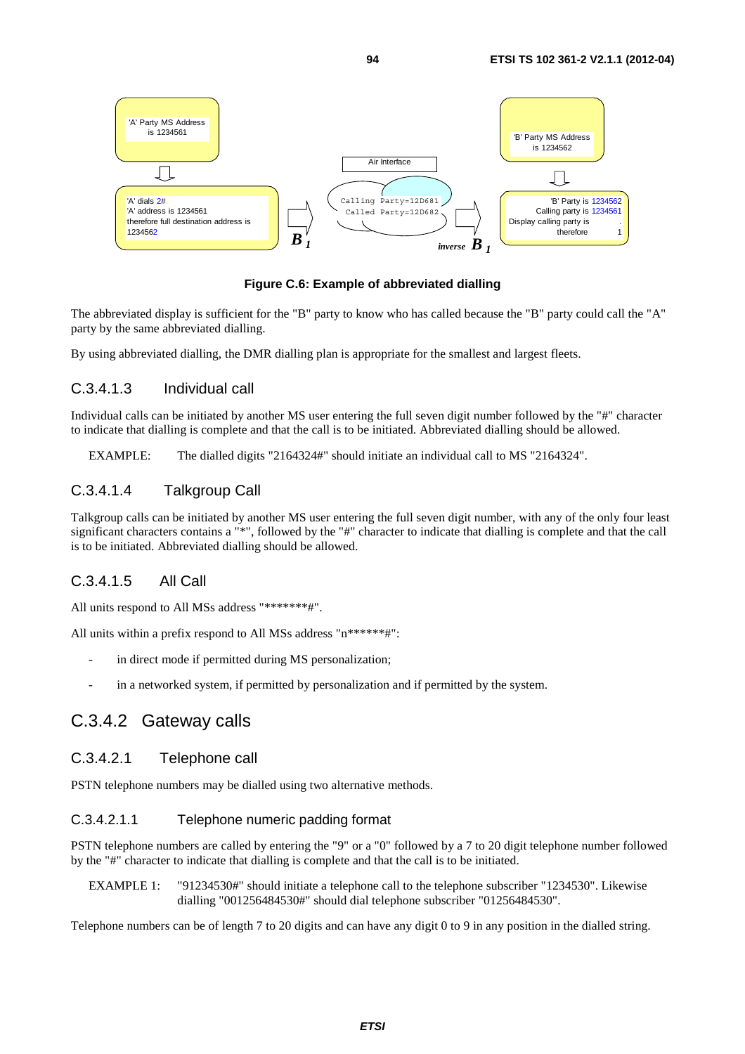'A' Party MS Address is 1234561

'A' dials 2#
'A' address is 1234561
therefore full destination address is 1234562

$B_1$

Air Interface

Calling Party=12D681
Called Party=12D682

inverse $B_1$

'B' Party MS Address is 1234562

'B' Party is 1234562
Calling party is 1234561
Display calling party is therefore 1

**Figure C.6: Example of abbreviated dialling**

The abbreviated display is sufficient for the "B" party to know who has called because the "B" party could call the "A" party by the same abbreviated dialling.

By using abbreviated dialling, the DMR dialling plan is appropriate for the smallest and largest fleets.

#### C.3.4.1.3 Individual call

Individual calls can be initiated by another MS user entering the full seven digit number followed by the "#" character to indicate that dialling is complete and that the call is to be initiated. Abbreviated dialling should be allowed.

EXAMPLE: The dialled digits "2164324#" should initiate an individual call to MS "2164324".

#### C.3.4.1.4 Talkgroup Call

Talkgroup calls can be initiated by another MS user entering the full seven digit number, with any of the only four least significant characters contains a "*", followed by the "#" character to indicate that dialling is complete and that the call is to be initiated. Abbreviated dialling should be allowed.

#### C.3.4.1.5 All Call

All units respond to All MSs address "*******#".

All units within a prefix respond to All MSs address "n******#":

- in direct mode if permitted during MS personalization;
- in a networked system, if permitted by personalization and if permitted by the system.

### C.3.4.2 Gateway calls

#### C.3.4.2.1 Telephone call

PSTN telephone numbers may be dialled using two alternative methods.

##### C.3.4.2.1.1 Telephone numeric padding format

PSTN telephone numbers are called by entering the "9" or a "0" followed by a 7 to 20 digit telephone number followed by the "#" character to indicate that dialling is complete and that the call is to be initiated.

EXAMPLE 1: "91234530#" should initiate a telephone call to the telephone subscriber "1234530". Likewise dialling "001256484530#" should dial telephone subscriber "01256484530".

Telephone numbers can be of length 7 to 20 digits and can have any digit 0 to 9 in any position in the dialled string.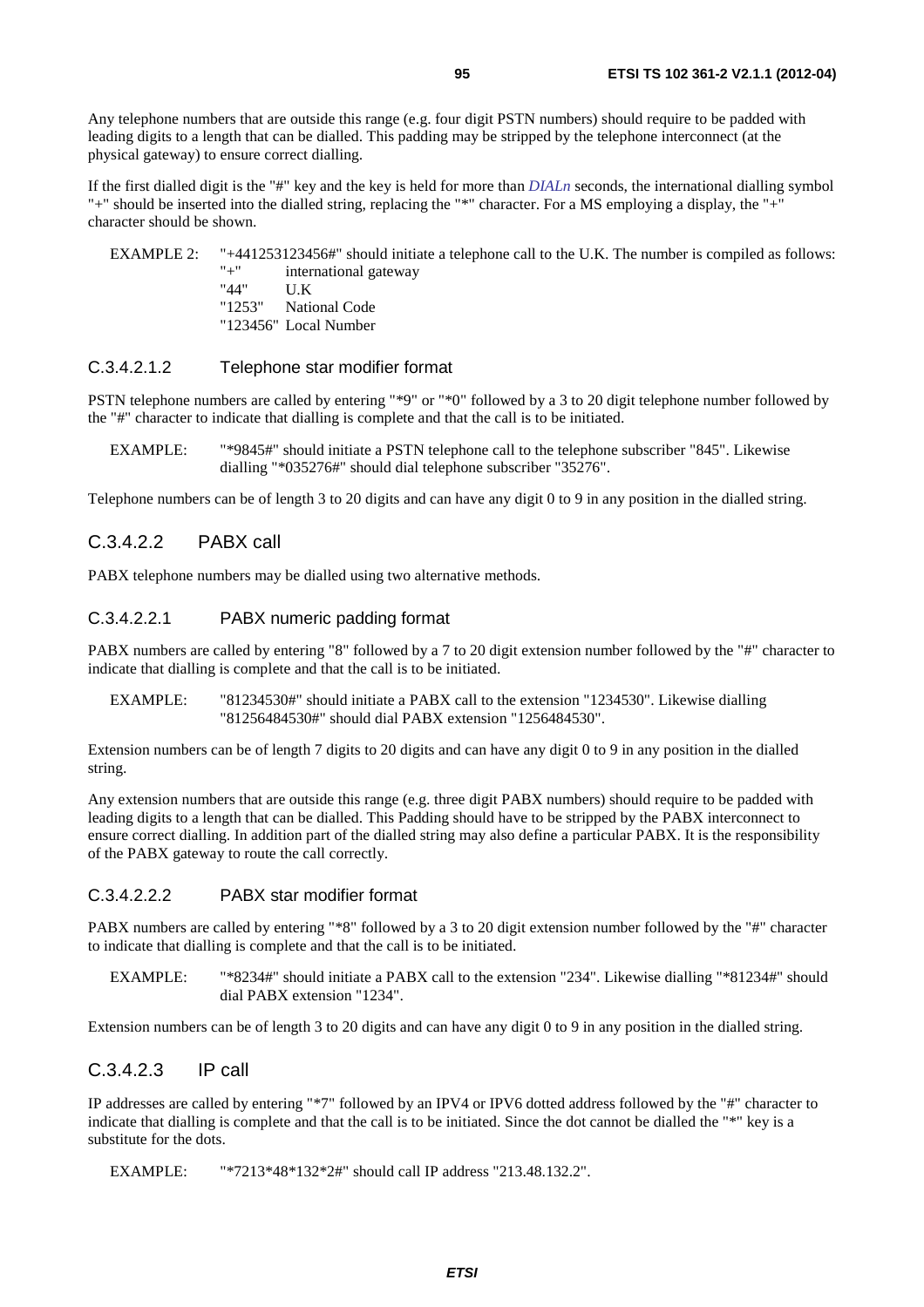Any telephone numbers that are outside this range (e.g. four digit PSTN numbers) should require to be padded with leading digits to a length that can be dialled. This padding may be stripped by the telephone interconnect (at the physical gateway) to ensure correct dialling.

If the first dialled digit is the "#" key and the key is held for more than *DIALn* seconds, the international dialling symbol "+" should be inserted into the dialled string, replacing the "*" character. For a MS employing a display, the "+" character should be shown.

EXAMPLE 2: "+441253123456#" should initiate a telephone call to the U.K. The number is compiled as follows:
"+" international gateway
"44" U.K
"1253" National Code
"123456" Local Number

#### C.3.4.2.1.2 Telephone star modifier format

PSTN telephone numbers are called by entering "*9" or "*0" followed by a 3 to 20 digit telephone number followed by the "#" character to indicate that dialling is complete and that the call is to be initiated.

EXAMPLE: "*9845#" should initiate a PSTN telephone call to the telephone subscriber "845". Likewise dialling "*035276#" should dial telephone subscriber "35276".

Telephone numbers can be of length 3 to 20 digits and can have any digit 0 to 9 in any position in the dialled string.

### C.3.4.2.2 PABX call

PABX telephone numbers may be dialled using two alternative methods.

#### C.3.4.2.2.1 PABX numeric padding format

PABX numbers are called by entering "8" followed by a 7 to 20 digit extension number followed by the "#" character to indicate that dialling is complete and that the call is to be initiated.

EXAMPLE: "81234530#" should initiate a PABX call to the extension "1234530". Likewise dialling "81256484530#" should dial PABX extension "1256484530".

Extension numbers can be of length 7 digits to 20 digits and can have any digit 0 to 9 in any position in the dialled string.

Any extension numbers that are outside this range (e.g. three digit PABX numbers) should require to be padded with leading digits to a length that can be dialled. This Padding should have to be stripped by the PABX interconnect to ensure correct dialling. In addition part of the dialled string may also define a particular PABX. It is the responsibility of the PABX gateway to route the call correctly.

#### C.3.4.2.2.2 PABX star modifier format

PABX numbers are called by entering "*8" followed by a 3 to 20 digit extension number followed by the "#" character to indicate that dialling is complete and that the call is to be initiated.

EXAMPLE: "*8234#" should initiate a PABX call to the extension "234". Likewise dialling "*81234#" should dial PABX extension "1234".

Extension numbers can be of length 3 to 20 digits and can have any digit 0 to 9 in any position in the dialled string.

### C.3.4.2.3 IP call

IP addresses are called by entering "*7" followed by an IPV4 or IPV6 dotted address followed by the "#" character to indicate that dialling is complete and that the call is to be initiated. Since the dot cannot be dialled the "*" key is a substitute for the dots.

EXAMPLE: "*7213*48*132*2#" should call IP address "213.48.132.2".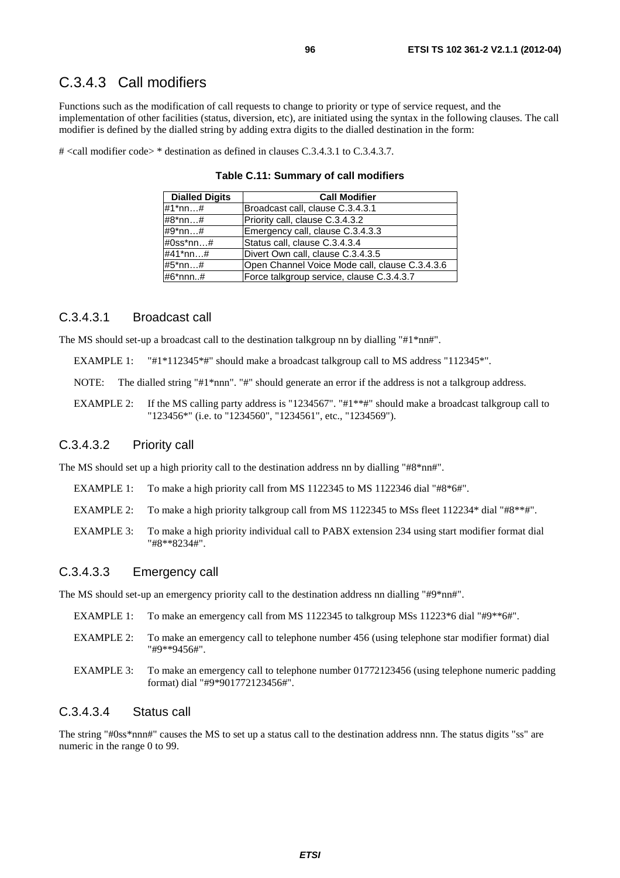## C.3.4.3 Call modifiers

Functions such as the modification of call requests to change to priority or type of service request, and the implementation of other facilities (status, diversion, etc), are initiated using the syntax in the following clauses. The call modifier is defined by the dialled string by adding extra digits to the dialled destination in the form:

# <call modifier code> * destination as defined in clauses C.3.4.3.1 to C.3.4.3.7.

**Table C.11: Summary of call modifiers**

| Dialled Digits | Call Modifier |
|---|---|
| #1*nn…# | Broadcast call, clause C.3.4.3.1 |
| #8*nn…# | Priority call, clause C.3.4.3.2 |
| #9*nn…# | Emergency call, clause C.3.4.3.3 |
| #0ss*nn…# | Status call, clause C.3.4.3.4 |
| #41*nn…# | Divert Own call, clause C.3.4.3.5 |
| #5*nn…# | Open Channel Voice Mode call, clause C.3.4.3.6 |
| #6*nnn..# | Force talkgroup service, clause C.3.4.3.7 |

### C.3.4.3.1 Broadcast call

The MS should set-up a broadcast call to the destination talkgroup nn by dialling "#1*nn#".

EXAMPLE 1: "#1*112345*#" should make a broadcast talkgroup call to MS address "112345*".

NOTE: The dialled string "#1*nnn". "#" should generate an error if the address is not a talkgroup address.

EXAMPLE 2: If the MS calling party address is "1234567". "#1**#" should make a broadcast talkgroup call to "123456*" (i.e. to "1234560", "1234561", etc., "1234569").

### C.3.4.3.2 Priority call

The MS should set up a high priority call to the destination address nn by dialling "#8*nn#".

EXAMPLE 1: To make a high priority call from MS 1122345 to MS 1122346 dial "#8*6#".

EXAMPLE 2: To make a high priority talkgroup call from MS 1122345 to MSs fleet 112234* dial "#8**#".

EXAMPLE 3: To make a high priority individual call to PABX extension 234 using start modifier format dial "#8**8234#".

### C.3.4.3.3 Emergency call

The MS should set-up an emergency priority call to the destination address nn dialling "#9*nn#".

EXAMPLE 1: To make an emergency call from MS 1122345 to talkgroup MSs 11223*6 dial "#9**6#".

EXAMPLE 2: To make an emergency call to telephone number 456 (using telephone star modifier format) dial "#9**9456#".

EXAMPLE 3: To make an emergency call to telephone number 01772123456 (using telephone numeric padding format) dial "#9*901772123456#".

### C.3.4.3.4 Status call

The string "#0ss*nnn#" causes the MS to set up a status call to the destination address nnn. The status digits "ss" are numeric in the range 0 to 99.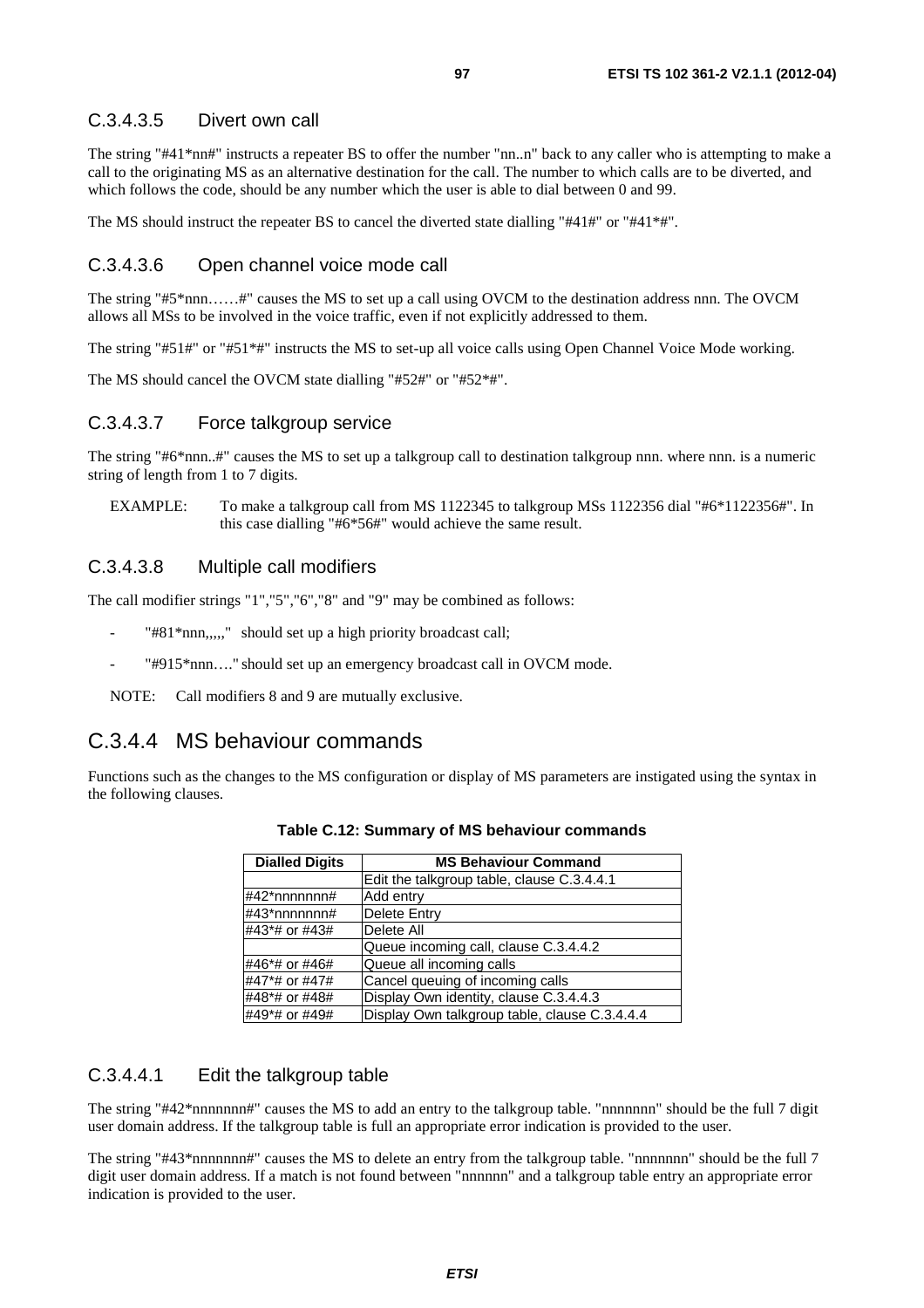### C.3.4.3.5 Divert own call

The string "#41*nn#" instructs a repeater BS to offer the number "nn..n" back to any caller who is attempting to make a call to the originating MS as an alternative destination for the call. The number to which calls are to be diverted, and which follows the code, should be any number which the user is able to dial between 0 and 99.

The MS should instruct the repeater BS to cancel the diverted state dialling "#41#" or "#41*#".

### C.3.4.3.6 Open channel voice mode call

The string "#5*nnn……#" causes the MS to set up a call using OVCM to the destination address nnn. The OVCM allows all MSs to be involved in the voice traffic, even if not explicitly addressed to them.

The string "#51#" or "#51*#" instructs the MS to set-up all voice calls using Open Channel Voice Mode working.

The MS should cancel the OVCM state dialling "#52#" or "#52*#".

### C.3.4.3.7 Force talkgroup service

The string "#6*nnn..#" causes the MS to set up a talkgroup call to destination talkgroup nnn. where nnn. is a numeric string of length from 1 to 7 digits.

EXAMPLE: To make a talkgroup call from MS 1122345 to talkgroup MSs 1122356 dial "#6*1122356#". In this case dialling "#6*56#" would achieve the same result.

### C.3.4.3.8 Multiple call modifiers

The call modifier strings "1","5","6","8" and "9" may be combined as follows:

- "#81*nnn,,,,," should set up a high priority broadcast call;
- "#915*nnn…." should set up an emergency broadcast call in OVCM mode.

NOTE: Call modifiers 8 and 9 are mutually exclusive.

## C.3.4.4 MS behaviour commands

Functions such as the changes to the MS configuration or display of MS parameters are instigated using the syntax in the following clauses.

**Table C.12: Summary of MS behaviour commands**

| Dialled Digits | MS Behaviour Command |
|---|---|
| | Edit the talkgroup table, clause C.3.4.4.1 |
| #42*nnnnnnn# | Add entry |
| #43*nnnnnnn# | Delete Entry |
| #43*# or #43# | Delete All |
| | Queue incoming call, clause C.3.4.4.2 |
| #46*# or #46# | Queue all incoming calls |
| #47*# or #47# | Cancel queuing of incoming calls |
| #48*# or #48# | Display Own identity, clause C.3.4.4.3 |
| #49*# or #49# | Display Own talkgroup table, clause C.3.4.4.4 |

### C.3.4.4.1 Edit the talkgroup table

The string "#42*nnnnnnn#" causes the MS to add an entry to the talkgroup table. "nnnnnnn" should be the full 7 digit user domain address. If the talkgroup table is full an appropriate error indication is provided to the user.

The string "#43*nnnnnnn#" causes the MS to delete an entry from the talkgroup table. "nnnnnnn" should be the full 7 digit user domain address. If a match is not found between "nnnnnn" and a talkgroup table entry an appropriate error indication is provided to the user.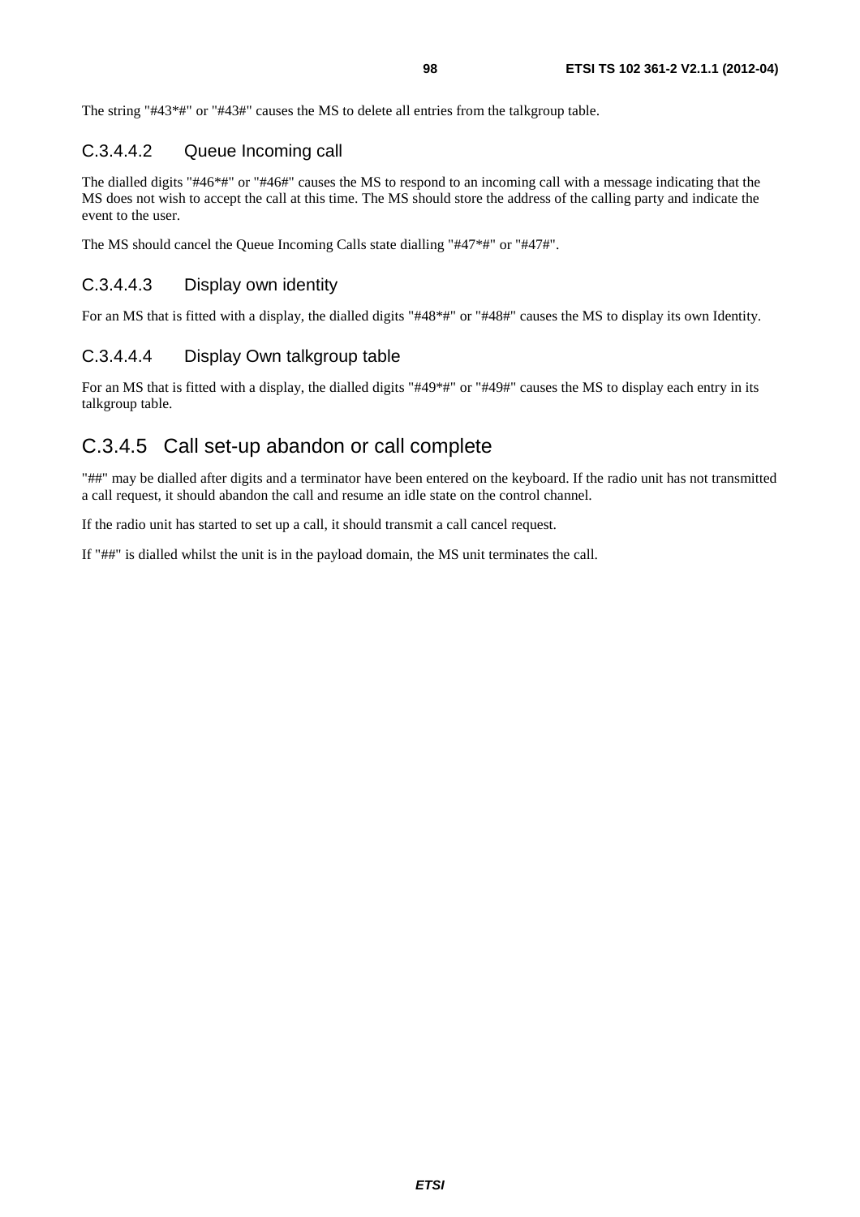The string "#43*#" or "#43#" causes the MS to delete all entries from the talkgroup table.

#### C.3.4.4.2 Queue Incoming call

The dialled digits "#46*#" or "#46#" causes the MS to respond to an incoming call with a message indicating that the MS does not wish to accept the call at this time. The MS should store the address of the calling party and indicate the event to the user.

The MS should cancel the Queue Incoming Calls state dialling "#47*#" or "#47#".

#### C.3.4.4.3 Display own identity

For an MS that is fitted with a display, the dialled digits "#48*#" or "#48#" causes the MS to display its own Identity.

#### C.3.4.4.4 Display Own talkgroup table

For an MS that is fitted with a display, the dialled digits "#49*#" or "#49#" causes the MS to display each entry in its talkgroup table.

### C.3.4.5 Call set-up abandon or call complete

"##" may be dialled after digits and a terminator have been entered on the keyboard. If the radio unit has not transmitted a call request, it should abandon the call and resume an idle state on the control channel.

If the radio unit has started to set up a call, it should transmit a call cancel request.

If "##" is dialled whilst the unit is in the payload domain, the MS unit terminates the call.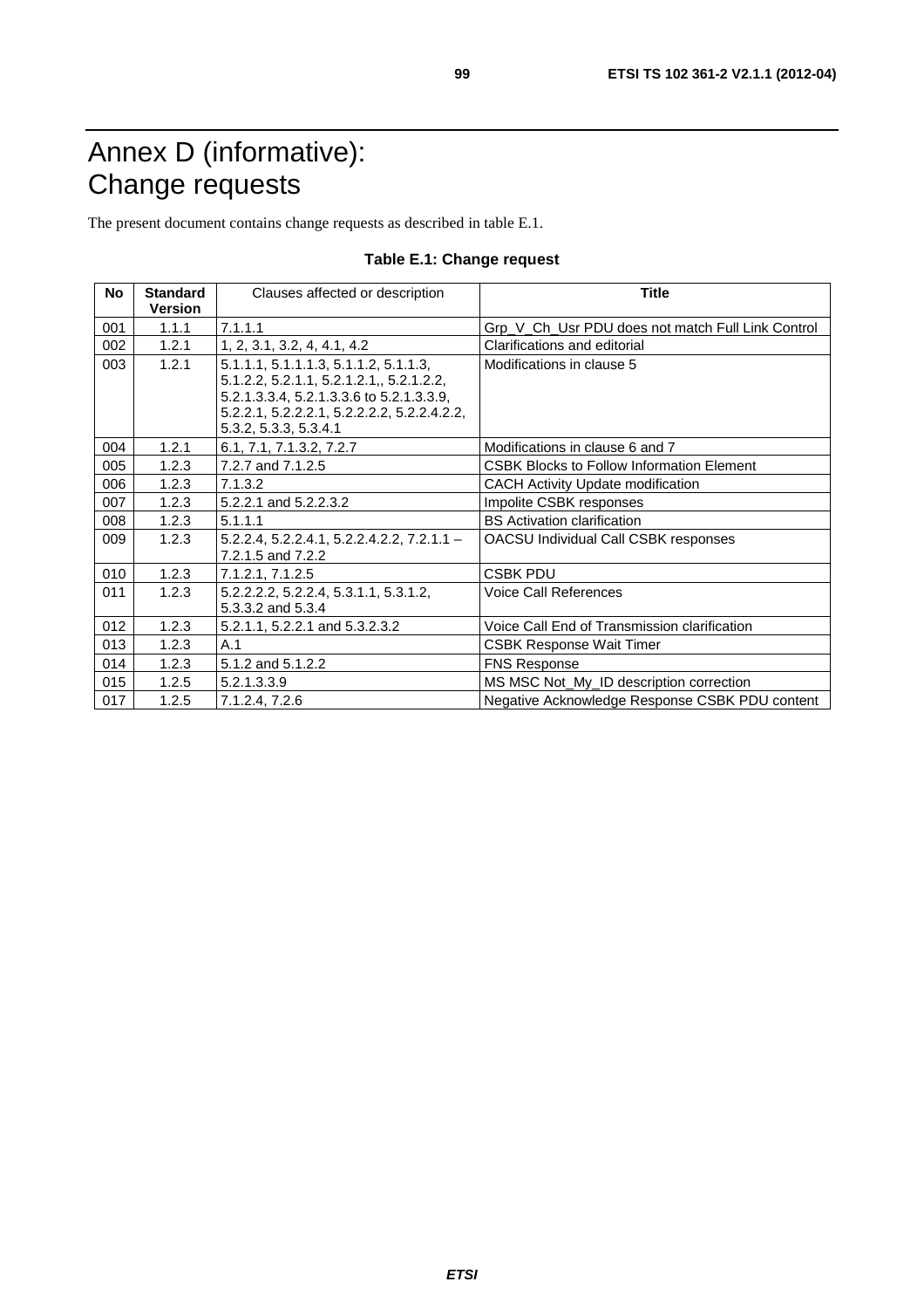# Annex D (informative): Change requests

The present document contains change requests as described in table E.1.

**Table E.1: Change request**

| No | Standard Version | Clauses affected or description | Title |
|---|---|---|---|
| 001 | 1.1.1 | 7.1.1.1 | Grp_V_Ch_Usr PDU does not match Full Link Control |
| 002 | 1.2.1 | 1, 2, 3.1, 3.2, 4, 4.1, 4.2 | Clarifications and editorial |
| 003 | 1.2.1 | 5.1.1.1, 5.1.1.1.3, 5.1.1.2, 5.1.1.3, 5.1.2.2, 5.2.1.1, 5.2.1.2.1,, 5.2.1.2.2, 5.2.1.3.3.4, 5.2.1.3.3.6 to 5.2.1.3.3.9, 5.2.2.1, 5.2.2.2.1, 5.2.2.2.2, 5.2.2.4.2.2, 5.3.2, 5.3.3, 5.3.4.1 | Modifications in clause 5 |
| 004 | 1.2.1 | 6.1, 7.1, 7.1.3.2, 7.2.7 | Modifications in clause 6 and 7 |
| 005 | 1.2.3 | 7.2.7 and 7.1.2.5 | CSBK Blocks to Follow Information Element |
| 006 | 1.2.3 | 7.1.3.2 | CACH Activity Update modification |
| 007 | 1.2.3 | 5.2.2.1 and 5.2.2.3.2 | Impolite CSBK responses |
| 008 | 1.2.3 | 5.1.1.1 | BS Activation clarification |
| 009 | 1.2.3 | 5.2.2.4, 5.2.2.4.1, 5.2.2.4.2.2, 7.2.1.1 – 7.2.1.5 and 7.2.2 | OACSU Individual Call CSBK responses |
| 010 | 1.2.3 | 7.1.2.1, 7.1.2.5 | CSBK PDU |
| 011 | 1.2.3 | 5.2.2.2.2, 5.2.2.4, 5.3.1.1, 5.3.1.2, 5.3.3.2 and 5.3.4 | Voice Call References |
| 012 | 1.2.3 | 5.2.1.1, 5.2.2.1 and 5.3.2.3.2 | Voice Call End of Transmission clarification |
| 013 | 1.2.3 | A.1 | CSBK Response Wait Timer |
| 014 | 1.2.3 | 5.1.2 and 5.1.2.2 | FNS Response |
| 015 | 1.2.5 | 5.2.1.3.3.9 | MS MSC Not_My_ID description correction |
| 017 | 1.2.5 | 7.1.2.4, 7.2.6 | Negative Acknowledge Response CSBK PDU content |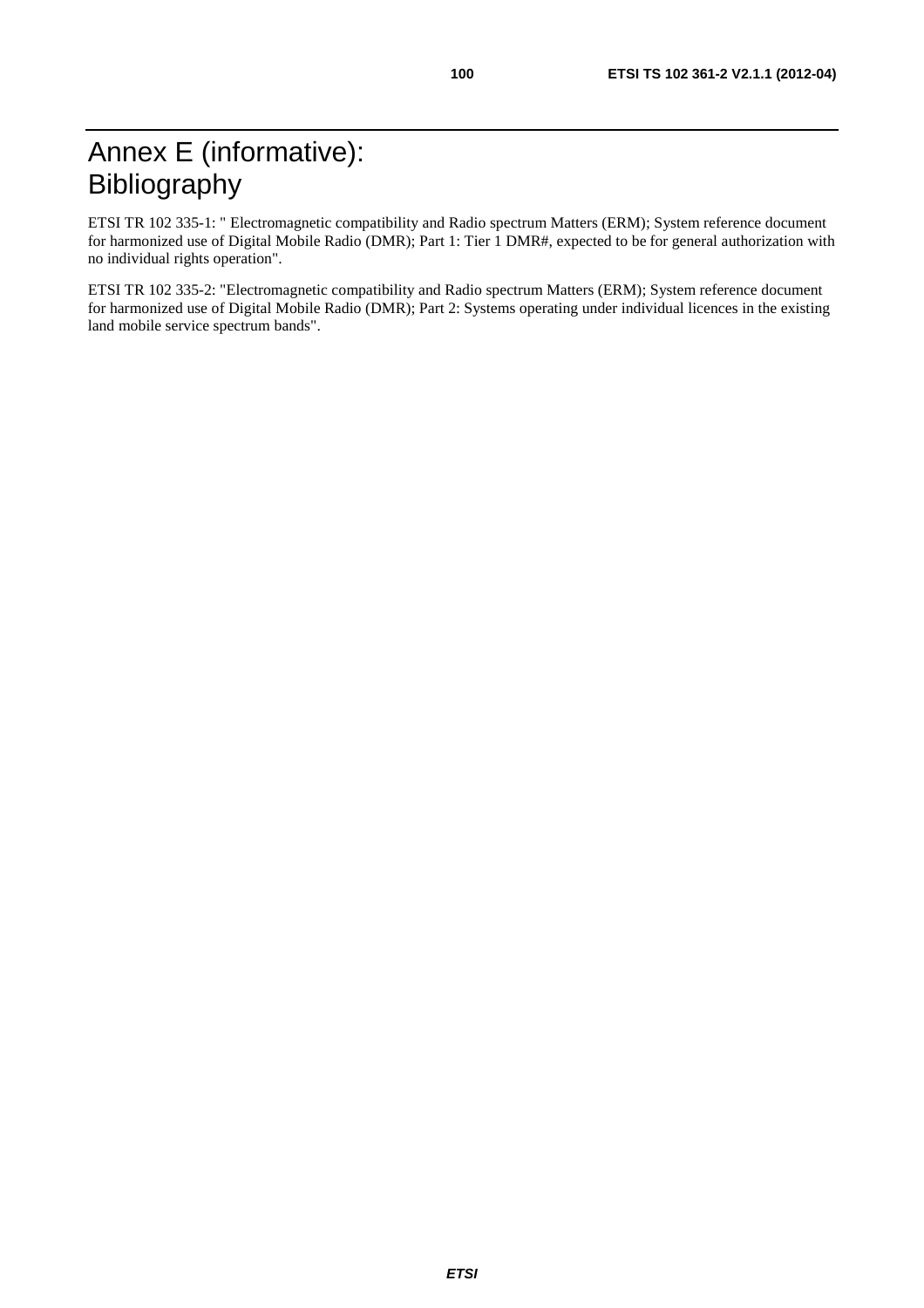# Annex E (informative): Bibliography

ETSI TR 102 335-1: " Electromagnetic compatibility and Radio spectrum Matters (ERM); System reference document for harmonized use of Digital Mobile Radio (DMR); Part 1: Tier 1 DMR#, expected to be for general authorization with no individual rights operation".

ETSI TR 102 335-2: "Electromagnetic compatibility and Radio spectrum Matters (ERM); System reference document for harmonized use of Digital Mobile Radio (DMR); Part 2: Systems operating under individual licences in the existing land mobile service spectrum bands".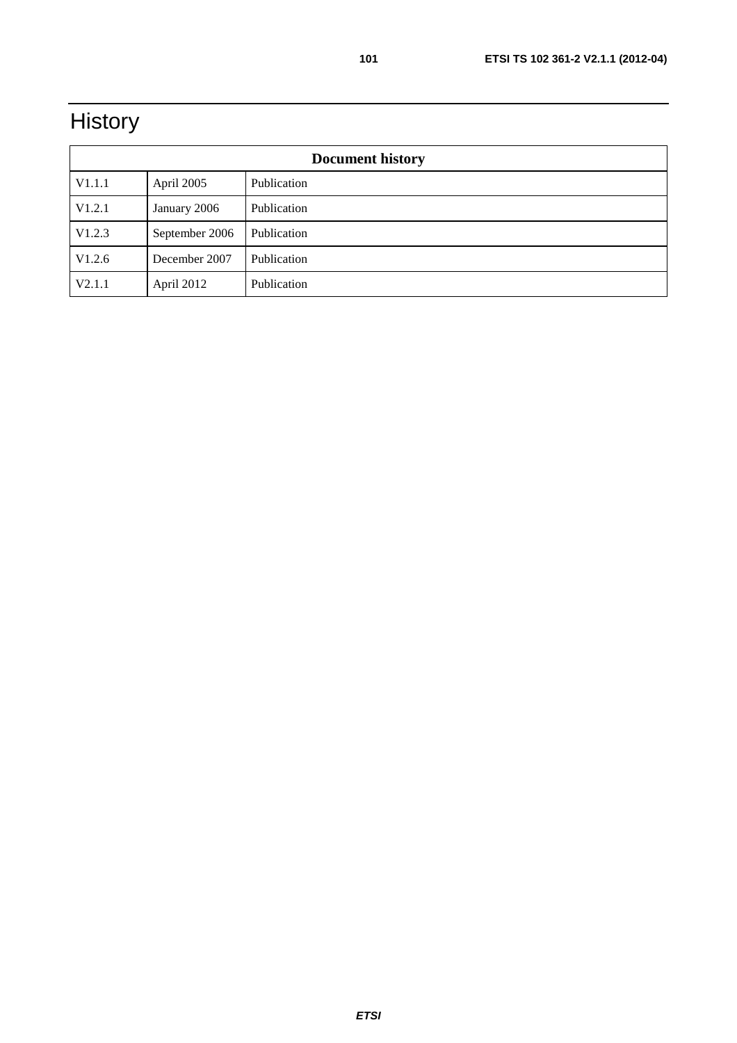# History

| Document history | | |
|---|---|---|
| V1.1.1 | April 2005 | Publication |
| V1.2.1 | January 2006 | Publication |
| V1.2.3 | September 2006 | Publication |
| V1.2.6 | December 2007 | Publication |
| V2.1.1 | April 2012 | Publication |